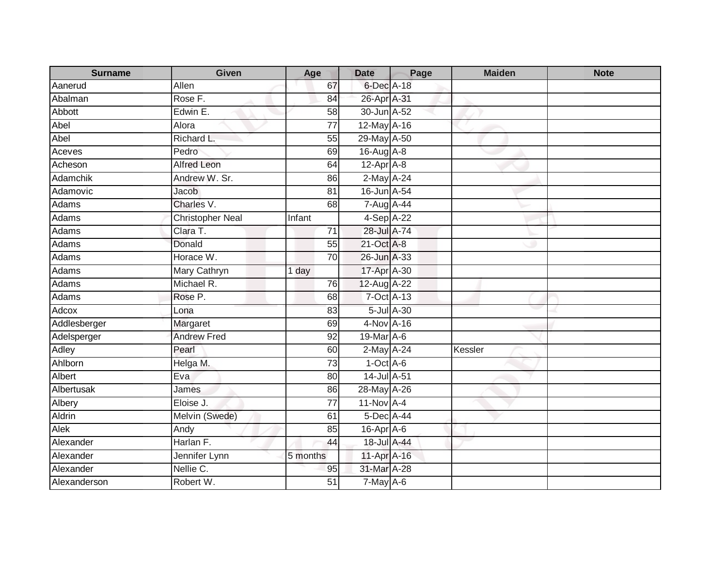| Surname | Given | Age | Date | Page | Maiden | Note |
| --- | --- | --- | --- | --- | --- | --- |
| Aanerud | Allen | 67 | 6-Dec | A-18 | | |
| Abalman | Rose F. | 84 | 26-Apr | A-31 | | |
| Abbott | Edwin E. | 58 | 30-Jun | A-52 | | |
| Abel | Alora | 77 | 12-May | A-16 | | |
| Abel | Richard L. | 55 | 29-May | A-50 | | |
| Aceves | Pedro | 69 | 16-Aug | A-8 | | |
| Acheson | Alfred Leon | 64 | 12-Apr | A-8 | | |
| Adamchik | Andrew W. Sr. | 86 | 2-May | A-24 | | |
| Adamovic | Jacob | 81 | 16-Jun | A-54 | | |
| Adams | Charles V. | 68 | 7-Aug | A-44 | | |
| Adams | Christopher Neal | Infant | 4-Sep | A-22 | | |
| Adams | Clara T. | 71 | 28-Jul | A-74 | | |
| Adams | Donald | 55 | 21-Oct | A-8 | | |
| Adams | Horace W. | 70 | 26-Jun | A-33 | | |
| Adams | Mary Cathryn | 1 day | 17-Apr | A-30 | | |
| Adams | Michael R. | 76 | 12-Aug | A-22 | | |
| Adams | Rose P. | 68 | 7-Oct | A-13 | | |
| Adcox | Lona | 83 | 5-Jul | A-30 | | |
| Addlesberger | Margaret | 69 | 4-Nov | A-16 | | |
| Adelsperger | Andrew Fred | 92 | 19-Mar | A-6 | | |
| Adley | Pearl | 60 | 2-May | A-24 | Kessler | |
| Ahlborn | Helga M. | 73 | 1-Oct | A-6 | | |
| Albert | Eva | 80 | 14-Jul | A-51 | | |
| Albertusak | James | 86 | 28-May | A-26 | | |
| Albery | Eloise J. | 77 | 11-Nov | A-4 | | |
| Aldrin | Melvin (Swede) | 61 | 5-Dec | A-44 | | |
| Alek | Andy | 85 | 16-Apr | A-6 | | |
| Alexander | Harlan F. | 44 | 18-Jul | A-44 | | |
| Alexander | Jennifer Lynn | 5 months | 11-Apr | A-16 | | |
| Alexander | Nellie C. | 95 | 31-Mar | A-28 | | |
| Alexanderson | Robert W. | 51 | 7-May | A-6 | | |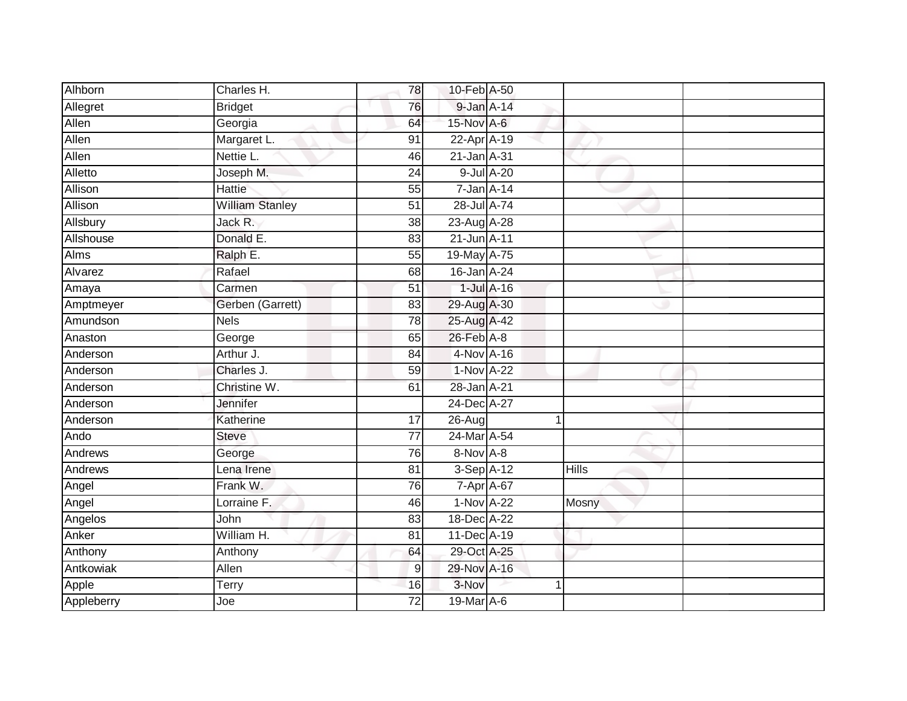| | | | | | | |
|---|---|---|---|---|---|---|
| Alhborn | Charles H. | 78 | 10-Feb | A-50 | | |
| Allegret | Bridget | 76 | 9-Jan | A-14 | | |
| Allen | Georgia | 64 | 15-Nov | A-6 | | |
| Allen | Margaret L. | 91 | 22-Apr | A-19 | | |
| Allen | Nettie L. | 46 | 21-Jan | A-31 | | |
| Alletto | Joseph M. | 24 | 9-Jul | A-20 | | |
| Allison | Hattie | 55 | 7-Jan | A-14 | | |
| Allison | William Stanley | 51 | 28-Jul | A-74 | | |
| Allsbury | Jack R. | 38 | 23-Aug | A-28 | | |
| Allshouse | Donald E. | 83 | 21-Jun | A-11 | | |
| Alms | Ralph E. | 55 | 19-May | A-75 | | |
| Alvarez | Rafael | 68 | 16-Jan | A-24 | | |
| Amaya | Carmen | 51 | 1-Jul | A-16 | | |
| Amptmeyer | Gerben (Garrett) | 83 | 29-Aug | A-30 | | |
| Amundson | Nels | 78 | 25-Aug | A-42 | | |
| Anaston | George | 65 | 26-Feb | A-8 | | |
| Anderson | Arthur J. | 84 | 4-Nov | A-16 | | |
| Anderson | Charles J. | 59 | 1-Nov | A-22 | | |
| Anderson | Christine W. | 61 | 28-Jan | A-21 | | |
| Anderson | Jennifer | | 24-Dec | A-27 | | |
| Anderson | Katherine | 17 | 26-Aug | 1 | | |
| Ando | Steve | 77 | 24-Mar | A-54 | | |
| Andrews | George | 76 | 8-Nov | A-8 | | |
| Andrews | Lena Irene | 81 | 3-Sep | A-12 | Hills | |
| Angel | Frank W. | 76 | 7-Apr | A-67 | | |
| Angel | Lorraine F. | 46 | 1-Nov | A-22 | Mosny | |
| Angelos | John | 83 | 18-Dec | A-22 | | |
| Anker | William H. | 81 | 11-Dec | A-19 | | |
| Anthony | Anthony | 64 | 29-Oct | A-25 | | |
| Antkowiak | Allen | 9 | 29-Nov | A-16 | | |
| Apple | Terry | 16 | 3-Nov | 1 | | |
| Appleberry | Joe | 72 | 19-Mar | A-6 | | |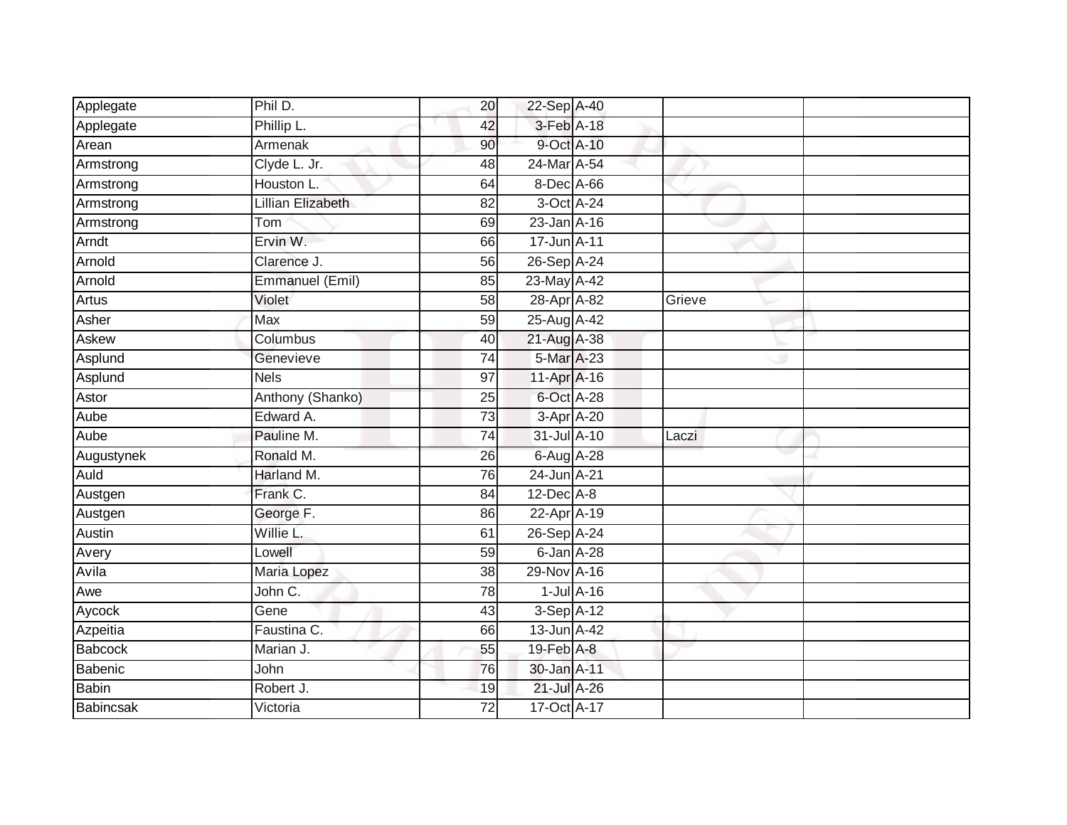| | | | | | | |
|---|---|---|---|---|---|---|
| Applegate | Phil D. | 20 | 22-Sep | A-40 | | |
| Applegate | Phillip L. | 42 | 3-Feb | A-18 | | |
| Arean | Armenak | 90 | 9-Oct | A-10 | | |
| Armstrong | Clyde L. Jr. | 48 | 24-Mar | A-54 | | |
| Armstrong | Houston L. | 64 | 8-Dec | A-66 | | |
| Armstrong | Lillian Elizabeth | 82 | 3-Oct | A-24 | | |
| Armstrong | Tom | 69 | 23-Jan | A-16 | | |
| Arndt | Ervin W. | 66 | 17-Jun | A-11 | | |
| Arnold | Clarence J. | 56 | 26-Sep | A-24 | | |
| Arnold | Emmanuel (Emil) | 85 | 23-May | A-42 | | |
| Artus | Violet | 58 | 28-Apr | A-82 | Grieve | |
| Asher | Max | 59 | 25-Aug | A-42 | | |
| Askew | Columbus | 40 | 21-Aug | A-38 | | |
| Asplund | Genevieve | 74 | 5-Mar | A-23 | | |
| Asplund | Nels | 97 | 11-Apr | A-16 | | |
| Astor | Anthony (Shanko) | 25 | 6-Oct | A-28 | | |
| Aube | Edward A. | 73 | 3-Apr | A-20 | | |
| Aube | Pauline M. | 74 | 31-Jul | A-10 | Laczi | |
| Augustynek | Ronald M. | 26 | 6-Aug | A-28 | | |
| Auld | Harland M. | 76 | 24-Jun | A-21 | | |
| Austgen | Frank C. | 84 | 12-Dec | A-8 | | |
| Austgen | George F. | 86 | 22-Apr | A-19 | | |
| Austin | Willie L. | 61 | 26-Sep | A-24 | | |
| Avery | Lowell | 59 | 6-Jan | A-28 | | |
| Avila | Maria Lopez | 38 | 29-Nov | A-16 | | |
| Awe | John C. | 78 | 1-Jul | A-16 | | |
| Aycock | Gene | 43 | 3-Sep | A-12 | | |
| Azpeitia | Faustina C. | 66 | 13-Jun | A-42 | | |
| Babcock | Marian J. | 55 | 19-Feb | A-8 | | |
| Babenic | John | 76 | 30-Jan | A-11 | | |
| Babin | Robert J. | 19 | 21-Jul | A-26 | | |
| Babincsak | Victoria | 72 | 17-Oct | A-17 | | |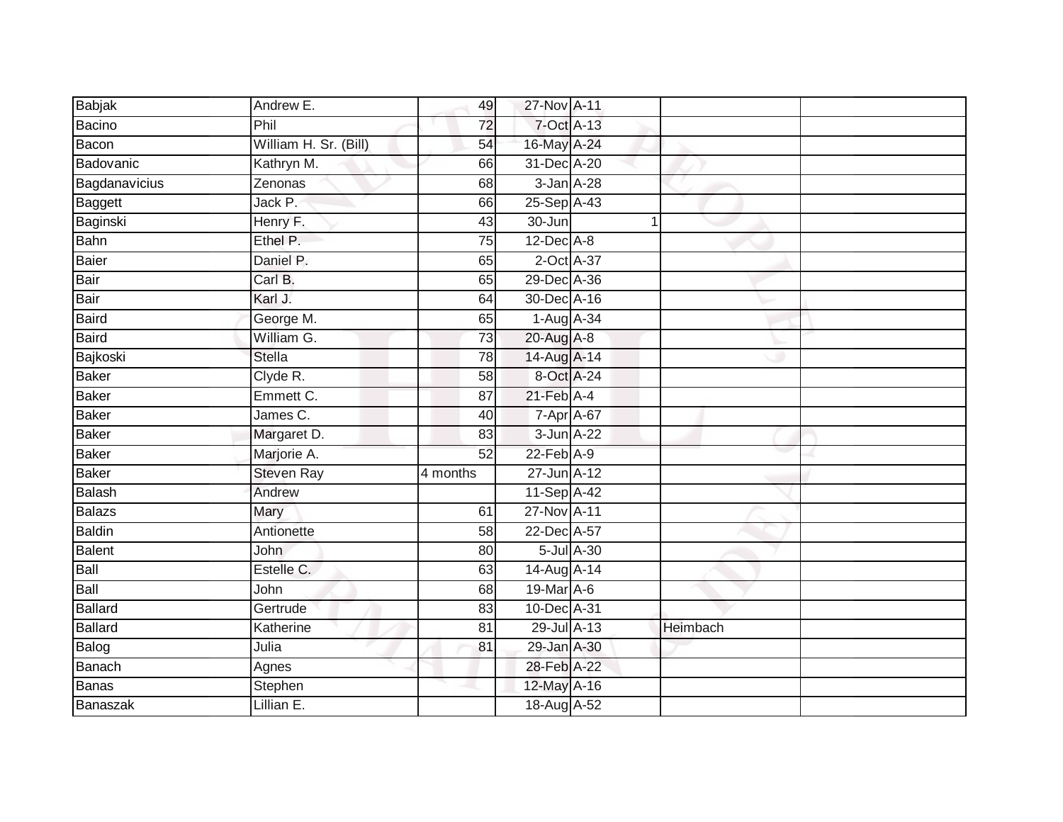| | | | | | | |
|---|---|---|---|---|---|---|
| Babjak | Andrew E. | 49 | 27-Nov | A-11 | | |
| Bacino | Phil | 72 | 7-Oct | A-13 | | |
| Bacon | William H. Sr. (Bill) | 54 | 16-May | A-24 | | |
| Badovanic | Kathryn M. | 66 | 31-Dec | A-20 | | |
| Bagdanavicius | Zenonas | 68 | 3-Jan | A-28 | | |
| Baggett | Jack P. | 66 | 25-Sep | A-43 | | |
| Baginski | Henry F. | 43 | 30-Jun | 1 | | |
| Bahn | Ethel P. | 75 | 12-Dec | A-8 | | |
| Baier | Daniel P. | 65 | 2-Oct | A-37 | | |
| Bair | Carl B. | 65 | 29-Dec | A-36 | | |
| Bair | Karl J. | 64 | 30-Dec | A-16 | | |
| Baird | George M. | 65 | 1-Aug | A-34 | | |
| Baird | William G. | 73 | 20-Aug | A-8 | | |
| Bajkoski | Stella | 78 | 14-Aug | A-14 | | |
| Baker | Clyde R. | 58 | 8-Oct | A-24 | | |
| Baker | Emmett C. | 87 | 21-Feb | A-4 | | |
| Baker | James C. | 40 | 7-Apr | A-67 | | |
| Baker | Margaret D. | 83 | 3-Jun | A-22 | | |
| Baker | Marjorie A. | 52 | 22-Feb | A-9 | | |
| Baker | Steven Ray | 4 months | 27-Jun | A-12 | | |
| Balash | Andrew | | 11-Sep | A-42 | | |
| Balazs | Mary | 61 | 27-Nov | A-11 | | |
| Baldin | Antionette | 58 | 22-Dec | A-57 | | |
| Balent | John | 80 | 5-Jul | A-30 | | |
| Ball | Estelle C. | 63 | 14-Aug | A-14 | | |
| Ball | John | 68 | 19-Mar | A-6 | | |
| Ballard | Gertrude | 83 | 10-Dec | A-31 | | |
| Ballard | Katherine | 81 | 29-Jul | A-13 | Heimbach | |
| Balog | Julia | 81 | 29-Jan | A-30 | | |
| Banach | Agnes | | 28-Feb | A-22 | | |
| Banas | Stephen | | 12-May | A-16 | | |
| Banaszak | Lillian E. | | 18-Aug | A-52 | | |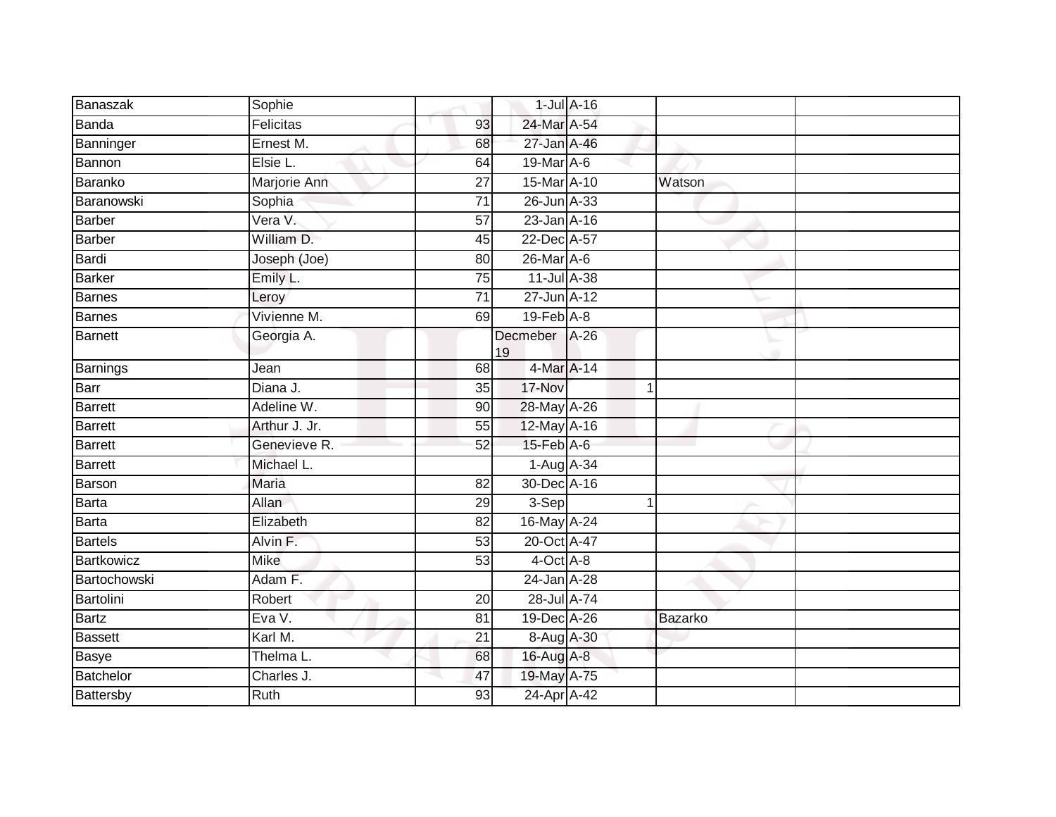| Banaszak | Sophie | | 1-Jul | A-16 | | | |
|---|---|---|---|---|---|---|---|
| Banda | Felicitas | 93 | 24-Mar | A-54 | | | |
| Banninger | Ernest M. | 68 | 27-Jan | A-46 | | | |
| Bannon | Elsie L. | 64 | 19-Mar | A-6 | | | |
| Baranko | Marjorie Ann | 27 | 15-Mar | A-10 | | Watson | |
| Baranowski | Sophia | 71 | 26-Jun | A-33 | | | |
| Barber | Vera V. | 57 | 23-Jan | A-16 | | | |
| Barber | William D. | 45 | 22-Dec | A-57 | | | |
| Bardi | Joseph (Joe) | 80 | 26-Mar | A-6 | | | |
| Barker | Emily L. | 75 | 11-Jul | A-38 | | | |
| Barnes | Leroy | 71 | 27-Jun | A-12 | | | |
| Barnes | Vivienne M. | 69 | 19-Feb | A-8 | | | |
| Barnett | Georgia A. | | Decmeber 19 | A-26 | | | |
| Barnings | Jean | 68 | 4-Mar | A-14 | | | |
| Barr | Diana J. | 35 | 17-Nov | | 1 | | |
| Barrett | Adeline W. | 90 | 28-May | A-26 | | | |
| Barrett | Arthur J. Jr. | 55 | 12-May | A-16 | | | |
| Barrett | Genevieve R. | 52 | 15-Feb | A-6 | | | |
| Barrett | Michael L. | | 1-Aug | A-34 | | | |
| Barson | Maria | 82 | 30-Dec | A-16 | | | |
| Barta | Allan | 29 | 3-Sep | | 1 | | |
| Barta | Elizabeth | 82 | 16-May | A-24 | | | |
| Bartels | Alvin F. | 53 | 20-Oct | A-47 | | | |
| Bartkowicz | Mike | 53 | 4-Oct | A-8 | | | |
| Bartochowski | Adam F. | | 24-Jan | A-28 | | | |
| Bartolini | Robert | 20 | 28-Jul | A-74 | | | |
| Bartz | Eva V. | 81 | 19-Dec | A-26 | | Bazarko | |
| Bassett | Karl M. | 21 | 8-Aug | A-30 | | | |
| Basye | Thelma L. | 68 | 16-Aug | A-8 | | | |
| Batchelor | Charles J. | 47 | 19-May | A-75 | | | |
| Battersby | Ruth | 93 | 24-Apr | A-42 | | | |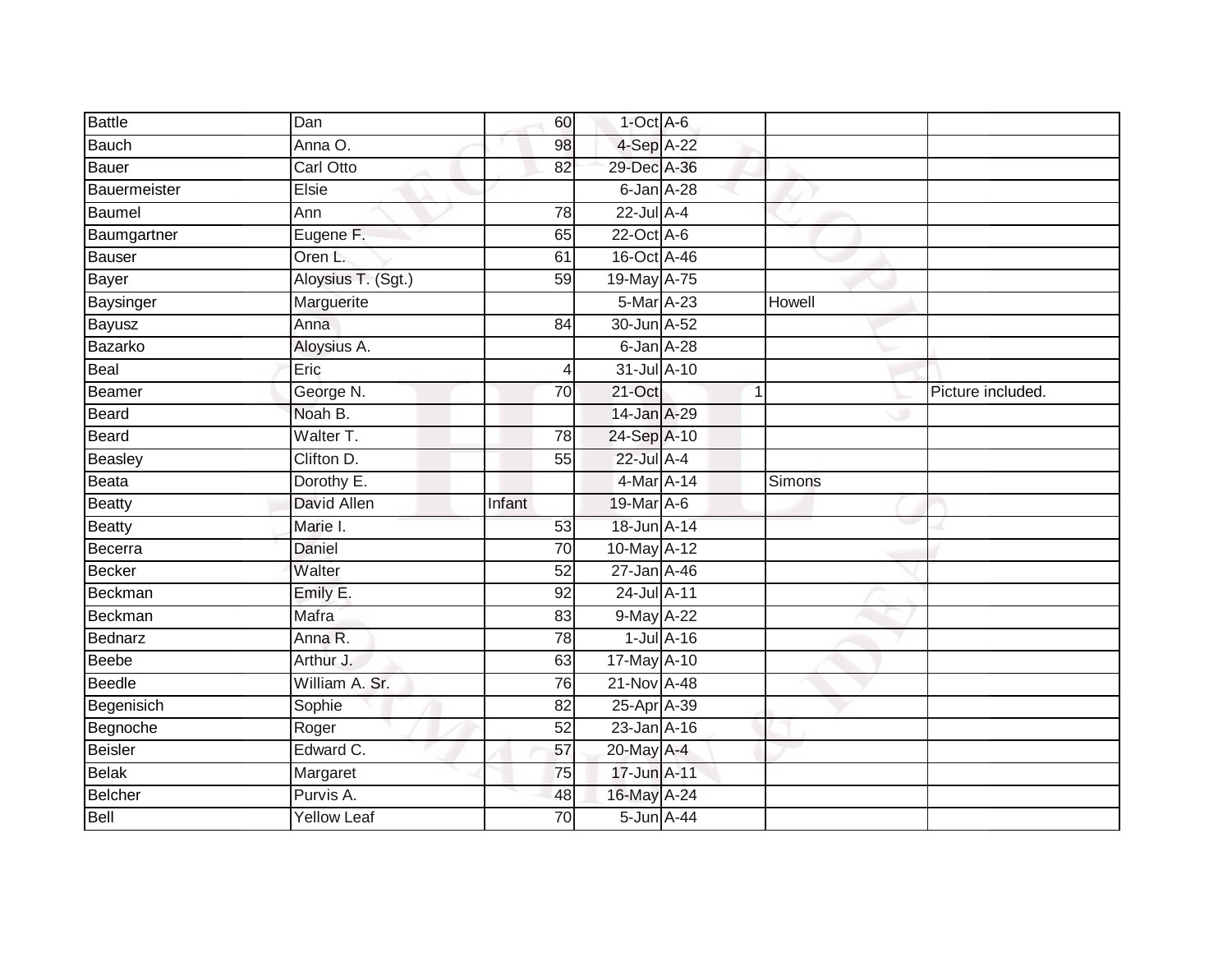| Battle | Dan | 60 | 1-Oct | A-6 | | |
|---|---|---|---|---|---|---|
| Bauch | Anna O. | 98 | 4-Sep | A-22 | | |
| Bauer | Carl Otto | 82 | 29-Dec | A-36 | | |
| Bauermeister | Elsie | | 6-Jan | A-28 | | |
| Baumel | Ann | 78 | 22-Jul | A-4 | | |
| Baumgartner | Eugene F. | 65 | 22-Oct | A-6 | | |
| Bauser | Oren L. | 61 | 16-Oct | A-46 | | |
| Bayer | Aloysius T. (Sgt.) | 59 | 19-May | A-75 | | |
| Baysinger | Marguerite | | 5-Mar | A-23 | Howell | |
| Bayusz | Anna | 84 | 30-Jun | A-52 | | |
| Bazarko | Aloysius A. | | 6-Jan | A-28 | | |
| Beal | Eric | 4 | 31-Jul | A-10 | | |
| Beamer | George N. | 70 | 21-Oct | 1 | | Picture included. |
| Beard | Noah B. | | 14-Jan | A-29 | | |
| Beard | Walter T. | 78 | 24-Sep | A-10 | | |
| Beasley | Clifton D. | 55 | 22-Jul | A-4 | | |
| Beata | Dorothy E. | | 4-Mar | A-14 | Simons | |
| Beatty | David Allen | Infant | 19-Mar | A-6 | | |
| Beatty | Marie I. | 53 | 18-Jun | A-14 | | |
| Becerra | Daniel | 70 | 10-May | A-12 | | |
| Becker | Walter | 52 | 27-Jan | A-46 | | |
| Beckman | Emily E. | 92 | 24-Jul | A-11 | | |
| Beckman | Mafra | 83 | 9-May | A-22 | | |
| Bednarz | Anna R. | 78 | 1-Jul | A-16 | | |
| Beebe | Arthur J. | 63 | 17-May | A-10 | | |
| Beedle | William A. Sr. | 76 | 21-Nov | A-48 | | |
| Begenisich | Sophie | 82 | 25-Apr | A-39 | | |
| Begnoche | Roger | 52 | 23-Jan | A-16 | | |
| Beisler | Edward C. | 57 | 20-May | A-4 | | |
| Belak | Margaret | 75 | 17-Jun | A-11 | | |
| Belcher | Purvis A. | 48 | 16-May | A-24 | | |
| Bell | Yellow Leaf | 70 | 5-Jun | A-44 | | |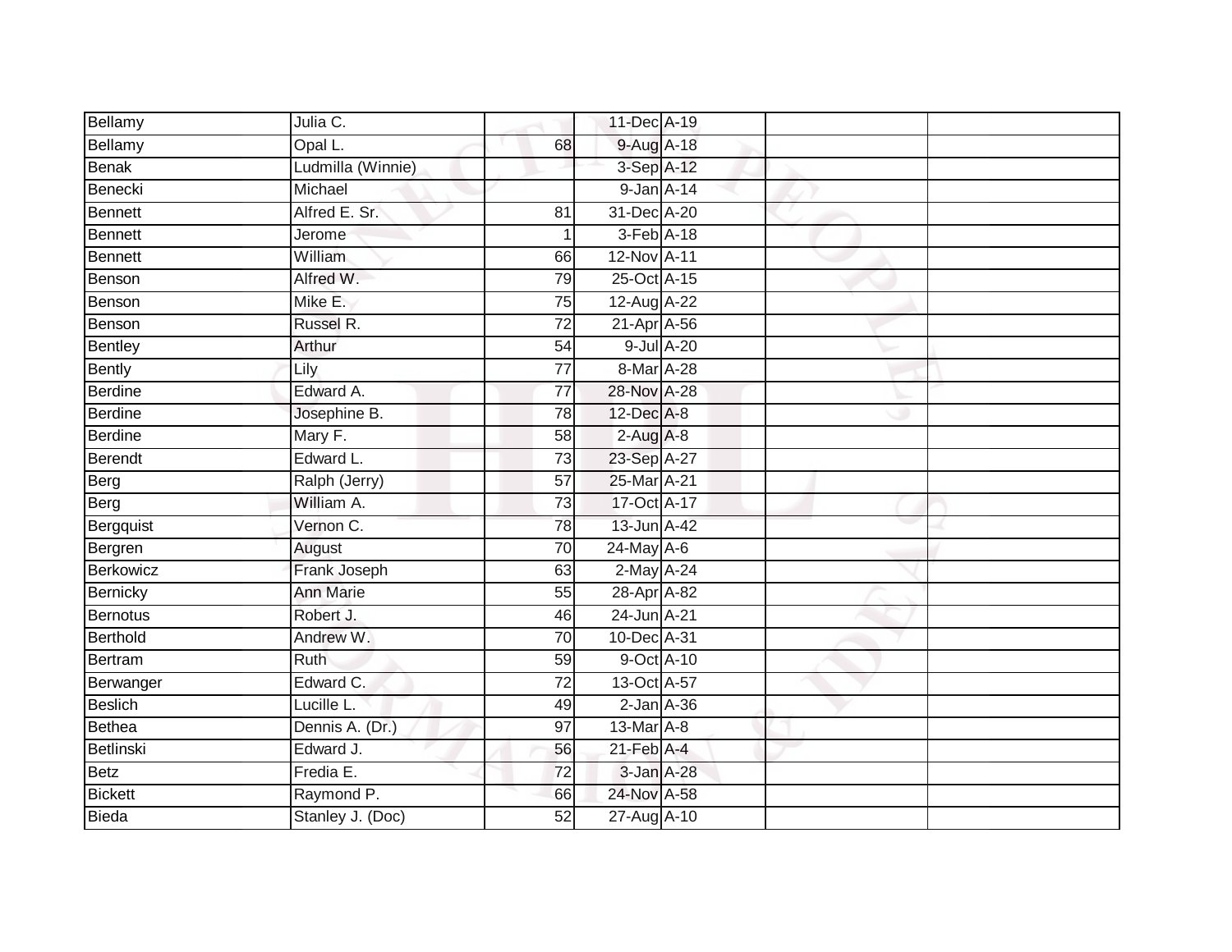| | | | | | | |
|---|---|---|---|---|---|---|
| Bellamy | Julia C. | | 11-Dec | A-19 | | |
| Bellamy | Opal L. | 68 | 9-Aug | A-18 | | |
| Benak | Ludmilla (Winnie) | | 3-Sep | A-12 | | |
| Benecki | Michael | | 9-Jan | A-14 | | |
| Bennett | Alfred E. Sr. | 81 | 31-Dec | A-20 | | |
| Bennett | Jerome | 1 | 3-Feb | A-18 | | |
| Bennett | William | 66 | 12-Nov | A-11 | | |
| Benson | Alfred W. | 79 | 25-Oct | A-15 | | |
| Benson | Mike E. | 75 | 12-Aug | A-22 | | |
| Benson | Russel R. | 72 | 21-Apr | A-56 | | |
| Bentley | Arthur | 54 | 9-Jul | A-20 | | |
| Bently | Lily | 77 | 8-Mar | A-28 | | |
| Berdine | Edward A. | 77 | 28-Nov | A-28 | | |
| Berdine | Josephine B. | 78 | 12-Dec | A-8 | | |
| Berdine | Mary F. | 58 | 2-Aug | A-8 | | |
| Berendt | Edward L. | 73 | 23-Sep | A-27 | | |
| Berg | Ralph (Jerry) | 57 | 25-Mar | A-21 | | |
| Berg | William A. | 73 | 17-Oct | A-17 | | |
| Bergquist | Vernon C. | 78 | 13-Jun | A-42 | | |
| Bergren | August | 70 | 24-May | A-6 | | |
| Berkowicz | Frank Joseph | 63 | 2-May | A-24 | | |
| Bernicky | Ann Marie | 55 | 28-Apr | A-82 | | |
| Bernotus | Robert J. | 46 | 24-Jun | A-21 | | |
| Berthold | Andrew W. | 70 | 10-Dec | A-31 | | |
| Bertram | Ruth | 59 | 9-Oct | A-10 | | |
| Berwanger | Edward C. | 72 | 13-Oct | A-57 | | |
| Beslich | Lucille L. | 49 | 2-Jan | A-36 | | |
| Bethea | Dennis A. (Dr.) | 97 | 13-Mar | A-8 | | |
| Betlinski | Edward J. | 56 | 21-Feb | A-4 | | |
| Betz | Fredia E. | 72 | 3-Jan | A-28 | | |
| Bickett | Raymond P. | 66 | 24-Nov | A-58 | | |
| Bieda | Stanley J. (Doc) | 52 | 27-Aug | A-10 | | |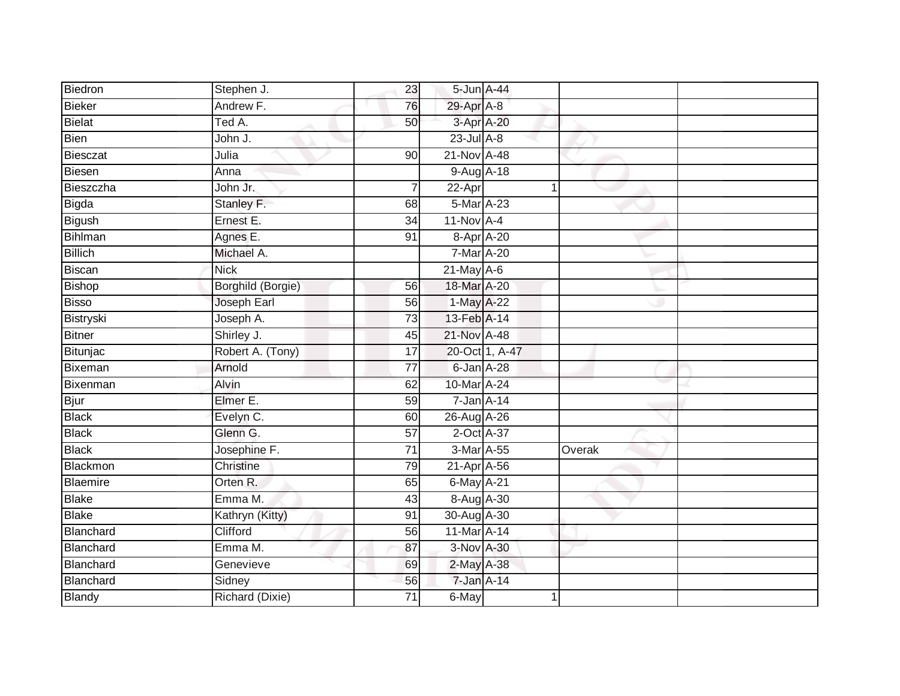| | | | | | | |
|---|---|---|---|---|---|---|
| Biedron | Stephen J. | 23 | 5-Jun | A-44 | | |
| Bieker | Andrew F. | 76 | 29-Apr | A-8 | | |
| Bielat | Ted A. | 50 | 3-Apr | A-20 | | |
| Bien | John J. | | 23-Jul | A-8 | | |
| Biesczat | Julia | 90 | 21-Nov | A-48 | | |
| Biesen | Anna | | 9-Aug | A-18 | | |
| Bieszczha | John Jr. | 7 | 22-Apr | 1 | | |
| Bigda | Stanley F. | 68 | 5-Mar | A-23 | | |
| Bigush | Ernest E. | 34 | 11-Nov | A-4 | | |
| Bihlman | Agnes E. | 91 | 8-Apr | A-20 | | |
| Billich | Michael A. | | 7-Mar | A-20 | | |
| Biscan | Nick | | 21-May | A-6 | | |
| Bishop | Borghild (Borgie) | 56 | 18-Mar | A-20 | | |
| Bisso | Joseph Earl | 56 | 1-May | A-22 | | |
| Bistryski | Joseph A. | 73 | 13-Feb | A-14 | | |
| Bitner | Shirley J. | 45 | 21-Nov | A-48 | | |
| Bitunjac | Robert A. (Tony) | 17 | 20-Oct | 1, A-47 | | |
| Bixeman | Arnold | 77 | 6-Jan | A-28 | | |
| Bixenman | Alvin | 62 | 10-Mar | A-24 | | |
| Bjur | Elmer E. | 59 | 7-Jan | A-14 | | |
| Black | Evelyn C. | 60 | 26-Aug | A-26 | | |
| Black | Glenn G. | 57 | 2-Oct | A-37 | | |
| Black | Josephine F. | 71 | 3-Mar | A-55 | Overak | |
| Blackmon | Christine | 79 | 21-Apr | A-56 | | |
| Blaemire | Orten R. | 65 | 6-May | A-21 | | |
| Blake | Emma M. | 43 | 8-Aug | A-30 | | |
| Blake | Kathryn (Kitty) | 91 | 30-Aug | A-30 | | |
| Blanchard | Clifford | 56 | 11-Mar | A-14 | | |
| Blanchard | Emma M. | 87 | 3-Nov | A-30 | | |
| Blanchard | Genevieve | 69 | 2-May | A-38 | | |
| Blanchard | Sidney | 56 | 7-Jan | A-14 | | |
| Blandy | Richard (Dixie) | 71 | 6-May | 1 | | |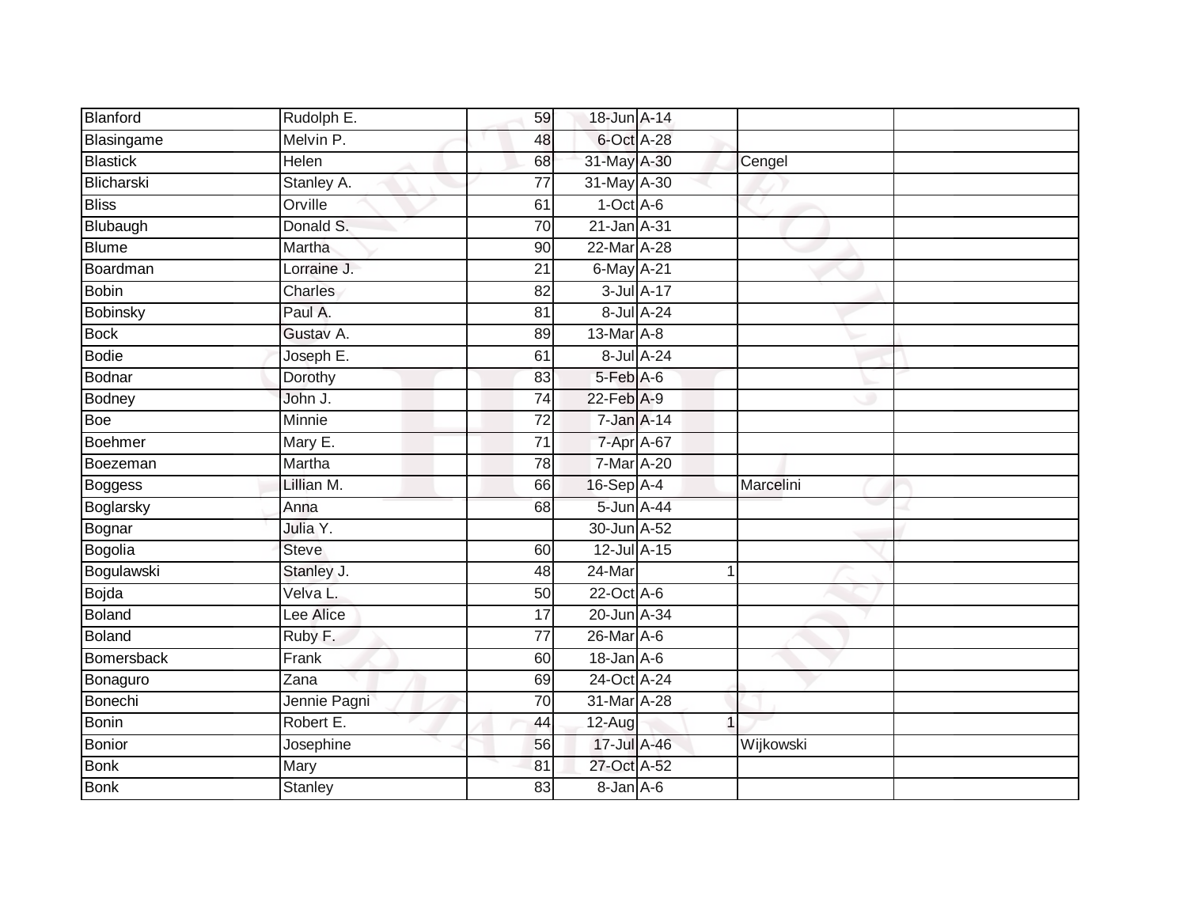| Blanford | Rudolph E. | 59 | 18-Jun | A-14 | | |
|---|---|---|---|---|---|---|
| Blasingame | Melvin P. | 48 | 6-Oct | A-28 | | |
| Blastick | Helen | 68 | 31-May | A-30 | Cengel | |
| Blicharski | Stanley A. | 77 | 31-May | A-30 | | |
| Bliss | Orville | 61 | 1-Oct | A-6 | | |
| Blubaugh | Donald S. | 70 | 21-Jan | A-31 | | |
| Blume | Martha | 90 | 22-Mar | A-28 | | |
| Boardman | Lorraine J. | 21 | 6-May | A-21 | | |
| Bobin | Charles | 82 | 3-Jul | A-17 | | |
| Bobinsky | Paul A. | 81 | 8-Jul | A-24 | | |
| Bock | Gustav A. | 89 | 13-Mar | A-8 | | |
| Bodie | Joseph E. | 61 | 8-Jul | A-24 | | |
| Bodnar | Dorothy | 83 | 5-Feb | A-6 | | |
| Bodney | John J. | 74 | 22-Feb | A-9 | | |
| Boe | Minnie | 72 | 7-Jan | A-14 | | |
| Boehmer | Mary E. | 71 | 7-Apr | A-67 | | |
| Boezeman | Martha | 78 | 7-Mar | A-20 | | |
| Boggess | Lillian M. | 66 | 16-Sep | A-4 | Marcelini | |
| Boglarsky | Anna | 68 | 5-Jun | A-44 | | |
| Bognar | Julia Y. | | 30-Jun | A-52 | | |
| Bogolia | Steve | 60 | 12-Jul | A-15 | | |
| Bogulawski | Stanley J. | 48 | 24-Mar | 1 | | |
| Bojda | Velva L. | 50 | 22-Oct | A-6 | | |
| Boland | Lee Alice | 17 | 20-Jun | A-34 | | |
| Boland | Ruby F. | 77 | 26-Mar | A-6 | | |
| Bomersback | Frank | 60 | 18-Jan | A-6 | | |
| Bonaguro | Zana | 69 | 24-Oct | A-24 | | |
| Bonechi | Jennie Pagni | 70 | 31-Mar | A-28 | | |
| Bonin | Robert E. | 44 | 12-Aug | 1 | | |
| Bonior | Josephine | 56 | 17-Jul | A-46 | Wijkowski | |
| Bonk | Mary | 81 | 27-Oct | A-52 | | |
| Bonk | Stanley | 83 | 8-Jan | A-6 | | |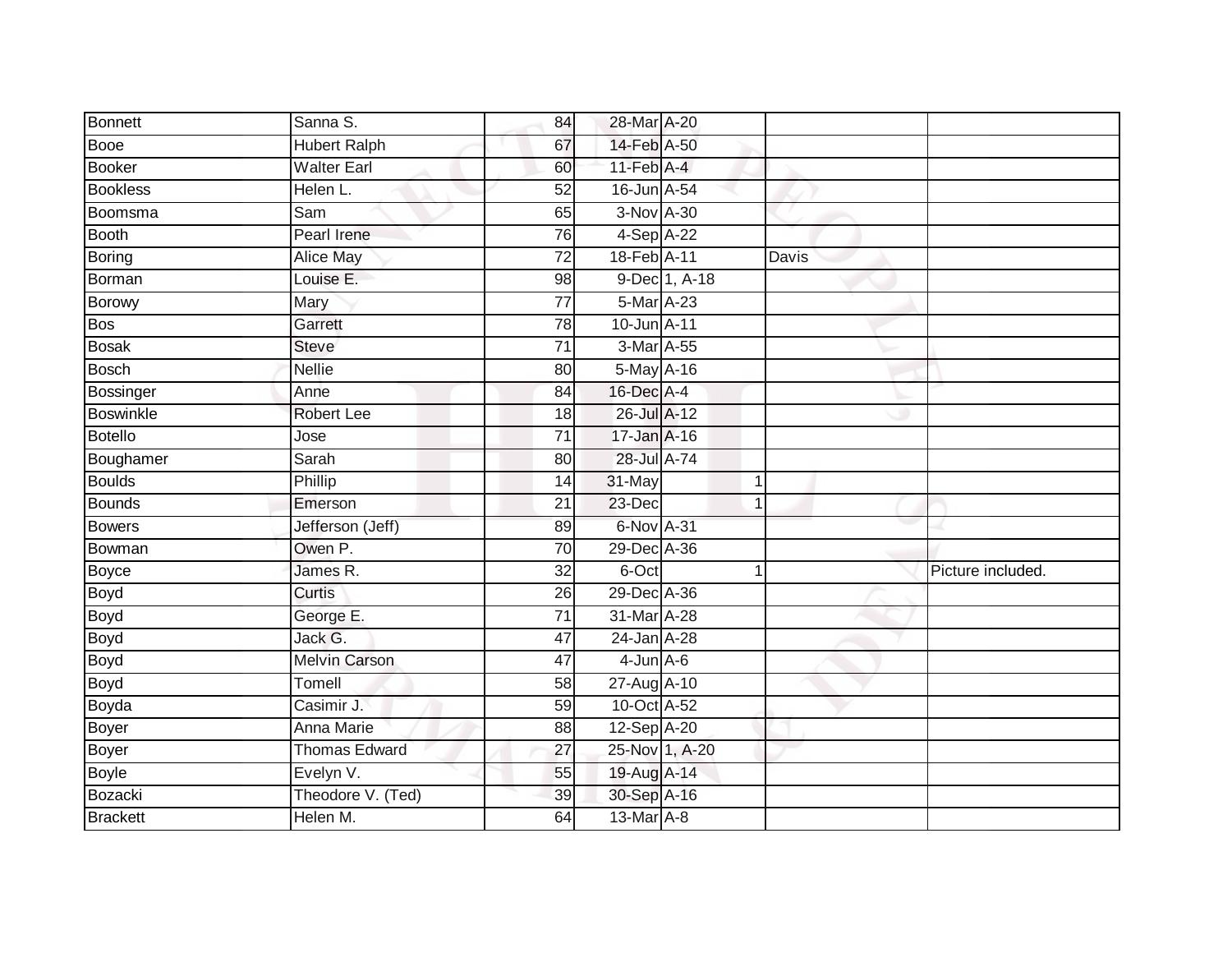| | | | | | | |
|---|---|---|---|---|---|---|
| Bonnett | Sanna S. | 84 | 28-Mar | A-20 | | |
| Booe | Hubert Ralph | 67 | 14-Feb | A-50 | | |
| Booker | Walter Earl | 60 | 11-Feb | A-4 | | |
| Bookless | Helen L. | 52 | 16-Jun | A-54 | | |
| Boomsma | Sam | 65 | 3-Nov | A-30 | | |
| Booth | Pearl Irene | 76 | 4-Sep | A-22 | | |
| Boring | Alice May | 72 | 18-Feb | A-11 | Davis | |
| Borman | Louise E. | 98 | 9-Dec | 1, A-18 | | |
| Borowy | Mary | 77 | 5-Mar | A-23 | | |
| Bos | Garrett | 78 | 10-Jun | A-11 | | |
| Bosak | Steve | 71 | 3-Mar | A-55 | | |
| Bosch | Nellie | 80 | 5-May | A-16 | | |
| Bossinger | Anne | 84 | 16-Dec | A-4 | | |
| Boswinkle | Robert Lee | 18 | 26-Jul | A-12 | | |
| Botello | Jose | 71 | 17-Jan | A-16 | | |
| Boughamer | Sarah | 80 | 28-Jul | A-74 | | |
| Boulds | Phillip | 14 | 31-May | 1 | | |
| Bounds | Emerson | 21 | 23-Dec | 1 | | |
| Bowers | Jefferson (Jeff) | 89 | 6-Nov | A-31 | | |
| Bowman | Owen P. | 70 | 29-Dec | A-36 | | |
| Boyce | James R. | 32 | 6-Oct | 1 | | Picture included. |
| Boyd | Curtis | 26 | 29-Dec | A-36 | | |
| Boyd | George E. | 71 | 31-Mar | A-28 | | |
| Boyd | Jack G. | 47 | 24-Jan | A-28 | | |
| Boyd | Melvin Carson | 47 | 4-Jun | A-6 | | |
| Boyd | Tomell | 58 | 27-Aug | A-10 | | |
| Boyda | Casimir J. | 59 | 10-Oct | A-52 | | |
| Boyer | Anna Marie | 88 | 12-Sep | A-20 | | |
| Boyer | Thomas Edward | 27 | 25-Nov | 1, A-20 | | |
| Boyle | Evelyn V. | 55 | 19-Aug | A-14 | | |
| Bozacki | Theodore V. (Ted) | 39 | 30-Sep | A-16 | | |
| Brackett | Helen M. | 64 | 13-Mar | A-8 | | |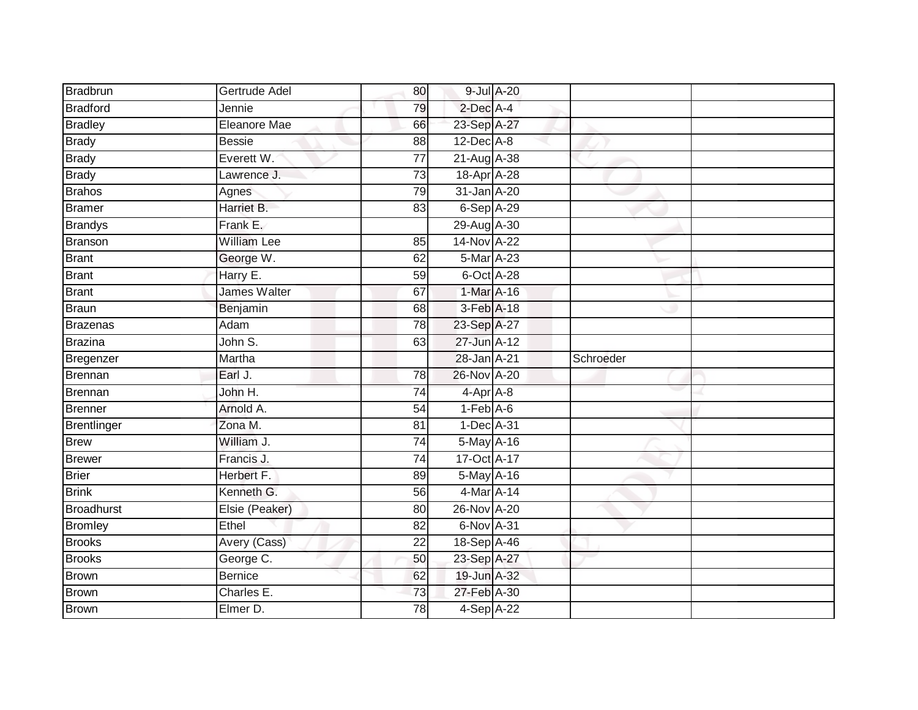| | | | | | | |
|---|---|---|---|---|---|---|
| Bradbrun | Gertrude Adel | 80 | 9-Jul | A-20 | | |
| Bradford | Jennie | 79 | 2-Dec | A-4 | | |
| Bradley | Eleanore Mae | 66 | 23-Sep | A-27 | | |
| Brady | Bessie | 88 | 12-Dec | A-8 | | |
| Brady | Everett W. | 77 | 21-Aug | A-38 | | |
| Brady | Lawrence J. | 73 | 18-Apr | A-28 | | |
| Brahos | Agnes | 79 | 31-Jan | A-20 | | |
| Bramer | Harriet B. | 83 | 6-Sep | A-29 | | |
| Brandys | Frank E. | | 29-Aug | A-30 | | |
| Branson | William Lee | 85 | 14-Nov | A-22 | | |
| Brant | George W. | 62 | 5-Mar | A-23 | | |
| Brant | Harry E. | 59 | 6-Oct | A-28 | | |
| Brant | James Walter | 67 | 1-Mar | A-16 | | |
| Braun | Benjamin | 68 | 3-Feb | A-18 | | |
| Brazenas | Adam | 78 | 23-Sep | A-27 | | |
| Brazina | John S. | 63 | 27-Jun | A-12 | | |
| Bregenzer | Martha | | 28-Jan | A-21 | Schroeder | |
| Brennan | Earl J. | 78 | 26-Nov | A-20 | | |
| Brennan | John H. | 74 | 4-Apr | A-8 | | |
| Brenner | Arnold A. | 54 | 1-Feb | A-6 | | |
| Brentlinger | Zona M. | 81 | 1-Dec | A-31 | | |
| Brew | William J. | 74 | 5-May | A-16 | | |
| Brewer | Francis J. | 74 | 17-Oct | A-17 | | |
| Brier | Herbert F. | 89 | 5-May | A-16 | | |
| Brink | Kenneth G. | 56 | 4-Mar | A-14 | | |
| Broadhurst | Elsie (Peaker) | 80 | 26-Nov | A-20 | | |
| Bromley | Ethel | 82 | 6-Nov | A-31 | | |
| Brooks | Avery (Cass) | 22 | 18-Sep | A-46 | | |
| Brooks | George C. | 50 | 23-Sep | A-27 | | |
| Brown | Bernice | 62 | 19-Jun | A-32 | | |
| Brown | Charles E. | 73 | 27-Feb | A-30 | | |
| Brown | Elmer D. | 78 | 4-Sep | A-22 | | |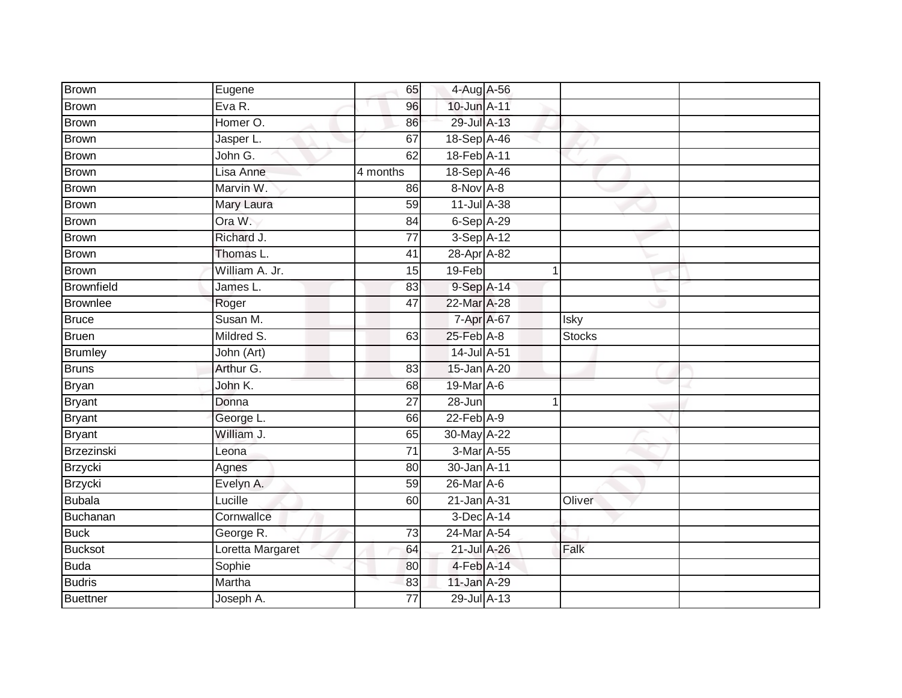| Brown | Eugene | 65 | 4-Aug | A-56 | | |
|---|---|---|---|---|---|---|
| Brown | Eva R. | 96 | 10-Jun | A-11 | | |
| Brown | Homer O. | 86 | 29-Jul | A-13 | | |
| Brown | Jasper L. | 67 | 18-Sep | A-46 | | |
| Brown | John G. | 62 | 18-Feb | A-11 | | |
| Brown | Lisa Anne | 4 months | 18-Sep | A-46 | | |
| Brown | Marvin W. | 86 | 8-Nov | A-8 | | |
| Brown | Mary Laura | 59 | 11-Jul | A-38 | | |
| Brown | Ora W. | 84 | 6-Sep | A-29 | | |
| Brown | Richard J. | 77 | 3-Sep | A-12 | | |
| Brown | Thomas L. | 41 | 28-Apr | A-82 | | |
| Brown | William A. Jr. | 15 | 19-Feb | 1 | | |
| Brownfield | James L. | 83 | 9-Sep | A-14 | | |
| Brownlee | Roger | 47 | 22-Mar | A-28 | | |
| Bruce | Susan M. | | 7-Apr | A-67 | Isky | |
| Bruen | Mildred S. | 63 | 25-Feb | A-8 | Stocks | |
| Brumley | John (Art) | | 14-Jul | A-51 | | |
| Bruns | Arthur G. | 83 | 15-Jan | A-20 | | |
| Bryan | John K. | 68 | 19-Mar | A-6 | | |
| Bryant | Donna | 27 | 28-Jun | 1 | | |
| Bryant | George L. | 66 | 22-Feb | A-9 | | |
| Bryant | William J. | 65 | 30-May | A-22 | | |
| Brzezinski | Leona | 71 | 3-Mar | A-55 | | |
| Brzycki | Agnes | 80 | 30-Jan | A-11 | | |
| Brzycki | Evelyn A. | 59 | 26-Mar | A-6 | | |
| Bubala | Lucille | 60 | 21-Jan | A-31 | Oliver | |
| Buchanan | Cornwallce | | 3-Dec | A-14 | | |
| Buck | George R. | 73 | 24-Mar | A-54 | | |
| Bucksot | Loretta Margaret | 64 | 21-Jul | A-26 | Falk | |
| Buda | Sophie | 80 | 4-Feb | A-14 | | |
| Budris | Martha | 83 | 11-Jan | A-29 | | |
| Buettner | Joseph A. | 77 | 29-Jul | A-13 | | |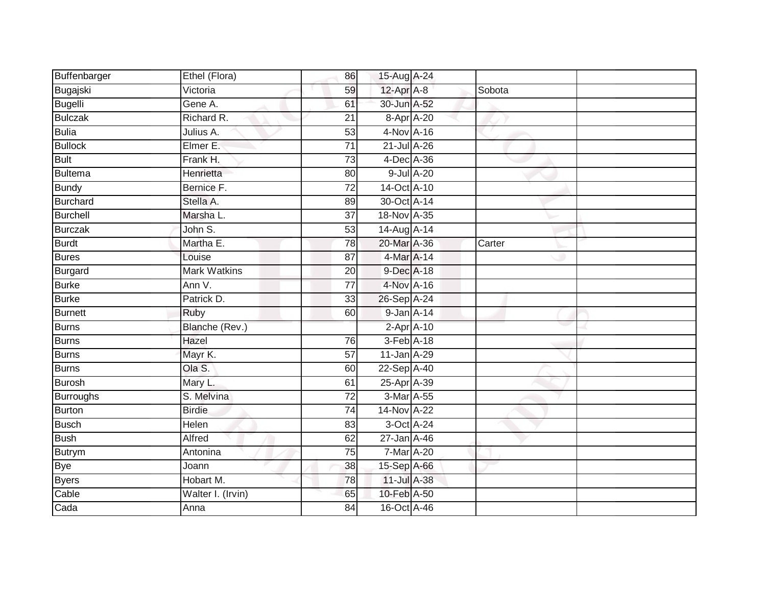| Buffenbarger | Ethel (Flora) | 86 | 15-Aug | A-24 | | |
|---|---|---|---|---|---|---|
| Bugajski | Victoria | 59 | 12-Apr | A-8 | Sobota | |
| Bugelli | Gene A. | 61 | 30-Jun | A-52 | | |
| Bulczak | Richard R. | 21 | 8-Apr | A-20 | | |
| Bulia | Julius A. | 53 | 4-Nov | A-16 | | |
| Bullock | Elmer E. | 71 | 21-Jul | A-26 | | |
| Bult | Frank H. | 73 | 4-Dec | A-36 | | |
| Bultema | Henrietta | 80 | 9-Jul | A-20 | | |
| Bundy | Bernice F. | 72 | 14-Oct | A-10 | | |
| Burchard | Stella A. | 89 | 30-Oct | A-14 | | |
| Burchell | Marsha L. | 37 | 18-Nov | A-35 | | |
| Burczak | John S. | 53 | 14-Aug | A-14 | | |
| Burdt | Martha E. | 78 | 20-Mar | A-36 | Carter | |
| Bures | Louise | 87 | 4-Mar | A-14 | | |
| Burgard | Mark Watkins | 20 | 9-Dec | A-18 | | |
| Burke | Ann V. | 77 | 4-Nov | A-16 | | |
| Burke | Patrick D. | 33 | 26-Sep | A-24 | | |
| Burnett | Ruby | 60 | 9-Jan | A-14 | | |
| Burns | Blanche (Rev.) | | 2-Apr | A-10 | | |
| Burns | Hazel | 76 | 3-Feb | A-18 | | |
| Burns | Mayr K. | 57 | 11-Jan | A-29 | | |
| Burns | Ola S. | 60 | 22-Sep | A-40 | | |
| Burosh | Mary L. | 61 | 25-Apr | A-39 | | |
| Burroughs | S. Melvina | 72 | 3-Mar | A-55 | | |
| Burton | Birdie | 74 | 14-Nov | A-22 | | |
| Busch | Helen | 83 | 3-Oct | A-24 | | |
| Bush | Alfred | 62 | 27-Jan | A-46 | | |
| Butrym | Antonina | 75 | 7-Mar | A-20 | | |
| Bye | Joann | 38 | 15-Sep | A-66 | | |
| Byers | Hobart M. | 78 | 11-Jul | A-38 | | |
| Cable | Walter I. (Irvin) | 65 | 10-Feb | A-50 | | |
| Cada | Anna | 84 | 16-Oct | A-46 | | |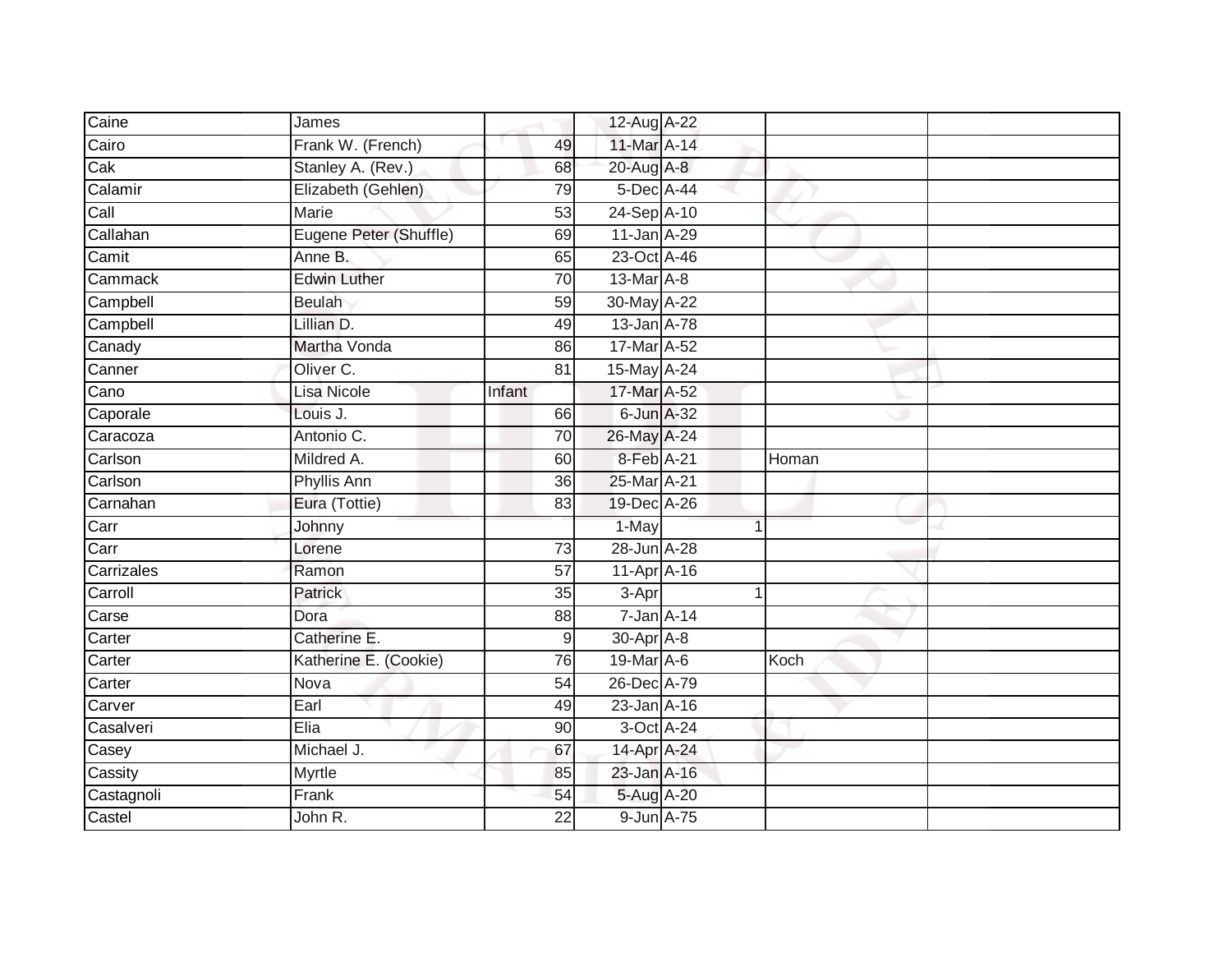| | | | | | | | |
|---|---|---|---|---|---|---|---|
| Caine | James | | 12-Aug | A-22 | | | |
| Cairo | Frank W. (French) | 49 | 11-Mar | A-14 | | | |
| Cak | Stanley A. (Rev.) | 68 | 20-Aug | A-8 | | | |
| Calamir | Elizabeth (Gehlen) | 79 | 5-Dec | A-44 | | | |
| Call | Marie | 53 | 24-Sep | A-10 | | | |
| Callahan | Eugene Peter (Shuffle) | 69 | 11-Jan | A-29 | | | |
| Camit | Anne B. | 65 | 23-Oct | A-46 | | | |
| Cammack | Edwin Luther | 70 | 13-Mar | A-8 | | | |
| Campbell | Beulah | 59 | 30-May | A-22 | | | |
| Campbell | Lillian D. | 49 | 13-Jan | A-78 | | | |
| Canady | Martha Vonda | 86 | 17-Mar | A-52 | | | |
| Canner | Oliver C. | 81 | 15-May | A-24 | | | |
| Cano | Lisa Nicole | Infant | 17-Mar | A-52 | | | |
| Caporale | Louis J. | 66 | 6-Jun | A-32 | | | |
| Caracoza | Antonio C. | 70 | 26-May | A-24 | | | |
| Carlson | Mildred A. | 60 | 8-Feb | A-21 | | Homan | |
| Carlson | Phyllis Ann | 36 | 25-Mar | A-21 | | | |
| Carnahan | Eura (Tottie) | 83 | 19-Dec | A-26 | | | |
| Carr | Johnny | | 1-May | | 1 | | |
| Carr | Lorene | 73 | 28-Jun | A-28 | | | |
| Carrizales | Ramon | 57 | 11-Apr | A-16 | | | |
| Carroll | Patrick | 35 | 3-Apr | | 1 | | |
| Carse | Dora | 88 | 7-Jan | A-14 | | | |
| Carter | Catherine E. | 9 | 30-Apr | A-8 | | | |
| Carter | Katherine E. (Cookie) | 76 | 19-Mar | A-6 | | Koch | |
| Carter | Nova | 54 | 26-Dec | A-79 | | | |
| Carver | Earl | 49 | 23-Jan | A-16 | | | |
| Casalveri | Elia | 90 | 3-Oct | A-24 | | | |
| Casey | Michael J. | 67 | 14-Apr | A-24 | | | |
| Cassity | Myrtle | 85 | 23-Jan | A-16 | | | |
| Castagnoli | Frank | 54 | 5-Aug | A-20 | | | |
| Castel | John R. | 22 | 9-Jun | A-75 | | | |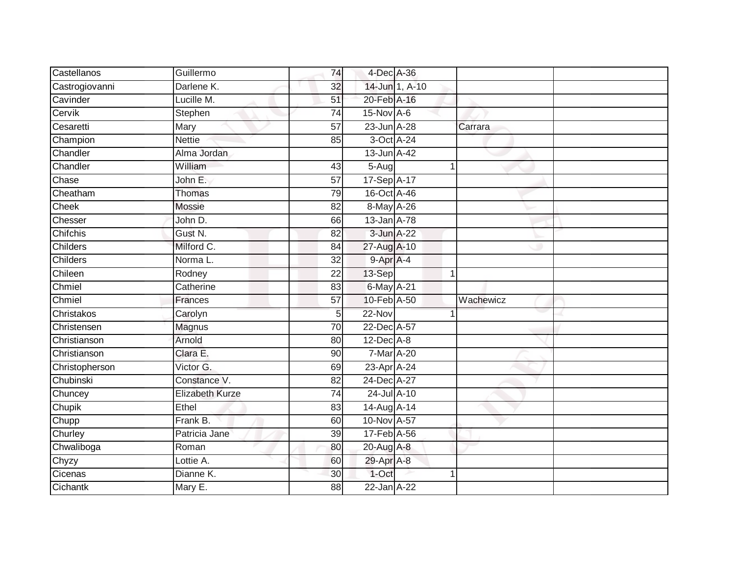| | | | | | | |
|---|---|---|---|---|---|---|
| Castellanos | Guillermo | 74 | 4-Dec | A-36 | | |
| Castrogiovanni | Darlene K. | 32 | 14-Jun | 1, A-10 | | |
| Cavinder | Lucille M. | 51 | 20-Feb | A-16 | | |
| Cervik | Stephen | 74 | 15-Nov | A-6 | | |
| Cesaretti | Mary | 57 | 23-Jun | A-28 | Carrara | |
| Champion | Nettie | 85 | 3-Oct | A-24 | | |
| Chandler | Alma Jordan | | 13-Jun | A-42 | | |
| Chandler | William | 43 | 5-Aug | 1 | | |
| Chase | John E. | 57 | 17-Sep | A-17 | | |
| Cheatham | Thomas | 79 | 16-Oct | A-46 | | |
| Cheek | Mossie | 82 | 8-May | A-26 | | |
| Chesser | John D. | 66 | 13-Jan | A-78 | | |
| Chifchis | Gust N. | 82 | 3-Jun | A-22 | | |
| Childers | Milford C. | 84 | 27-Aug | A-10 | | |
| Childers | Norma L. | 32 | 9-Apr | A-4 | | |
| Chileen | Rodney | 22 | 13-Sep | 1 | | |
| Chmiel | Catherine | 83 | 6-May | A-21 | | |
| Chmiel | Frances | 57 | 10-Feb | A-50 | Wachewicz | |
| Christakos | Carolyn | 5 | 22-Nov | 1 | | |
| Christensen | Magnus | 70 | 22-Dec | A-57 | | |
| Christianson | Arnold | 80 | 12-Dec | A-8 | | |
| Christianson | Clara E. | 90 | 7-Mar | A-20 | | |
| Christopherson | Victor G. | 69 | 23-Apr | A-24 | | |
| Chubinski | Constance V. | 82 | 24-Dec | A-27 | | |
| Chuncey | Elizabeth Kurze | 74 | 24-Jul | A-10 | | |
| Chupik | Ethel | 83 | 14-Aug | A-14 | | |
| Chupp | Frank B. | 60 | 10-Nov | A-57 | | |
| Churley | Patricia Jane | 39 | 17-Feb | A-56 | | |
| Chwaliboga | Roman | 80 | 20-Aug | A-8 | | |
| Chyzy | Lottie A. | 60 | 29-Apr | A-8 | | |
| Cicenas | Dianne K. | 30 | 1-Oct | 1 | | |
| Cichantk | Mary E. | 88 | 22-Jan | A-22 | | |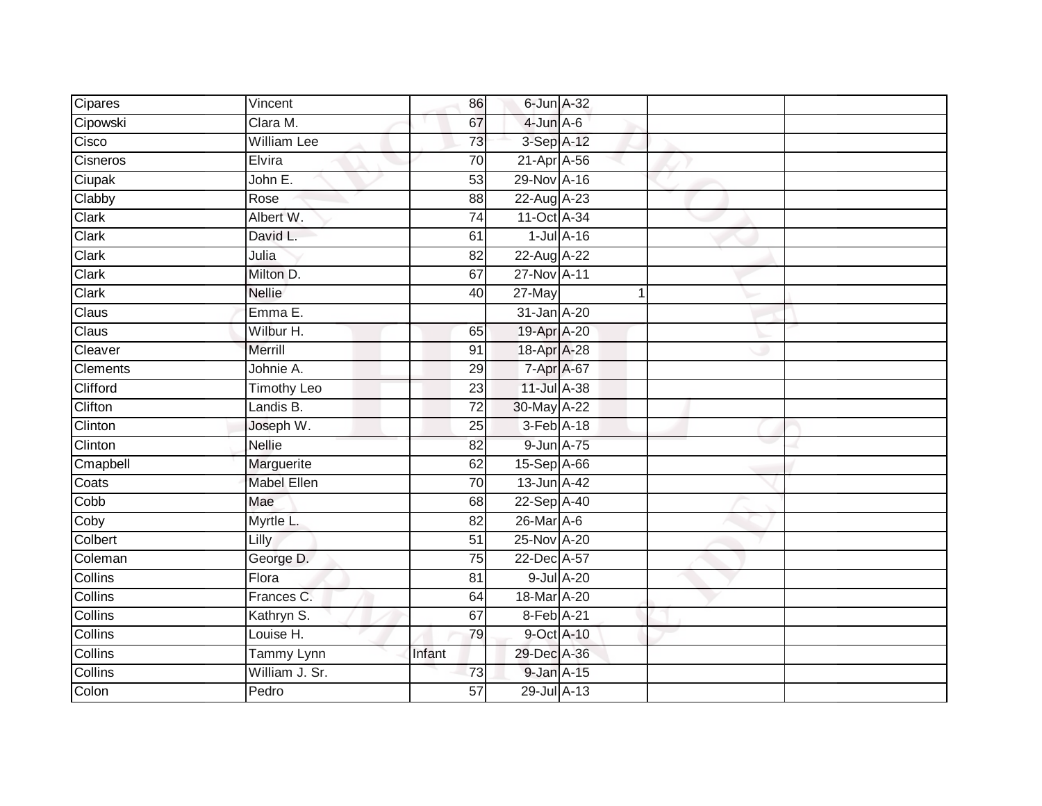| Cipares | Vincent | 86 | 6-Jun | A-32 | | |
|---|---|---|---|---|---|---|
| Cipowski | Clara M. | 67 | 4-Jun | A-6 | | |
| Cisco | William Lee | 73 | 3-Sep | A-12 | | |
| Cisneros | Elvira | 70 | 21-Apr | A-56 | | |
| Ciupak | John E. | 53 | 29-Nov | A-16 | | |
| Clabby | Rose | 88 | 22-Aug | A-23 | | |
| Clark | Albert W. | 74 | 11-Oct | A-34 | | |
| Clark | David L. | 61 | 1-Jul | A-16 | | |
| Clark | Julia | 82 | 22-Aug | A-22 | | |
| Clark | Milton D. | 67 | 27-Nov | A-11 | | |
| Clark | Nellie | 40 | 27-May | 1 | | |
| Claus | Emma E. | | 31-Jan | A-20 | | |
| Claus | Wilbur H. | 65 | 19-Apr | A-20 | | |
| Cleaver | Merrill | 91 | 18-Apr | A-28 | | |
| Clements | Johnie A. | 29 | 7-Apr | A-67 | | |
| Clifford | Timothy Leo | 23 | 11-Jul | A-38 | | |
| Clifton | Landis B. | 72 | 30-May | A-22 | | |
| Clinton | Joseph W. | 25 | 3-Feb | A-18 | | |
| Clinton | Nellie | 82 | 9-Jun | A-75 | | |
| Cmapbell | Marguerite | 62 | 15-Sep | A-66 | | |
| Coats | Mabel Ellen | 70 | 13-Jun | A-42 | | |
| Cobb | Mae | 68 | 22-Sep | A-40 | | |
| Coby | Myrtle L. | 82 | 26-Mar | A-6 | | |
| Colbert | Lilly | 51 | 25-Nov | A-20 | | |
| Coleman | George D. | 75 | 22-Dec | A-57 | | |
| Collins | Flora | 81 | 9-Jul | A-20 | | |
| Collins | Frances C. | 64 | 18-Mar | A-20 | | |
| Collins | Kathryn S. | 67 | 8-Feb | A-21 | | |
| Collins | Louise H. | 79 | 9-Oct | A-10 | | |
| Collins | Tammy Lynn | Infant | 29-Dec | A-36 | | |
| Collins | William J. Sr. | 73 | 9-Jan | A-15 | | |
| Colon | Pedro | 57 | 29-Jul | A-13 | | |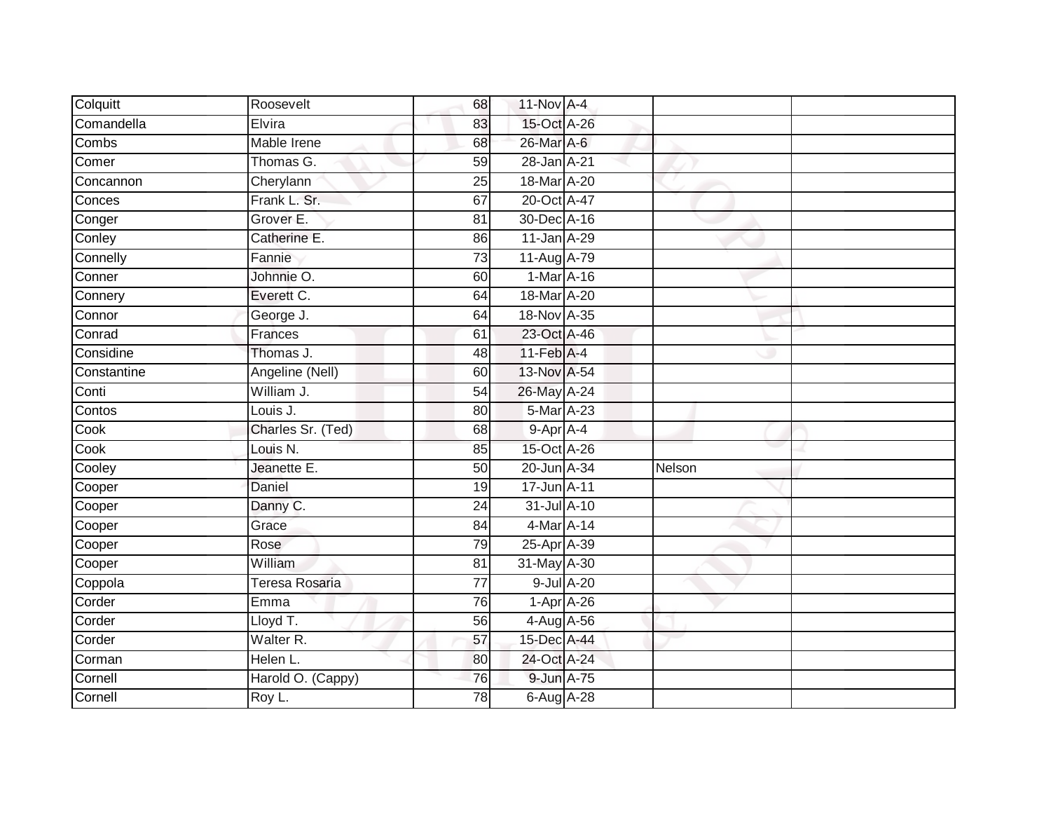| | | | | | | |
|---|---|---|---|---|---|---|
| Colquitt | Roosevelt | 68 | 11-Nov | A-4 | | |
| Comandella | Elvira | 83 | 15-Oct | A-26 | | |
| Combs | Mable Irene | 68 | 26-Mar | A-6 | | |
| Comer | Thomas G. | 59 | 28-Jan | A-21 | | |
| Concannon | Cherylann | 25 | 18-Mar | A-20 | | |
| Conces | Frank L. Sr. | 67 | 20-Oct | A-47 | | |
| Conger | Grover E. | 81 | 30-Dec | A-16 | | |
| Conley | Catherine E. | 86 | 11-Jan | A-29 | | |
| Connelly | Fannie | 73 | 11-Aug | A-79 | | |
| Conner | Johnnie O. | 60 | 1-Mar | A-16 | | |
| Connery | Everett C. | 64 | 18-Mar | A-20 | | |
| Connor | George J. | 64 | 18-Nov | A-35 | | |
| Conrad | Frances | 61 | 23-Oct | A-46 | | |
| Considine | Thomas J. | 48 | 11-Feb | A-4 | | |
| Constantine | Angeline (Nell) | 60 | 13-Nov | A-54 | | |
| Conti | William J. | 54 | 26-May | A-24 | | |
| Contos | Louis J. | 80 | 5-Mar | A-23 | | |
| Cook | Charles Sr. (Ted) | 68 | 9-Apr | A-4 | | |
| Cook | Louis N. | 85 | 15-Oct | A-26 | | |
| Cooley | Jeanette E. | 50 | 20-Jun | A-34 | Nelson | |
| Cooper | Daniel | 19 | 17-Jun | A-11 | | |
| Cooper | Danny C. | 24 | 31-Jul | A-10 | | |
| Cooper | Grace | 84 | 4-Mar | A-14 | | |
| Cooper | Rose | 79 | 25-Apr | A-39 | | |
| Cooper | William | 81 | 31-May | A-30 | | |
| Coppola | Teresa Rosaria | 77 | 9-Jul | A-20 | | |
| Corder | Emma | 76 | 1-Apr | A-26 | | |
| Corder | Lloyd T. | 56 | 4-Aug | A-56 | | |
| Corder | Walter R. | 57 | 15-Dec | A-44 | | |
| Corman | Helen L. | 80 | 24-Oct | A-24 | | |
| Cornell | Harold O. (Cappy) | 76 | 9-Jun | A-75 | | |
| Cornell | Roy L. | 78 | 6-Aug | A-28 | | |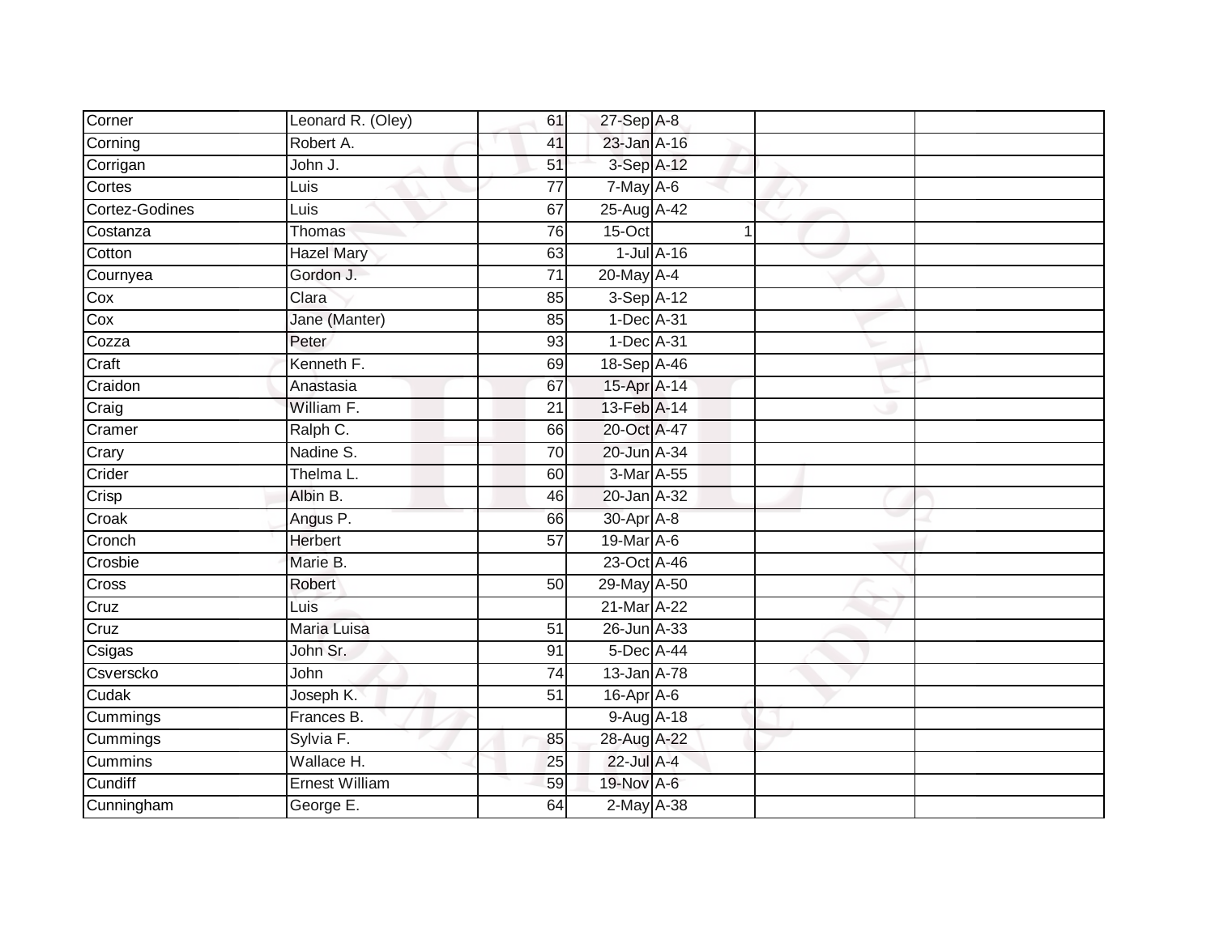| | | | | | | | |
|---|---|---|---|---|---|---|---|
| Corner | Leonard R. (Oley) | 61 | 27-Sep | A-8 | | | |
| Corning | Robert A. | 41 | 23-Jan | A-16 | | | |
| Corrigan | John J. | 51 | 3-Sep | A-12 | | | |
| Cortes | Luis | 77 | 7-May | A-6 | | | |
| Cortez-Godines | Luis | 67 | 25-Aug | A-42 | | | |
| Costanza | Thomas | 76 | 15-Oct | | 1 | | |
| Cotton | Hazel Mary | 63 | 1-Jul | A-16 | | | |
| Cournyea | Gordon J. | 71 | 20-May | A-4 | | | |
| Cox | Clara | 85 | 3-Sep | A-12 | | | |
| Cox | Jane (Manter) | 85 | 1-Dec | A-31 | | | |
| Cozza | Peter | 93 | 1-Dec | A-31 | | | |
| Craft | Kenneth F. | 69 | 18-Sep | A-46 | | | |
| Craidon | Anastasia | 67 | 15-Apr | A-14 | | | |
| Craig | William F. | 21 | 13-Feb | A-14 | | | |
| Cramer | Ralph C. | 66 | 20-Oct | A-47 | | | |
| Crary | Nadine S. | 70 | 20-Jun | A-34 | | | |
| Crider | Thelma L. | 60 | 3-Mar | A-55 | | | |
| Crisp | Albin B. | 46 | 20-Jan | A-32 | | | |
| Croak | Angus P. | 66 | 30-Apr | A-8 | | | |
| Cronch | Herbert | 57 | 19-Mar | A-6 | | | |
| Crosbie | Marie B. | | 23-Oct | A-46 | | | |
| Cross | Robert | 50 | 29-May | A-50 | | | |
| Cruz | Luis | | 21-Mar | A-22 | | | |
| Cruz | Maria Luisa | 51 | 26-Jun | A-33 | | | |
| Csigas | John Sr. | 91 | 5-Dec | A-44 | | | |
| Csverscko | John | 74 | 13-Jan | A-78 | | | |
| Cudak | Joseph K. | 51 | 16-Apr | A-6 | | | |
| Cummings | Frances B. | | 9-Aug | A-18 | | | |
| Cummings | Sylvia F. | 85 | 28-Aug | A-22 | | | |
| Cummins | Wallace H. | 25 | 22-Jul | A-4 | | | |
| Cundiff | Ernest William | 59 | 19-Nov | A-6 | | | |
| Cunningham | George E. | 64 | 2-May | A-38 | | | |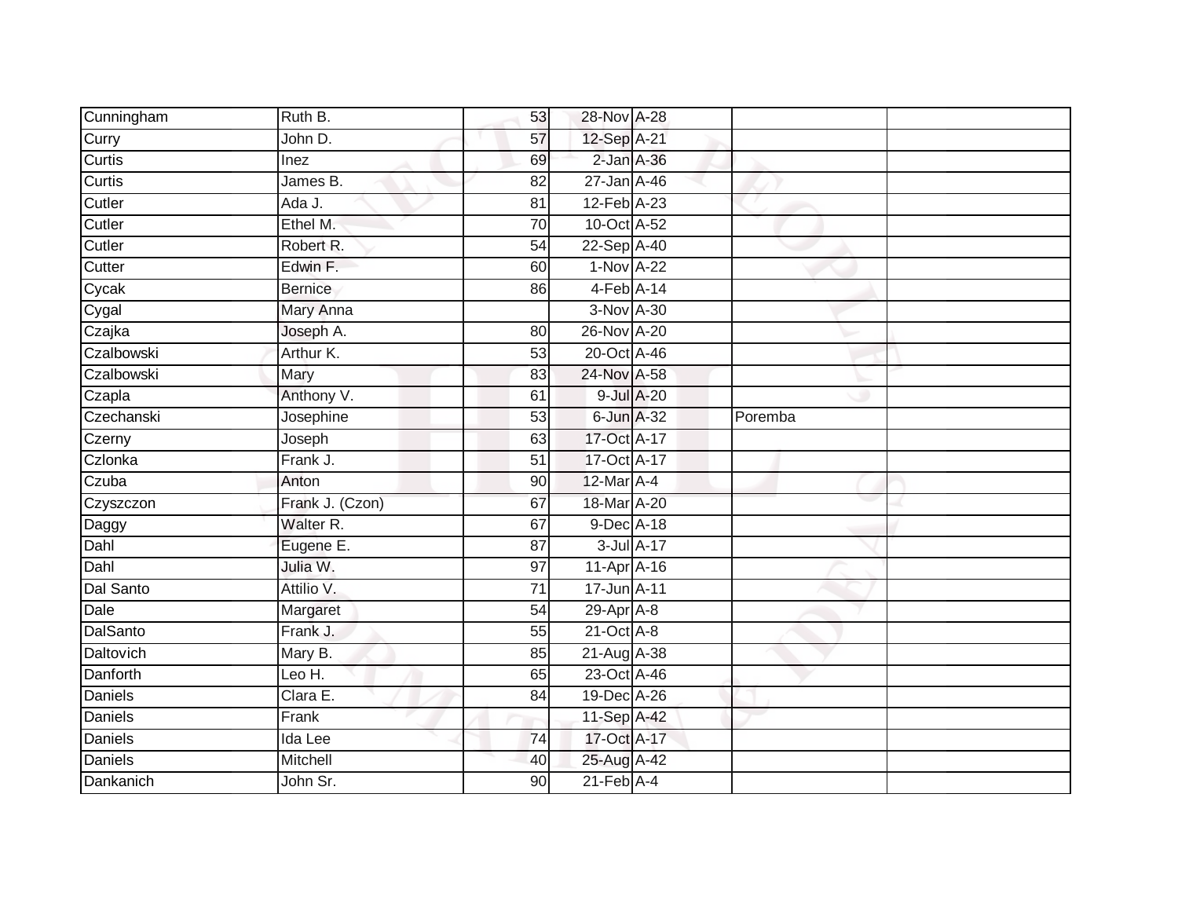| | | | | | | |
|---|---|---|---|---|---|---|
| Cunningham | Ruth B. | 53 | 28-Nov | A-28 | | |
| Curry | John D. | 57 | 12-Sep | A-21 | | |
| Curtis | Inez | 69 | 2-Jan | A-36 | | |
| Curtis | James B. | 82 | 27-Jan | A-46 | | |
| Cutler | Ada J. | 81 | 12-Feb | A-23 | | |
| Cutler | Ethel M. | 70 | 10-Oct | A-52 | | |
| Cutler | Robert R. | 54 | 22-Sep | A-40 | | |
| Cutter | Edwin F. | 60 | 1-Nov | A-22 | | |
| Cycak | Bernice | 86 | 4-Feb | A-14 | | |
| Cygal | Mary Anna | | 3-Nov | A-30 | | |
| Czajka | Joseph A. | 80 | 26-Nov | A-20 | | |
| Czalbowski | Arthur K. | 53 | 20-Oct | A-46 | | |
| Czalbowski | Mary | 83 | 24-Nov | A-58 | | |
| Czapla | Anthony V. | 61 | 9-Jul | A-20 | | |
| Czechanski | Josephine | 53 | 6-Jun | A-32 | Poremba | |
| Czerny | Joseph | 63 | 17-Oct | A-17 | | |
| Czlonka | Frank J. | 51 | 17-Oct | A-17 | | |
| Czuba | Anton | 90 | 12-Mar | A-4 | | |
| Czyszczon | Frank J. (Czon) | 67 | 18-Mar | A-20 | | |
| Daggy | Walter R. | 67 | 9-Dec | A-18 | | |
| Dahl | Eugene E. | 87 | 3-Jul | A-17 | | |
| Dahl | Julia W. | 97 | 11-Apr | A-16 | | |
| Dal Santo | Attilio V. | 71 | 17-Jun | A-11 | | |
| Dale | Margaret | 54 | 29-Apr | A-8 | | |
| DalSanto | Frank J. | 55 | 21-Oct | A-8 | | |
| Daltovich | Mary B. | 85 | 21-Aug | A-38 | | |
| Danforth | Leo H. | 65 | 23-Oct | A-46 | | |
| Daniels | Clara E. | 84 | 19-Dec | A-26 | | |
| Daniels | Frank | | 11-Sep | A-42 | | |
| Daniels | Ida Lee | 74 | 17-Oct | A-17 | | |
| Daniels | Mitchell | 40 | 25-Aug | A-42 | | |
| Dankanich | John Sr. | 90 | 21-Feb | A-4 | | |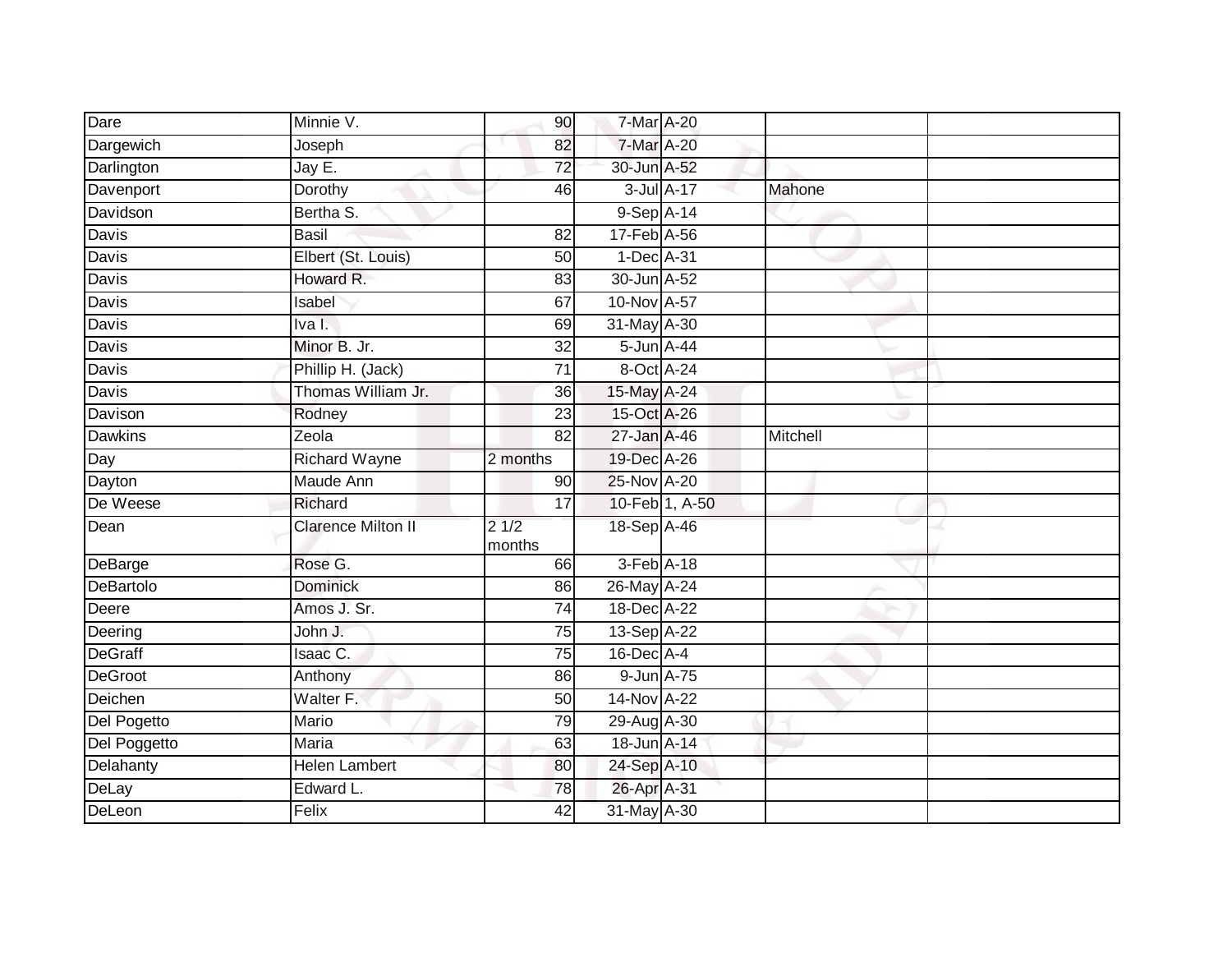| | | | | | | |
|---|---|---|---|---|---|---|
| Dare | Minnie V. | 90 | 7-Mar | A-20 | | |
| Dargewich | Joseph | 82 | 7-Mar | A-20 | | |
| Darlington | Jay E. | 72 | 30-Jun | A-52 | | |
| Davenport | Dorothy | 46 | 3-Jul | A-17 | Mahone | |
| Davidson | Bertha S. | | 9-Sep | A-14 | | |
| Davis | Basil | 82 | 17-Feb | A-56 | | |
| Davis | Elbert (St. Louis) | 50 | 1-Dec | A-31 | | |
| Davis | Howard R. | 83 | 30-Jun | A-52 | | |
| Davis | Isabel | 67 | 10-Nov | A-57 | | |
| Davis | Iva I. | 69 | 31-May | A-30 | | |
| Davis | Minor B. Jr. | 32 | 5-Jun | A-44 | | |
| Davis | Phillip H. (Jack) | 71 | 8-Oct | A-24 | | |
| Davis | Thomas William Jr. | 36 | 15-May | A-24 | | |
| Davison | Rodney | 23 | 15-Oct | A-26 | | |
| Dawkins | Zeola | 82 | 27-Jan | A-46 | Mitchell | |
| Day | Richard Wayne | 2 months | 19-Dec | A-26 | | |
| Dayton | Maude Ann | 90 | 25-Nov | A-20 | | |
| De Weese | Richard | 17 | 10-Feb | 1, A-50 | | |
| Dean | Clarence Milton II | 2 1/2 months | 18-Sep | A-46 | | |
| DeBarge | Rose G. | 66 | 3-Feb | A-18 | | |
| DeBartolo | Dominick | 86 | 26-May | A-24 | | |
| Deere | Amos J. Sr. | 74 | 18-Dec | A-22 | | |
| Deering | John J. | 75 | 13-Sep | A-22 | | |
| DeGraff | Isaac C. | 75 | 16-Dec | A-4 | | |
| DeGroot | Anthony | 86 | 9-Jun | A-75 | | |
| Deichen | Walter F. | 50 | 14-Nov | A-22 | | |
| Del Pogetto | Mario | 79 | 29-Aug | A-30 | | |
| Del Poggetto | Maria | 63 | 18-Jun | A-14 | | |
| Delahanty | Helen Lambert | 80 | 24-Sep | A-10 | | |
| DeLay | Edward L. | 78 | 26-Apr | A-31 | | |
| DeLeon | Felix | 42 | 31-May | A-30 | | |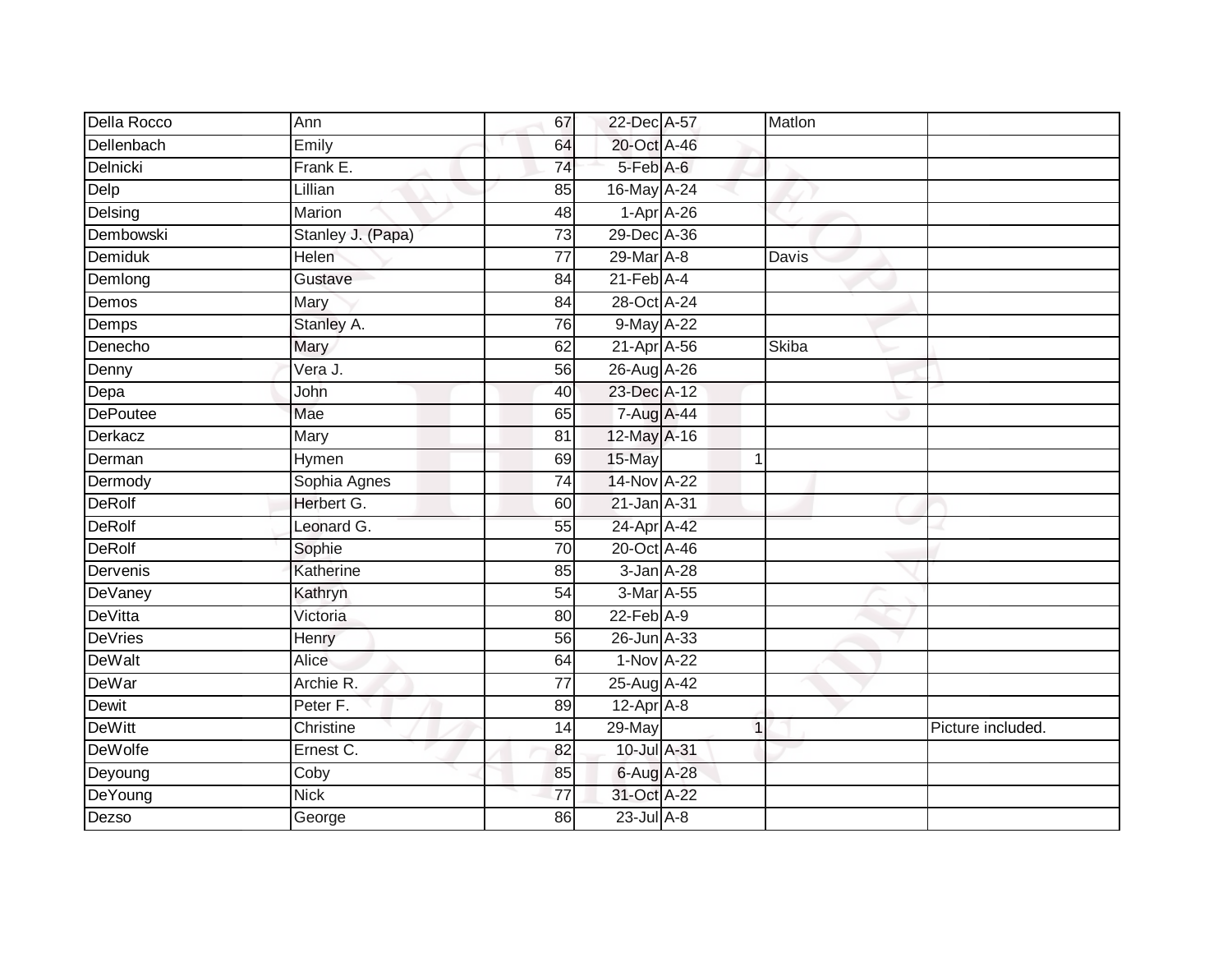| | | | | | | | |
|---|---|---|---|---|---|---|---|
| Della Rocco | Ann | 67 | 22-Dec | A-57 | | Matlon | |
| Dellenbach | Emily | 64 | 20-Oct | A-46 | | | |
| Delnicki | Frank E. | 74 | 5-Feb | A-6 | | | |
| Delp | Lillian | 85 | 16-May | A-24 | | | |
| Delsing | Marion | 48 | 1-Apr | A-26 | | | |
| Dembowski | Stanley J. (Papa) | 73 | 29-Dec | A-36 | | | |
| Demiduk | Helen | 77 | 29-Mar | A-8 | | Davis | |
| Demlong | Gustave | 84 | 21-Feb | A-4 | | | |
| Demos | Mary | 84 | 28-Oct | A-24 | | | |
| Demps | Stanley A. | 76 | 9-May | A-22 | | | |
| Denecho | Mary | 62 | 21-Apr | A-56 | | Skiba | |
| Denny | Vera J. | 56 | 26-Aug | A-26 | | | |
| Depa | John | 40 | 23-Dec | A-12 | | | |
| DePoutee | Mae | 65 | 7-Aug | A-44 | | | |
| Derkacz | Mary | 81 | 12-May | A-16 | | | |
| Derman | Hymen | 69 | 15-May | | 1 | | |
| Dermody | Sophia Agnes | 74 | 14-Nov | A-22 | | | |
| DeRolf | Herbert G. | 60 | 21-Jan | A-31 | | | |
| DeRolf | Leonard G. | 55 | 24-Apr | A-42 | | | |
| DeRolf | Sophie | 70 | 20-Oct | A-46 | | | |
| Dervenis | Katherine | 85 | 3-Jan | A-28 | | | |
| DeVaney | Kathryn | 54 | 3-Mar | A-55 | | | |
| DeVitta | Victoria | 80 | 22-Feb | A-9 | | | |
| DeVries | Henry | 56 | 26-Jun | A-33 | | | |
| DeWalt | Alice | 64 | 1-Nov | A-22 | | | |
| DeWar | Archie R. | 77 | 25-Aug | A-42 | | | |
| Dewit | Peter F. | 89 | 12-Apr | A-8 | | | |
| DeWitt | Christine | 14 | 29-May | | 1 | | Picture included. |
| DeWolfe | Ernest C. | 82 | 10-Jul | A-31 | | | |
| Deyoung | Coby | 85 | 6-Aug | A-28 | | | |
| DeYoung | Nick | 77 | 31-Oct | A-22 | | | |
| Dezso | George | 86 | 23-Jul | A-8 | | | |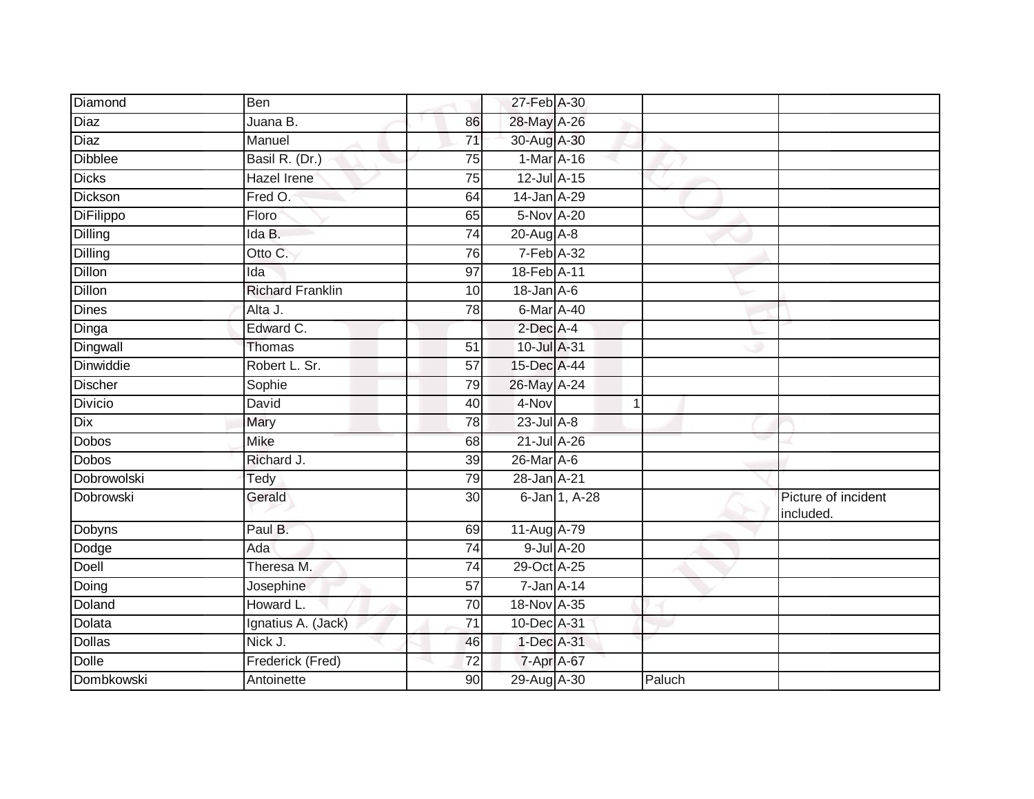| | | | | | | |
|---|---|---|---|---|---|---|
| Diamond | Ben | | 27-Feb | A-30 | | |
| Diaz | Juana B. | 86 | 28-May | A-26 | | |
| Diaz | Manuel | 71 | 30-Aug | A-30 | | |
| Dibblee | Basil R. (Dr.) | 75 | 1-Mar | A-16 | | |
| Dicks | Hazel Irene | 75 | 12-Jul | A-15 | | |
| Dickson | Fred O. | 64 | 14-Jan | A-29 | | |
| DiFilippo | Floro | 65 | 5-Nov | A-20 | | |
| Dilling | Ida B. | 74 | 20-Aug | A-8 | | |
| Dilling | Otto C. | 76 | 7-Feb | A-32 | | |
| Dillon | Ida | 97 | 18-Feb | A-11 | | |
| Dillon | Richard Franklin | 10 | 18-Jan | A-6 | | |
| Dines | Alta J. | 78 | 6-Mar | A-40 | | |
| Dinga | Edward C. | | 2-Dec | A-4 | | |
| Dingwall | Thomas | 51 | 10-Jul | A-31 | | |
| Dinwiddie | Robert L. Sr. | 57 | 15-Dec | A-44 | | |
| Discher | Sophie | 79 | 26-May | A-24 | | |
| Divicio | David | 40 | 4-Nov | 1 | | |
| Dix | Mary | 78 | 23-Jul | A-8 | | |
| Dobos | Mike | 68 | 21-Jul | A-26 | | |
| Dobos | Richard J. | 39 | 26-Mar | A-6 | | |
| Dobrowolski | Tedy | 79 | 28-Jan | A-21 | | |
| Dobrowski | Gerald | 30 | 6-Jan | 1, A-28 | | Picture of incident included. |
| Dobyns | Paul B. | 69 | 11-Aug | A-79 | | |
| Dodge | Ada | 74 | 9-Jul | A-20 | | |
| Doell | Theresa M. | 74 | 29-Oct | A-25 | | |
| Doing | Josephine | 57 | 7-Jan | A-14 | | |
| Doland | Howard L. | 70 | 18-Nov | A-35 | | |
| Dolata | Ignatius A. (Jack) | 71 | 10-Dec | A-31 | | |
| Dollas | Nick J. | 46 | 1-Dec | A-31 | | |
| Dolle | Frederick (Fred) | 72 | 7-Apr | A-67 | | |
| Dombkowski | Antoinette | 90 | 29-Aug | A-30 | Paluch | |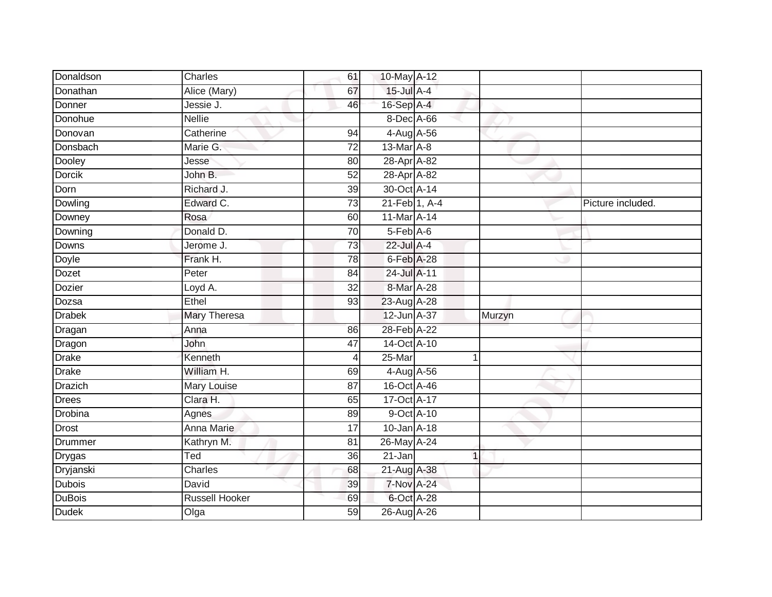| Donaldson | Charles | 61 | 10-May | A-12 | | |
|---|---|---|---|---|---|---|
| Donathan | Alice (Mary) | 67 | 15-Jul | A-4 | | |
| Donner | Jessie J. | 46 | 16-Sep | A-4 | | |
| Donohue | Nellie | | 8-Dec | A-66 | | |
| Donovan | Catherine | 94 | 4-Aug | A-56 | | |
| Donsbach | Marie G. | 72 | 13-Mar | A-8 | | |
| Dooley | Jesse | 80 | 28-Apr | A-82 | | |
| Dorcik | John B. | 52 | 28-Apr | A-82 | | |
| Dorn | Richard J. | 39 | 30-Oct | A-14 | | |
| Dowling | Edward C. | 73 | 21-Feb | 1, A-4 | | Picture included. |
| Downey | Rosa | 60 | 11-Mar | A-14 | | |
| Downing | Donald D. | 70 | 5-Feb | A-6 | | |
| Downs | Jerome J. | 73 | 22-Jul | A-4 | | |
| Doyle | Frank H. | 78 | 6-Feb | A-28 | | |
| Dozet | Peter | 84 | 24-Jul | A-11 | | |
| Dozier | Loyd A. | 32 | 8-Mar | A-28 | | |
| Dozsa | Ethel | 93 | 23-Aug | A-28 | | |
| Drabek | Mary Theresa | | 12-Jun | A-37 | Murzyn | |
| Dragan | Anna | 86 | 28-Feb | A-22 | | |
| Dragon | John | 47 | 14-Oct | A-10 | | |
| Drake | Kenneth | 4 | 25-Mar | 1 | | |
| Drake | William H. | 69 | 4-Aug | A-56 | | |
| Drazich | Mary Louise | 87 | 16-Oct | A-46 | | |
| Drees | Clara H. | 65 | 17-Oct | A-17 | | |
| Drobina | Agnes | 89 | 9-Oct | A-10 | | |
| Drost | Anna Marie | 17 | 10-Jan | A-18 | | |
| Drummer | Kathryn M. | 81 | 26-May | A-24 | | |
| Drygas | Ted | 36 | 21-Jan | 1 | | |
| Dryjanski | Charles | 68 | 21-Aug | A-38 | | |
| Dubois | David | 39 | 7-Nov | A-24 | | |
| DuBois | Russell Hooker | 69 | 6-Oct | A-28 | | |
| Dudek | Olga | 59 | 26-Aug | A-26 | | |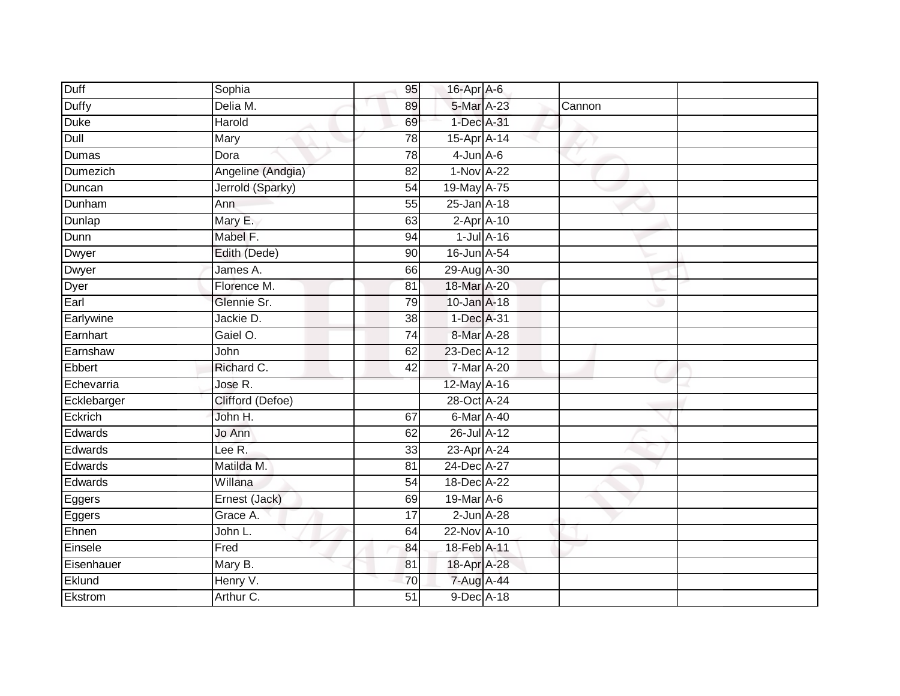| | | | | | | |
|---|---|---|---|---|---|---|
| Duff | Sophia | 95 | 16-Apr | A-6 | | |
| Duffy | Delia M. | 89 | 5-Mar | A-23 | Cannon | |
| Duke | Harold | 69 | 1-Dec | A-31 | | |
| Dull | Mary | 78 | 15-Apr | A-14 | | |
| Dumas | Dora | 78 | 4-Jun | A-6 | | |
| Dumezich | Angeline (Andgia) | 82 | 1-Nov | A-22 | | |
| Duncan | Jerrold (Sparky) | 54 | 19-May | A-75 | | |
| Dunham | Ann | 55 | 25-Jan | A-18 | | |
| Dunlap | Mary E. | 63 | 2-Apr | A-10 | | |
| Dunn | Mabel F. | 94 | 1-Jul | A-16 | | |
| Dwyer | Edith (Dede) | 90 | 16-Jun | A-54 | | |
| Dwyer | James A. | 66 | 29-Aug | A-30 | | |
| Dyer | Florence M. | 81 | 18-Mar | A-20 | | |
| Earl | Glennie Sr. | 79 | 10-Jan | A-18 | | |
| Earlywine | Jackie D. | 38 | 1-Dec | A-31 | | |
| Earnhart | Gaiel O. | 74 | 8-Mar | A-28 | | |
| Earnshaw | John | 62 | 23-Dec | A-12 | | |
| Ebbert | Richard C. | 42 | 7-Mar | A-20 | | |
| Echevarria | Jose R. | | 12-May | A-16 | | |
| Ecklebarger | Clifford (Defoe) | | 28-Oct | A-24 | | |
| Eckrich | John H. | 67 | 6-Mar | A-40 | | |
| Edwards | Jo Ann | 62 | 26-Jul | A-12 | | |
| Edwards | Lee R. | 33 | 23-Apr | A-24 | | |
| Edwards | Matilda M. | 81 | 24-Dec | A-27 | | |
| Edwards | Willana | 54 | 18-Dec | A-22 | | |
| Eggers | Ernest (Jack) | 69 | 19-Mar | A-6 | | |
| Eggers | Grace A. | 17 | 2-Jun | A-28 | | |
| Ehnen | John L. | 64 | 22-Nov | A-10 | | |
| Einsele | Fred | 84 | 18-Feb | A-11 | | |
| Eisenhauer | Mary B. | 81 | 18-Apr | A-28 | | |
| Eklund | Henry V. | 70 | 7-Aug | A-44 | | |
| Ekstrom | Arthur C. | 51 | 9-Dec | A-18 | | |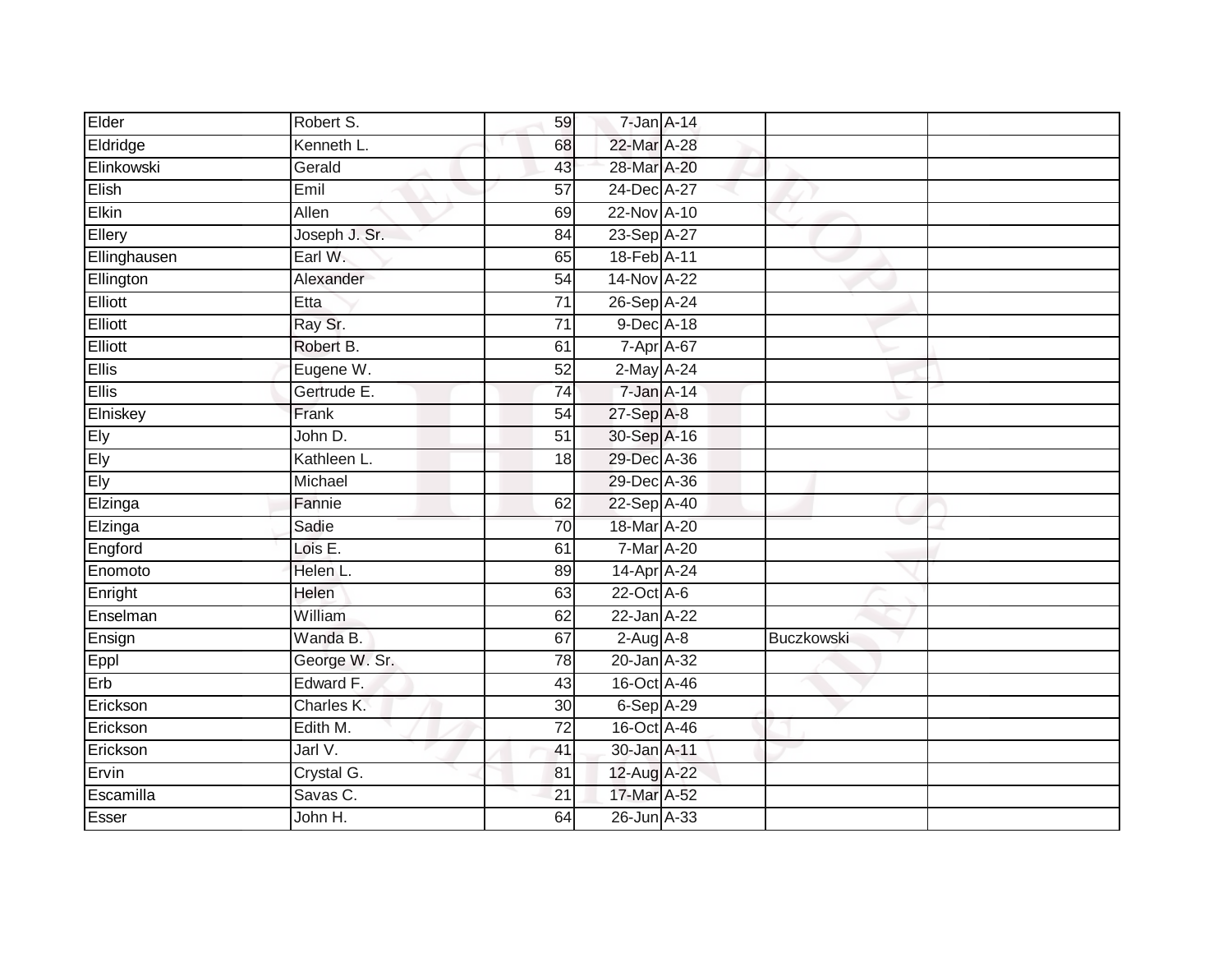| | | | | | | |
|---|---|---|---|---|---|---|
| Elder | Robert S. | 59 | 7-Jan | A-14 | | |
| Eldridge | Kenneth L. | 68 | 22-Mar | A-28 | | |
| Elinkowski | Gerald | 43 | 28-Mar | A-20 | | |
| Elish | Emil | 57 | 24-Dec | A-27 | | |
| Elkin | Allen | 69 | 22-Nov | A-10 | | |
| Ellery | Joseph J. Sr. | 84 | 23-Sep | A-27 | | |
| Ellinghausen | Earl W. | 65 | 18-Feb | A-11 | | |
| Ellington | Alexander | 54 | 14-Nov | A-22 | | |
| Elliott | Etta | 71 | 26-Sep | A-24 | | |
| Elliott | Ray Sr. | 71 | 9-Dec | A-18 | | |
| Elliott | Robert B. | 61 | 7-Apr | A-67 | | |
| Ellis | Eugene W. | 52 | 2-May | A-24 | | |
| Ellis | Gertrude E. | 74 | 7-Jan | A-14 | | |
| Elniskey | Frank | 54 | 27-Sep | A-8 | | |
| Ely | John D. | 51 | 30-Sep | A-16 | | |
| Ely | Kathleen L. | 18 | 29-Dec | A-36 | | |
| Ely | Michael | | 29-Dec | A-36 | | |
| Elzinga | Fannie | 62 | 22-Sep | A-40 | | |
| Elzinga | Sadie | 70 | 18-Mar | A-20 | | |
| Engford | Lois E. | 61 | 7-Mar | A-20 | | |
| Enomoto | Helen L. | 89 | 14-Apr | A-24 | | |
| Enright | Helen | 63 | 22-Oct | A-6 | | |
| Enselman | William | 62 | 22-Jan | A-22 | | |
| Ensign | Wanda B. | 67 | 2-Aug | A-8 | Buczkowski | |
| Eppl | George W. Sr. | 78 | 20-Jan | A-32 | | |
| Erb | Edward F. | 43 | 16-Oct | A-46 | | |
| Erickson | Charles K. | 30 | 6-Sep | A-29 | | |
| Erickson | Edith M. | 72 | 16-Oct | A-46 | | |
| Erickson | Jarl V. | 41 | 30-Jan | A-11 | | |
| Ervin | Crystal G. | 81 | 12-Aug | A-22 | | |
| Escamilla | Savas C. | 21 | 17-Mar | A-52 | | |
| Esser | John H. | 64 | 26-Jun | A-33 | | |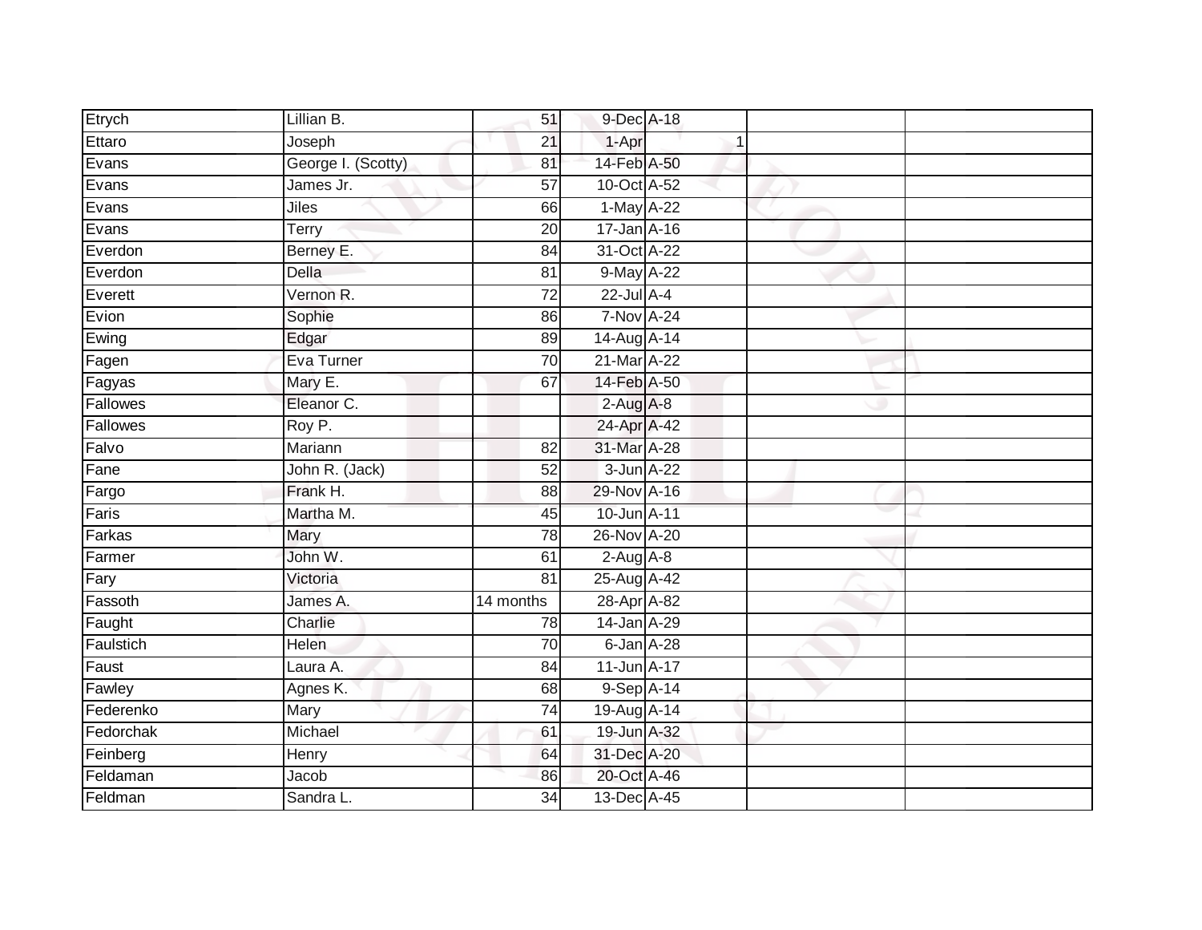| | | | | | | |
|---|---|---|---|---|---|---|
| Etrych | Lillian B. | 51 | 9-Dec | A-18 | | |
| Ettaro | Joseph | 21 | 1-Apr | 1 | | |
| Evans | George I. (Scotty) | 81 | 14-Feb | A-50 | | |
| Evans | James Jr. | 57 | 10-Oct | A-52 | | |
| Evans | Jiles | 66 | 1-May | A-22 | | |
| Evans | Terry | 20 | 17-Jan | A-16 | | |
| Everdon | Berney E. | 84 | 31-Oct | A-22 | | |
| Everdon | Della | 81 | 9-May | A-22 | | |
| Everett | Vernon R. | 72 | 22-Jul | A-4 | | |
| Evion | Sophie | 86 | 7-Nov | A-24 | | |
| Ewing | Edgar | 89 | 14-Aug | A-14 | | |
| Fagen | Eva Turner | 70 | 21-Mar | A-22 | | |
| Fagyas | Mary E. | 67 | 14-Feb | A-50 | | |
| Fallowes | Eleanor C. | | 2-Aug | A-8 | | |
| Fallowes | Roy P. | | 24-Apr | A-42 | | |
| Falvo | Mariann | 82 | 31-Mar | A-28 | | |
| Fane | John R. (Jack) | 52 | 3-Jun | A-22 | | |
| Fargo | Frank H. | 88 | 29-Nov | A-16 | | |
| Faris | Martha M. | 45 | 10-Jun | A-11 | | |
| Farkas | Mary | 78 | 26-Nov | A-20 | | |
| Farmer | John W. | 61 | 2-Aug | A-8 | | |
| Fary | Victoria | 81 | 25-Aug | A-42 | | |
| Fassoth | James A. | 14 months | 28-Apr | A-82 | | |
| Faught | Charlie | 78 | 14-Jan | A-29 | | |
| Faulstich | Helen | 70 | 6-Jan | A-28 | | |
| Faust | Laura A. | 84 | 11-Jun | A-17 | | |
| Fawley | Agnes K. | 68 | 9-Sep | A-14 | | |
| Federenko | Mary | 74 | 19-Aug | A-14 | | |
| Fedorchak | Michael | 61 | 19-Jun | A-32 | | |
| Feinberg | Henry | 64 | 31-Dec | A-20 | | |
| Feldaman | Jacob | 86 | 20-Oct | A-46 | | |
| Feldman | Sandra L. | 34 | 13-Dec | A-45 | | |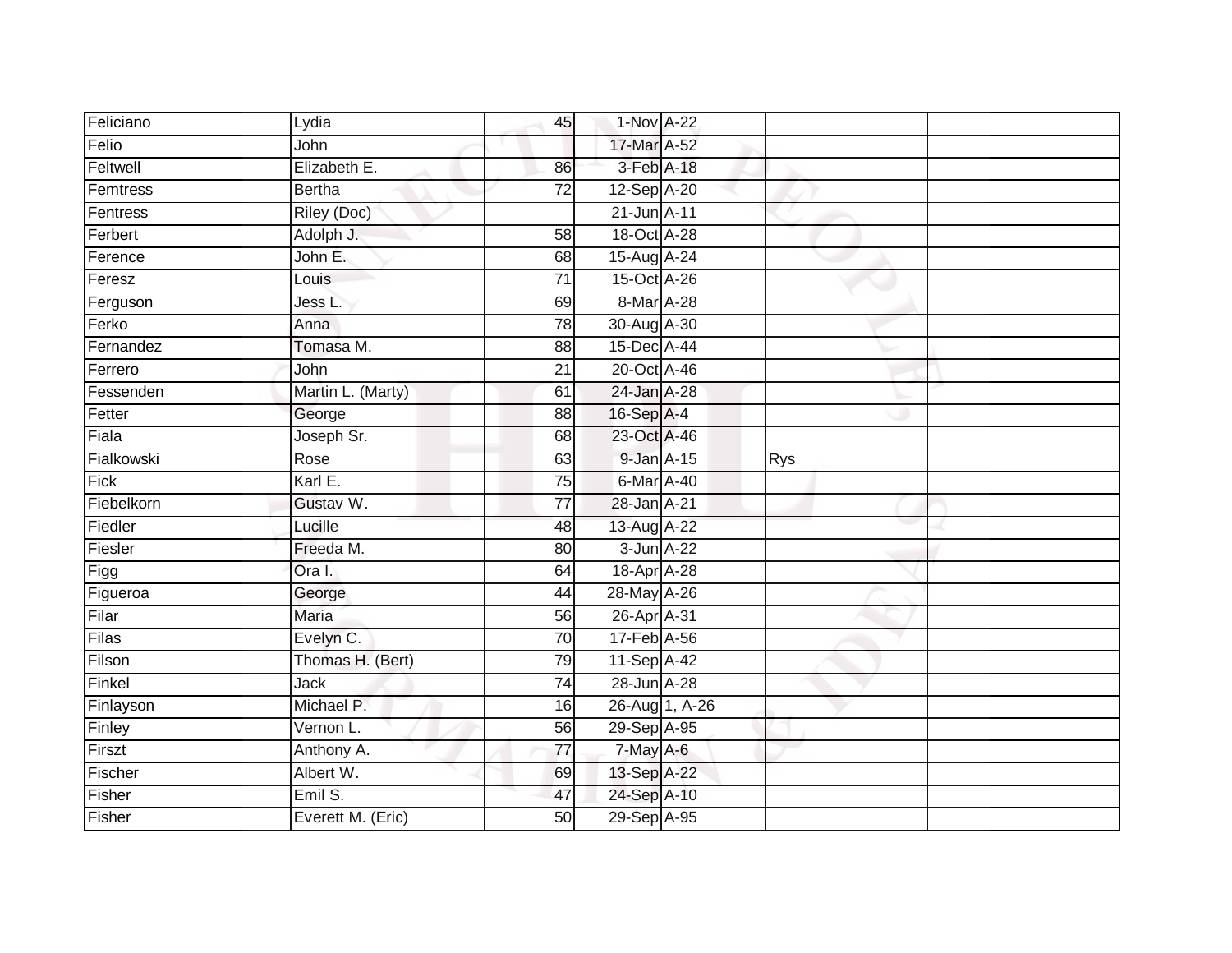| | | | | | | |
|---|---|---|---|---|---|---|
| Feliciano | Lydia | 45 | 1-Nov | A-22 | | |
| Felio | John | | 17-Mar | A-52 | | |
| Feltwell | Elizabeth E. | 86 | 3-Feb | A-18 | | |
| Femtress | Bertha | 72 | 12-Sep | A-20 | | |
| Fentress | Riley (Doc) | | 21-Jun | A-11 | | |
| Ferbert | Adolph J. | 58 | 18-Oct | A-28 | | |
| Ference | John E. | 68 | 15-Aug | A-24 | | |
| Feresz | Louis | 71 | 15-Oct | A-26 | | |
| Ferguson | Jess L. | 69 | 8-Mar | A-28 | | |
| Ferko | Anna | 78 | 30-Aug | A-30 | | |
| Fernandez | Tomasa M. | 88 | 15-Dec | A-44 | | |
| Ferrero | John | 21 | 20-Oct | A-46 | | |
| Fessenden | Martin L. (Marty) | 61 | 24-Jan | A-28 | | |
| Fetter | George | 88 | 16-Sep | A-4 | | |
| Fiala | Joseph Sr. | 68 | 23-Oct | A-46 | | |
| Fialkowski | Rose | 63 | 9-Jan | A-15 | Rys | |
| Fick | Karl E. | 75 | 6-Mar | A-40 | | |
| Fiebelkorn | Gustav W. | 77 | 28-Jan | A-21 | | |
| Fiedler | Lucille | 48 | 13-Aug | A-22 | | |
| Fiesler | Freeda M. | 80 | 3-Jun | A-22 | | |
| Figg | Ora I. | 64 | 18-Apr | A-28 | | |
| Figueroa | George | 44 | 28-May | A-26 | | |
| Filar | Maria | 56 | 26-Apr | A-31 | | |
| Filas | Evelyn C. | 70 | 17-Feb | A-56 | | |
| Filson | Thomas H. (Bert) | 79 | 11-Sep | A-42 | | |
| Finkel | Jack | 74 | 28-Jun | A-28 | | |
| Finlayson | Michael P. | 16 | 26-Aug | 1, A-26 | | |
| Finley | Vernon L. | 56 | 29-Sep | A-95 | | |
| Firszt | Anthony A. | 77 | 7-May | A-6 | | |
| Fischer | Albert W. | 69 | 13-Sep | A-22 | | |
| Fisher | Emil S. | 47 | 24-Sep | A-10 | | |
| Fisher | Everett M. (Eric) | 50 | 29-Sep | A-95 | | |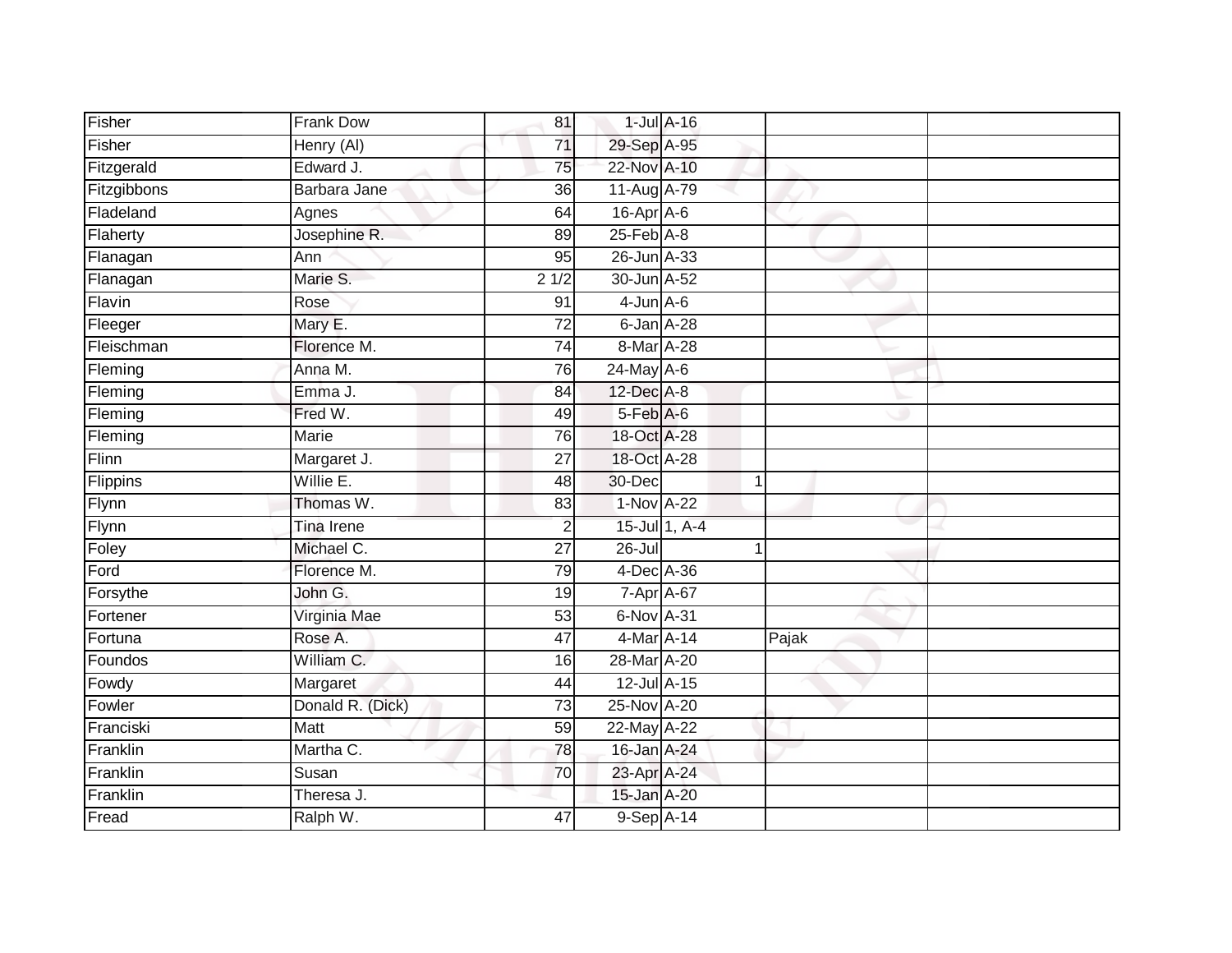| | | | | | | |
|---|---|---|---|---|---|---|
| Fisher | Frank Dow | 81 | 1-Jul | A-16 | | |
| Fisher | Henry (Al) | 71 | 29-Sep | A-95 | | |
| Fitzgerald | Edward J. | 75 | 22-Nov | A-10 | | |
| Fitzgibbons | Barbara Jane | 36 | 11-Aug | A-79 | | |
| Fladeland | Agnes | 64 | 16-Apr | A-6 | | |
| Flaherty | Josephine R. | 89 | 25-Feb | A-8 | | |
| Flanagan | Ann | 95 | 26-Jun | A-33 | | |
| Flanagan | Marie S. | 2 1/2 | 30-Jun | A-52 | | |
| Flavin | Rose | 91 | 4-Jun | A-6 | | |
| Fleeger | Mary E. | 72 | 6-Jan | A-28 | | |
| Fleischman | Florence M. | 74 | 8-Mar | A-28 | | |
| Fleming | Anna M. | 76 | 24-May | A-6 | | |
| Fleming | Emma J. | 84 | 12-Dec | A-8 | | |
| Fleming | Fred W. | 49 | 5-Feb | A-6 | | |
| Fleming | Marie | 76 | 18-Oct | A-28 | | |
| Flinn | Margaret J. | 27 | 18-Oct | A-28 | | |
| Flippins | Willie E. | 48 | 30-Dec | 1 | | |
| Flynn | Thomas W. | 83 | 1-Nov | A-22 | | |
| Flynn | Tina Irene | 2 | 15-Jul | 1, A-4 | | |
| Foley | Michael C. | 27 | 26-Jul | 1 | | |
| Ford | Florence M. | 79 | 4-Dec | A-36 | | |
| Forsythe | John G. | 19 | 7-Apr | A-67 | | |
| Fortener | Virginia Mae | 53 | 6-Nov | A-31 | | |
| Fortuna | Rose A. | 47 | 4-Mar | A-14 | Pajak | |
| Foundos | William C. | 16 | 28-Mar | A-20 | | |
| Fowdy | Margaret | 44 | 12-Jul | A-15 | | |
| Fowler | Donald R. (Dick) | 73 | 25-Nov | A-20 | | |
| Franciski | Matt | 59 | 22-May | A-22 | | |
| Franklin | Martha C. | 78 | 16-Jan | A-24 | | |
| Franklin | Susan | 70 | 23-Apr | A-24 | | |
| Franklin | Theresa J. | | 15-Jan | A-20 | | |
| Fread | Ralph W. | 47 | 9-Sep | A-14 | | |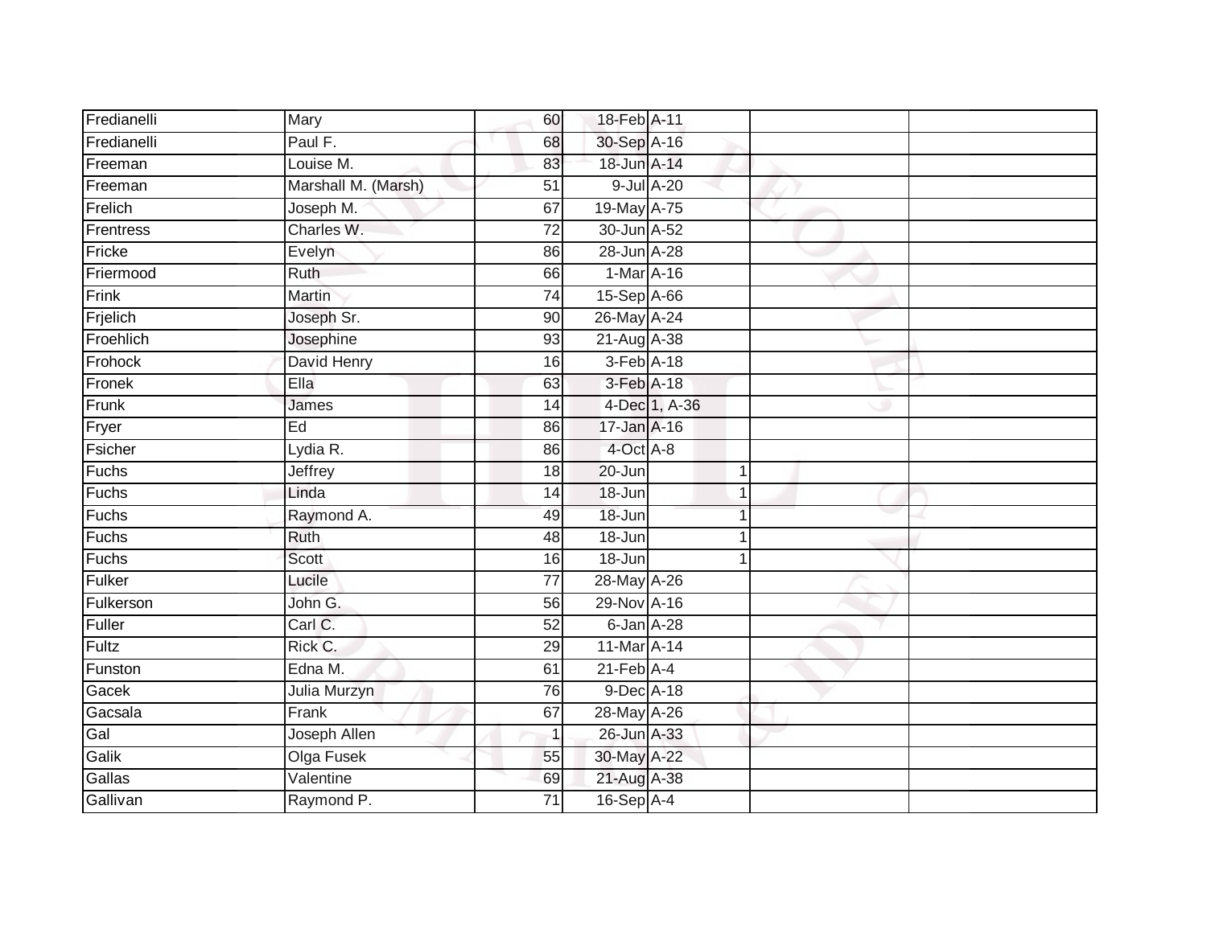| | | | | | | | |
|---|---|---|---|---|---|---|---|
| Fredianelli | Mary | 60 | 18-Feb | A-11 | | | |
| Fredianelli | Paul F. | 68 | 30-Sep | A-16 | | | |
| Freeman | Louise M. | 83 | 18-Jun | A-14 | | | |
| Freeman | Marshall M. (Marsh) | 51 | 9-Jul | A-20 | | | |
| Frelich | Joseph M. | 67 | 19-May | A-75 | | | |
| Frentress | Charles W. | 72 | 30-Jun | A-52 | | | |
| Fricke | Evelyn | 86 | 28-Jun | A-28 | | | |
| Friermood | Ruth | 66 | 1-Mar | A-16 | | | |
| Frink | Martin | 74 | 15-Sep | A-66 | | | |
| Frjelich | Joseph Sr. | 90 | 26-May | A-24 | | | |
| Froehlich | Josephine | 93 | 21-Aug | A-38 | | | |
| Frohock | David Henry | 16 | 3-Feb | A-18 | | | |
| Fronek | Ella | 63 | 3-Feb | A-18 | | | |
| Frunk | James | 14 | 4-Dec | 1, A-36 | | | |
| Fryer | Ed | 86 | 17-Jan | A-16 | | | |
| Fsicher | Lydia R. | 86 | 4-Oct | A-8 | | | |
| Fuchs | Jeffrey | 18 | 20-Jun | | 1 | | |
| Fuchs | Linda | 14 | 18-Jun | | 1 | | |
| Fuchs | Raymond A. | 49 | 18-Jun | | 1 | | |
| Fuchs | Ruth | 48 | 18-Jun | | 1 | | |
| Fuchs | Scott | 16 | 18-Jun | | 1 | | |
| Fulker | Lucile | 77 | 28-May | A-26 | | | |
| Fulkerson | John G. | 56 | 29-Nov | A-16 | | | |
| Fuller | Carl C. | 52 | 6-Jan | A-28 | | | |
| Fultz | Rick C. | 29 | 11-Mar | A-14 | | | |
| Funston | Edna M. | 61 | 21-Feb | A-4 | | | |
| Gacek | Julia Murzyn | 76 | 9-Dec | A-18 | | | |
| Gacsala | Frank | 67 | 28-May | A-26 | | | |
| Gal | Joseph Allen | 1 | 26-Jun | A-33 | | | |
| Galik | Olga Fusek | 55 | 30-May | A-22 | | | |
| Gallas | Valentine | 69 | 21-Aug | A-38 | | | |
| Gallivan | Raymond P. | 71 | 16-Sep | A-4 | | | |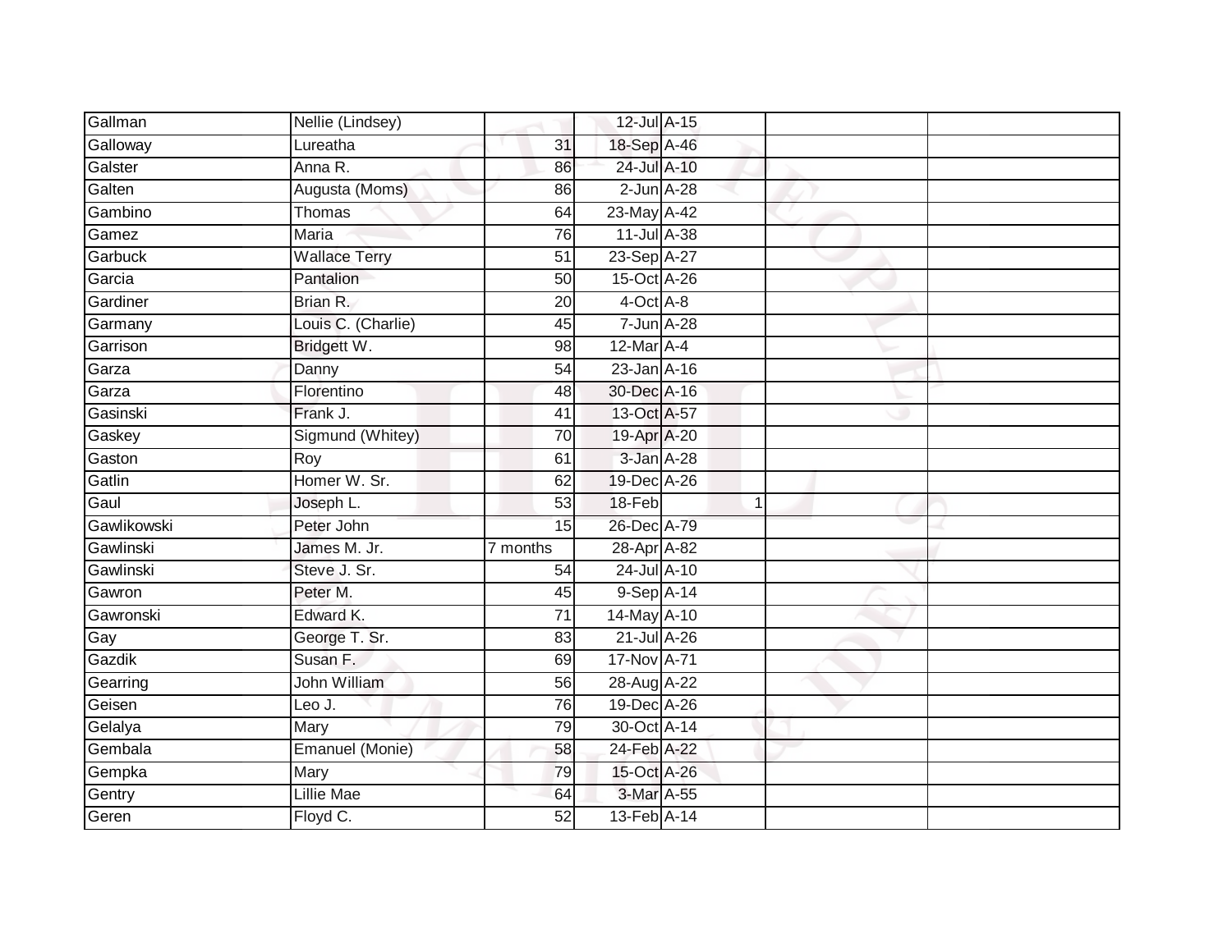| | | | | | | | |
|---|---|---|---|---|---|---|---|
| Gallman | Nellie (Lindsey) | | 12-Jul | A-15 | | | |
| Galloway | Lureatha | 31 | 18-Sep | A-46 | | | |
| Galster | Anna R. | 86 | 24-Jul | A-10 | | | |
| Galten | Augusta (Moms) | 86 | 2-Jun | A-28 | | | |
| Gambino | Thomas | 64 | 23-May | A-42 | | | |
| Gamez | Maria | 76 | 11-Jul | A-38 | | | |
| Garbuck | Wallace Terry | 51 | 23-Sep | A-27 | | | |
| Garcia | Pantalion | 50 | 15-Oct | A-26 | | | |
| Gardiner | Brian R. | 20 | 4-Oct | A-8 | | | |
| Garmany | Louis C. (Charlie) | 45 | 7-Jun | A-28 | | | |
| Garrison | Bridgett W. | 98 | 12-Mar | A-4 | | | |
| Garza | Danny | 54 | 23-Jan | A-16 | | | |
| Garza | Florentino | 48 | 30-Dec | A-16 | | | |
| Gasinski | Frank J. | 41 | 13-Oct | A-57 | | | |
| Gaskey | Sigmund (Whitey) | 70 | 19-Apr | A-20 | | | |
| Gaston | Roy | 61 | 3-Jan | A-28 | | | |
| Gatlin | Homer W. Sr. | 62 | 19-Dec | A-26 | | | |
| Gaul | Joseph L. | 53 | 18-Feb | | 1 | | |
| Gawlikowski | Peter John | 15 | 26-Dec | A-79 | | | |
| Gawlinski | James M. Jr. | 7 months | 28-Apr | A-82 | | | |
| Gawlinski | Steve J. Sr. | 54 | 24-Jul | A-10 | | | |
| Gawron | Peter M. | 45 | 9-Sep | A-14 | | | |
| Gawronski | Edward K. | 71 | 14-May | A-10 | | | |
| Gay | George T. Sr. | 83 | 21-Jul | A-26 | | | |
| Gazdik | Susan F. | 69 | 17-Nov | A-71 | | | |
| Gearring | John William | 56 | 28-Aug | A-22 | | | |
| Geisen | Leo J. | 76 | 19-Dec | A-26 | | | |
| Gelalya | Mary | 79 | 30-Oct | A-14 | | | |
| Gembala | Emanuel (Monie) | 58 | 24-Feb | A-22 | | | |
| Gempka | Mary | 79 | 15-Oct | A-26 | | | |
| Gentry | Lillie Mae | 64 | 3-Mar | A-55 | | | |
| Geren | Floyd C. | 52 | 13-Feb | A-14 | | | |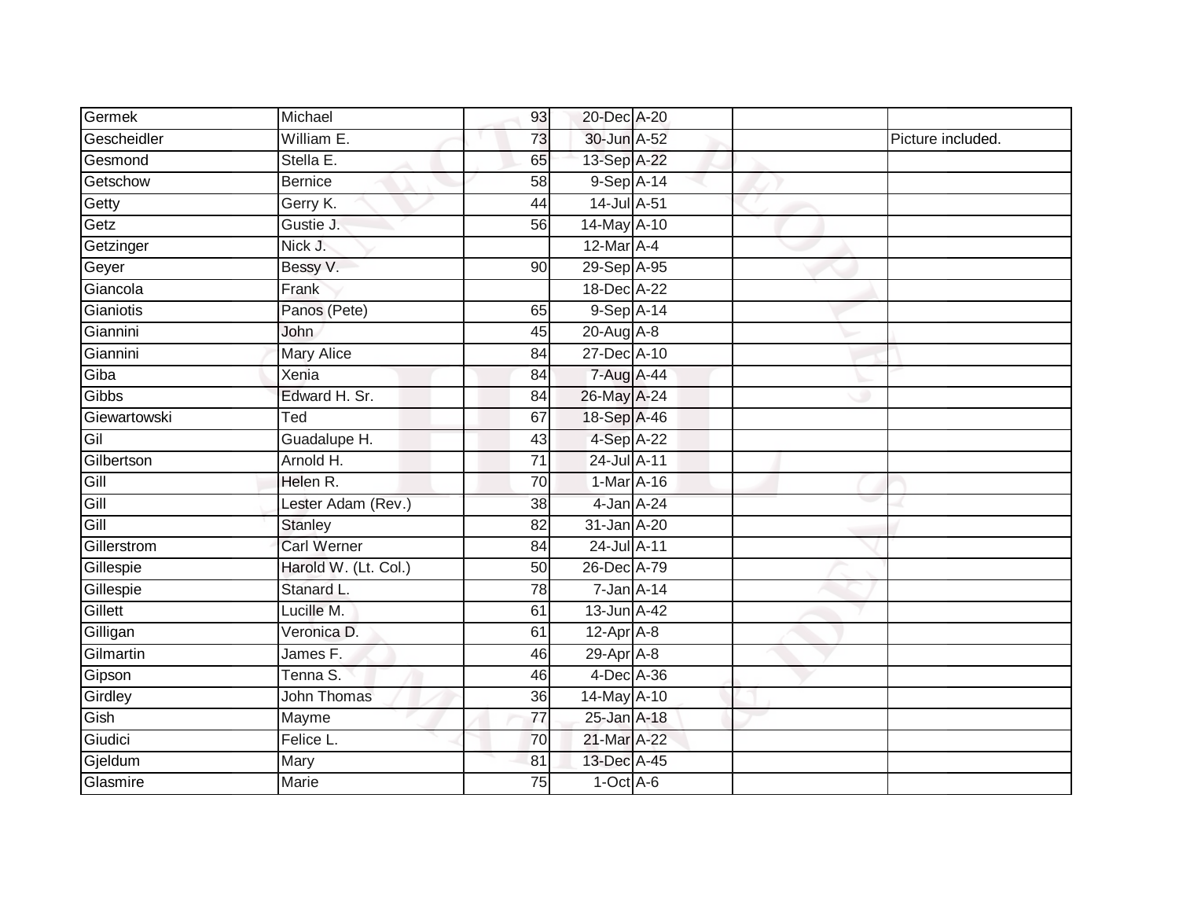| | | | | | | |
|---|---|---|---|---|---|---|
| Germek | Michael | 93 | 20-Dec | A-20 | | |
| Gescheidler | William E. | 73 | 30-Jun | A-52 | | Picture included. |
| Gesmond | Stella E. | 65 | 13-Sep | A-22 | | |
| Getschow | Bernice | 58 | 9-Sep | A-14 | | |
| Getty | Gerry K. | 44 | 14-Jul | A-51 | | |
| Getz | Gustie J. | 56 | 14-May | A-10 | | |
| Getzinger | Nick J. | | 12-Mar | A-4 | | |
| Geyer | Bessy V. | 90 | 29-Sep | A-95 | | |
| Giancola | Frank | | 18-Dec | A-22 | | |
| Gianiotis | Panos (Pete) | 65 | 9-Sep | A-14 | | |
| Giannini | John | 45 | 20-Aug | A-8 | | |
| Giannini | Mary Alice | 84 | 27-Dec | A-10 | | |
| Giba | Xenia | 84 | 7-Aug | A-44 | | |
| Gibbs | Edward H. Sr. | 84 | 26-May | A-24 | | |
| Giewartowski | Ted | 67 | 18-Sep | A-46 | | |
| Gil | Guadalupe H. | 43 | 4-Sep | A-22 | | |
| Gilbertson | Arnold H. | 71 | 24-Jul | A-11 | | |
| Gill | Helen R. | 70 | 1-Mar | A-16 | | |
| Gill | Lester Adam (Rev.) | 38 | 4-Jan | A-24 | | |
| Gill | Stanley | 82 | 31-Jan | A-20 | | |
| Gillerstrom | Carl Werner | 84 | 24-Jul | A-11 | | |
| Gillespie | Harold W. (Lt. Col.) | 50 | 26-Dec | A-79 | | |
| Gillespie | Stanard L. | 78 | 7-Jan | A-14 | | |
| Gillett | Lucille M. | 61 | 13-Jun | A-42 | | |
| Gilligan | Veronica D. | 61 | 12-Apr | A-8 | | |
| Gilmartin | James F. | 46 | 29-Apr | A-8 | | |
| Gipson | Tenna S. | 46 | 4-Dec | A-36 | | |
| Girdley | John Thomas | 36 | 14-May | A-10 | | |
| Gish | Mayme | 77 | 25-Jan | A-18 | | |
| Giudici | Felice L. | 70 | 21-Mar | A-22 | | |
| Gjeldum | Mary | 81 | 13-Dec | A-45 | | |
| Glasmire | Marie | 75 | 1-Oct | A-6 | | |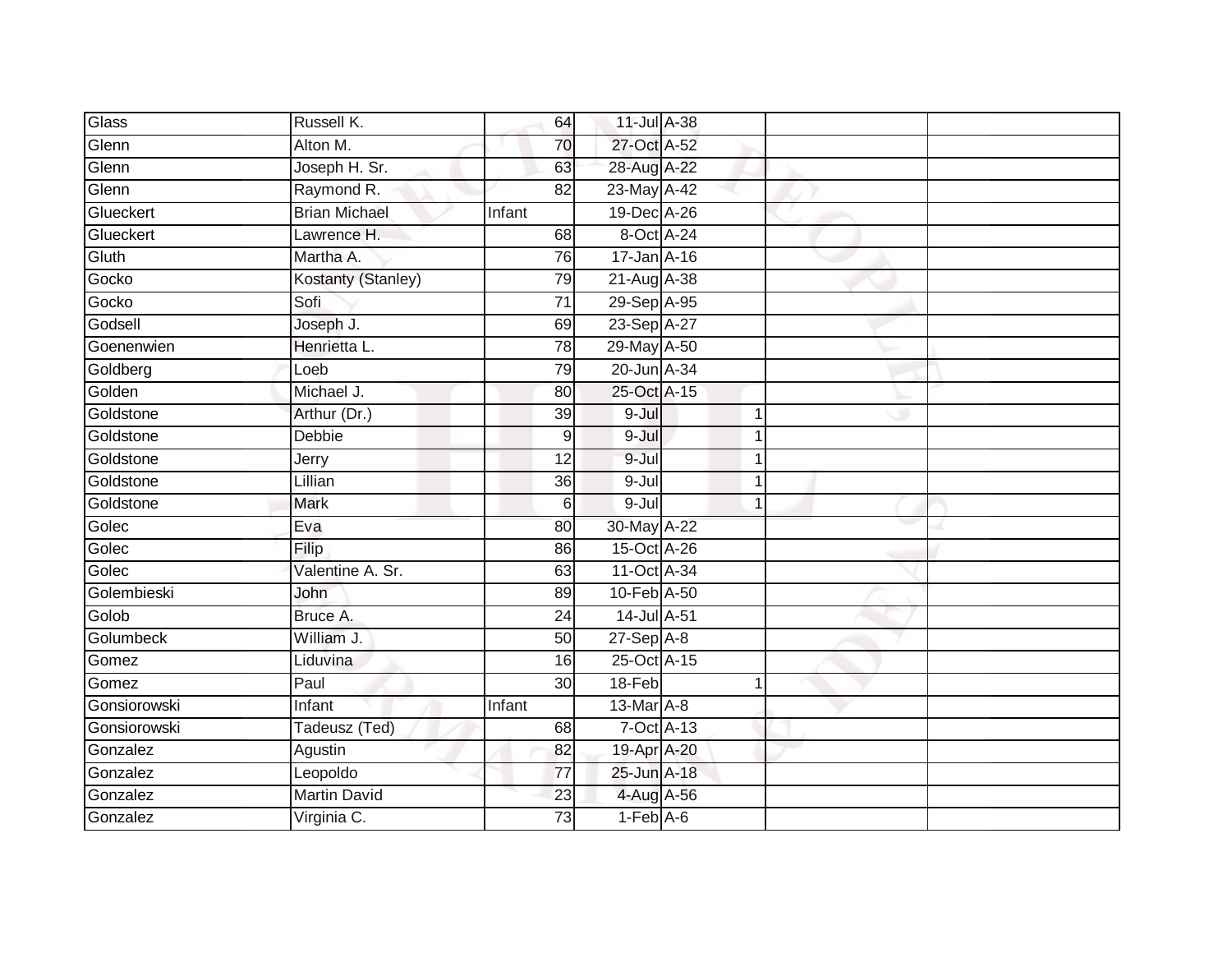| | | | | | | | |
|---|---|---|---|---|---|---|---|
| Glass | Russell K. | 64 | 11-Jul | A-38 | | | |
| Glenn | Alton M. | 70 | 27-Oct | A-52 | | | |
| Glenn | Joseph H. Sr. | 63 | 28-Aug | A-22 | | | |
| Glenn | Raymond R. | 82 | 23-May | A-42 | | | |
| Glueckert | Brian Michael | Infant | 19-Dec | A-26 | | | |
| Glueckert | Lawrence H. | 68 | 8-Oct | A-24 | | | |
| Gluth | Martha A. | 76 | 17-Jan | A-16 | | | |
| Gocko | Kostanty (Stanley) | 79 | 21-Aug | A-38 | | | |
| Gocko | Sofi | 71 | 29-Sep | A-95 | | | |
| Godsell | Joseph J. | 69 | 23-Sep | A-27 | | | |
| Goenenwien | Henrietta L. | 78 | 29-May | A-50 | | | |
| Goldberg | Loeb | 79 | 20-Jun | A-34 | | | |
| Golden | Michael J. | 80 | 25-Oct | A-15 | | | |
| Goldstone | Arthur (Dr.) | 39 | 9-Jul | | 1 | | |
| Goldstone | Debbie | 9 | 9-Jul | | 1 | | |
| Goldstone | Jerry | 12 | 9-Jul | | 1 | | |
| Goldstone | Lillian | 36 | 9-Jul | | 1 | | |
| Goldstone | Mark | 6 | 9-Jul | | 1 | | |
| Golec | Eva | 80 | 30-May | A-22 | | | |
| Golec | Filip | 86 | 15-Oct | A-26 | | | |
| Golec | Valentine A. Sr. | 63 | 11-Oct | A-34 | | | |
| Golembieski | John | 89 | 10-Feb | A-50 | | | |
| Golob | Bruce A. | 24 | 14-Jul | A-51 | | | |
| Golumbeck | William J. | 50 | 27-Sep | A-8 | | | |
| Gomez | Liduvina | 16 | 25-Oct | A-15 | | | |
| Gomez | Paul | 30 | 18-Feb | | 1 | | |
| Gonsiorowski | Infant | Infant | 13-Mar | A-8 | | | |
| Gonsiorowski | Tadeusz (Ted) | 68 | 7-Oct | A-13 | | | |
| Gonzalez | Agustin | 82 | 19-Apr | A-20 | | | |
| Gonzalez | Leopoldo | 77 | 25-Jun | A-18 | | | |
| Gonzalez | Martin David | 23 | 4-Aug | A-56 | | | |
| Gonzalez | Virginia C. | 73 | 1-Feb | A-6 | | | |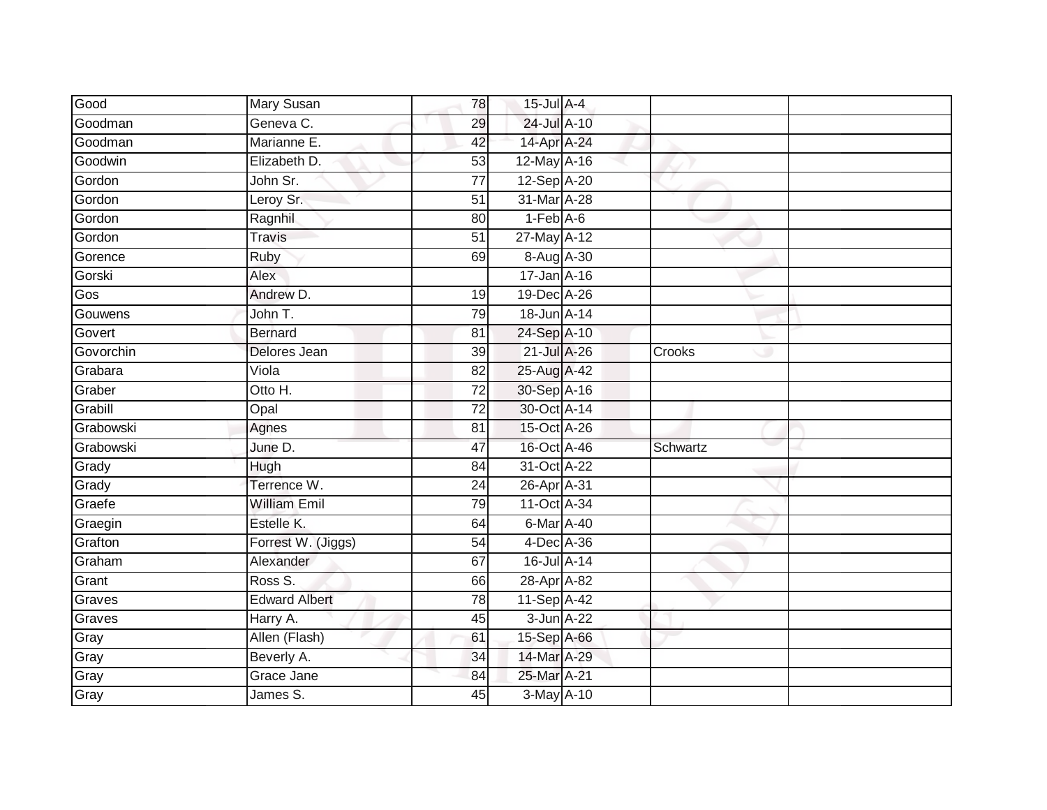| | | | | | | |
|---|---|---|---|---|---|---|
| Good | Mary Susan | 78 | 15-Jul | A-4 | | |
| Goodman | Geneva C. | 29 | 24-Jul | A-10 | | |
| Goodman | Marianne E. | 42 | 14-Apr | A-24 | | |
| Goodwin | Elizabeth D. | 53 | 12-May | A-16 | | |
| Gordon | John Sr. | 77 | 12-Sep | A-20 | | |
| Gordon | Leroy Sr. | 51 | 31-Mar | A-28 | | |
| Gordon | Ragnhil | 80 | 1-Feb | A-6 | | |
| Gordon | Travis | 51 | 27-May | A-12 | | |
| Gorence | Ruby | 69 | 8-Aug | A-30 | | |
| Gorski | Alex | | 17-Jan | A-16 | | |
| Gos | Andrew D. | 19 | 19-Dec | A-26 | | |
| Gouwens | John T. | 79 | 18-Jun | A-14 | | |
| Govert | Bernard | 81 | 24-Sep | A-10 | | |
| Govorchin | Delores Jean | 39 | 21-Jul | A-26 | Crooks | |
| Grabara | Viola | 82 | 25-Aug | A-42 | | |
| Graber | Otto H. | 72 | 30-Sep | A-16 | | |
| Grabill | Opal | 72 | 30-Oct | A-14 | | |
| Grabowski | Agnes | 81 | 15-Oct | A-26 | | |
| Grabowski | June D. | 47 | 16-Oct | A-46 | Schwartz | |
| Grady | Hugh | 84 | 31-Oct | A-22 | | |
| Grady | Terrence W. | 24 | 26-Apr | A-31 | | |
| Graefe | William Emil | 79 | 11-Oct | A-34 | | |
| Graegin | Estelle K. | 64 | 6-Mar | A-40 | | |
| Grafton | Forrest W. (Jiggs) | 54 | 4-Dec | A-36 | | |
| Graham | Alexander | 67 | 16-Jul | A-14 | | |
| Grant | Ross S. | 66 | 28-Apr | A-82 | | |
| Graves | Edward Albert | 78 | 11-Sep | A-42 | | |
| Graves | Harry A. | 45 | 3-Jun | A-22 | | |
| Gray | Allen (Flash) | 61 | 15-Sep | A-66 | | |
| Gray | Beverly A. | 34 | 14-Mar | A-29 | | |
| Gray | Grace Jane | 84 | 25-Mar | A-21 | | |
| Gray | James S. | 45 | 3-May | A-10 | | |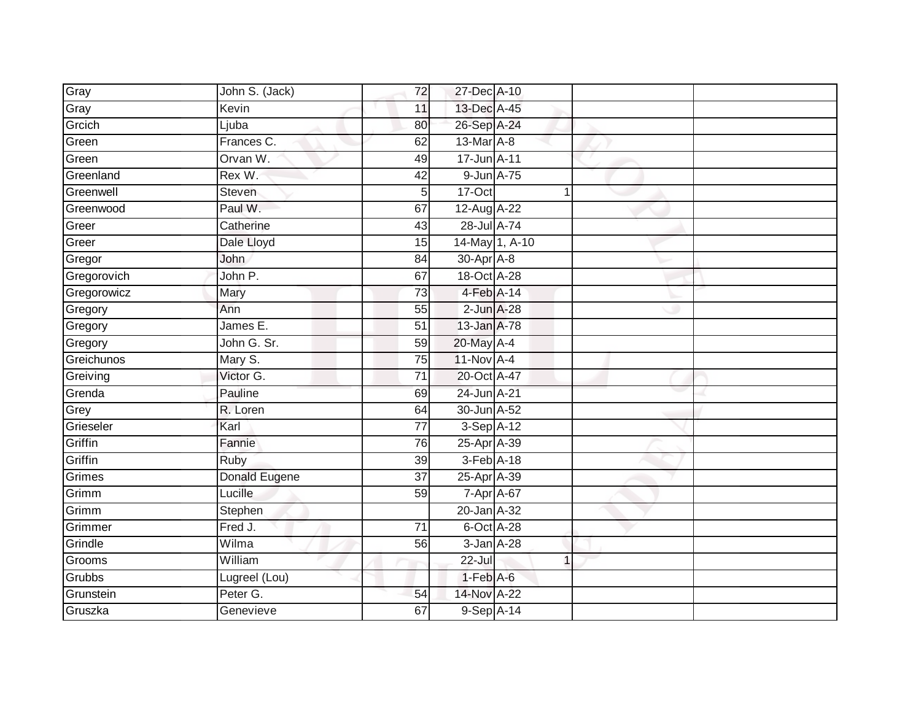| | | | | | | |
|---|---|---|---|---|---|---|
| Gray | John S. (Jack) | 72 | 27-Dec | A-10 | | |
| Gray | Kevin | 11 | 13-Dec | A-45 | | |
| Grcich | Ljuba | 80 | 26-Sep | A-24 | | |
| Green | Frances C. | 62 | 13-Mar | A-8 | | |
| Green | Orvan W. | 49 | 17-Jun | A-11 | | |
| Greenland | Rex W. | 42 | 9-Jun | A-75 | | |
| Greenwell | Steven | 5 | 17-Oct | 1 | | |
| Greenwood | Paul W. | 67 | 12-Aug | A-22 | | |
| Greer | Catherine | 43 | 28-Jul | A-74 | | |
| Greer | Dale Lloyd | 15 | 14-May | 1, A-10 | | |
| Gregor | John | 84 | 30-Apr | A-8 | | |
| Gregorovich | John P. | 67 | 18-Oct | A-28 | | |
| Gregorowicz | Mary | 73 | 4-Feb | A-14 | | |
| Gregory | Ann | 55 | 2-Jun | A-28 | | |
| Gregory | James E. | 51 | 13-Jan | A-78 | | |
| Gregory | John G. Sr. | 59 | 20-May | A-4 | | |
| Greichunos | Mary S. | 75 | 11-Nov | A-4 | | |
| Greiving | Victor G. | 71 | 20-Oct | A-47 | | |
| Grenda | Pauline | 69 | 24-Jun | A-21 | | |
| Grey | R. Loren | 64 | 30-Jun | A-52 | | |
| Grieseler | Karl | 77 | 3-Sep | A-12 | | |
| Griffin | Fannie | 76 | 25-Apr | A-39 | | |
| Griffin | Ruby | 39 | 3-Feb | A-18 | | |
| Grimes | Donald Eugene | 37 | 25-Apr | A-39 | | |
| Grimm | Lucille | 59 | 7-Apr | A-67 | | |
| Grimm | Stephen | | 20-Jan | A-32 | | |
| Grimmer | Fred J. | 71 | 6-Oct | A-28 | | |
| Grindle | Wilma | 56 | 3-Jan | A-28 | | |
| Grooms | William | | 22-Jul | 1 | | |
| Grubbs | Lugreel (Lou) | | 1-Feb | A-6 | | |
| Grunstein | Peter G. | 54 | 14-Nov | A-22 | | |
| Gruszka | Genevieve | 67 | 9-Sep | A-14 | | |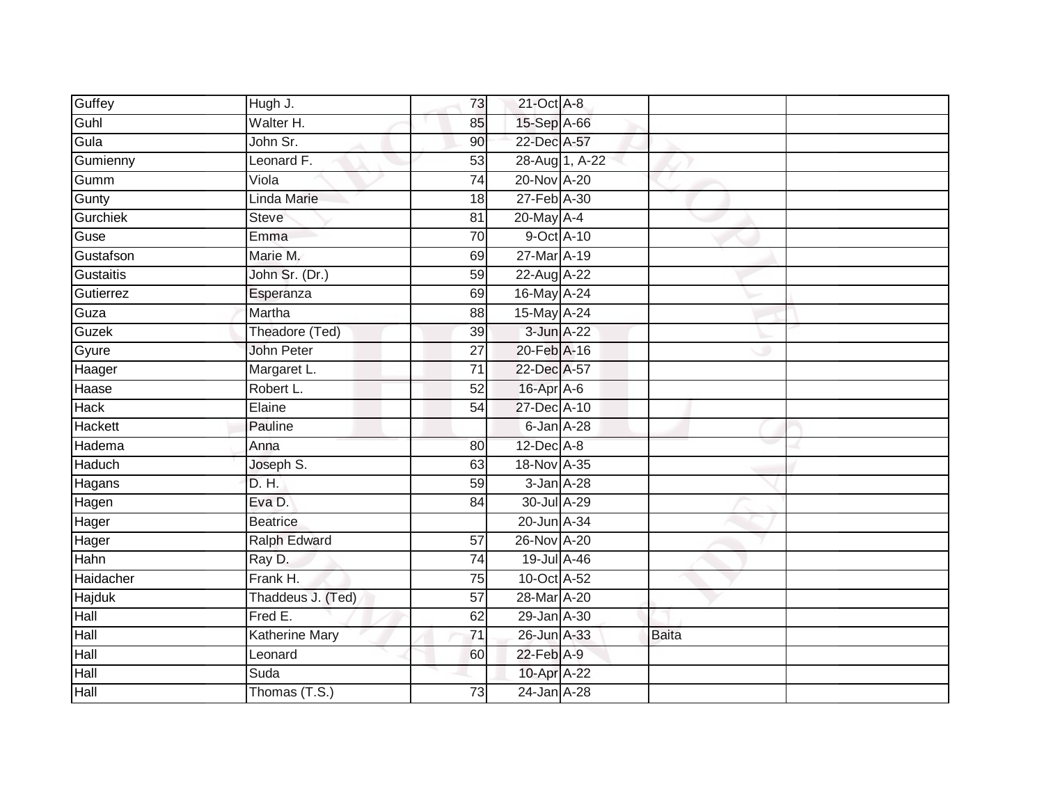| | | | | | | |
|---|---|---|---|---|---|---|
| Guffey | Hugh J. | 73 | 21-Oct | A-8 | | |
| Guhl | Walter H. | 85 | 15-Sep | A-66 | | |
| Gula | John Sr. | 90 | 22-Dec | A-57 | | |
| Gumienny | Leonard F. | 53 | 28-Aug | 1, A-22 | | |
| Gumm | Viola | 74 | 20-Nov | A-20 | | |
| Gunty | Linda Marie | 18 | 27-Feb | A-30 | | |
| Gurchiek | Steve | 81 | 20-May | A-4 | | |
| Guse | Emma | 70 | 9-Oct | A-10 | | |
| Gustafson | Marie M. | 69 | 27-Mar | A-19 | | |
| Gustaitis | John Sr. (Dr.) | 59 | 22-Aug | A-22 | | |
| Gutierrez | Esperanza | 69 | 16-May | A-24 | | |
| Guza | Martha | 88 | 15-May | A-24 | | |
| Guzek | Theadore (Ted) | 39 | 3-Jun | A-22 | | |
| Gyure | John Peter | 27 | 20-Feb | A-16 | | |
| Haager | Margaret L. | 71 | 22-Dec | A-57 | | |
| Haase | Robert L. | 52 | 16-Apr | A-6 | | |
| Hack | Elaine | 54 | 27-Dec | A-10 | | |
| Hackett | Pauline | | 6-Jan | A-28 | | |
| Hadema | Anna | 80 | 12-Dec | A-8 | | |
| Haduch | Joseph S. | 63 | 18-Nov | A-35 | | |
| Hagans | D. H. | 59 | 3-Jan | A-28 | | |
| Hagen | Eva D. | 84 | 30-Jul | A-29 | | |
| Hager | Beatrice | | 20-Jun | A-34 | | |
| Hager | Ralph Edward | 57 | 26-Nov | A-20 | | |
| Hahn | Ray D. | 74 | 19-Jul | A-46 | | |
| Haidacher | Frank H. | 75 | 10-Oct | A-52 | | |
| Hajduk | Thaddeus J. (Ted) | 57 | 28-Mar | A-20 | | |
| Hall | Fred E. | 62 | 29-Jan | A-30 | | |
| Hall | Katherine Mary | 71 | 26-Jun | A-33 | Baita | |
| Hall | Leonard | 60 | 22-Feb | A-9 | | |
| Hall | Suda | | 10-Apr | A-22 | | |
| Hall | Thomas (T.S.) | 73 | 24-Jan | A-28 | | |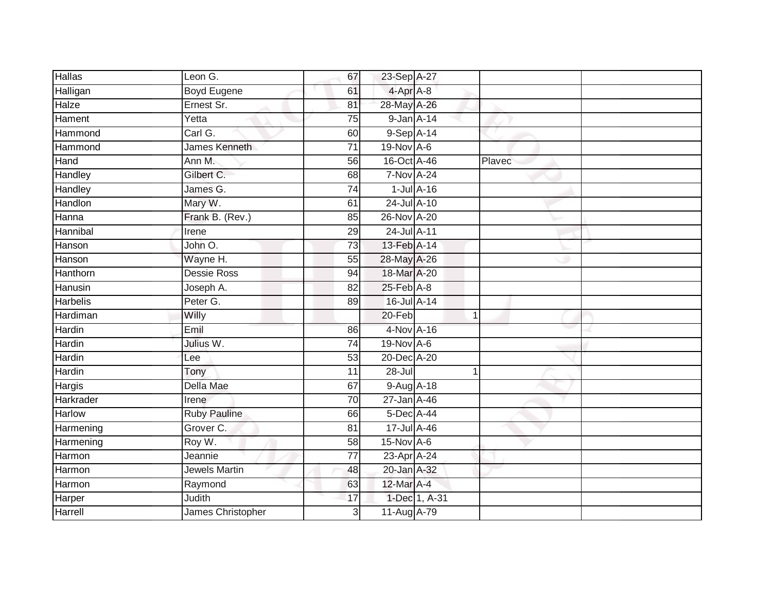| | | | | | | |
|---|---|---|---|---|---|---|
| Hallas | Leon G. | 67 | 23-Sep | A-27 | | |
| Halligan | Boyd Eugene | 61 | 4-Apr | A-8 | | |
| Halze | Ernest Sr. | 81 | 28-May | A-26 | | |
| Hament | Yetta | 75 | 9-Jan | A-14 | | |
| Hammond | Carl G. | 60 | 9-Sep | A-14 | | |
| Hammond | James Kenneth | 71 | 19-Nov | A-6 | | |
| Hand | Ann M. | 56 | 16-Oct | A-46 | Plavec | |
| Handley | Gilbert C. | 68 | 7-Nov | A-24 | | |
| Handley | James G. | 74 | 1-Jul | A-16 | | |
| Handlon | Mary W. | 61 | 24-Jul | A-10 | | |
| Hanna | Frank B. (Rev.) | 85 | 26-Nov | A-20 | | |
| Hannibal | Irene | 29 | 24-Jul | A-11 | | |
| Hanson | John O. | 73 | 13-Feb | A-14 | | |
| Hanson | Wayne H. | 55 | 28-May | A-26 | | |
| Hanthorn | Dessie Ross | 94 | 18-Mar | A-20 | | |
| Hanusin | Joseph A. | 82 | 25-Feb | A-8 | | |
| Harbelis | Peter G. | 89 | 16-Jul | A-14 | | |
| Hardiman | Willy | | 20-Feb | 1 | | |
| Hardin | Emil | 86 | 4-Nov | A-16 | | |
| Hardin | Julius W. | 74 | 19-Nov | A-6 | | |
| Hardin | Lee | 53 | 20-Dec | A-20 | | |
| Hardin | Tony | 11 | 28-Jul | 1 | | |
| Hargis | Della Mae | 67 | 9-Aug | A-18 | | |
| Harkrader | Irene | 70 | 27-Jan | A-46 | | |
| Harlow | Ruby Pauline | 66 | 5-Dec | A-44 | | |
| Harmening | Grover C. | 81 | 17-Jul | A-46 | | |
| Harmening | Roy W. | 58 | 15-Nov | A-6 | | |
| Harmon | Jeannie | 77 | 23-Apr | A-24 | | |
| Harmon | Jewels Martin | 48 | 20-Jan | A-32 | | |
| Harmon | Raymond | 63 | 12-Mar | A-4 | | |
| Harper | Judith | 17 | 1-Dec | 1, A-31 | | |
| Harrell | James Christopher | 3 | 11-Aug | A-79 | | |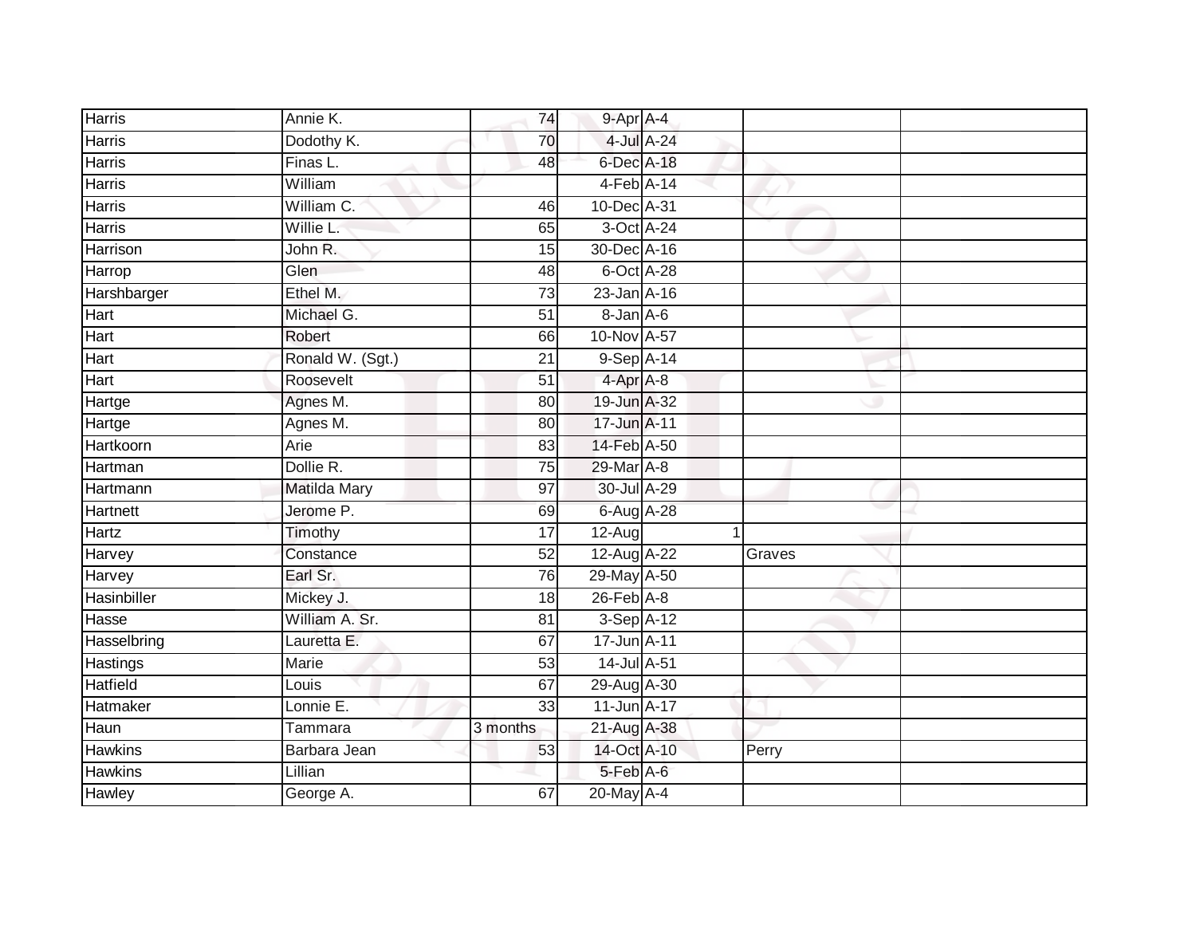| | | | | | | |
|---|---|---|---|---|---|---|
| Harris | Annie K. | 74 | 9-Apr | A-4 | | |
| Harris | Dodothy K. | 70 | 4-Jul | A-24 | | |
| Harris | Finas L. | 48 | 6-Dec | A-18 | | |
| Harris | William | | 4-Feb | A-14 | | |
| Harris | William C. | 46 | 10-Dec | A-31 | | |
| Harris | Willie L. | 65 | 3-Oct | A-24 | | |
| Harrison | John R. | 15 | 30-Dec | A-16 | | |
| Harrop | Glen | 48 | 6-Oct | A-28 | | |
| Harshbarger | Ethel M. | 73 | 23-Jan | A-16 | | |
| Hart | Michael G. | 51 | 8-Jan | A-6 | | |
| Hart | Robert | 66 | 10-Nov | A-57 | | |
| Hart | Ronald W. (Sgt.) | 21 | 9-Sep | A-14 | | |
| Hart | Roosevelt | 51 | 4-Apr | A-8 | | |
| Hartge | Agnes M. | 80 | 19-Jun | A-32 | | |
| Hartge | Agnes M. | 80 | 17-Jun | A-11 | | |
| Hartkoorn | Arie | 83 | 14-Feb | A-50 | | |
| Hartman | Dollie R. | 75 | 29-Mar | A-8 | | |
| Hartmann | Matilda Mary | 97 | 30-Jul | A-29 | | |
| Hartnett | Jerome P. | 69 | 6-Aug | A-28 | | |
| Hartz | Timothy | 17 | 12-Aug | 1 | | |
| Harvey | Constance | 52 | 12-Aug | A-22 | Graves | |
| Harvey | Earl Sr. | 76 | 29-May | A-50 | | |
| Hasinbiller | Mickey J. | 18 | 26-Feb | A-8 | | |
| Hasse | William A. Sr. | 81 | 3-Sep | A-12 | | |
| Hasselbring | Lauretta E. | 67 | 17-Jun | A-11 | | |
| Hastings | Marie | 53 | 14-Jul | A-51 | | |
| Hatfield | Louis | 67 | 29-Aug | A-30 | | |
| Hatmaker | Lonnie E. | 33 | 11-Jun | A-17 | | |
| Haun | Tammara | 3 months | 21-Aug | A-38 | | |
| Hawkins | Barbara Jean | 53 | 14-Oct | A-10 | Perry | |
| Hawkins | Lillian | | 5-Feb | A-6 | | |
| Hawley | George A. | 67 | 20-May | A-4 | | |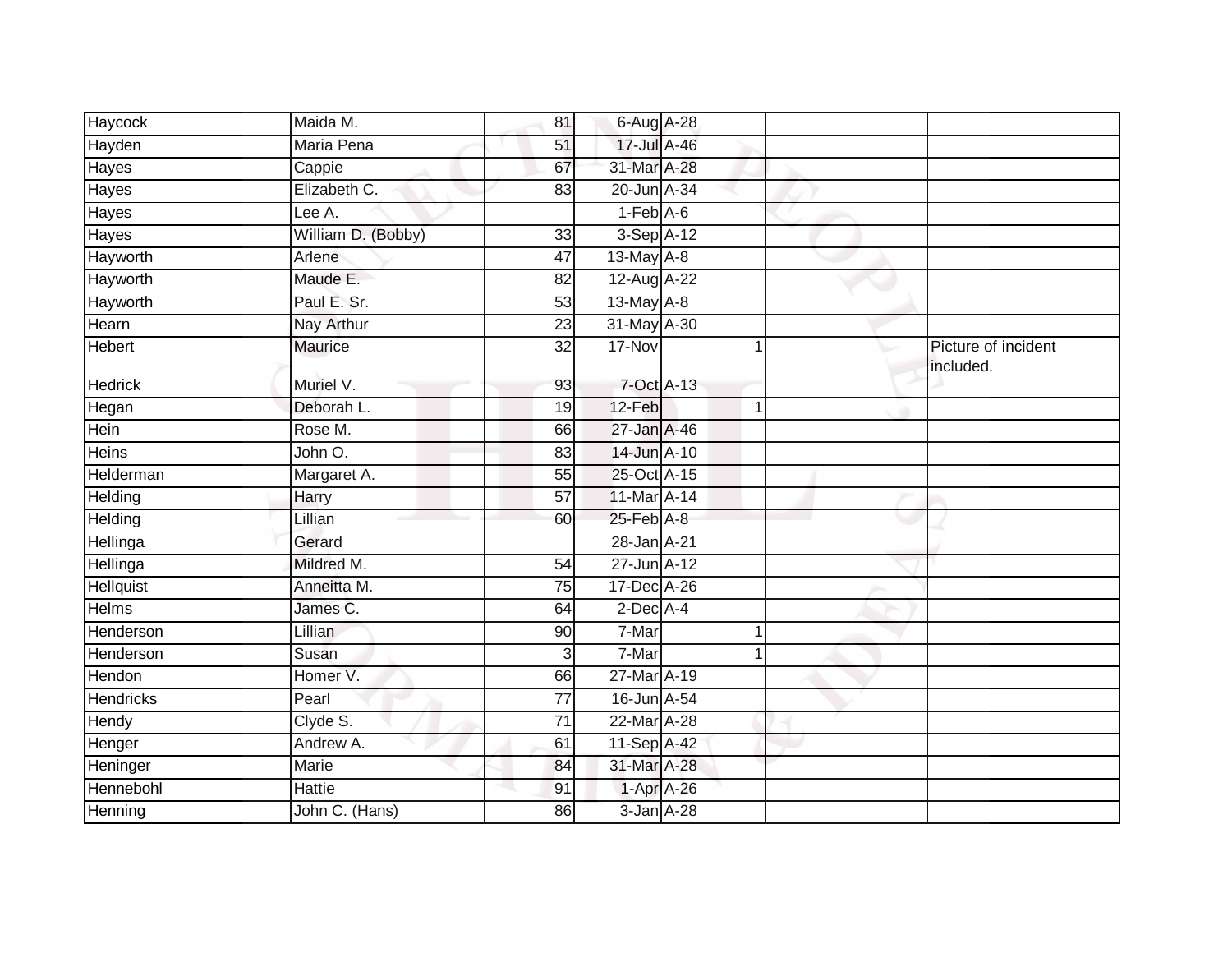| | | | | | | | |
|---|---|---|---|---|---|---|---|
| Haycock | Maida M. | 81 | 6-Aug | A-28 | | | |
| Hayden | Maria Pena | 51 | 17-Jul | A-46 | | | |
| Hayes | Cappie | 67 | 31-Mar | A-28 | | | |
| Hayes | Elizabeth C. | 83 | 20-Jun | A-34 | | | |
| Hayes | Lee A. | | 1-Feb | A-6 | | | |
| Hayes | William D. (Bobby) | 33 | 3-Sep | A-12 | | | |
| Hayworth | Arlene | 47 | 13-May | A-8 | | | |
| Hayworth | Maude E. | 82 | 12-Aug | A-22 | | | |
| Hayworth | Paul E. Sr. | 53 | 13-May | A-8 | | | |
| Hearn | Nay Arthur | 23 | 31-May | A-30 | | | |
| Hebert | Maurice | 32 | 17-Nov | | 1 | | Picture of incident included. |
| Hedrick | Muriel V. | 93 | 7-Oct | A-13 | | | |
| Hegan | Deborah L. | 19 | 12-Feb | | 1 | | |
| Hein | Rose M. | 66 | 27-Jan | A-46 | | | |
| Heins | John O. | 83 | 14-Jun | A-10 | | | |
| Helderman | Margaret A. | 55 | 25-Oct | A-15 | | | |
| Helding | Harry | 57 | 11-Mar | A-14 | | | |
| Helding | Lillian | 60 | 25-Feb | A-8 | | | |
| Hellinga | Gerard | | 28-Jan | A-21 | | | |
| Hellinga | Mildred M. | 54 | 27-Jun | A-12 | | | |
| Hellquist | Anneitta M. | 75 | 17-Dec | A-26 | | | |
| Helms | James C. | 64 | 2-Dec | A-4 | | | |
| Henderson | Lillian | 90 | 7-Mar | | 1 | | |
| Henderson | Susan | 3 | 7-Mar | | 1 | | |
| Hendon | Homer V. | 66 | 27-Mar | A-19 | | | |
| Hendricks | Pearl | 77 | 16-Jun | A-54 | | | |
| Hendy | Clyde S. | 71 | 22-Mar | A-28 | | | |
| Henger | Andrew A. | 61 | 11-Sep | A-42 | | | |
| Heninger | Marie | 84 | 31-Mar | A-28 | | | |
| Hennebohl | Hattie | 91 | 1-Apr | A-26 | | | |
| Henning | John C. (Hans) | 86 | 3-Jan | A-28 | | | |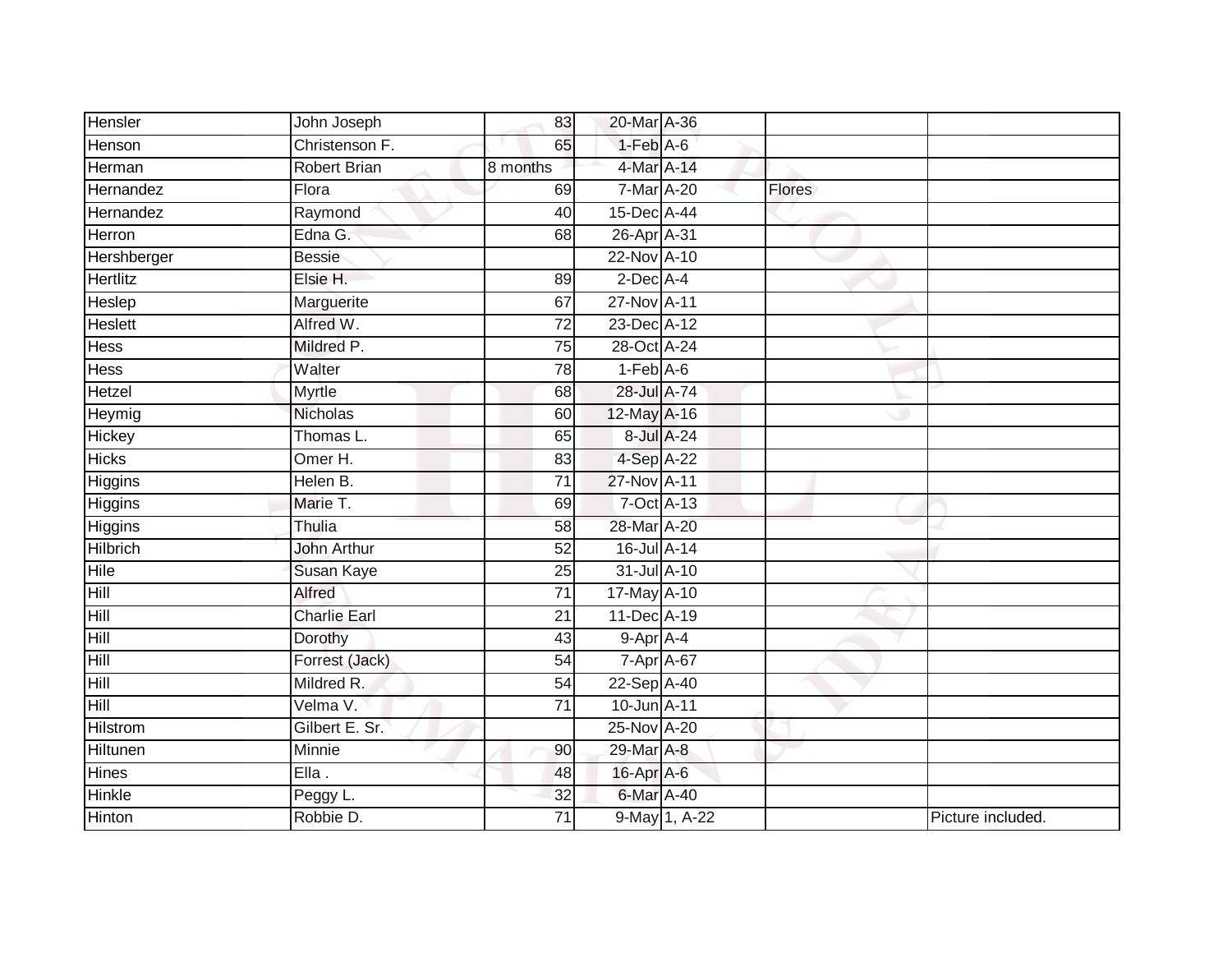| | | | | | | |
|---|---|---|---|---|---|---|
| Hensler | John Joseph | 83 | 20-Mar | A-36 | | |
| Henson | Christenson F. | 65 | 1-Feb | A-6 | | |
| Herman | Robert Brian | 8 months | 4-Mar | A-14 | | |
| Hernandez | Flora | 69 | 7-Mar | A-20 | Flores | |
| Hernandez | Raymond | 40 | 15-Dec | A-44 | | |
| Herron | Edna G. | 68 | 26-Apr | A-31 | | |
| Hershberger | Bessie | | 22-Nov | A-10 | | |
| Hertlitz | Elsie H. | 89 | 2-Dec | A-4 | | |
| Heslep | Marguerite | 67 | 27-Nov | A-11 | | |
| Heslett | Alfred W. | 72 | 23-Dec | A-12 | | |
| Hess | Mildred P. | 75 | 28-Oct | A-24 | | |
| Hess | Walter | 78 | 1-Feb | A-6 | | |
| Hetzel | Myrtle | 68 | 28-Jul | A-74 | | |
| Heymig | Nicholas | 60 | 12-May | A-16 | | |
| Hickey | Thomas L. | 65 | 8-Jul | A-24 | | |
| Hicks | Omer H. | 83 | 4-Sep | A-22 | | |
| Higgins | Helen B. | 71 | 27-Nov | A-11 | | |
| Higgins | Marie T. | 69 | 7-Oct | A-13 | | |
| Higgins | Thulia | 58 | 28-Mar | A-20 | | |
| Hilbrich | John Arthur | 52 | 16-Jul | A-14 | | |
| Hile | Susan Kaye | 25 | 31-Jul | A-10 | | |
| Hill | Alfred | 71 | 17-May | A-10 | | |
| Hill | Charlie Earl | 21 | 11-Dec | A-19 | | |
| Hill | Dorothy | 43 | 9-Apr | A-4 | | |
| Hill | Forrest (Jack) | 54 | 7-Apr | A-67 | | |
| Hill | Mildred R. | 54 | 22-Sep | A-40 | | |
| Hill | Velma V. | 71 | 10-Jun | A-11 | | |
| Hilstrom | Gilbert E. Sr. | | 25-Nov | A-20 | | |
| Hiltunen | Minnie | 90 | 29-Mar | A-8 | | |
| Hines | Ella . | 48 | 16-Apr | A-6 | | |
| Hinkle | Peggy L. | 32 | 6-Mar | A-40 | | |
| Hinton | Robbie D. | 71 | 9-May | 1, A-22 | | Picture included. |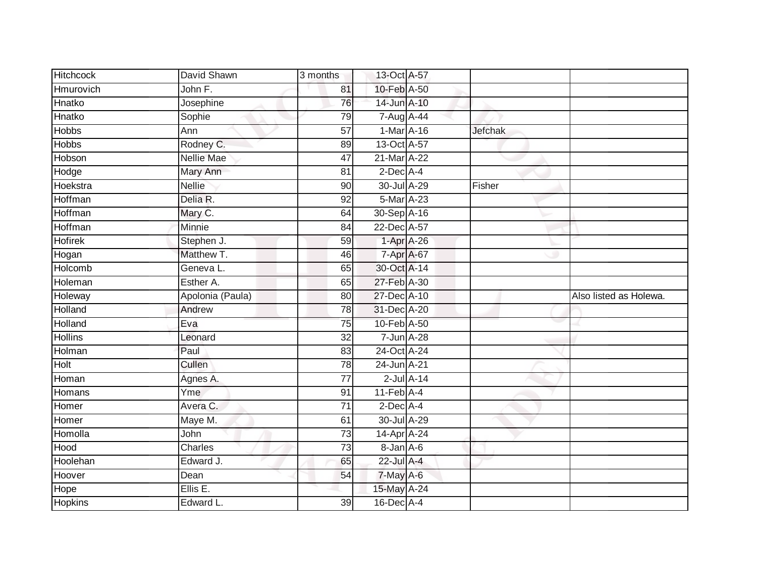| | | | | | | |
|---|---|---|---|---|---|---|
| Hitchcock | David Shawn | 3 months | 13-Oct | A-57 | | |
| Hmurovich | John F. | 81 | 10-Feb | A-50 | | |
| Hnatko | Josephine | 76 | 14-Jun | A-10 | | |
| Hnatko | Sophie | 79 | 7-Aug | A-44 | | |
| Hobbs | Ann | 57 | 1-Mar | A-16 | Jefchak | |
| Hobbs | Rodney C. | 89 | 13-Oct | A-57 | | |
| Hobson | Nellie Mae | 47 | 21-Mar | A-22 | | |
| Hodge | Mary Ann | 81 | 2-Dec | A-4 | | |
| Hoekstra | Nellie | 90 | 30-Jul | A-29 | Fisher | |
| Hoffman | Delia R. | 92 | 5-Mar | A-23 | | |
| Hoffman | Mary C. | 64 | 30-Sep | A-16 | | |
| Hoffman | Minnie | 84 | 22-Dec | A-57 | | |
| Hofirek | Stephen J. | 59 | 1-Apr | A-26 | | |
| Hogan | Matthew T. | 46 | 7-Apr | A-67 | | |
| Holcomb | Geneva L. | 65 | 30-Oct | A-14 | | |
| Holeman | Esther A. | 65 | 27-Feb | A-30 | | |
| Holeway | Apolonia (Paula) | 80 | 27-Dec | A-10 | | Also listed as Holewa. |
| Holland | Andrew | 78 | 31-Dec | A-20 | | |
| Holland | Eva | 75 | 10-Feb | A-50 | | |
| Hollins | Leonard | 32 | 7-Jun | A-28 | | |
| Holman | Paul | 83 | 24-Oct | A-24 | | |
| Holt | Cullen | 78 | 24-Jun | A-21 | | |
| Homan | Agnes A. | 77 | 2-Jul | A-14 | | |
| Homans | Yme | 91 | 11-Feb | A-4 | | |
| Homer | Avera C. | 71 | 2-Dec | A-4 | | |
| Homer | Maye M. | 61 | 30-Jul | A-29 | | |
| Homolla | John | 73 | 14-Apr | A-24 | | |
| Hood | Charles | 73 | 8-Jan | A-6 | | |
| Hoolehan | Edward J. | 65 | 22-Jul | A-4 | | |
| Hoover | Dean | 54 | 7-May | A-6 | | |
| Hope | Ellis E. | | 15-May | A-24 | | |
| Hopkins | Edward L. | 39 | 16-Dec | A-4 | | |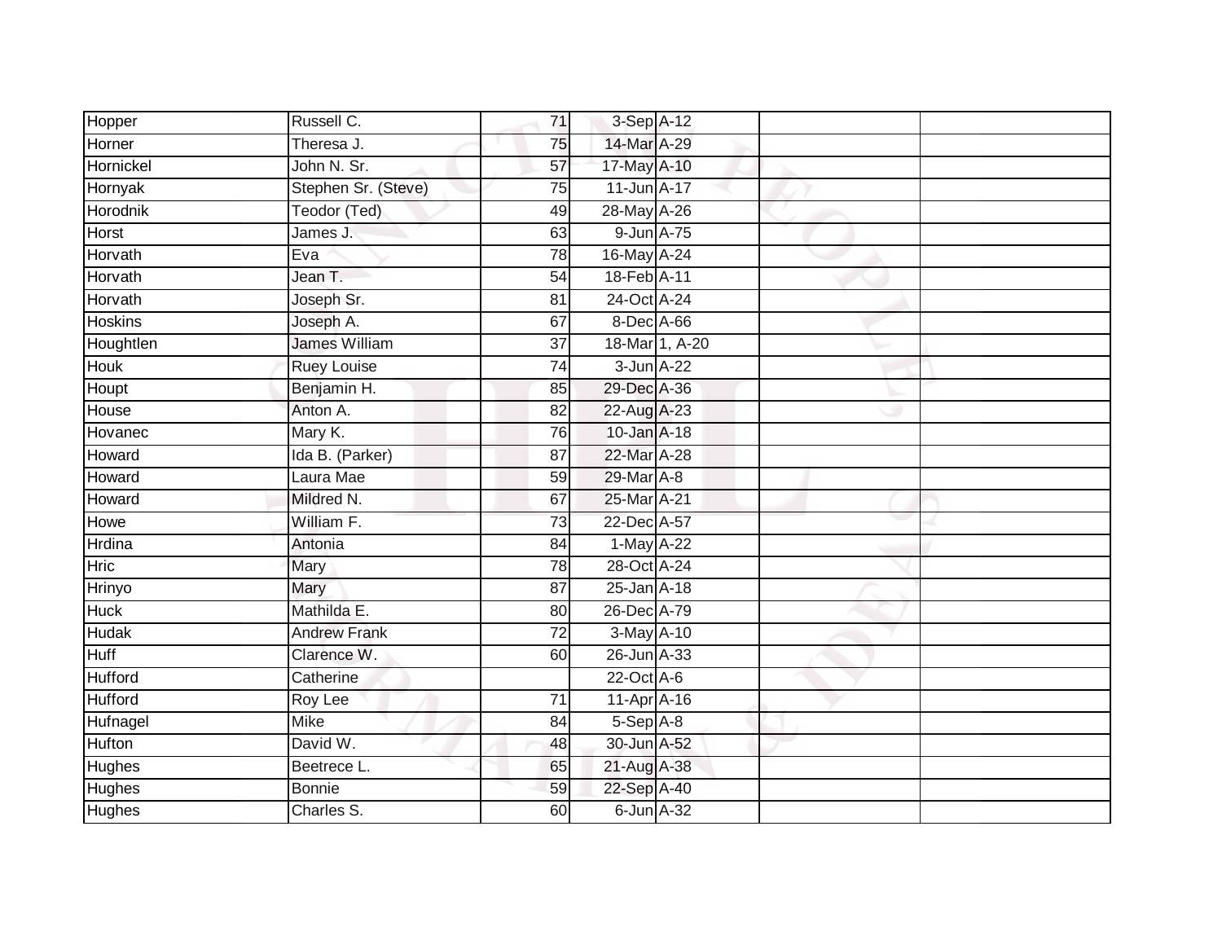| Hopper | Russell C. | 71 | 3-Sep | A-12 | | |
|---|---|---|---|---|---|---|
| Horner | Theresa J. | 75 | 14-Mar | A-29 | | |
| Hornickel | John N. Sr. | 57 | 17-May | A-10 | | |
| Hornyak | Stephen Sr. (Steve) | 75 | 11-Jun | A-17 | | |
| Horodnik | Teodor (Ted) | 49 | 28-May | A-26 | | |
| Horst | James J. | 63 | 9-Jun | A-75 | | |
| Horvath | Eva | 78 | 16-May | A-24 | | |
| Horvath | Jean T. | 54 | 18-Feb | A-11 | | |
| Horvath | Joseph Sr. | 81 | 24-Oct | A-24 | | |
| Hoskins | Joseph A. | 67 | 8-Dec | A-66 | | |
| Houghtlen | James William | 37 | 18-Mar | 1, A-20 | | |
| Houk | Ruey Louise | 74 | 3-Jun | A-22 | | |
| Houpt | Benjamin H. | 85 | 29-Dec | A-36 | | |
| House | Anton A. | 82 | 22-Aug | A-23 | | |
| Hovanec | Mary K. | 76 | 10-Jan | A-18 | | |
| Howard | Ida B. (Parker) | 87 | 22-Mar | A-28 | | |
| Howard | Laura Mae | 59 | 29-Mar | A-8 | | |
| Howard | Mildred N. | 67 | 25-Mar | A-21 | | |
| Howe | William F. | 73 | 22-Dec | A-57 | | |
| Hrdina | Antonia | 84 | 1-May | A-22 | | |
| Hric | Mary | 78 | 28-Oct | A-24 | | |
| Hrinyo | Mary | 87 | 25-Jan | A-18 | | |
| Huck | Mathilda E. | 80 | 26-Dec | A-79 | | |
| Hudak | Andrew Frank | 72 | 3-May | A-10 | | |
| Huff | Clarence W. | 60 | 26-Jun | A-33 | | |
| Hufford | Catherine | | 22-Oct | A-6 | | |
| Hufford | Roy Lee | 71 | 11-Apr | A-16 | | |
| Hufnagel | Mike | 84 | 5-Sep | A-8 | | |
| Hufton | David W. | 48 | 30-Jun | A-52 | | |
| Hughes | Beetrece L. | 65 | 21-Aug | A-38 | | |
| Hughes | Bonnie | 59 | 22-Sep | A-40 | | |
| Hughes | Charles S. | 60 | 6-Jun | A-32 | | |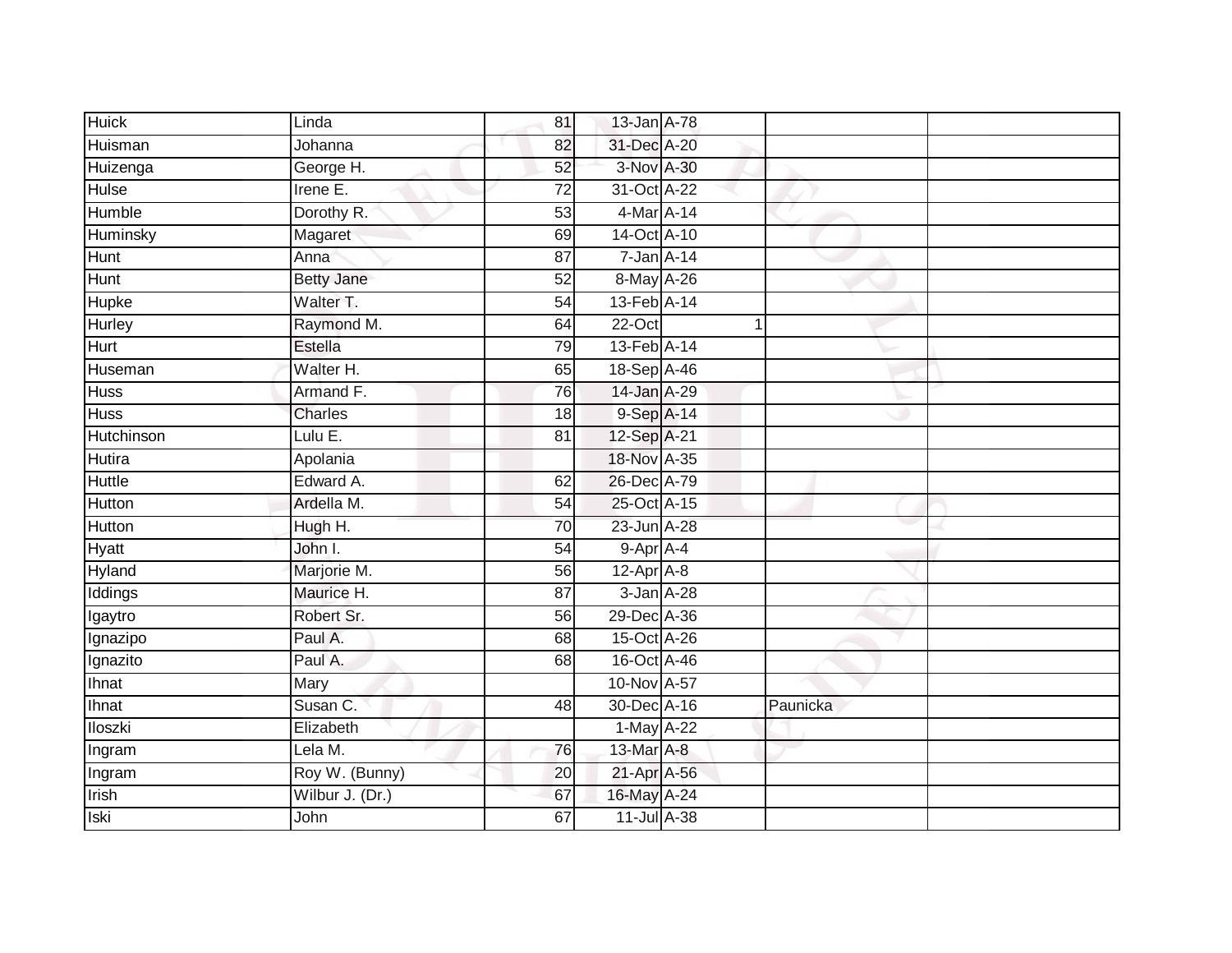| Huick | Linda | 81 | 13-Jan | A-78 | | |
|---|---|---|---|---|---|---|
| Huisman | Johanna | 82 | 31-Dec | A-20 | | |
| Huizenga | George H. | 52 | 3-Nov | A-30 | | |
| Hulse | Irene E. | 72 | 31-Oct | A-22 | | |
| Humble | Dorothy R. | 53 | 4-Mar | A-14 | | |
| Huminsky | Magaret | 69 | 14-Oct | A-10 | | |
| Hunt | Anna | 87 | 7-Jan | A-14 | | |
| Hunt | Betty Jane | 52 | 8-May | A-26 | | |
| Hupke | Walter T. | 54 | 13-Feb | A-14 | | |
| Hurley | Raymond M. | 64 | 22-Oct | 1 | | |
| Hurt | Estella | 79 | 13-Feb | A-14 | | |
| Huseman | Walter H. | 65 | 18-Sep | A-46 | | |
| Huss | Armand F. | 76 | 14-Jan | A-29 | | |
| Huss | Charles | 18 | 9-Sep | A-14 | | |
| Hutchinson | Lulu E. | 81 | 12-Sep | A-21 | | |
| Hutira | Apolania | | 18-Nov | A-35 | | |
| Huttle | Edward A. | 62 | 26-Dec | A-79 | | |
| Hutton | Ardella M. | 54 | 25-Oct | A-15 | | |
| Hutton | Hugh H. | 70 | 23-Jun | A-28 | | |
| Hyatt | John I. | 54 | 9-Apr | A-4 | | |
| Hyland | Marjorie M. | 56 | 12-Apr | A-8 | | |
| Iddings | Maurice H. | 87 | 3-Jan | A-28 | | |
| Igaytro | Robert Sr. | 56 | 29-Dec | A-36 | | |
| Ignazipo | Paul A. | 68 | 15-Oct | A-26 | | |
| Ignazito | Paul A. | 68 | 16-Oct | A-46 | | |
| Ihnat | Mary | | 10-Nov | A-57 | | |
| Ihnat | Susan C. | 48 | 30-Dec | A-16 | Paunicka | |
| Iloszki | Elizabeth | | 1-May | A-22 | | |
| Ingram | Lela M. | 76 | 13-Mar | A-8 | | |
| Ingram | Roy W. (Bunny) | 20 | 21-Apr | A-56 | | |
| Irish | Wilbur J. (Dr.) | 67 | 16-May | A-24 | | |
| Iski | John | 67 | 11-Jul | A-38 | | |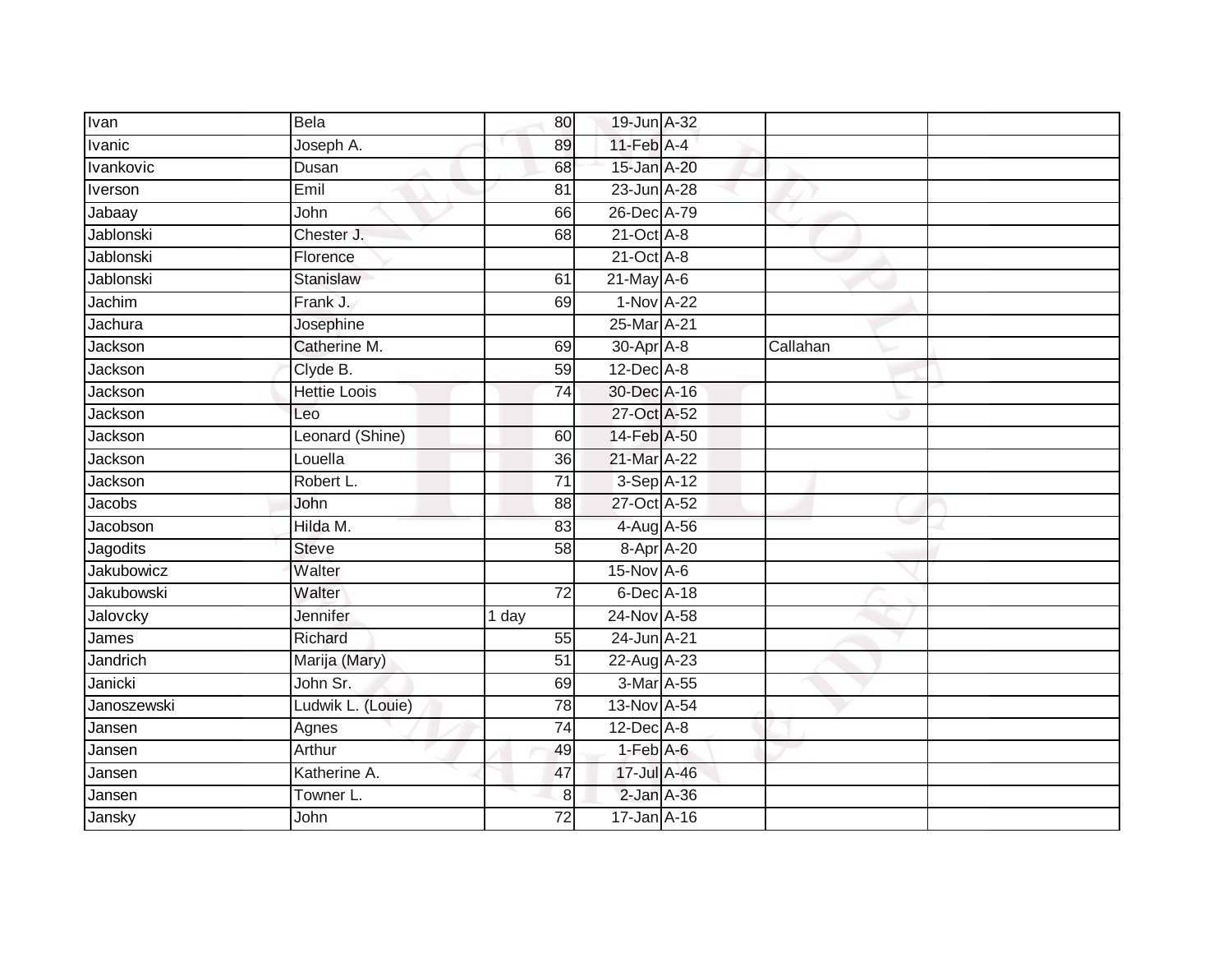| | | | | | | |
|---|---|---|---|---|---|---|
| Ivan | Bela | 80 | 19-Jun | A-32 | | |
| Ivanic | Joseph A. | 89 | 11-Feb | A-4 | | |
| Ivankovic | Dusan | 68 | 15-Jan | A-20 | | |
| Iverson | Emil | 81 | 23-Jun | A-28 | | |
| Jabaay | John | 66 | 26-Dec | A-79 | | |
| Jablonski | Chester J. | 68 | 21-Oct | A-8 | | |
| Jablonski | Florence | | 21-Oct | A-8 | | |
| Jablonski | Stanislaw | 61 | 21-May | A-6 | | |
| Jachim | Frank J. | 69 | 1-Nov | A-22 | | |
| Jachura | Josephine | | 25-Mar | A-21 | | |
| Jackson | Catherine M. | 69 | 30-Apr | A-8 | Callahan | |
| Jackson | Clyde B. | 59 | 12-Dec | A-8 | | |
| Jackson | Hettie Loois | 74 | 30-Dec | A-16 | | |
| Jackson | Leo | | 27-Oct | A-52 | | |
| Jackson | Leonard (Shine) | 60 | 14-Feb | A-50 | | |
| Jackson | Louella | 36 | 21-Mar | A-22 | | |
| Jackson | Robert L. | 71 | 3-Sep | A-12 | | |
| Jacobs | John | 88 | 27-Oct | A-52 | | |
| Jacobson | Hilda M. | 83 | 4-Aug | A-56 | | |
| Jagodits | Steve | 58 | 8-Apr | A-20 | | |
| Jakubowicz | Walter | | 15-Nov | A-6 | | |
| Jakubowski | Walter | 72 | 6-Dec | A-18 | | |
| Jalovcky | Jennifer | 1 day | 24-Nov | A-58 | | |
| James | Richard | 55 | 24-Jun | A-21 | | |
| Jandrich | Marija (Mary) | 51 | 22-Aug | A-23 | | |
| Janicki | John Sr. | 69 | 3-Mar | A-55 | | |
| Janoszewski | Ludwik L. (Louie) | 78 | 13-Nov | A-54 | | |
| Jansen | Agnes | 74 | 12-Dec | A-8 | | |
| Jansen | Arthur | 49 | 1-Feb | A-6 | | |
| Jansen | Katherine A. | 47 | 17-Jul | A-46 | | |
| Jansen | Towner L. | 8 | 2-Jan | A-36 | | |
| Jansky | John | 72 | 17-Jan | A-16 | | |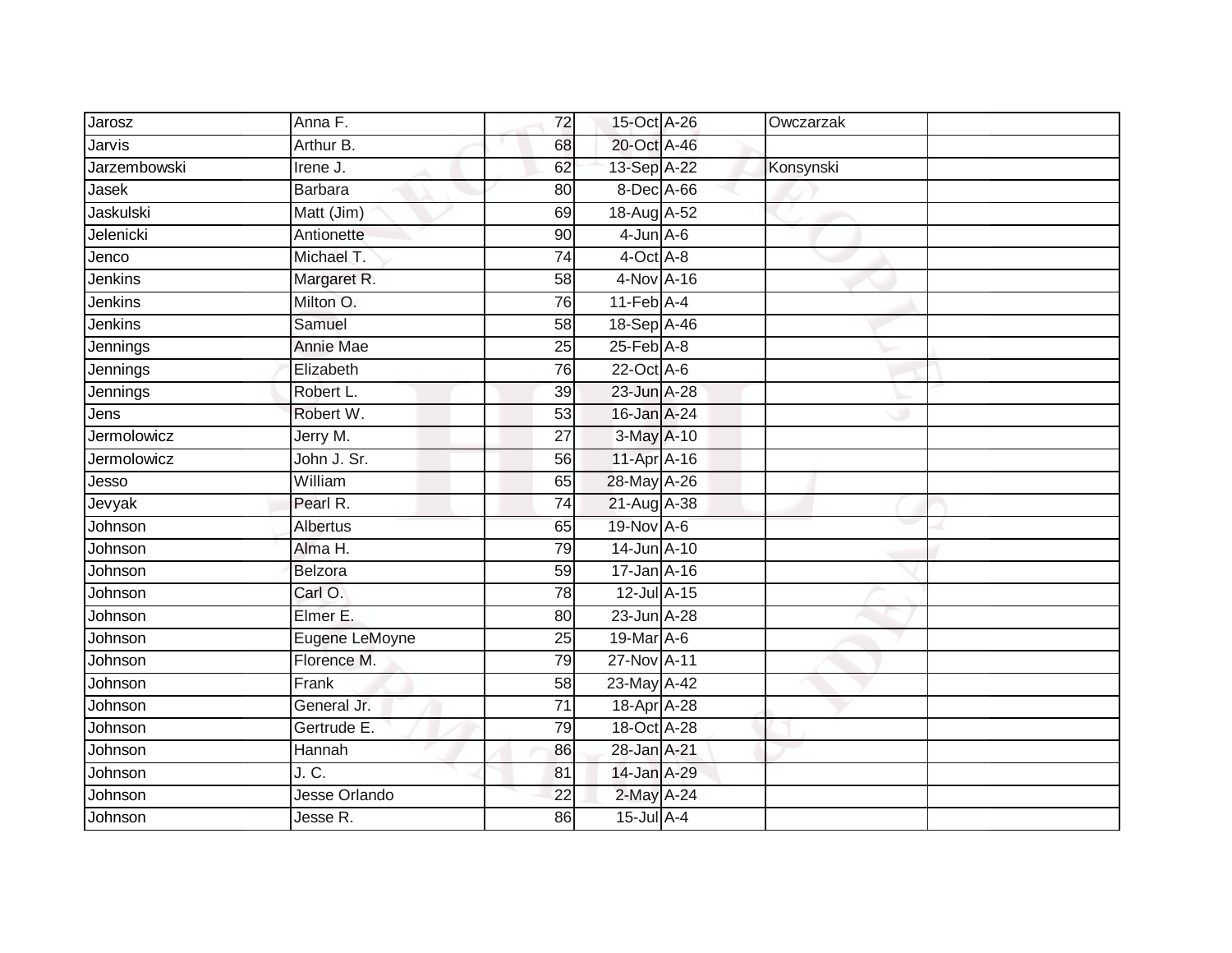| Jarosz | Anna F. | 72 | 15-Oct | A-26 | Owczarzak | |
|---|---|---|---|---|---|---|
| Jarvis | Arthur B. | 68 | 20-Oct | A-46 | | |
| Jarzembowski | Irene J. | 62 | 13-Sep | A-22 | Konsynski | |
| Jasek | Barbara | 80 | 8-Dec | A-66 | | |
| Jaskulski | Matt (Jim) | 69 | 18-Aug | A-52 | | |
| Jelenicki | Antionette | 90 | 4-Jun | A-6 | | |
| Jenco | Michael T. | 74 | 4-Oct | A-8 | | |
| Jenkins | Margaret R. | 58 | 4-Nov | A-16 | | |
| Jenkins | Milton O. | 76 | 11-Feb | A-4 | | |
| Jenkins | Samuel | 58 | 18-Sep | A-46 | | |
| Jennings | Annie Mae | 25 | 25-Feb | A-8 | | |
| Jennings | Elizabeth | 76 | 22-Oct | A-6 | | |
| Jennings | Robert L. | 39 | 23-Jun | A-28 | | |
| Jens | Robert W. | 53 | 16-Jan | A-24 | | |
| Jermolowicz | Jerry M. | 27 | 3-May | A-10 | | |
| Jermolowicz | John J. Sr. | 56 | 11-Apr | A-16 | | |
| Jesso | William | 65 | 28-May | A-26 | | |
| Jevyak | Pearl R. | 74 | 21-Aug | A-38 | | |
| Johnson | Albertus | 65 | 19-Nov | A-6 | | |
| Johnson | Alma H. | 79 | 14-Jun | A-10 | | |
| Johnson | Belzora | 59 | 17-Jan | A-16 | | |
| Johnson | Carl O. | 78 | 12-Jul | A-15 | | |
| Johnson | Elmer E. | 80 | 23-Jun | A-28 | | |
| Johnson | Eugene LeMoyne | 25 | 19-Mar | A-6 | | |
| Johnson | Florence M. | 79 | 27-Nov | A-11 | | |
| Johnson | Frank | 58 | 23-May | A-42 | | |
| Johnson | General Jr. | 71 | 18-Apr | A-28 | | |
| Johnson | Gertrude E. | 79 | 18-Oct | A-28 | | |
| Johnson | Hannah | 86 | 28-Jan | A-21 | | |
| Johnson | J. C. | 81 | 14-Jan | A-29 | | |
| Johnson | Jesse Orlando | 22 | 2-May | A-24 | | |
| Johnson | Jesse R. | 86 | 15-Jul | A-4 | | |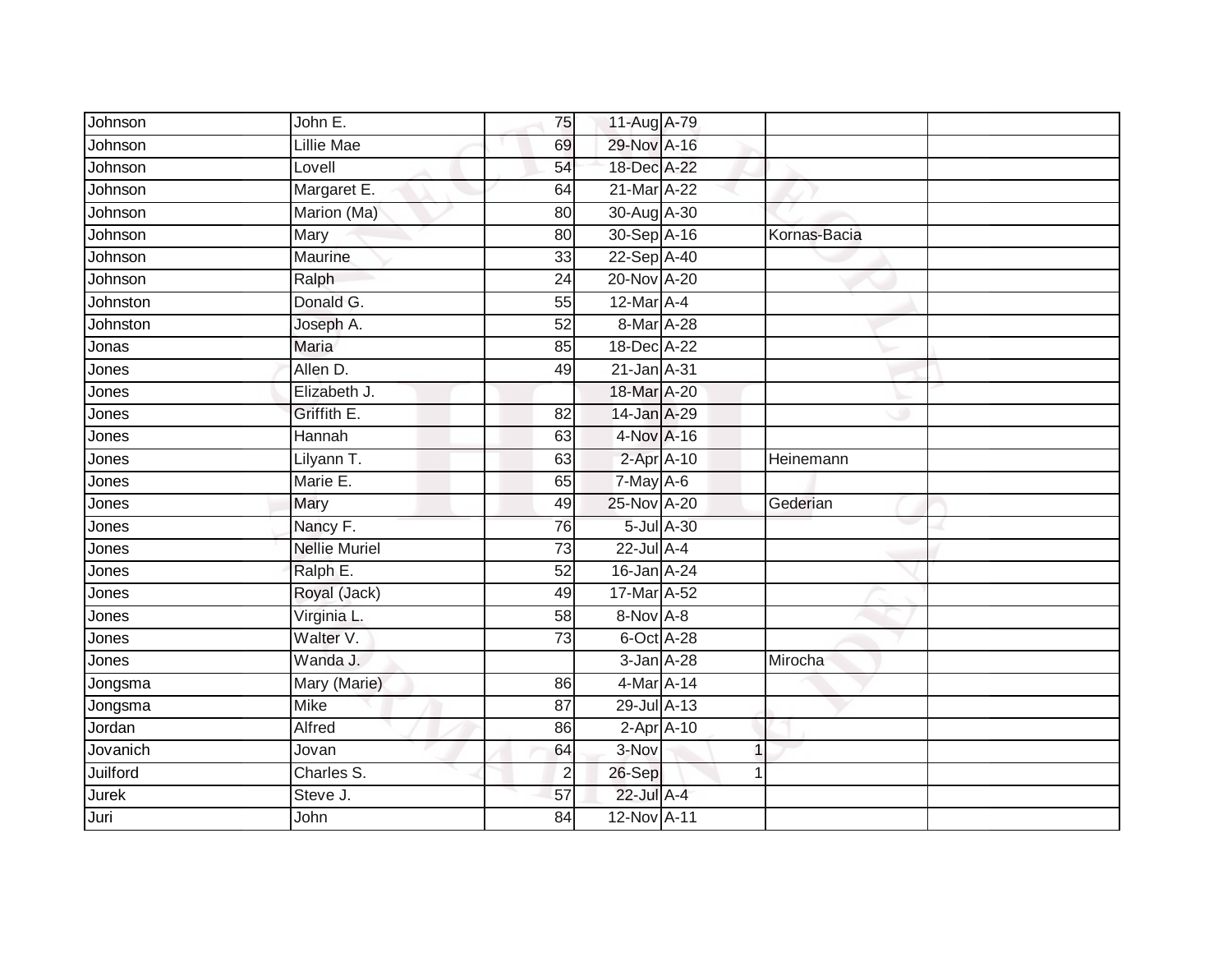| Johnson | John E. | 75 | 11-Aug | A-79 | | | |
|---|---|---|---|---|---|---|---|
| Johnson | Lillie Mae | 69 | 29-Nov | A-16 | | | |
| Johnson | Lovell | 54 | 18-Dec | A-22 | | | |
| Johnson | Margaret E. | 64 | 21-Mar | A-22 | | | |
| Johnson | Marion (Ma) | 80 | 30-Aug | A-30 | | | |
| Johnson | Mary | 80 | 30-Sep | A-16 | | Kornas-Bacia | |
| Johnson | Maurine | 33 | 22-Sep | A-40 | | | |
| Johnson | Ralph | 24 | 20-Nov | A-20 | | | |
| Johnston | Donald G. | 55 | 12-Mar | A-4 | | | |
| Johnston | Joseph A. | 52 | 8-Mar | A-28 | | | |
| Jonas | Maria | 85 | 18-Dec | A-22 | | | |
| Jones | Allen D. | 49 | 21-Jan | A-31 | | | |
| Jones | Elizabeth J. | | 18-Mar | A-20 | | | |
| Jones | Griffith E. | 82 | 14-Jan | A-29 | | | |
| Jones | Hannah | 63 | 4-Nov | A-16 | | | |
| Jones | Lilyann T. | 63 | 2-Apr | A-10 | | Heinemann | |
| Jones | Marie E. | 65 | 7-May | A-6 | | | |
| Jones | Mary | 49 | 25-Nov | A-20 | | Gederian | |
| Jones | Nancy F. | 76 | 5-Jul | A-30 | | | |
| Jones | Nellie Muriel | 73 | 22-Jul | A-4 | | | |
| Jones | Ralph E. | 52 | 16-Jan | A-24 | | | |
| Jones | Royal (Jack) | 49 | 17-Mar | A-52 | | | |
| Jones | Virginia L. | 58 | 8-Nov | A-8 | | | |
| Jones | Walter V. | 73 | 6-Oct | A-28 | | | |
| Jones | Wanda J. | | 3-Jan | A-28 | | Mirocha | |
| Jongsma | Mary (Marie) | 86 | 4-Mar | A-14 | | | |
| Jongsma | Mike | 87 | 29-Jul | A-13 | | | |
| Jordan | Alfred | 86 | 2-Apr | A-10 | | | |
| Jovanich | Jovan | 64 | 3-Nov | | 1 | | |
| Juilford | Charles S. | 2 | 26-Sep | | 1 | | |
| Jurek | Steve J. | 57 | 22-Jul | A-4 | | | |
| Juri | John | 84 | 12-Nov | A-11 | | | |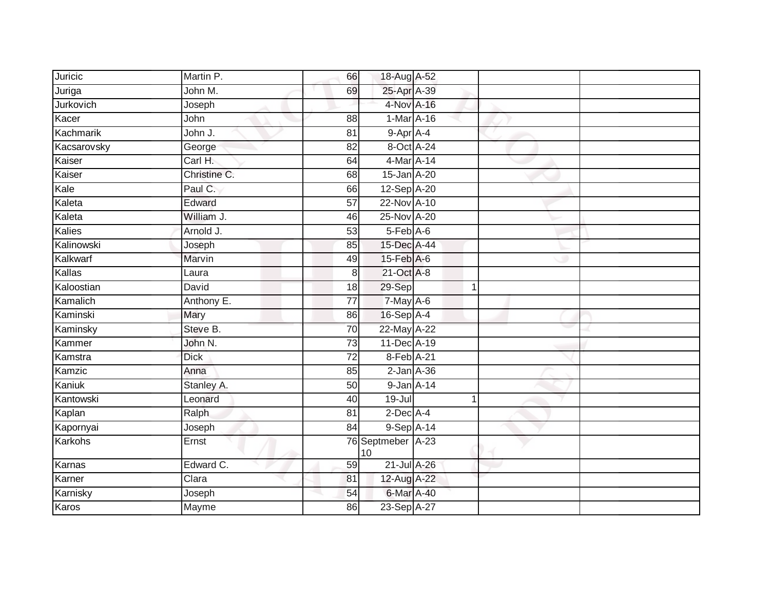| Juricic | Martin P. | 66 | 18-Aug | A-52 | | | |
|---|---|---|---|---|---|---|---|
| Juriga | John M. | 69 | 25-Apr | A-39 | | | |
| Jurkovich | Joseph | | 4-Nov | A-16 | | | |
| Kacer | John | 88 | 1-Mar | A-16 | | | |
| Kachmarik | John J. | 81 | 9-Apr | A-4 | | | |
| Kacsarovsky | George | 82 | 8-Oct | A-24 | | | |
| Kaiser | Carl H. | 64 | 4-Mar | A-14 | | | |
| Kaiser | Christine C. | 68 | 15-Jan | A-20 | | | |
| Kale | Paul C. | 66 | 12-Sep | A-20 | | | |
| Kaleta | Edward | 57 | 22-Nov | A-10 | | | |
| Kaleta | William J. | 46 | 25-Nov | A-20 | | | |
| Kalies | Arnold J. | 53 | 5-Feb | A-6 | | | |
| Kalinowski | Joseph | 85 | 15-Dec | A-44 | | | |
| Kalkwarf | Marvin | 49 | 15-Feb | A-6 | | | |
| Kallas | Laura | 8 | 21-Oct | A-8 | | | |
| Kaloostian | David | 18 | 29-Sep | | 1 | | |
| Kamalich | Anthony E. | 77 | 7-May | A-6 | | | |
| Kaminski | Mary | 86 | 16-Sep | A-4 | | | |
| Kaminsky | Steve B. | 70 | 22-May | A-22 | | | |
| Kammer | John N. | 73 | 11-Dec | A-19 | | | |
| Kamstra | Dick | 72 | 8-Feb | A-21 | | | |
| Kamzic | Anna | 85 | 2-Jan | A-36 | | | |
| Kaniuk | Stanley A. | 50 | 9-Jan | A-14 | | | |
| Kantowski | Leonard | 40 | 19-Jul | | 1 | | |
| Kaplan | Ralph | 81 | 2-Dec | A-4 | | | |
| Kapornyai | Joseph | 84 | 9-Sep | A-14 | | | |
| Karkohs | Ernst | 76 | Septmeber 10 | A-23 | | | |
| Karnas | Edward C. | 59 | 21-Jul | A-26 | | | |
| Karner | Clara | 81 | 12-Aug | A-22 | | | |
| Karnisky | Joseph | 54 | 6-Mar | A-40 | | | |
| Karos | Mayme | 86 | 23-Sep | A-27 | | | |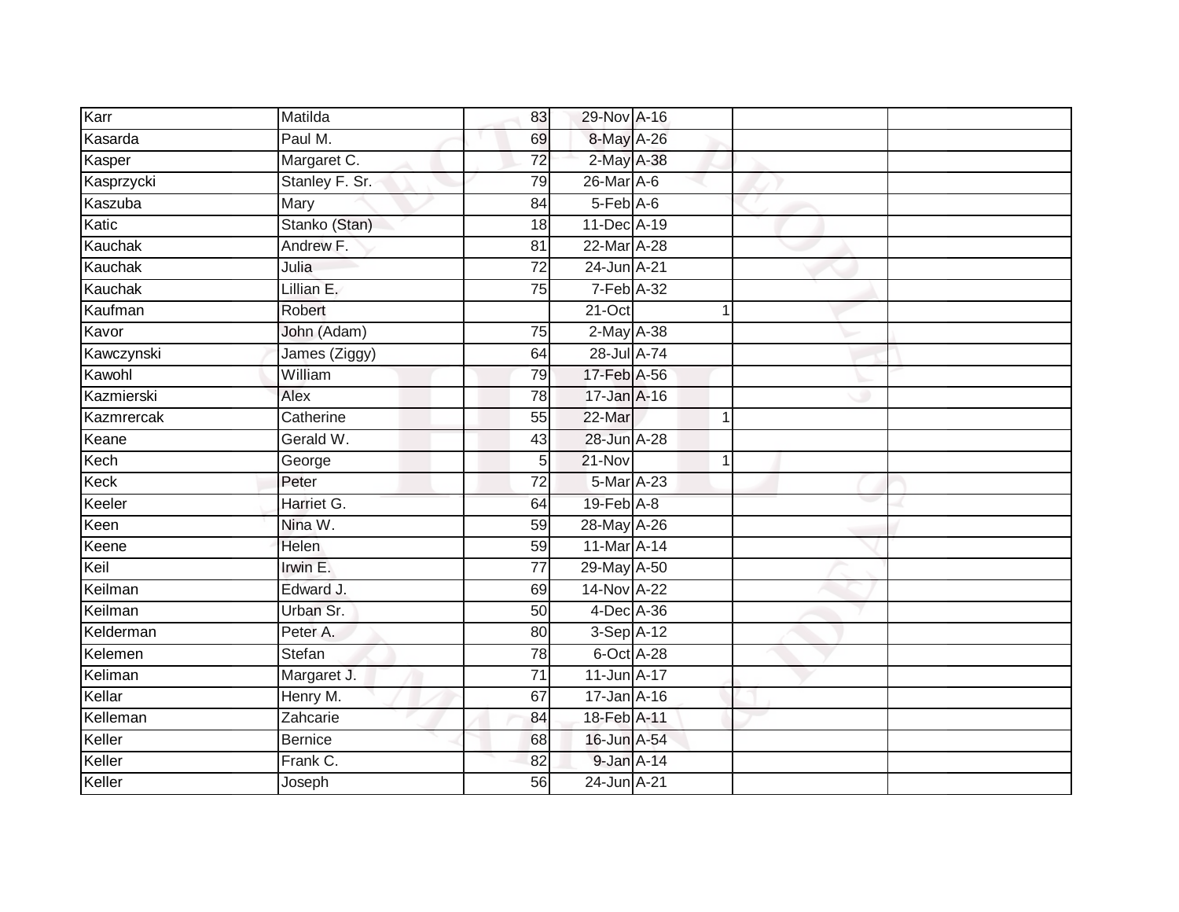| | | | | | | | |
|---|---|---|---|---|---|---|---|
| Karr | Matilda | 83 | 29-Nov | A-16 | | | |
| Kasarda | Paul M. | 69 | 8-May | A-26 | | | |
| Kasper | Margaret C. | 72 | 2-May | A-38 | | | |
| Kasprzycki | Stanley F. Sr. | 79 | 26-Mar | A-6 | | | |
| Kaszuba | Mary | 84 | 5-Feb | A-6 | | | |
| Katic | Stanko (Stan) | 18 | 11-Dec | A-19 | | | |
| Kauchak | Andrew F. | 81 | 22-Mar | A-28 | | | |
| Kauchak | Julia | 72 | 24-Jun | A-21 | | | |
| Kauchak | Lillian E. | 75 | 7-Feb | A-32 | | | |
| Kaufman | Robert | | 21-Oct | | 1 | | |
| Kavor | John (Adam) | 75 | 2-May | A-38 | | | |
| Kawczynski | James (Ziggy) | 64 | 28-Jul | A-74 | | | |
| Kawohl | William | 79 | 17-Feb | A-56 | | | |
| Kazmierski | Alex | 78 | 17-Jan | A-16 | | | |
| Kazmrercak | Catherine | 55 | 22-Mar | | 1 | | |
| Keane | Gerald W. | 43 | 28-Jun | A-28 | | | |
| Kech | George | 5 | 21-Nov | | 1 | | |
| Keck | Peter | 72 | 5-Mar | A-23 | | | |
| Keeler | Harriet G. | 64 | 19-Feb | A-8 | | | |
| Keen | Nina W. | 59 | 28-May | A-26 | | | |
| Keene | Helen | 59 | 11-Mar | A-14 | | | |
| Keil | Irwin E. | 77 | 29-May | A-50 | | | |
| Keilman | Edward J. | 69 | 14-Nov | A-22 | | | |
| Keilman | Urban Sr. | 50 | 4-Dec | A-36 | | | |
| Kelderman | Peter A. | 80 | 3-Sep | A-12 | | | |
| Kelemen | Stefan | 78 | 6-Oct | A-28 | | | |
| Keliman | Margaret J. | 71 | 11-Jun | A-17 | | | |
| Kellar | Henry M. | 67 | 17-Jan | A-16 | | | |
| Kelleman | Zahcarie | 84 | 18-Feb | A-11 | | | |
| Keller | Bernice | 68 | 16-Jun | A-54 | | | |
| Keller | Frank C. | 82 | 9-Jan | A-14 | | | |
| Keller | Joseph | 56 | 24-Jun | A-21 | | | |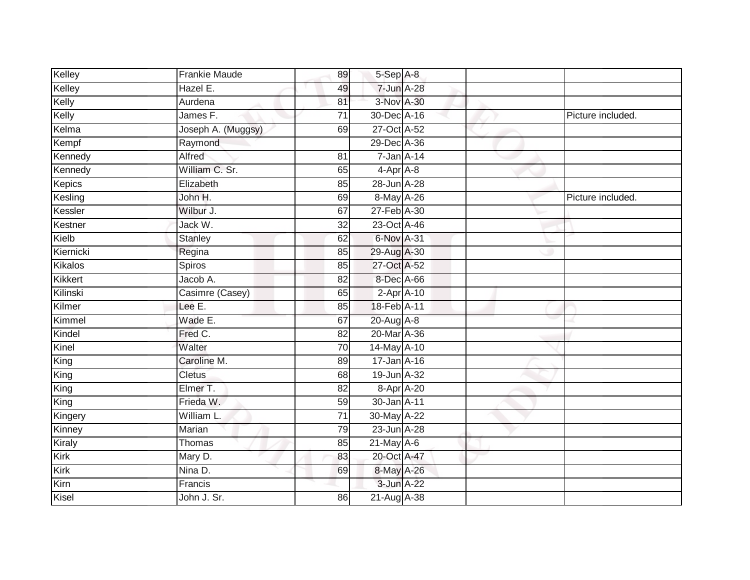| | | | | | | |
|---|---|---|---|---|---|---|
| Kelley | Frankie Maude | 89 | 5-Sep | A-8 | | |
| Kelley | Hazel E. | 49 | 7-Jun | A-28 | | |
| Kelly | Aurdena | 81 | 3-Nov | A-30 | | |
| Kelly | James F. | 71 | 30-Dec | A-16 | | Picture included. |
| Kelma | Joseph A. (Muggsy) | 69 | 27-Oct | A-52 | | |
| Kempf | Raymond | | 29-Dec | A-36 | | |
| Kennedy | Alfred | 81 | 7-Jan | A-14 | | |
| Kennedy | William C. Sr. | 65 | 4-Apr | A-8 | | |
| Kepics | Elizabeth | 85 | 28-Jun | A-28 | | |
| Kesling | John H. | 69 | 8-May | A-26 | | Picture included. |
| Kessler | Wilbur J. | 67 | 27-Feb | A-30 | | |
| Kestner | Jack W. | 32 | 23-Oct | A-46 | | |
| Kielb | Stanley | 62 | 6-Nov | A-31 | | |
| Kiernicki | Regina | 85 | 29-Aug | A-30 | | |
| Kikalos | Spiros | 85 | 27-Oct | A-52 | | |
| Kikkert | Jacob A. | 82 | 8-Dec | A-66 | | |
| Kilinski | Casimre (Casey) | 65 | 2-Apr | A-10 | | |
| Kilmer | Lee E. | 85 | 18-Feb | A-11 | | |
| Kimmel | Wade E. | 67 | 20-Aug | A-8 | | |
| Kindel | Fred C. | 82 | 20-Mar | A-36 | | |
| Kinel | Walter | 70 | 14-May | A-10 | | |
| King | Caroline M. | 89 | 17-Jan | A-16 | | |
| King | Cletus | 68 | 19-Jun | A-32 | | |
| King | Elmer T. | 82 | 8-Apr | A-20 | | |
| King | Frieda W. | 59 | 30-Jan | A-11 | | |
| Kingery | William L. | 71 | 30-May | A-22 | | |
| Kinney | Marian | 79 | 23-Jun | A-28 | | |
| Kiraly | Thomas | 85 | 21-May | A-6 | | |
| Kirk | Mary D. | 83 | 20-Oct | A-47 | | |
| Kirk | Nina D. | 69 | 8-May | A-26 | | |
| Kirn | Francis | | 3-Jun | A-22 | | |
| Kisel | John J. Sr. | 86 | 21-Aug | A-38 | | |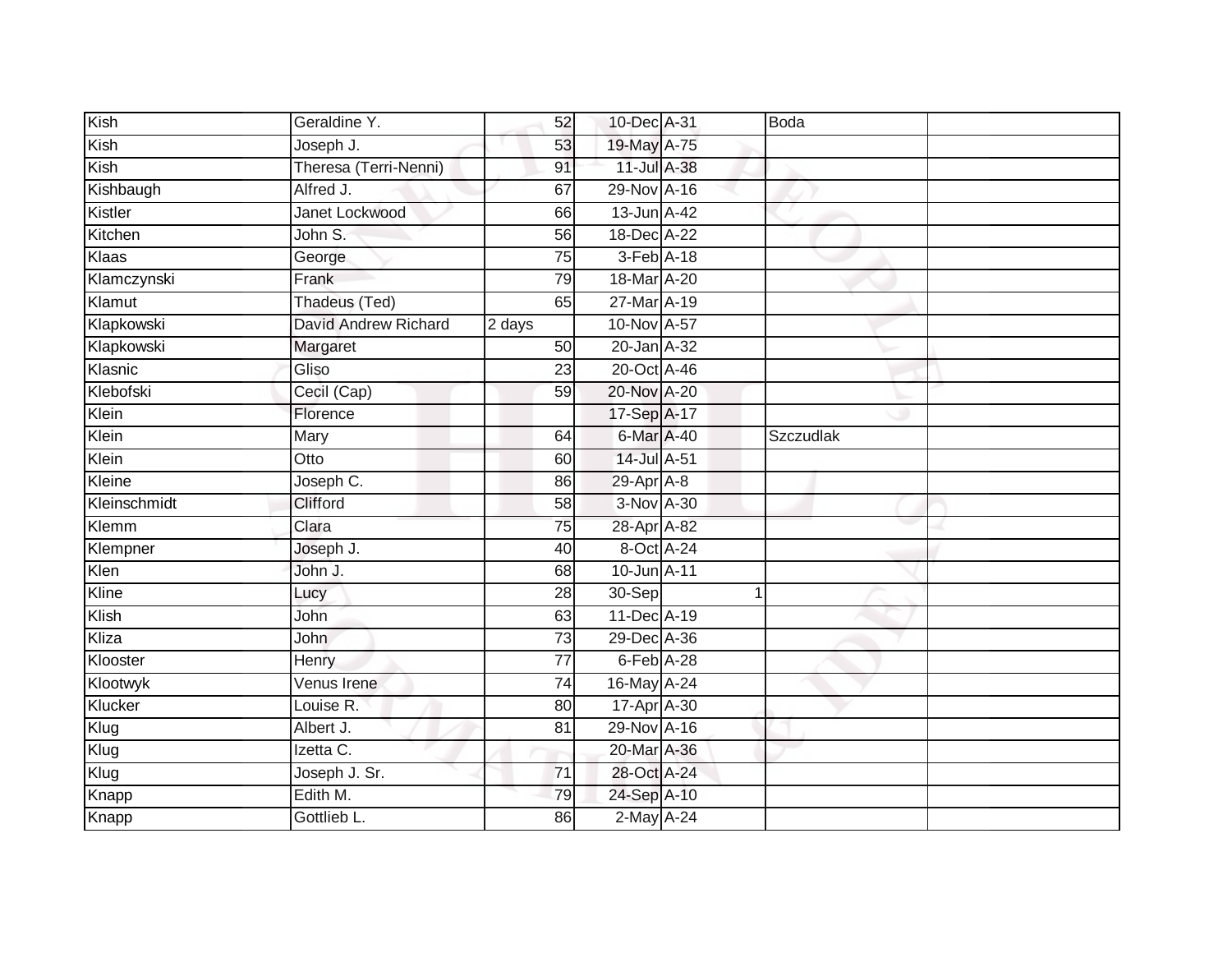| | | | | | | | |
|---|---|---|---|---|---|---|---|
| Kish | Geraldine Y. | 52 | 10-Dec | A-31 | | Boda | |
| Kish | Joseph J. | 53 | 19-May | A-75 | | | |
| Kish | Theresa (Terri-Nenni) | 91 | 11-Jul | A-38 | | | |
| Kishbaugh | Alfred J. | 67 | 29-Nov | A-16 | | | |
| Kistler | Janet Lockwood | 66 | 13-Jun | A-42 | | | |
| Kitchen | John S. | 56 | 18-Dec | A-22 | | | |
| Klaas | George | 75 | 3-Feb | A-18 | | | |
| Klamczynski | Frank | 79 | 18-Mar | A-20 | | | |
| Klamut | Thadeus (Ted) | 65 | 27-Mar | A-19 | | | |
| Klapkowski | David Andrew Richard | 2 days | 10-Nov | A-57 | | | |
| Klapkowski | Margaret | 50 | 20-Jan | A-32 | | | |
| Klasnic | Gliso | 23 | 20-Oct | A-46 | | | |
| Klebofski | Cecil (Cap) | 59 | 20-Nov | A-20 | | | |
| Klein | Florence | | 17-Sep | A-17 | | | |
| Klein | Mary | 64 | 6-Mar | A-40 | | Szczudlak | |
| Klein | Otto | 60 | 14-Jul | A-51 | | | |
| Kleine | Joseph C. | 86 | 29-Apr | A-8 | | | |
| Kleinschmidt | Clifford | 58 | 3-Nov | A-30 | | | |
| Klemm | Clara | 75 | 28-Apr | A-82 | | | |
| Klempner | Joseph J. | 40 | 8-Oct | A-24 | | | |
| Klen | John J. | 68 | 10-Jun | A-11 | | | |
| Kline | Lucy | 28 | 30-Sep | | 1 | | |
| Klish | John | 63 | 11-Dec | A-19 | | | |
| Kliza | John | 73 | 29-Dec | A-36 | | | |
| Klooster | Henry | 77 | 6-Feb | A-28 | | | |
| Klootwyk | Venus Irene | 74 | 16-May | A-24 | | | |
| Klucker | Louise R. | 80 | 17-Apr | A-30 | | | |
| Klug | Albert J. | 81 | 29-Nov | A-16 | | | |
| Klug | Izetta C. | | 20-Mar | A-36 | | | |
| Klug | Joseph J. Sr. | 71 | 28-Oct | A-24 | | | |
| Knapp | Edith M. | 79 | 24-Sep | A-10 | | | |
| Knapp | Gottlieb L. | 86 | 2-May | A-24 | | | |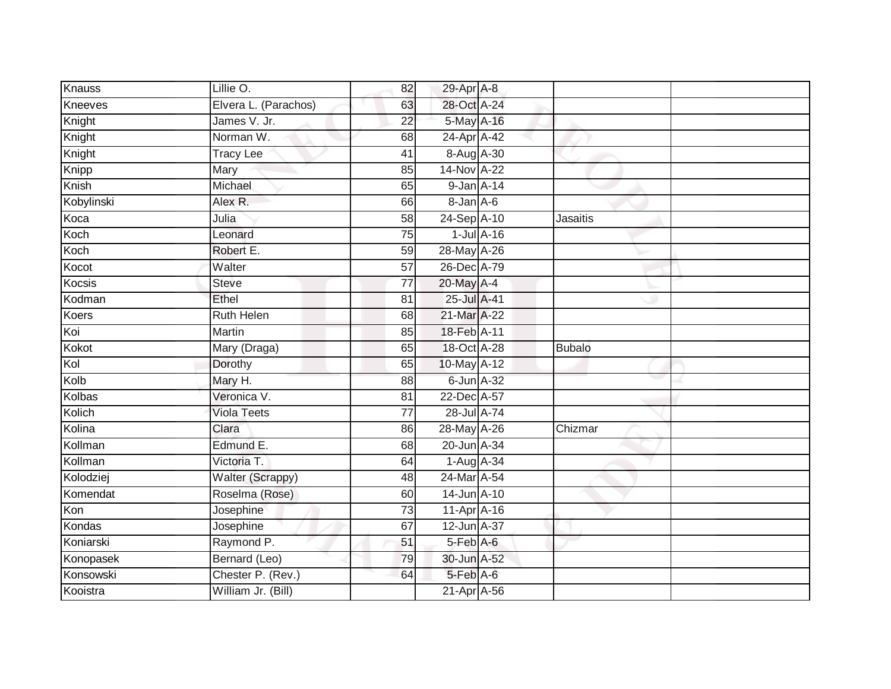| | | | | | | |
|---|---|---|---|---|---|---|
| Knauss | Lillie O. | 82 | 29-Apr | A-8 | | |
| Kneeves | Elvera L. (Parachos) | 63 | 28-Oct | A-24 | | |
| Knight | James V. Jr. | 22 | 5-May | A-16 | | |
| Knight | Norman W. | 68 | 24-Apr | A-42 | | |
| Knight | Tracy Lee | 41 | 8-Aug | A-30 | | |
| Knipp | Mary | 85 | 14-Nov | A-22 | | |
| Knish | Michael | 65 | 9-Jan | A-14 | | |
| Kobylinski | Alex R. | 66 | 8-Jan | A-6 | | |
| Koca | Julia | 58 | 24-Sep | A-10 | Jasaitis | |
| Koch | Leonard | 75 | 1-Jul | A-16 | | |
| Koch | Robert E. | 59 | 28-May | A-26 | | |
| Kocot | Walter | 57 | 26-Dec | A-79 | | |
| Kocsis | Steve | 77 | 20-May | A-4 | | |
| Kodman | Ethel | 81 | 25-Jul | A-41 | | |
| Koers | Ruth Helen | 68 | 21-Mar | A-22 | | |
| Koi | Martin | 85 | 18-Feb | A-11 | | |
| Kokot | Mary (Draga) | 65 | 18-Oct | A-28 | Bubalo | |
| Kol | Dorothy | 65 | 10-May | A-12 | | |
| Kolb | Mary H. | 88 | 6-Jun | A-32 | | |
| Kolbas | Veronica V. | 81 | 22-Dec | A-57 | | |
| Kolich | Viola Teets | 77 | 28-Jul | A-74 | | |
| Kolina | Clara | 86 | 28-May | A-26 | Chizmar | |
| Kollman | Edmund E. | 68 | 20-Jun | A-34 | | |
| Kollman | Victoria T. | 64 | 1-Aug | A-34 | | |
| Kolodziej | Walter (Scrappy) | 48 | 24-Mar | A-54 | | |
| Komendat | Roselma (Rose) | 60 | 14-Jun | A-10 | | |
| Kon | Josephine | 73 | 11-Apr | A-16 | | |
| Kondas | Josephine | 67 | 12-Jun | A-37 | | |
| Koniarski | Raymond P. | 51 | 5-Feb | A-6 | | |
| Konopasek | Bernard (Leo) | 79 | 30-Jun | A-52 | | |
| Konsowski | Chester P. (Rev.) | 64 | 5-Feb | A-6 | | |
| Kooistra | William Jr. (Bill) | | 21-Apr | A-56 | | |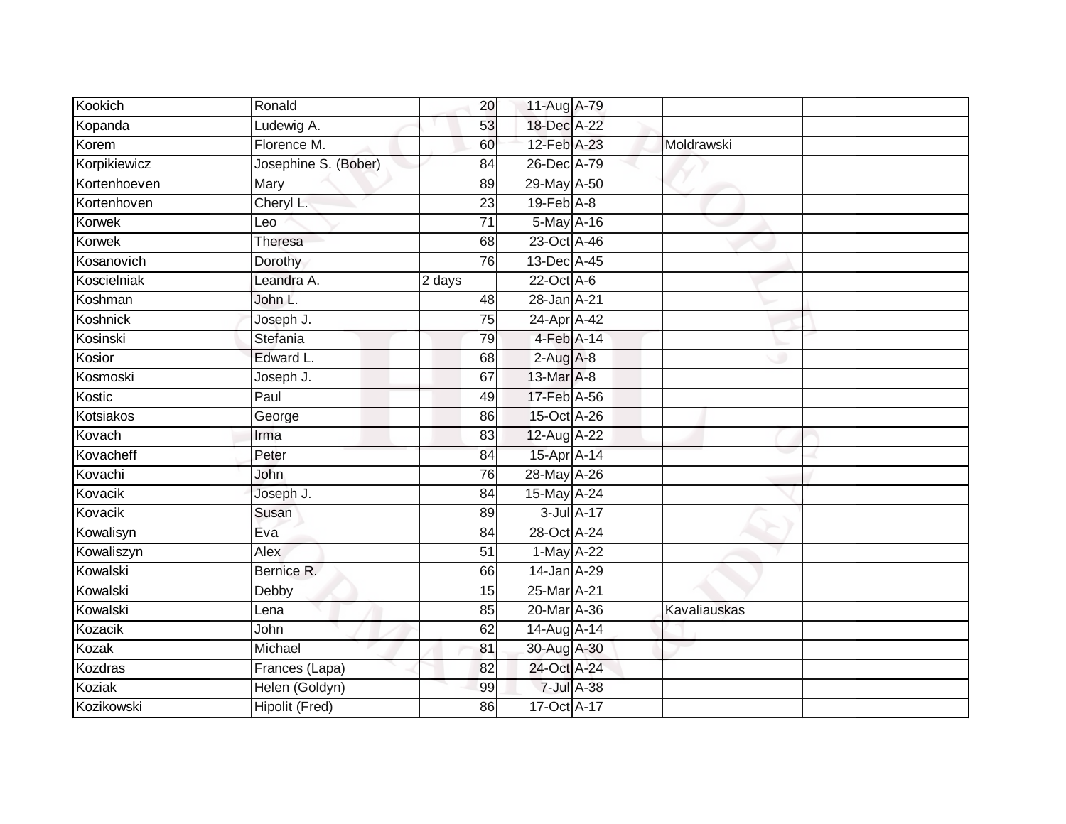| | | | | | | |
|---|---|---|---|---|---|---|
| Kookich | Ronald | 20 | 11-Aug | A-79 | | |
| Kopanda | Ludewig A. | 53 | 18-Dec | A-22 | | |
| Korem | Florence M. | 60 | 12-Feb | A-23 | Moldrawski | |
| Korpikiewicz | Josephine S. (Bober) | 84 | 26-Dec | A-79 | | |
| Kortenhoeven | Mary | 89 | 29-May | A-50 | | |
| Kortenhoven | Cheryl L. | 23 | 19-Feb | A-8 | | |
| Korwek | Leo | 71 | 5-May | A-16 | | |
| Korwek | Theresa | 68 | 23-Oct | A-46 | | |
| Kosanovich | Dorothy | 76 | 13-Dec | A-45 | | |
| Koscielniak | Leandra A. | 2 days | 22-Oct | A-6 | | |
| Koshman | John L. | 48 | 28-Jan | A-21 | | |
| Koshnick | Joseph J. | 75 | 24-Apr | A-42 | | |
| Kosinski | Stefania | 79 | 4-Feb | A-14 | | |
| Kosior | Edward L. | 68 | 2-Aug | A-8 | | |
| Kosmoski | Joseph J. | 67 | 13-Mar | A-8 | | |
| Kostic | Paul | 49 | 17-Feb | A-56 | | |
| Kotsiakos | George | 86 | 15-Oct | A-26 | | |
| Kovach | Irma | 83 | 12-Aug | A-22 | | |
| Kovacheff | Peter | 84 | 15-Apr | A-14 | | |
| Kovachi | John | 76 | 28-May | A-26 | | |
| Kovacik | Joseph J. | 84 | 15-May | A-24 | | |
| Kovacik | Susan | 89 | 3-Jul | A-17 | | |
| Kowalisyn | Eva | 84 | 28-Oct | A-24 | | |
| Kowaliszyn | Alex | 51 | 1-May | A-22 | | |
| Kowalski | Bernice R. | 66 | 14-Jan | A-29 | | |
| Kowalski | Debby | 15 | 25-Mar | A-21 | | |
| Kowalski | Lena | 85 | 20-Mar | A-36 | Kavaliauskas | |
| Kozacik | John | 62 | 14-Aug | A-14 | | |
| Kozak | Michael | 81 | 30-Aug | A-30 | | |
| Kozdras | Frances (Lapa) | 82 | 24-Oct | A-24 | | |
| Koziak | Helen (Goldyn) | 99 | 7-Jul | A-38 | | |
| Kozikowski | Hipolit (Fred) | 86 | 17-Oct | A-17 | | |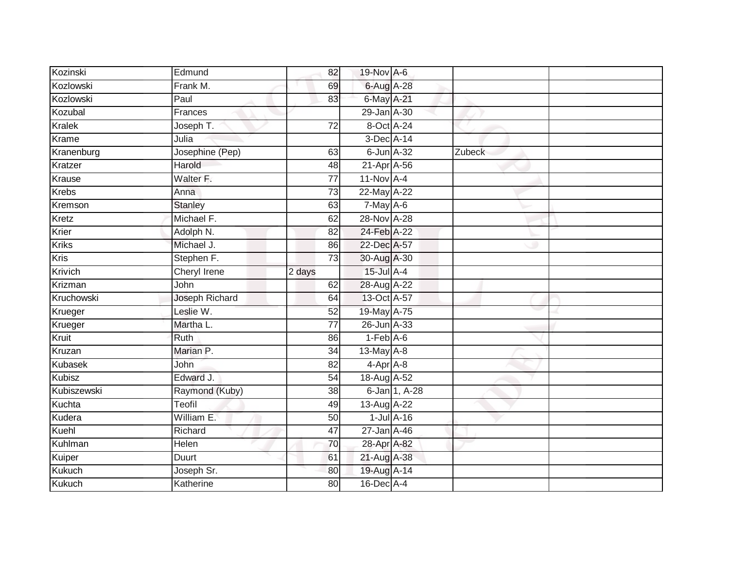| Kozinski | Edmund | 82 | 19-Nov | A-6 | | |
|---|---|---|---|---|---|---|
| Kozlowski | Frank M. | 69 | 6-Aug | A-28 | | |
| Kozlowski | Paul | 83 | 6-May | A-21 | | |
| Kozubal | Frances | | 29-Jan | A-30 | | |
| Kralek | Joseph T. | 72 | 8-Oct | A-24 | | |
| Krame | Julia | | 3-Dec | A-14 | | |
| Kranenburg | Josephine (Pep) | 63 | 6-Jun | A-32 | Zubeck | |
| Kratzer | Harold | 48 | 21-Apr | A-56 | | |
| Krause | Walter F. | 77 | 11-Nov | A-4 | | |
| Krebs | Anna | 73 | 22-May | A-22 | | |
| Kremson | Stanley | 63 | 7-May | A-6 | | |
| Kretz | Michael F. | 62 | 28-Nov | A-28 | | |
| Krier | Adolph N. | 82 | 24-Feb | A-22 | | |
| Kriks | Michael J. | 86 | 22-Dec | A-57 | | |
| Kris | Stephen F. | 73 | 30-Aug | A-30 | | |
| Krivich | Cheryl Irene | 2 days | 15-Jul | A-4 | | |
| Krizman | John | 62 | 28-Aug | A-22 | | |
| Kruchowski | Joseph Richard | 64 | 13-Oct | A-57 | | |
| Krueger | Leslie W. | 52 | 19-May | A-75 | | |
| Krueger | Martha L. | 77 | 26-Jun | A-33 | | |
| Kruit | Ruth | 86 | 1-Feb | A-6 | | |
| Kruzan | Marian P. | 34 | 13-May | A-8 | | |
| Kubasek | John | 82 | 4-Apr | A-8 | | |
| Kubisz | Edward J. | 54 | 18-Aug | A-52 | | |
| Kubiszewski | Raymond (Kuby) | 38 | 6-Jan | 1, A-28 | | |
| Kuchta | Teofil | 49 | 13-Aug | A-22 | | |
| Kudera | William E. | 50 | 1-Jul | A-16 | | |
| Kuehl | Richard | 47 | 27-Jan | A-46 | | |
| Kuhlman | Helen | 70 | 28-Apr | A-82 | | |
| Kuiper | Duurt | 61 | 21-Aug | A-38 | | |
| Kukuch | Joseph Sr. | 80 | 19-Aug | A-14 | | |
| Kukuch | Katherine | 80 | 16-Dec | A-4 | | |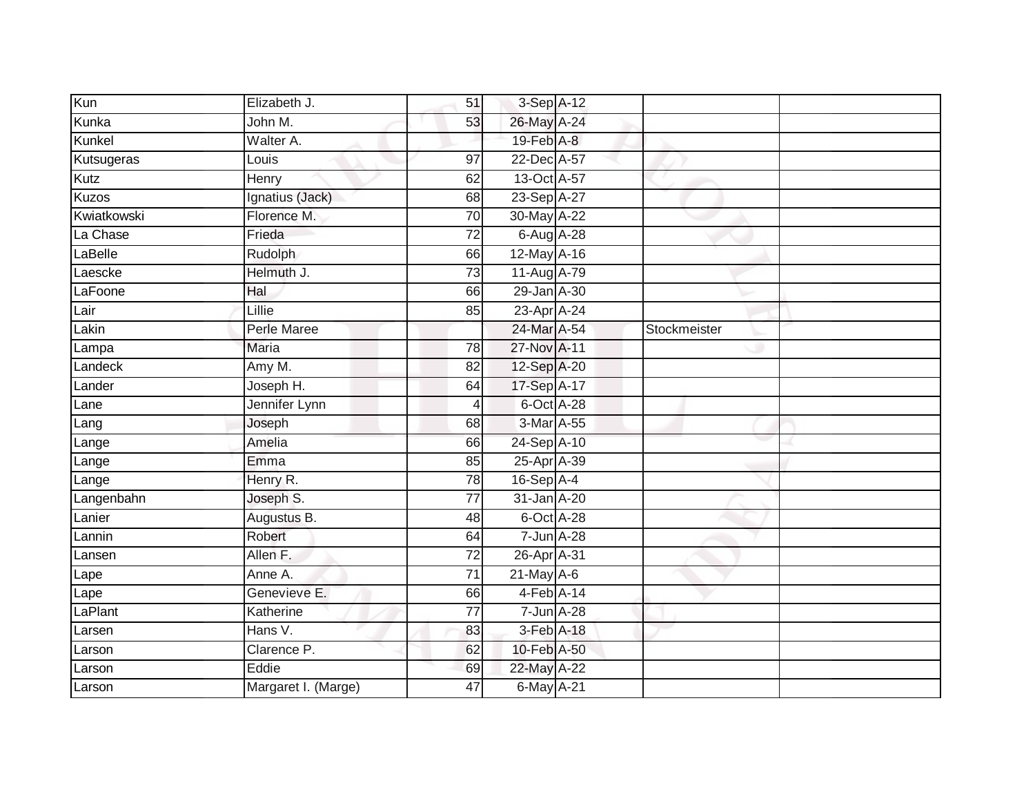| Kun | Elizabeth J. | 51 | 3-Sep | A-12 | | |
|---|---|---|---|---|---|---|
| Kunka | John M. | 53 | 26-May | A-24 | | |
| Kunkel | Walter A. | | 19-Feb | A-8 | | |
| Kutsugeras | Louis | 97 | 22-Dec | A-57 | | |
| Kutz | Henry | 62 | 13-Oct | A-57 | | |
| Kuzos | Ignatius (Jack) | 68 | 23-Sep | A-27 | | |
| Kwiatkowski | Florence M. | 70 | 30-May | A-22 | | |
| La Chase | Frieda | 72 | 6-Aug | A-28 | | |
| LaBelle | Rudolph | 66 | 12-May | A-16 | | |
| Laescke | Helmuth J. | 73 | 11-Aug | A-79 | | |
| LaFoone | Hal | 66 | 29-Jan | A-30 | | |
| Lair | Lillie | 85 | 23-Apr | A-24 | | |
| Lakin | Perle Maree | | 24-Mar | A-54 | Stockmeister | |
| Lampa | Maria | 78 | 27-Nov | A-11 | | |
| Landeck | Amy M. | 82 | 12-Sep | A-20 | | |
| Lander | Joseph H. | 64 | 17-Sep | A-17 | | |
| Lane | Jennifer Lynn | 4 | 6-Oct | A-28 | | |
| Lang | Joseph | 68 | 3-Mar | A-55 | | |
| Lange | Amelia | 66 | 24-Sep | A-10 | | |
| Lange | Emma | 85 | 25-Apr | A-39 | | |
| Lange | Henry R. | 78 | 16-Sep | A-4 | | |
| Langenbahn | Joseph S. | 77 | 31-Jan | A-20 | | |
| Lanier | Augustus B. | 48 | 6-Oct | A-28 | | |
| Lannin | Robert | 64 | 7-Jun | A-28 | | |
| Lansen | Allen F. | 72 | 26-Apr | A-31 | | |
| Lape | Anne A. | 71 | 21-May | A-6 | | |
| Lape | Genevieve E. | 66 | 4-Feb | A-14 | | |
| LaPlant | Katherine | 77 | 7-Jun | A-28 | | |
| Larsen | Hans V. | 83 | 3-Feb | A-18 | | |
| Larson | Clarence P. | 62 | 10-Feb | A-50 | | |
| Larson | Eddie | 69 | 22-May | A-22 | | |
| Larson | Margaret I. (Marge) | 47 | 6-May | A-21 | | |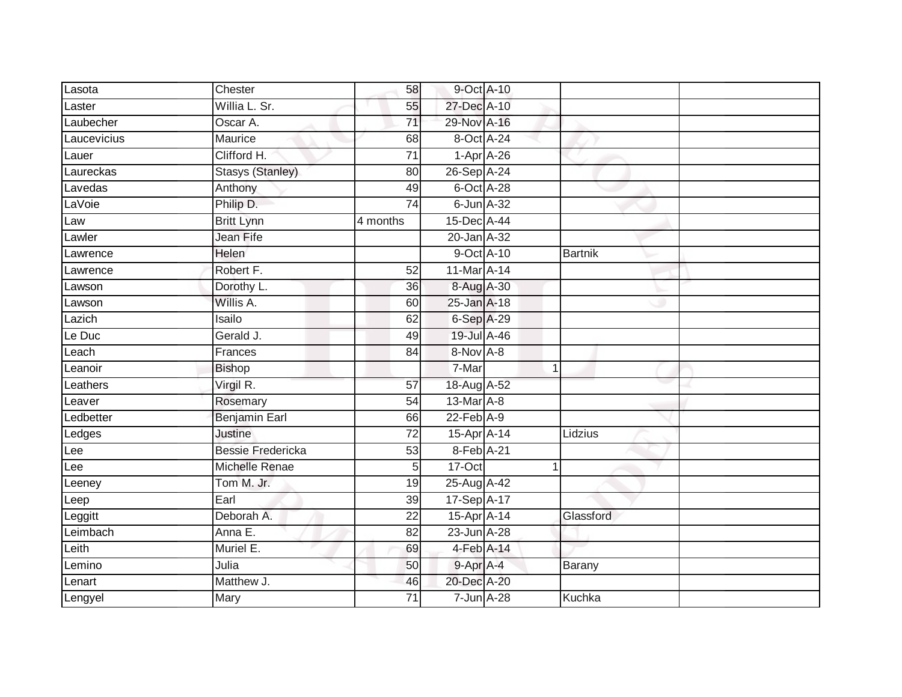| | | | | | | | |
|---|---|---|---|---|---|---|---|
| Lasota | Chester | 58 | 9-Oct | A-10 | | | |
| Laster | Willia L. Sr. | 55 | 27-Dec | A-10 | | | |
| Laubecher | Oscar A. | 71 | 29-Nov | A-16 | | | |
| Laucevicius | Maurice | 68 | 8-Oct | A-24 | | | |
| Lauer | Clifford H. | 71 | 1-Apr | A-26 | | | |
| Laureckas | Stasys (Stanley) | 80 | 26-Sep | A-24 | | | |
| Lavedas | Anthony | 49 | 6-Oct | A-28 | | | |
| LaVoie | Philip D. | 74 | 6-Jun | A-32 | | | |
| Law | Britt Lynn | 4 months | 15-Dec | A-44 | | | |
| Lawler | Jean Fife | | 20-Jan | A-32 | | | |
| Lawrence | Helen | | 9-Oct | A-10 | | Bartnik | |
| Lawrence | Robert F. | 52 | 11-Mar | A-14 | | | |
| Lawson | Dorothy L. | 36 | 8-Aug | A-30 | | | |
| Lawson | Willis A. | 60 | 25-Jan | A-18 | | | |
| Lazich | Isailo | 62 | 6-Sep | A-29 | | | |
| Le Duc | Gerald J. | 49 | 19-Jul | A-46 | | | |
| Leach | Frances | 84 | 8-Nov | A-8 | | | |
| Leanoir | Bishop | | 7-Mar | | 1 | | |
| Leathers | Virgil R. | 57 | 18-Aug | A-52 | | | |
| Leaver | Rosemary | 54 | 13-Mar | A-8 | | | |
| Ledbetter | Benjamin Earl | 66 | 22-Feb | A-9 | | | |
| Ledges | Justine | 72 | 15-Apr | A-14 | | Lidzius | |
| Lee | Bessie Fredericka | 53 | 8-Feb | A-21 | | | |
| Lee | Michelle Renae | 5 | 17-Oct | | 1 | | |
| Leeney | Tom M. Jr. | 19 | 25-Aug | A-42 | | | |
| Leep | Earl | 39 | 17-Sep | A-17 | | | |
| Leggitt | Deborah A. | 22 | 15-Apr | A-14 | | Glassford | |
| Leimbach | Anna E. | 82 | 23-Jun | A-28 | | | |
| Leith | Muriel E. | 69 | 4-Feb | A-14 | | | |
| Lemino | Julia | 50 | 9-Apr | A-4 | | Barany | |
| Lenart | Matthew J. | 46 | 20-Dec | A-20 | | | |
| Lengyel | Mary | 71 | 7-Jun | A-28 | | Kuchka | |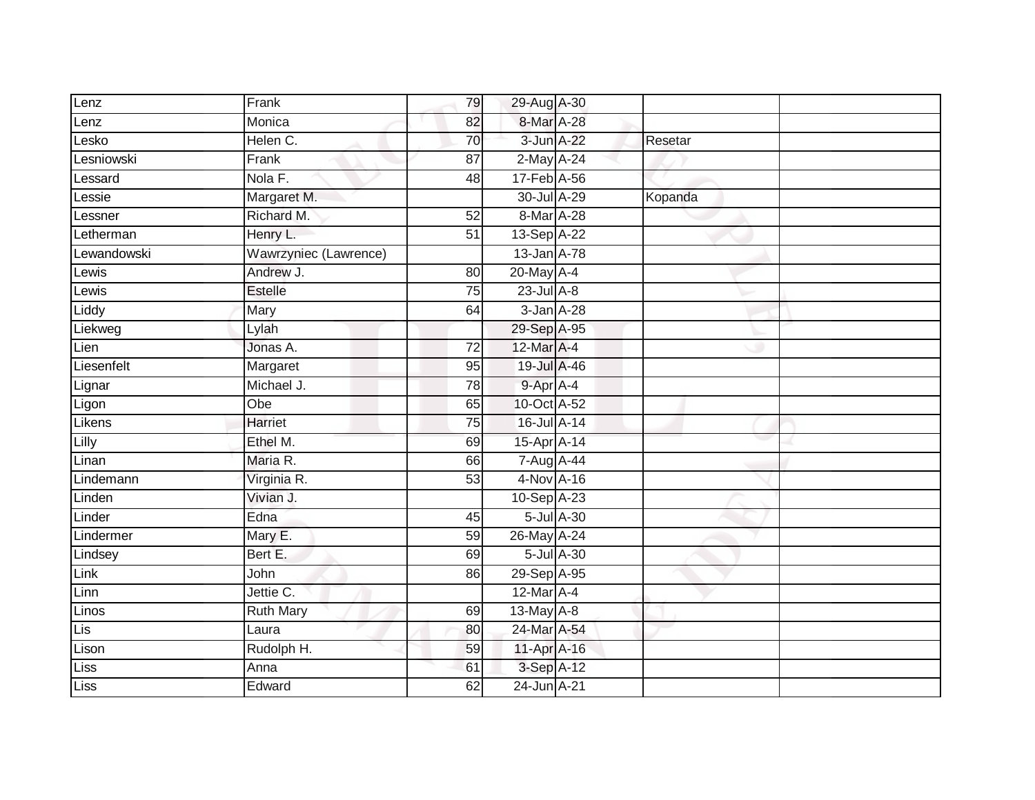| | | | | | | |
|---|---|---|---|---|---|---|
| Lenz | Frank | 79 | 29-Aug | A-30 | | |
| Lenz | Monica | 82 | 8-Mar | A-28 | | |
| Lesko | Helen C. | 70 | 3-Jun | A-22 | Resetar | |
| Lesniowski | Frank | 87 | 2-May | A-24 | | |
| Lessard | Nola F. | 48 | 17-Feb | A-56 | | |
| Lessie | Margaret M. | | 30-Jul | A-29 | Kopanda | |
| Lessner | Richard M. | 52 | 8-Mar | A-28 | | |
| Letherman | Henry L. | 51 | 13-Sep | A-22 | | |
| Lewandowski | Wawrzyniec (Lawrence) | | 13-Jan | A-78 | | |
| Lewis | Andrew J. | 80 | 20-May | A-4 | | |
| Lewis | Estelle | 75 | 23-Jul | A-8 | | |
| Liddy | Mary | 64 | 3-Jan | A-28 | | |
| Liekweg | Lylah | | 29-Sep | A-95 | | |
| Lien | Jonas A. | 72 | 12-Mar | A-4 | | |
| Liesenfelt | Margaret | 95 | 19-Jul | A-46 | | |
| Lignar | Michael J. | 78 | 9-Apr | A-4 | | |
| Ligon | Obe | 65 | 10-Oct | A-52 | | |
| Likens | Harriet | 75 | 16-Jul | A-14 | | |
| Lilly | Ethel M. | 69 | 15-Apr | A-14 | | |
| Linan | Maria R. | 66 | 7-Aug | A-44 | | |
| Lindemann | Virginia R. | 53 | 4-Nov | A-16 | | |
| Linden | Vivian J. | | 10-Sep | A-23 | | |
| Linder | Edna | 45 | 5-Jul | A-30 | | |
| Lindermer | Mary E. | 59 | 26-May | A-24 | | |
| Lindsey | Bert E. | 69 | 5-Jul | A-30 | | |
| Link | John | 86 | 29-Sep | A-95 | | |
| Linn | Jettie C. | | 12-Mar | A-4 | | |
| Linos | Ruth Mary | 69 | 13-May | A-8 | | |
| Lis | Laura | 80 | 24-Mar | A-54 | | |
| Lison | Rudolph H. | 59 | 11-Apr | A-16 | | |
| Liss | Anna | 61 | 3-Sep | A-12 | | |
| Liss | Edward | 62 | 24-Jun | A-21 | | |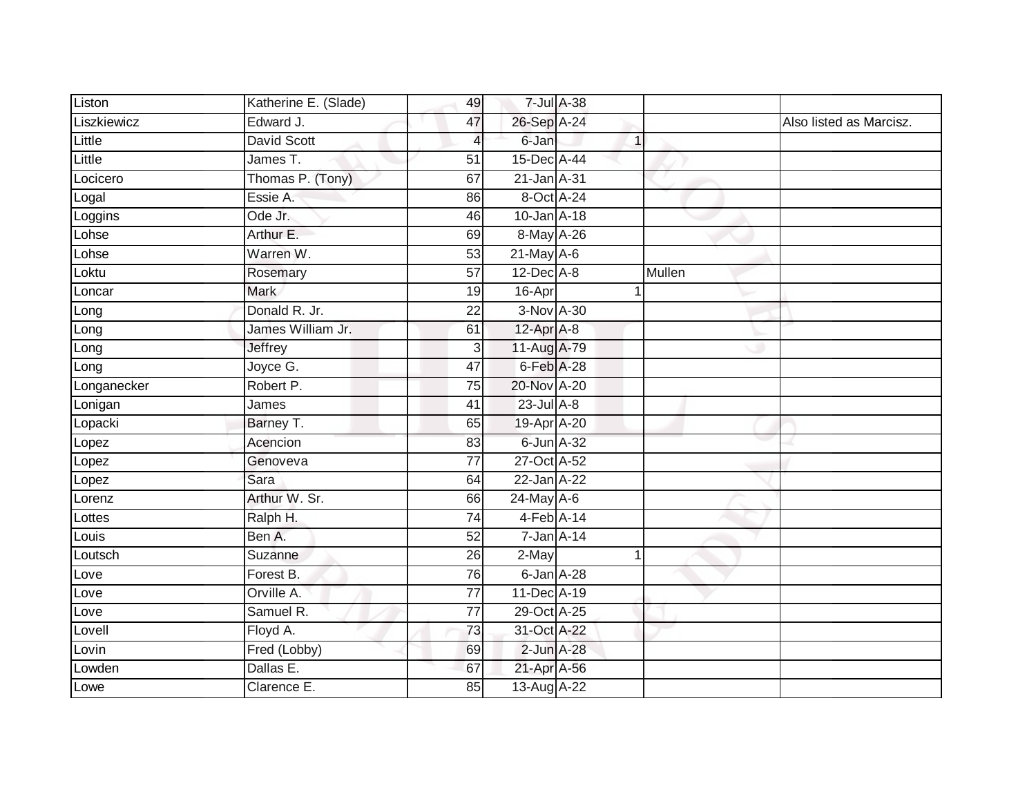| | | | | | | | |
|---|---|---|---|---|---|---|---|
| Liston | Katherine E. (Slade) | 49 | 7-Jul | A-38 | | | |
| Liszkiewicz | Edward J. | 47 | 26-Sep | A-24 | | | Also listed as Marcisz. |
| Little | David Scott | 4 | 6-Jan | | 1 | | |
| Little | James T. | 51 | 15-Dec | A-44 | | | |
| Locicero | Thomas P. (Tony) | 67 | 21-Jan | A-31 | | | |
| Logal | Essie A. | 86 | 8-Oct | A-24 | | | |
| Loggins | Ode Jr. | 46 | 10-Jan | A-18 | | | |
| Lohse | Arthur E. | 69 | 8-May | A-26 | | | |
| Lohse | Warren W. | 53 | 21-May | A-6 | | | |
| Loktu | Rosemary | 57 | 12-Dec | A-8 | | Mullen | |
| Loncar | Mark | 19 | 16-Apr | | 1 | | |
| Long | Donald R. Jr. | 22 | 3-Nov | A-30 | | | |
| Long | James William Jr. | 61 | 12-Apr | A-8 | | | |
| Long | Jeffrey | 3 | 11-Aug | A-79 | | | |
| Long | Joyce G. | 47 | 6-Feb | A-28 | | | |
| Longanecker | Robert P. | 75 | 20-Nov | A-20 | | | |
| Lonigan | James | 41 | 23-Jul | A-8 | | | |
| Lopacki | Barney T. | 65 | 19-Apr | A-20 | | | |
| Lopez | Acencion | 83 | 6-Jun | A-32 | | | |
| Lopez | Genoveva | 77 | 27-Oct | A-52 | | | |
| Lopez | Sara | 64 | 22-Jan | A-22 | | | |
| Lorenz | Arthur W. Sr. | 66 | 24-May | A-6 | | | |
| Lottes | Ralph H. | 74 | 4-Feb | A-14 | | | |
| Louis | Ben A. | 52 | 7-Jan | A-14 | | | |
| Loutsch | Suzanne | 26 | 2-May | | 1 | | |
| Love | Forest B. | 76 | 6-Jan | A-28 | | | |
| Love | Orville A. | 77 | 11-Dec | A-19 | | | |
| Love | Samuel R. | 77 | 29-Oct | A-25 | | | |
| Lovell | Floyd A. | 73 | 31-Oct | A-22 | | | |
| Lovin | Fred (Lobby) | 69 | 2-Jun | A-28 | | | |
| Lowden | Dallas E. | 67 | 21-Apr | A-56 | | | |
| Lowe | Clarence E. | 85 | 13-Aug | A-22 | | | |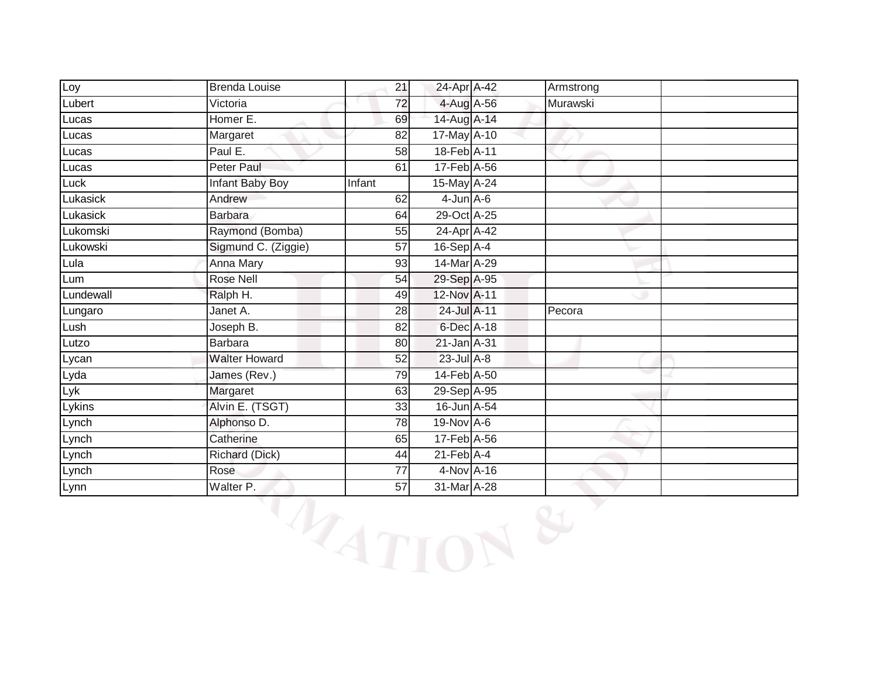| Loy | Brenda Louise | 21 | 24-Apr | A-42 | Armstrong | |
|---|---|---|---|---|---|---|
| Lubert | Victoria | 72 | 4-Aug | A-56 | Murawski | |
| Lucas | Homer E. | 69 | 14-Aug | A-14 | | |
| Lucas | Margaret | 82 | 17-May | A-10 | | |
| Lucas | Paul E. | 58 | 18-Feb | A-11 | | |
| Lucas | Peter Paul | 61 | 17-Feb | A-56 | | |
| Luck | Infant Baby Boy | Infant | 15-May | A-24 | | |
| Lukasick | Andrew | 62 | 4-Jun | A-6 | | |
| Lukasick | Barbara | 64 | 29-Oct | A-25 | | |
| Lukomski | Raymond (Bomba) | 55 | 24-Apr | A-42 | | |
| Lukowski | Sigmund C. (Ziggie) | 57 | 16-Sep | A-4 | | |
| Lula | Anna Mary | 93 | 14-Mar | A-29 | | |
| Lum | Rose Nell | 54 | 29-Sep | A-95 | | |
| Lundewall | Ralph H. | 49 | 12-Nov | A-11 | | |
| Lungaro | Janet A. | 28 | 24-Jul | A-11 | Pecora | |
| Lush | Joseph B. | 82 | 6-Dec | A-18 | | |
| Lutzo | Barbara | 80 | 21-Jan | A-31 | | |
| Lycan | Walter Howard | 52 | 23-Jul | A-8 | | |
| Lyda | James (Rev.) | 79 | 14-Feb | A-50 | | |
| Lyk | Margaret | 63 | 29-Sep | A-95 | | |
| Lykins | Alvin E. (TSGT) | 33 | 16-Jun | A-54 | | |
| Lynch | Alphonso D. | 78 | 19-Nov | A-6 | | |
| Lynch | Catherine | 65 | 17-Feb | A-56 | | |
| Lynch | Richard (Dick) | 44 | 21-Feb | A-4 | | |
| Lynch | Rose | 77 | 4-Nov | A-16 | | |
| Lynn | Walter P. | 57 | 31-Mar | A-28 | | |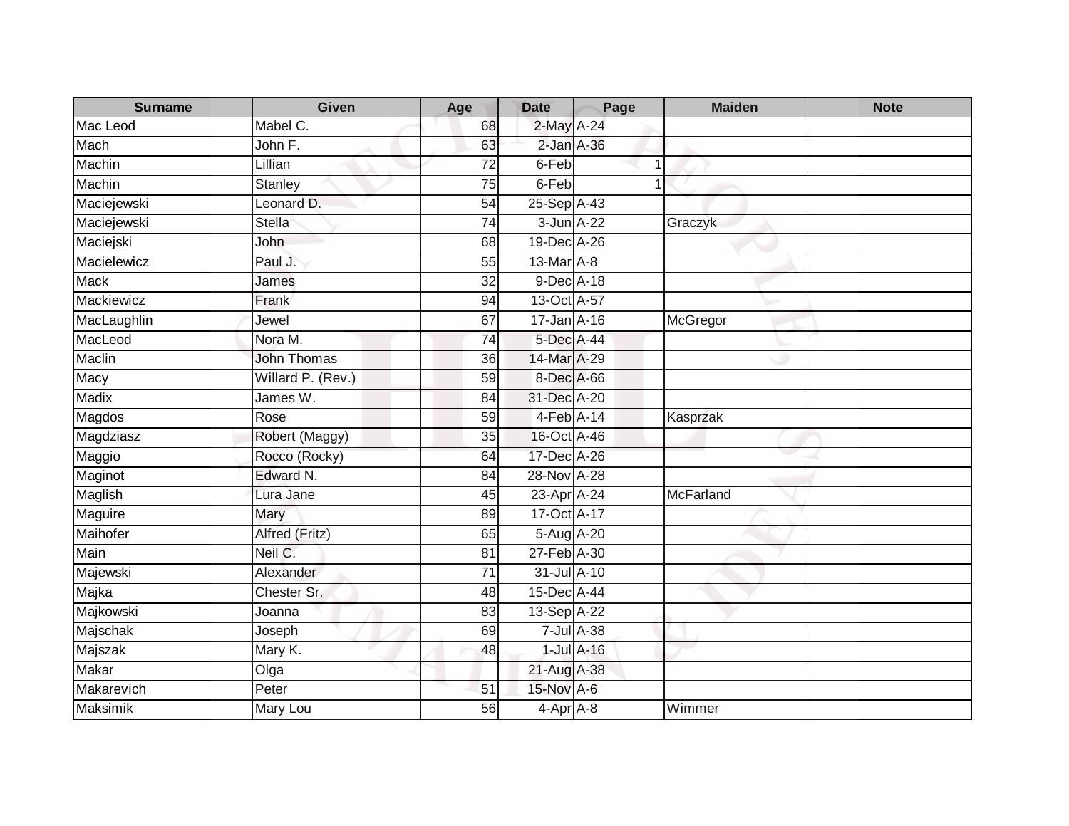| Surname | Given | Age | Date | Page | Maiden | Note |
|---|---|---|---|---|---|---|
| Mac Leod | Mabel C. | 68 | 2-May | A-24 | | |
| Mach | John F. | 63 | 2-Jan | A-36 | | |
| Machin | Lillian | 72 | 6-Feb | 1 | | |
| Machin | Stanley | 75 | 6-Feb | 1 | | |
| Maciejewski | Leonard D. | 54 | 25-Sep | A-43 | | |
| Maciejewski | Stella | 74 | 3-Jun | A-22 | Graczyk | |
| Maciejski | John | 68 | 19-Dec | A-26 | | |
| Macielewicz | Paul J. | 55 | 13-Mar | A-8 | | |
| Mack | James | 32 | 9-Dec | A-18 | | |
| Mackiewicz | Frank | 94 | 13-Oct | A-57 | | |
| MacLaughlin | Jewel | 67 | 17-Jan | A-16 | McGregor | |
| MacLeod | Nora M. | 74 | 5-Dec | A-44 | | |
| Maclin | John Thomas | 36 | 14-Mar | A-29 | | |
| Macy | Willard P. (Rev.) | 59 | 8-Dec | A-66 | | |
| Madix | James W. | 84 | 31-Dec | A-20 | | |
| Magdos | Rose | 59 | 4-Feb | A-14 | Kasprzak | |
| Magdziasz | Robert (Maggy) | 35 | 16-Oct | A-46 | | |
| Maggio | Rocco (Rocky) | 64 | 17-Dec | A-26 | | |
| Maginot | Edward N. | 84 | 28-Nov | A-28 | | |
| Maglish | Lura Jane | 45 | 23-Apr | A-24 | McFarland | |
| Maguire | Mary | 89 | 17-Oct | A-17 | | |
| Maihofer | Alfred (Fritz) | 65 | 5-Aug | A-20 | | |
| Main | Neil C. | 81 | 27-Feb | A-30 | | |
| Majewski | Alexander | 71 | 31-Jul | A-10 | | |
| Majka | Chester Sr. | 48 | 15-Dec | A-44 | | |
| Majkowski | Joanna | 83 | 13-Sep | A-22 | | |
| Majschak | Joseph | 69 | 7-Jul | A-38 | | |
| Majszak | Mary K. | 48 | 1-Jul | A-16 | | |
| Makar | Olga | | 21-Aug | A-38 | | |
| Makarevich | Peter | 51 | 15-Nov | A-6 | | |
| Maksimik | Mary Lou | 56 | 4-Apr | A-8 | Wimmer | |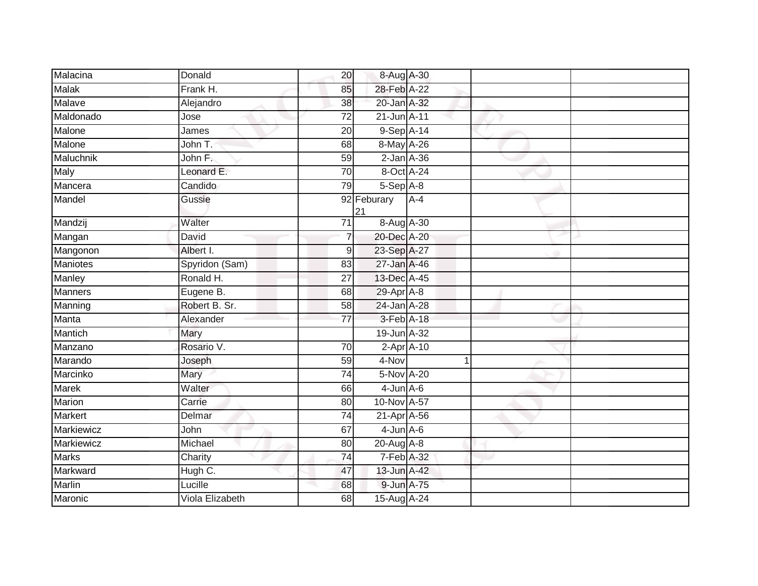| | | | | | | |
|---|---|---|---|---|---|---|
| Malacina | Donald | 20 | 8-Aug | A-30 | | |
| Malak | Frank H. | 85 | 28-Feb | A-22 | | |
| Malave | Alejandro | 38 | 20-Jan | A-32 | | |
| Maldonado | Jose | 72 | 21-Jun | A-11 | | |
| Malone | James | 20 | 9-Sep | A-14 | | |
| Malone | John T. | 68 | 8-May | A-26 | | |
| Maluchnik | John F. | 59 | 2-Jan | A-36 | | |
| Maly | Leonard E. | 70 | 8-Oct | A-24 | | |
| Mancera | Candido | 79 | 5-Sep | A-8 | | |
| Mandel | Gussie | 92 | Feburary 21 | A-4 | | |
| Mandzij | Walter | 71 | 8-Aug | A-30 | | |
| Mangan | David | 7 | 20-Dec | A-20 | | |
| Mangonon | Albert I. | 9 | 23-Sep | A-27 | | |
| Maniotes | Spyridon (Sam) | 83 | 27-Jan | A-46 | | |
| Manley | Ronald H. | 27 | 13-Dec | A-45 | | |
| Manners | Eugene B. | 68 | 29-Apr | A-8 | | |
| Manning | Robert B. Sr. | 58 | 24-Jan | A-28 | | |
| Manta | Alexander | 77 | 3-Feb | A-18 | | |
| Mantich | Mary | | 19-Jun | A-32 | | |
| Manzano | Rosario V. | 70 | 2-Apr | A-10 | | |
| Marando | Joseph | 59 | 4-Nov | 1 | | |
| Marcinko | Mary | 74 | 5-Nov | A-20 | | |
| Marek | Walter | 66 | 4-Jun | A-6 | | |
| Marion | Carrie | 80 | 10-Nov | A-57 | | |
| Markert | Delmar | 74 | 21-Apr | A-56 | | |
| Markiewicz | John | 67 | 4-Jun | A-6 | | |
| Markiewicz | Michael | 80 | 20-Aug | A-8 | | |
| Marks | Charity | 74 | 7-Feb | A-32 | | |
| Markward | Hugh C. | 47 | 13-Jun | A-42 | | |
| Marlin | Lucille | 68 | 9-Jun | A-75 | | |
| Maronic | Viola Elizabeth | 68 | 15-Aug | A-24 | | |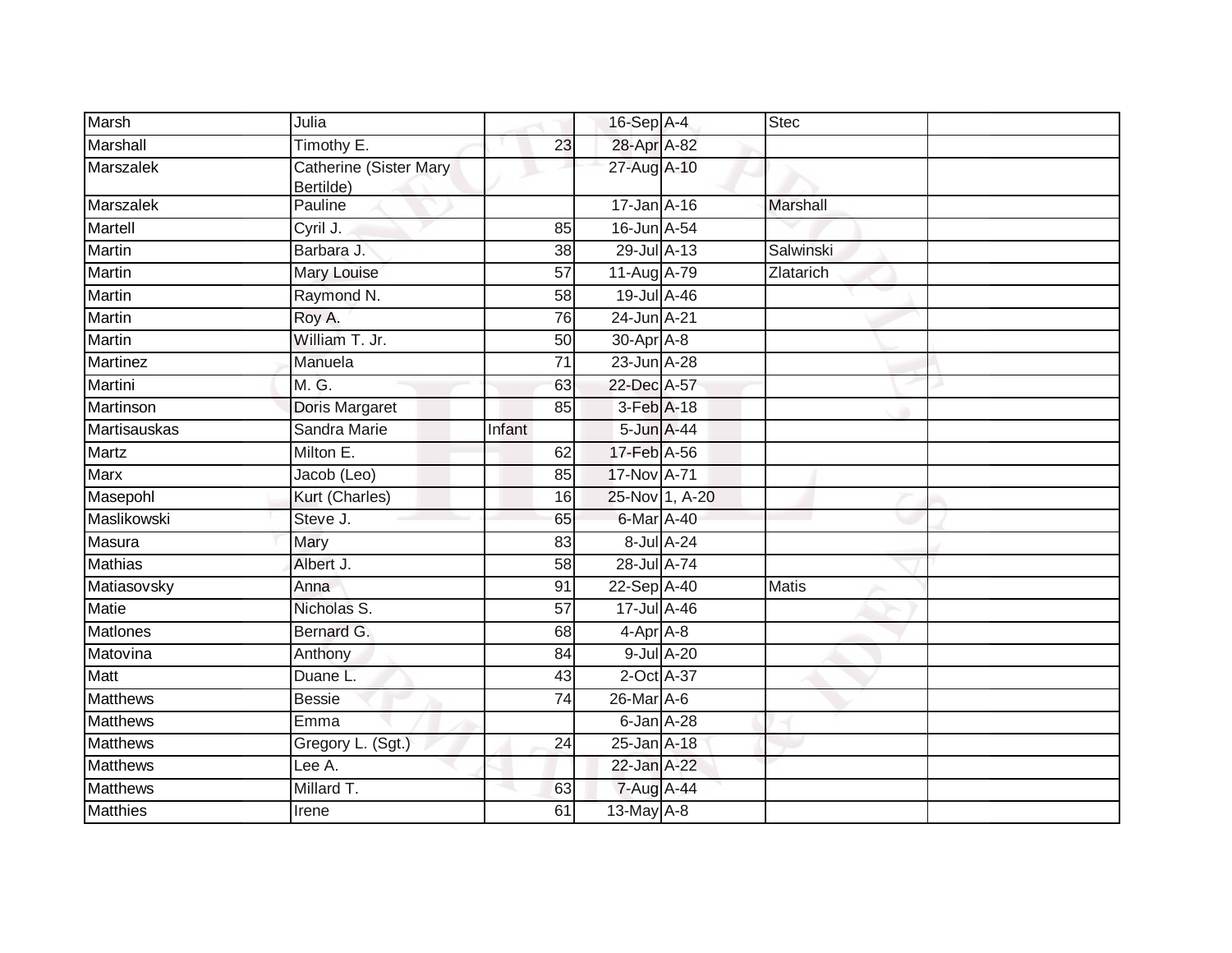| | | | | | | |
|---|---|---|---|---|---|---|
| Marsh | Julia | | 16-Sep | A-4 | Stec | |
| Marshall | Timothy E. | 23 | 28-Apr | A-82 | | |
| Marszalek | Catherine (Sister Mary Bertilde) | | 27-Aug | A-10 | | |
| Marszalek | Pauline | | 17-Jan | A-16 | Marshall | |
| Martell | Cyril J. | 85 | 16-Jun | A-54 | | |
| Martin | Barbara J. | 38 | 29-Jul | A-13 | Salwinski | |
| Martin | Mary Louise | 57 | 11-Aug | A-79 | Zlatarich | |
| Martin | Raymond N. | 58 | 19-Jul | A-46 | | |
| Martin | Roy A. | 76 | 24-Jun | A-21 | | |
| Martin | William T. Jr. | 50 | 30-Apr | A-8 | | |
| Martinez | Manuela | 71 | 23-Jun | A-28 | | |
| Martini | M. G. | 63 | 22-Dec | A-57 | | |
| Martinson | Doris Margaret | 85 | 3-Feb | A-18 | | |
| Martisauskas | Sandra Marie | Infant | 5-Jun | A-44 | | |
| Martz | Milton E. | 62 | 17-Feb | A-56 | | |
| Marx | Jacob (Leo) | 85 | 17-Nov | A-71 | | |
| Masepohl | Kurt (Charles) | 16 | 25-Nov | 1, A-20 | | |
| Maslikowski | Steve J. | 65 | 6-Mar | A-40 | | |
| Masura | Mary | 83 | 8-Jul | A-24 | | |
| Mathias | Albert J. | 58 | 28-Jul | A-74 | | |
| Matiasovsky | Anna | 91 | 22-Sep | A-40 | Matis | |
| Matie | Nicholas S. | 57 | 17-Jul | A-46 | | |
| Matlones | Bernard G. | 68 | 4-Apr | A-8 | | |
| Matovina | Anthony | 84 | 9-Jul | A-20 | | |
| Matt | Duane L. | 43 | 2-Oct | A-37 | | |
| Matthews | Bessie | 74 | 26-Mar | A-6 | | |
| Matthews | Emma | | 6-Jan | A-28 | | |
| Matthews | Gregory L. (Sgt.) | 24 | 25-Jan | A-18 | | |
| Matthews | Lee A. | | 22-Jan | A-22 | | |
| Matthews | Millard T. | 63 | 7-Aug | A-44 | | |
| Matthies | Irene | 61 | 13-May | A-8 | | |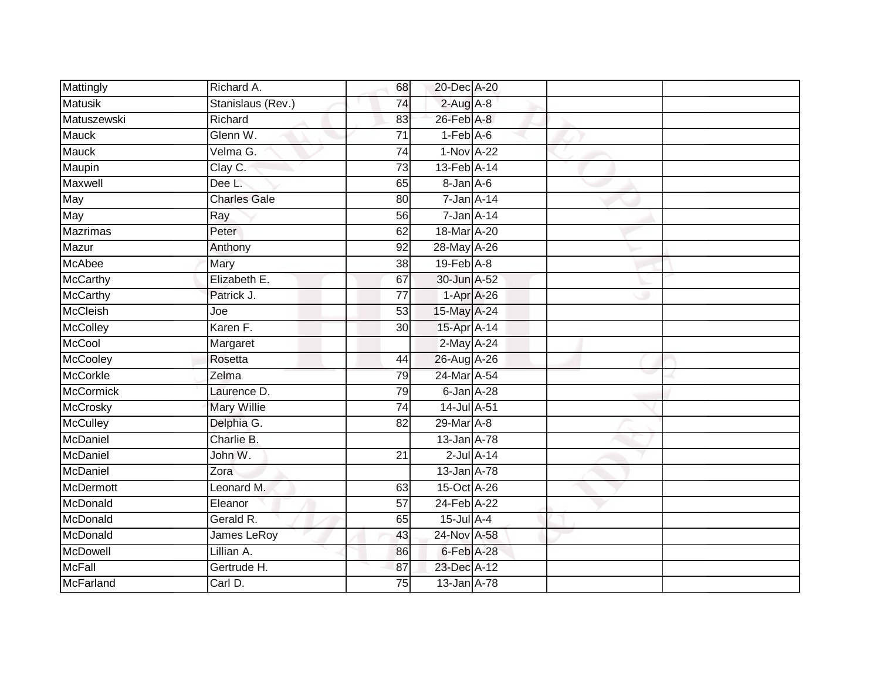| | | | | | | |
|---|---|---|---|---|---|---|
| Mattingly | Richard A. | 68 | 20-Dec | A-20 | | |
| Matusik | Stanislaus (Rev.) | 74 | 2-Aug | A-8 | | |
| Matuszewski | Richard | 83 | 26-Feb | A-8 | | |
| Mauck | Glenn W. | 71 | 1-Feb | A-6 | | |
| Mauck | Velma G. | 74 | 1-Nov | A-22 | | |
| Maupin | Clay C. | 73 | 13-Feb | A-14 | | |
| Maxwell | Dee L. | 65 | 8-Jan | A-6 | | |
| May | Charles Gale | 80 | 7-Jan | A-14 | | |
| May | Ray | 56 | 7-Jan | A-14 | | |
| Mazrimas | Peter | 62 | 18-Mar | A-20 | | |
| Mazur | Anthony | 92 | 28-May | A-26 | | |
| McAbee | Mary | 38 | 19-Feb | A-8 | | |
| McCarthy | Elizabeth E. | 67 | 30-Jun | A-52 | | |
| McCarthy | Patrick J. | 77 | 1-Apr | A-26 | | |
| McCleish | Joe | 53 | 15-May | A-24 | | |
| McColley | Karen F. | 30 | 15-Apr | A-14 | | |
| McCool | Margaret | | 2-May | A-24 | | |
| McCooley | Rosetta | 44 | 26-Aug | A-26 | | |
| McCorkle | Zelma | 79 | 24-Mar | A-54 | | |
| McCormick | Laurence D. | 79 | 6-Jan | A-28 | | |
| McCrosky | Mary Willie | 74 | 14-Jul | A-51 | | |
| McCulley | Delphia G. | 82 | 29-Mar | A-8 | | |
| McDaniel | Charlie B. | | 13-Jan | A-78 | | |
| McDaniel | John W. | 21 | 2-Jul | A-14 | | |
| McDaniel | Zora | | 13-Jan | A-78 | | |
| McDermott | Leonard M. | 63 | 15-Oct | A-26 | | |
| McDonald | Eleanor | 57 | 24-Feb | A-22 | | |
| McDonald | Gerald R. | 65 | 15-Jul | A-4 | | |
| McDonald | James LeRoy | 43 | 24-Nov | A-58 | | |
| McDowell | Lillian A. | 86 | 6-Feb | A-28 | | |
| McFall | Gertrude H. | 87 | 23-Dec | A-12 | | |
| McFarland | Carl D. | 75 | 13-Jan | A-78 | | |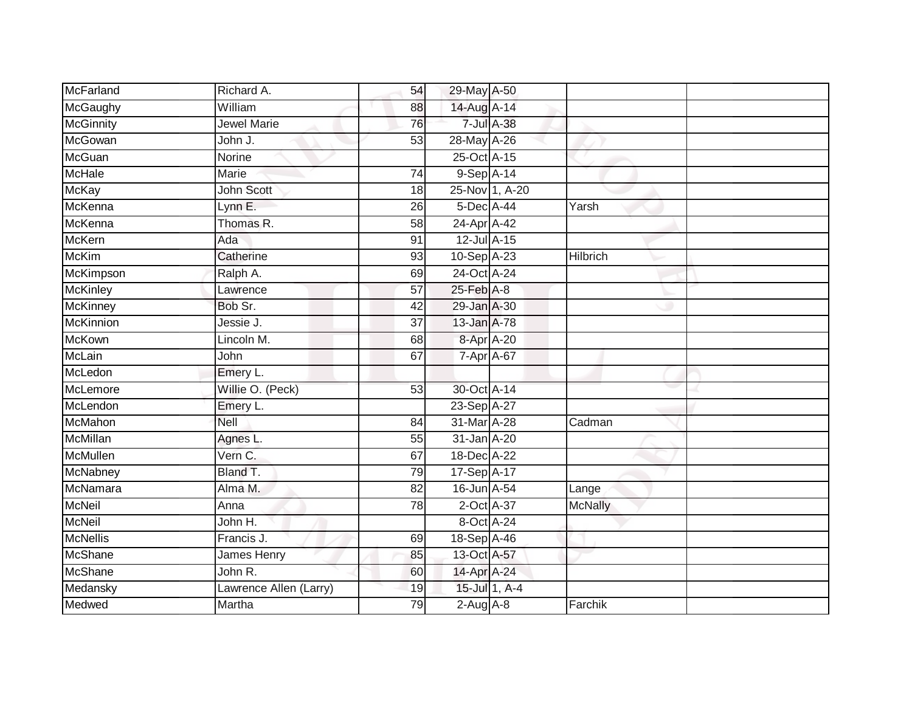| McFarland | Richard A. | 54 | 29-May | A-50 | | |
|---|---|---|---|---|---|---|
| McGaughy | William | 88 | 14-Aug | A-14 | | |
| McGinnity | Jewel Marie | 76 | 7-Jul | A-38 | | |
| McGowan | John J. | 53 | 28-May | A-26 | | |
| McGuan | Norine | | 25-Oct | A-15 | | |
| McHale | Marie | 74 | 9-Sep | A-14 | | |
| McKay | John Scott | 18 | 25-Nov | 1, A-20 | | |
| McKenna | Lynn E. | 26 | 5-Dec | A-44 | Yarsh | |
| McKenna | Thomas R. | 58 | 24-Apr | A-42 | | |
| McKern | Ada | 91 | 12-Jul | A-15 | | |
| McKim | Catherine | 93 | 10-Sep | A-23 | Hilbrich | |
| McKimpson | Ralph A. | 69 | 24-Oct | A-24 | | |
| McKinley | Lawrence | 57 | 25-Feb | A-8 | | |
| McKinney | Bob Sr. | 42 | 29-Jan | A-30 | | |
| McKinnion | Jessie J. | 37 | 13-Jan | A-78 | | |
| McKown | Lincoln M. | 68 | 8-Apr | A-20 | | |
| McLain | John | 67 | 7-Apr | A-67 | | |
| McLedon | Emery L. | | | | | |
| McLemore | Willie O. (Peck) | 53 | 30-Oct | A-14 | | |
| McLendon | Emery L. | | 23-Sep | A-27 | | |
| McMahon | Nell | 84 | 31-Mar | A-28 | Cadman | |
| McMillan | Agnes L. | 55 | 31-Jan | A-20 | | |
| McMullen | Vern C. | 67 | 18-Dec | A-22 | | |
| McNabney | Bland T. | 79 | 17-Sep | A-17 | | |
| McNamara | Alma M. | 82 | 16-Jun | A-54 | Lange | |
| McNeil | Anna | 78 | 2-Oct | A-37 | McNally | |
| McNeil | John H. | | 8-Oct | A-24 | | |
| McNellis | Francis J. | 69 | 18-Sep | A-46 | | |
| McShane | James Henry | 85 | 13-Oct | A-57 | | |
| McShane | John R. | 60 | 14-Apr | A-24 | | |
| Medansky | Lawrence Allen (Larry) | 19 | 15-Jul | 1, A-4 | | |
| Medwed | Martha | 79 | 2-Aug | A-8 | Farchik | |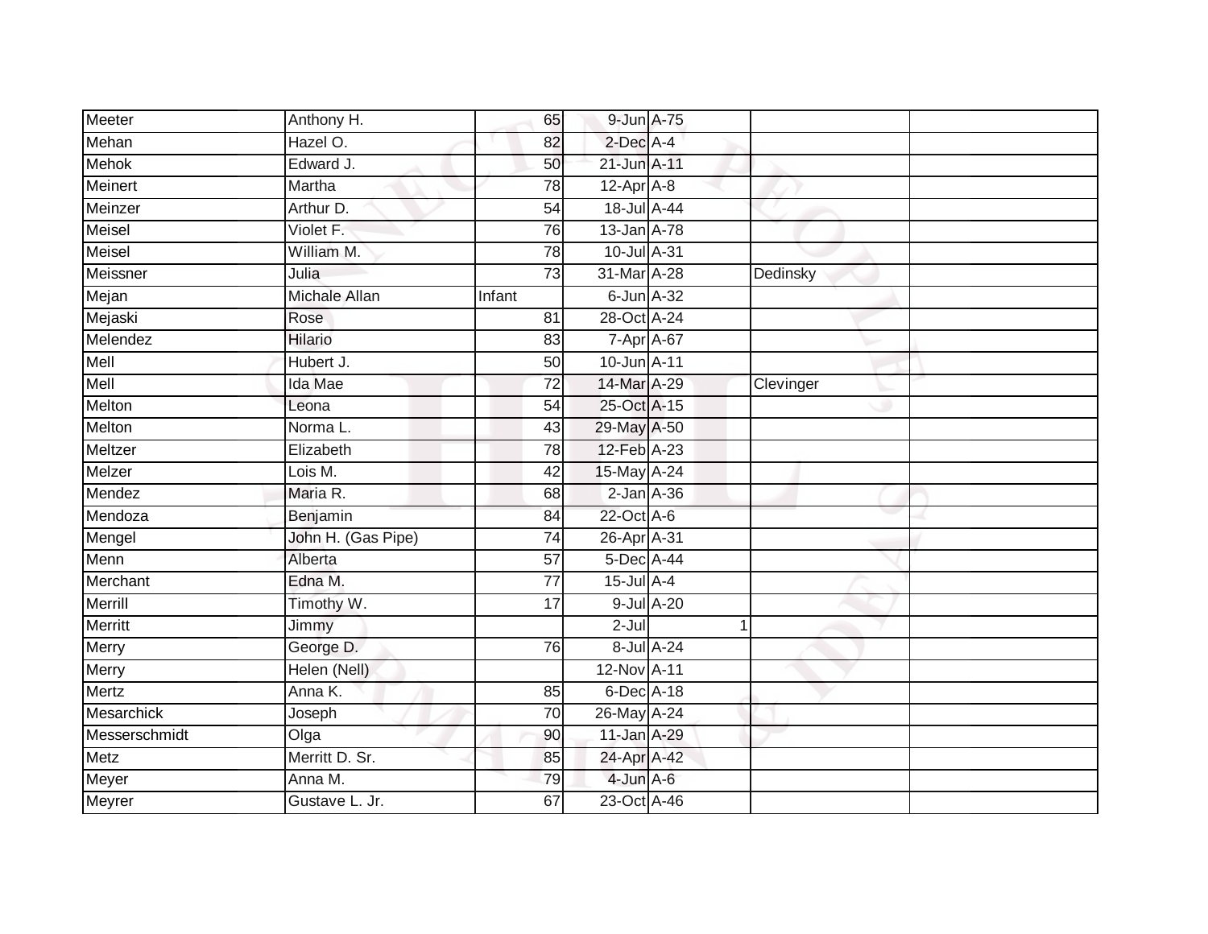| | | | | | | |
|---|---|---|---|---|---|---|
| Meeter | Anthony H. | 65 | 9-Jun | A-75 | | |
| Mehan | Hazel O. | 82 | 2-Dec | A-4 | | |
| Mehok | Edward J. | 50 | 21-Jun | A-11 | | |
| Meinert | Martha | 78 | 12-Apr | A-8 | | |
| Meinzer | Arthur D. | 54 | 18-Jul | A-44 | | |
| Meisel | Violet F. | 76 | 13-Jan | A-78 | | |
| Meisel | William M. | 78 | 10-Jul | A-31 | | |
| Meissner | Julia | 73 | 31-Mar | A-28 | Dedinsky | |
| Mejan | Michale Allan | Infant | 6-Jun | A-32 | | |
| Mejaski | Rose | 81 | 28-Oct | A-24 | | |
| Melendez | Hilario | 83 | 7-Apr | A-67 | | |
| Mell | Hubert J. | 50 | 10-Jun | A-11 | | |
| Mell | Ida Mae | 72 | 14-Mar | A-29 | Clevinger | |
| Melton | Leona | 54 | 25-Oct | A-15 | | |
| Melton | Norma L. | 43 | 29-May | A-50 | | |
| Meltzer | Elizabeth | 78 | 12-Feb | A-23 | | |
| Melzer | Lois M. | 42 | 15-May | A-24 | | |
| Mendez | Maria R. | 68 | 2-Jan | A-36 | | |
| Mendoza | Benjamin | 84 | 22-Oct | A-6 | | |
| Mengel | John H. (Gas Pipe) | 74 | 26-Apr | A-31 | | |
| Menn | Alberta | 57 | 5-Dec | A-44 | | |
| Merchant | Edna M. | 77 | 15-Jul | A-4 | | |
| Merrill | Timothy W. | 17 | 9-Jul | A-20 | | |
| Merritt | Jimmy | | 2-Jul | 1 | | |
| Merry | George D. | 76 | 8-Jul | A-24 | | |
| Merry | Helen (Nell) | | 12-Nov | A-11 | | |
| Mertz | Anna K. | 85 | 6-Dec | A-18 | | |
| Mesarchick | Joseph | 70 | 26-May | A-24 | | |
| Messerschmidt | Olga | 90 | 11-Jan | A-29 | | |
| Metz | Merritt D. Sr. | 85 | 24-Apr | A-42 | | |
| Meyer | Anna M. | 79 | 4-Jun | A-6 | | |
| Meyrer | Gustave L. Jr. | 67 | 23-Oct | A-46 | | |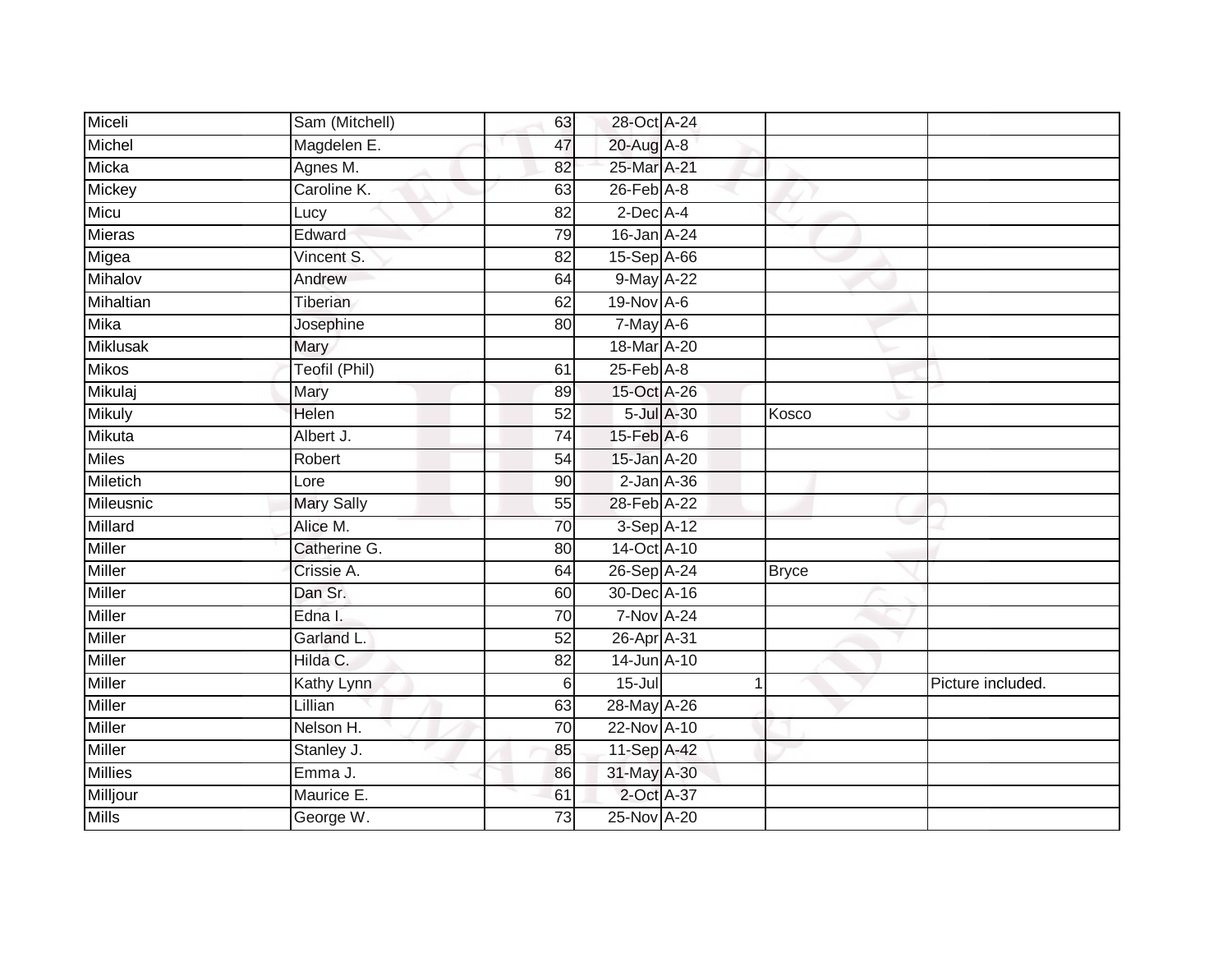| Miceli | Sam (Mitchell) | 63 | 28-Oct | A-24 | | |
|---|---|---|---|---|---|---|
| Michel | Magdelen E. | 47 | 20-Aug | A-8 | | |
| Micka | Agnes M. | 82 | 25-Mar | A-21 | | |
| Mickey | Caroline K. | 63 | 26-Feb | A-8 | | |
| Micu | Lucy | 82 | 2-Dec | A-4 | | |
| Mieras | Edward | 79 | 16-Jan | A-24 | | |
| Migea | Vincent S. | 82 | 15-Sep | A-66 | | |
| Mihalov | Andrew | 64 | 9-May | A-22 | | |
| Mihaltian | Tiberian | 62 | 19-Nov | A-6 | | |
| Mika | Josephine | 80 | 7-May | A-6 | | |
| Miklusak | Mary | | 18-Mar | A-20 | | |
| Mikos | Teofil (Phil) | 61 | 25-Feb | A-8 | | |
| Mikulaj | Mary | 89 | 15-Oct | A-26 | | |
| Mikuly | Helen | 52 | 5-Jul | A-30 | Kosco | |
| Mikuta | Albert J. | 74 | 15-Feb | A-6 | | |
| Miles | Robert | 54 | 15-Jan | A-20 | | |
| Miletich | Lore | 90 | 2-Jan | A-36 | | |
| Mileusnic | Mary Sally | 55 | 28-Feb | A-22 | | |
| Millard | Alice M. | 70 | 3-Sep | A-12 | | |
| Miller | Catherine G. | 80 | 14-Oct | A-10 | | |
| Miller | Crissie A. | 64 | 26-Sep | A-24 | Bryce | |
| Miller | Dan Sr. | 60 | 30-Dec | A-16 | | |
| Miller | Edna I. | 70 | 7-Nov | A-24 | | |
| Miller | Garland L. | 52 | 26-Apr | A-31 | | |
| Miller | Hilda C. | 82 | 14-Jun | A-10 | | |
| Miller | Kathy Lynn | 6 | 15-Jul | 1 | | Picture included. |
| Miller | Lillian | 63 | 28-May | A-26 | | |
| Miller | Nelson H. | 70 | 22-Nov | A-10 | | |
| Miller | Stanley J. | 85 | 11-Sep | A-42 | | |
| Millies | Emma J. | 86 | 31-May | A-30 | | |
| Milljour | Maurice E. | 61 | 2-Oct | A-37 | | |
| Mills | George W. | 73 | 25-Nov | A-20 | | |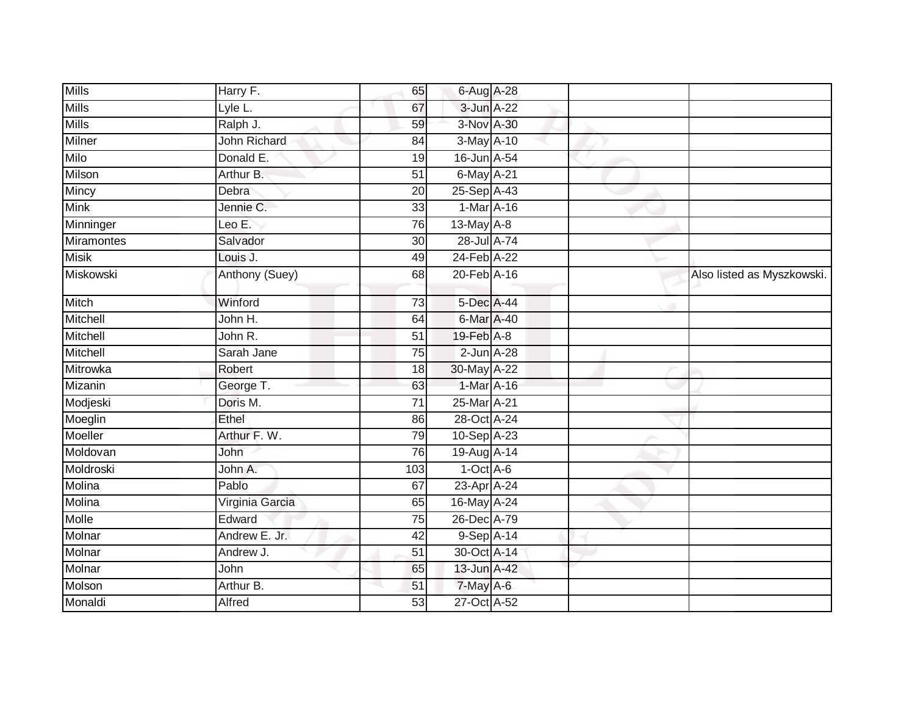| | | | | | | |
|---|---|---|---|---|---|---|
| Mills | Harry F. | 65 | 6-Aug | A-28 | | |
| Mills | Lyle L. | 67 | 3-Jun | A-22 | | |
| Mills | Ralph J. | 59 | 3-Nov | A-30 | | |
| Milner | John Richard | 84 | 3-May | A-10 | | |
| Milo | Donald E. | 19 | 16-Jun | A-54 | | |
| Milson | Arthur B. | 51 | 6-May | A-21 | | |
| Mincy | Debra | 20 | 25-Sep | A-43 | | |
| Mink | Jennie C. | 33 | 1-Mar | A-16 | | |
| Minninger | Leo E. | 76 | 13-May | A-8 | | |
| Miramontes | Salvador | 30 | 28-Jul | A-74 | | |
| Misik | Louis J. | 49 | 24-Feb | A-22 | | |
| Miskowski | Anthony (Suey) | 68 | 20-Feb | A-16 | | Also listed as Myszkowski. |
| Mitch | Winford | 73 | 5-Dec | A-44 | | |
| Mitchell | John H. | 64 | 6-Mar | A-40 | | |
| Mitchell | John R. | 51 | 19-Feb | A-8 | | |
| Mitchell | Sarah Jane | 75 | 2-Jun | A-28 | | |
| Mitrowka | Robert | 18 | 30-May | A-22 | | |
| Mizanin | George T. | 63 | 1-Mar | A-16 | | |
| Modjeski | Doris M. | 71 | 25-Mar | A-21 | | |
| Moeglin | Ethel | 86 | 28-Oct | A-24 | | |
| Moeller | Arthur F. W. | 79 | 10-Sep | A-23 | | |
| Moldovan | John | 76 | 19-Aug | A-14 | | |
| Moldroski | John A. | 103 | 1-Oct | A-6 | | |
| Molina | Pablo | 67 | 23-Apr | A-24 | | |
| Molina | Virginia Garcia | 65 | 16-May | A-24 | | |
| Molle | Edward | 75 | 26-Dec | A-79 | | |
| Molnar | Andrew E. Jr. | 42 | 9-Sep | A-14 | | |
| Molnar | Andrew J. | 51 | 30-Oct | A-14 | | |
| Molnar | John | 65 | 13-Jun | A-42 | | |
| Molson | Arthur B. | 51 | 7-May | A-6 | | |
| Monaldi | Alfred | 53 | 27-Oct | A-52 | | |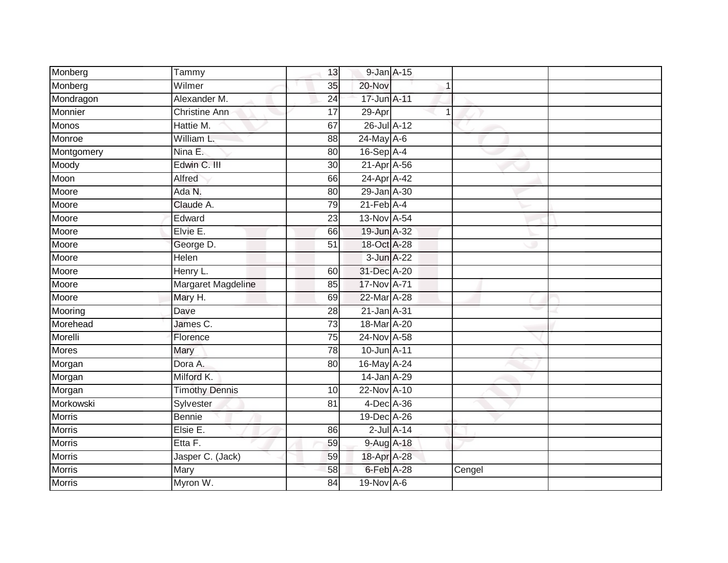| | | | | | | |
|---|---|---|---|---|---|---|
| Monberg | Tammy | 13 | 9-Jan | A-15 | | |
| Monberg | Wilmer | 35 | 20-Nov | 1 | | |
| Mondragon | Alexander M. | 24 | 17-Jun | A-11 | | |
| Monnier | Christine Ann | 17 | 29-Apr | 1 | | |
| Monos | Hattie M. | 67 | 26-Jul | A-12 | | |
| Monroe | William L. | 88 | 24-May | A-6 | | |
| Montgomery | Nina E. | 80 | 16-Sep | A-4 | | |
| Moody | Edwin C. III | 30 | 21-Apr | A-56 | | |
| Moon | Alfred | 66 | 24-Apr | A-42 | | |
| Moore | Ada N. | 80 | 29-Jan | A-30 | | |
| Moore | Claude A. | 79 | 21-Feb | A-4 | | |
| Moore | Edward | 23 | 13-Nov | A-54 | | |
| Moore | Elvie E. | 66 | 19-Jun | A-32 | | |
| Moore | George D. | 51 | 18-Oct | A-28 | | |
| Moore | Helen | | 3-Jun | A-22 | | |
| Moore | Henry L. | 60 | 31-Dec | A-20 | | |
| Moore | Margaret Magdeline | 85 | 17-Nov | A-71 | | |
| Moore | Mary H. | 69 | 22-Mar | A-28 | | |
| Mooring | Dave | 28 | 21-Jan | A-31 | | |
| Morehead | James C. | 73 | 18-Mar | A-20 | | |
| Morelli | Florence | 75 | 24-Nov | A-58 | | |
| Mores | Mary | 78 | 10-Jun | A-11 | | |
| Morgan | Dora A. | 80 | 16-May | A-24 | | |
| Morgan | Milford K. | | 14-Jan | A-29 | | |
| Morgan | Timothy Dennis | 10 | 22-Nov | A-10 | | |
| Morkowski | Sylvester | 81 | 4-Dec | A-36 | | |
| Morris | Bennie | | 19-Dec | A-26 | | |
| Morris | Elsie E. | 86 | 2-Jul | A-14 | | |
| Morris | Etta F. | 59 | 9-Aug | A-18 | | |
| Morris | Jasper C. (Jack) | 59 | 18-Apr | A-28 | | |
| Morris | Mary | 58 | 6-Feb | A-28 | Cengel | |
| Morris | Myron W. | 84 | 19-Nov | A-6 | | |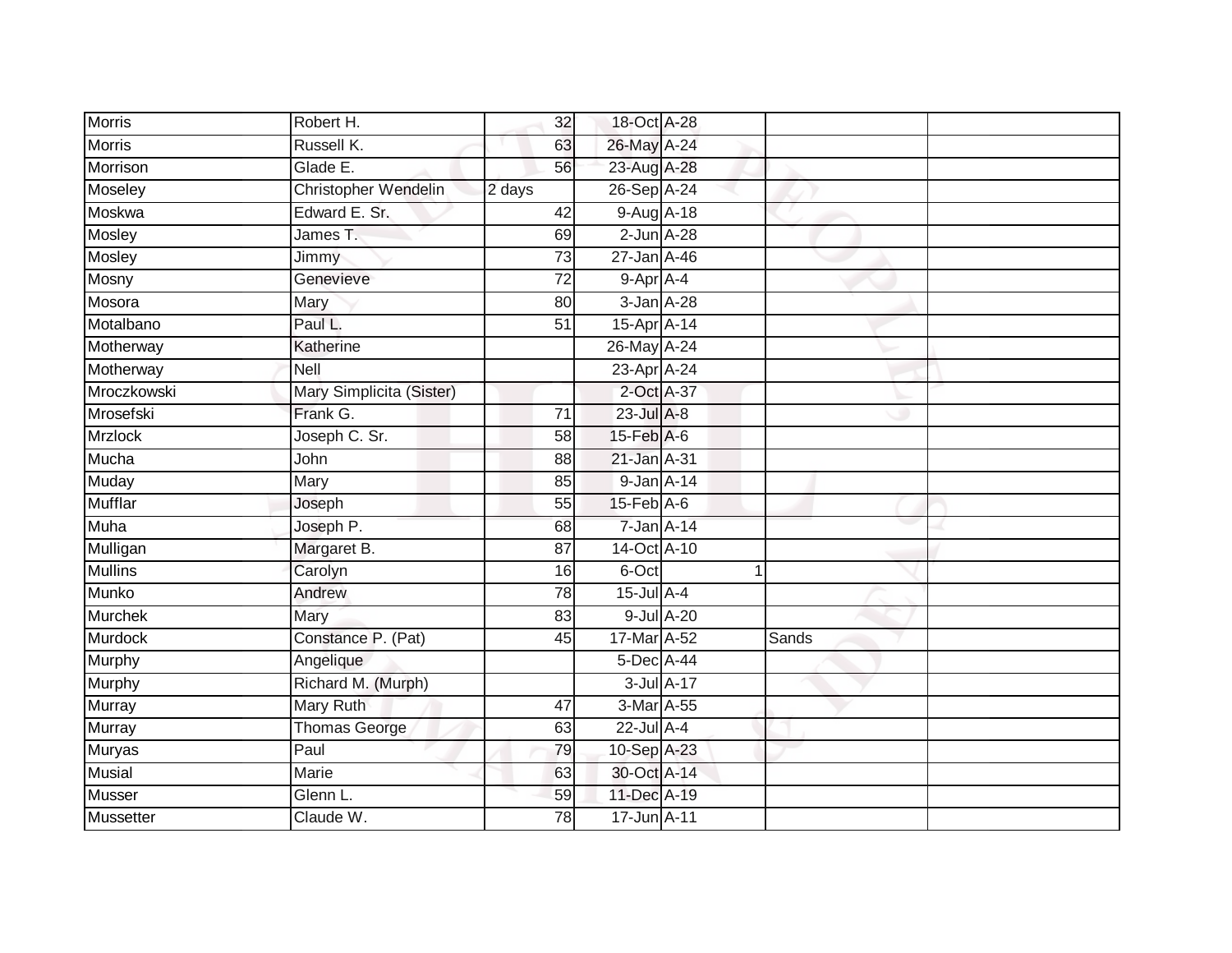| Morris | Robert H. | 32 | 18-Oct | A-28 | | |
|---|---|---|---|---|---|---|
| Morris | Russell K. | 63 | 26-May | A-24 | | |
| Morrison | Glade E. | 56 | 23-Aug | A-28 | | |
| Moseley | Christopher Wendelin | 2 days | 26-Sep | A-24 | | |
| Moskwa | Edward E. Sr. | 42 | 9-Aug | A-18 | | |
| Mosley | James T. | 69 | 2-Jun | A-28 | | |
| Mosley | Jimmy | 73 | 27-Jan | A-46 | | |
| Mosny | Genevieve | 72 | 9-Apr | A-4 | | |
| Mosora | Mary | 80 | 3-Jan | A-28 | | |
| Motalbano | Paul L. | 51 | 15-Apr | A-14 | | |
| Motherway | Katherine | | 26-May | A-24 | | |
| Motherway | Nell | | 23-Apr | A-24 | | |
| Mroczkowski | Mary Simplicita (Sister) | | 2-Oct | A-37 | | |
| Mrosefski | Frank G. | 71 | 23-Jul | A-8 | | |
| Mrzlock | Joseph C. Sr. | 58 | 15-Feb | A-6 | | |
| Mucha | John | 88 | 21-Jan | A-31 | | |
| Muday | Mary | 85 | 9-Jan | A-14 | | |
| Mufflar | Joseph | 55 | 15-Feb | A-6 | | |
| Muha | Joseph P. | 68 | 7-Jan | A-14 | | |
| Mulligan | Margaret B. | 87 | 14-Oct | A-10 | | |
| Mullins | Carolyn | 16 | 6-Oct | 1 | | |
| Munko | Andrew | 78 | 15-Jul | A-4 | | |
| Murchek | Mary | 83 | 9-Jul | A-20 | | |
| Murdock | Constance P. (Pat) | 45 | 17-Mar | A-52 | Sands | |
| Murphy | Angelique | | 5-Dec | A-44 | | |
| Murphy | Richard M. (Murph) | | 3-Jul | A-17 | | |
| Murray | Mary Ruth | 47 | 3-Mar | A-55 | | |
| Murray | Thomas George | 63 | 22-Jul | A-4 | | |
| Muryas | Paul | 79 | 10-Sep | A-23 | | |
| Musial | Marie | 63 | 30-Oct | A-14 | | |
| Musser | Glenn L. | 59 | 11-Dec | A-19 | | |
| Mussetter | Claude W. | 78 | 17-Jun | A-11 | | |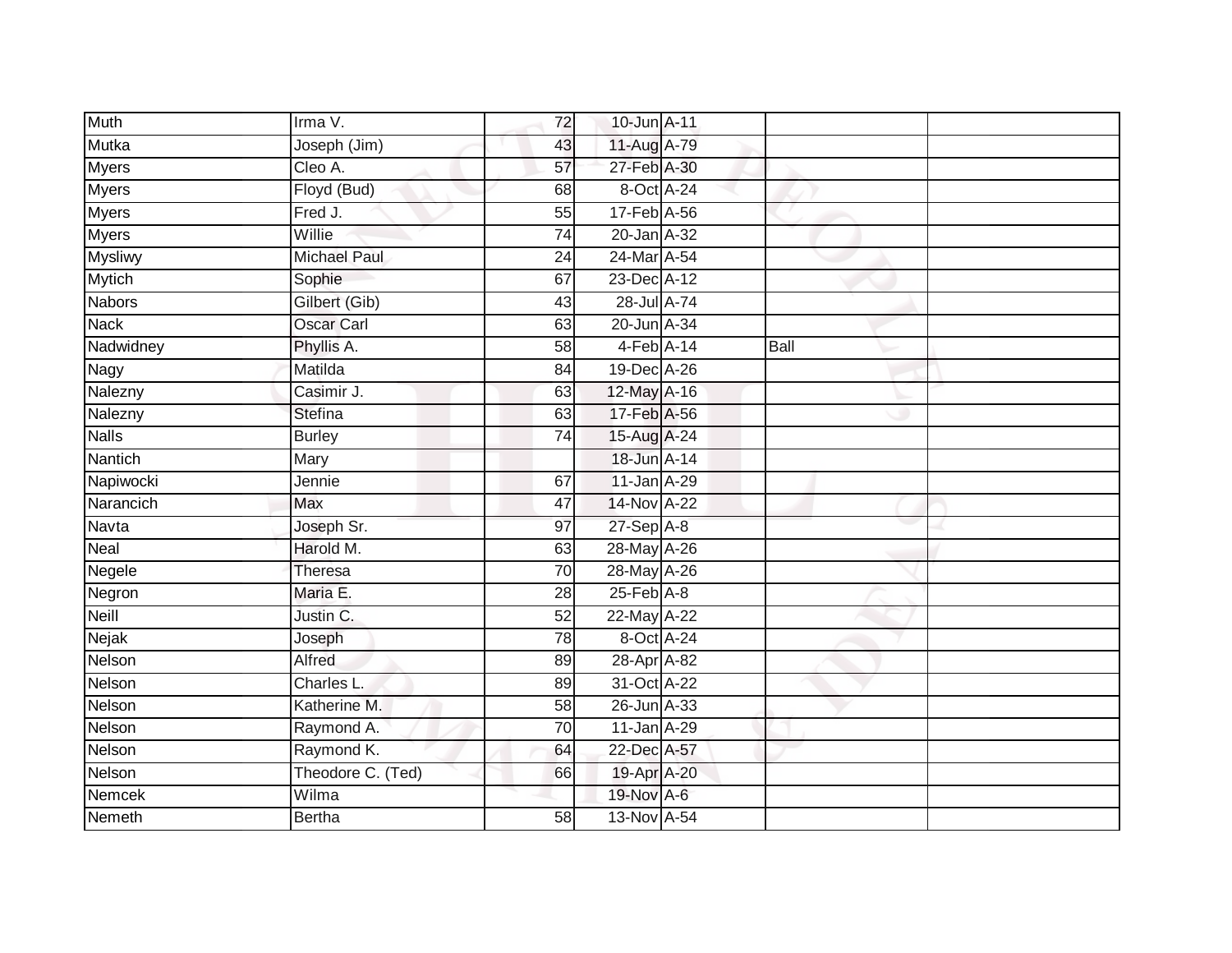| Muth | Irma V. | 72 | 10-Jun | A-11 | | |
|---|---|---|---|---|---|---|
| Mutka | Joseph (Jim) | 43 | 11-Aug | A-79 | | |
| Myers | Cleo A. | 57 | 27-Feb | A-30 | | |
| Myers | Floyd (Bud) | 68 | 8-Oct | A-24 | | |
| Myers | Fred J. | 55 | 17-Feb | A-56 | | |
| Myers | Willie | 74 | 20-Jan | A-32 | | |
| Mysliwy | Michael Paul | 24 | 24-Mar | A-54 | | |
| Mytich | Sophie | 67 | 23-Dec | A-12 | | |
| Nabors | Gilbert (Gib) | 43 | 28-Jul | A-74 | | |
| Nack | Oscar Carl | 63 | 20-Jun | A-34 | | |
| Nadwidney | Phyllis A. | 58 | 4-Feb | A-14 | Ball | |
| Nagy | Matilda | 84 | 19-Dec | A-26 | | |
| Nalezny | Casimir J. | 63 | 12-May | A-16 | | |
| Nalezny | Stefina | 63 | 17-Feb | A-56 | | |
| Nalls | Burley | 74 | 15-Aug | A-24 | | |
| Nantich | Mary | | 18-Jun | A-14 | | |
| Napiwocki | Jennie | 67 | 11-Jan | A-29 | | |
| Narancich | Max | 47 | 14-Nov | A-22 | | |
| Navta | Joseph Sr. | 97 | 27-Sep | A-8 | | |
| Neal | Harold M. | 63 | 28-May | A-26 | | |
| Negele | Theresa | 70 | 28-May | A-26 | | |
| Negron | Maria E. | 28 | 25-Feb | A-8 | | |
| Neill | Justin C. | 52 | 22-May | A-22 | | |
| Nejak | Joseph | 78 | 8-Oct | A-24 | | |
| Nelson | Alfred | 89 | 28-Apr | A-82 | | |
| Nelson | Charles L. | 89 | 31-Oct | A-22 | | |
| Nelson | Katherine M. | 58 | 26-Jun | A-33 | | |
| Nelson | Raymond A. | 70 | 11-Jan | A-29 | | |
| Nelson | Raymond K. | 64 | 22-Dec | A-57 | | |
| Nelson | Theodore C. (Ted) | 66 | 19-Apr | A-20 | | |
| Nemcek | Wilma | | 19-Nov | A-6 | | |
| Nemeth | Bertha | 58 | 13-Nov | A-54 | | |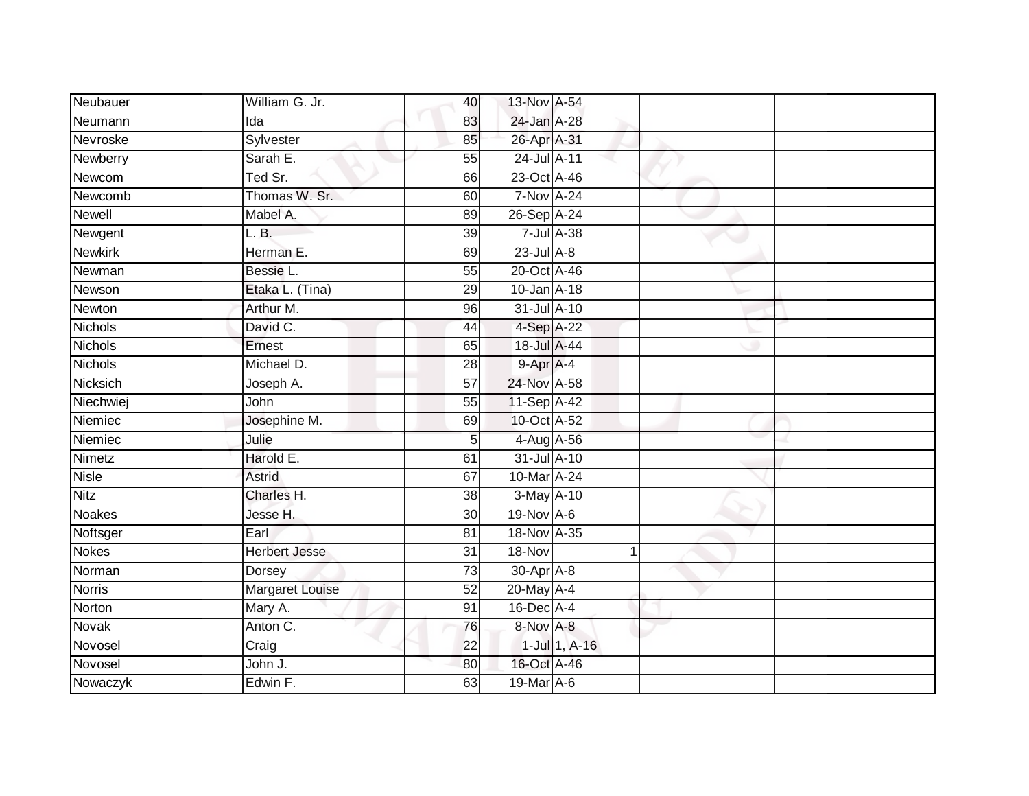| | | | | | | |
|---|---|---|---|---|---|---|
| Neubauer | William G. Jr. | 40 | 13-Nov | A-54 | | |
| Neumann | Ida | 83 | 24-Jan | A-28 | | |
| Nevroske | Sylvester | 85 | 26-Apr | A-31 | | |
| Newberry | Sarah E. | 55 | 24-Jul | A-11 | | |
| Newcom | Ted Sr. | 66 | 23-Oct | A-46 | | |
| Newcomb | Thomas W. Sr. | 60 | 7-Nov | A-24 | | |
| Newell | Mabel A. | 89 | 26-Sep | A-24 | | |
| Newgent | L. B. | 39 | 7-Jul | A-38 | | |
| Newkirk | Herman E. | 69 | 23-Jul | A-8 | | |
| Newman | Bessie L. | 55 | 20-Oct | A-46 | | |
| Newson | Etaka L. (Tina) | 29 | 10-Jan | A-18 | | |
| Newton | Arthur M. | 96 | 31-Jul | A-10 | | |
| Nichols | David C. | 44 | 4-Sep | A-22 | | |
| Nichols | Ernest | 65 | 18-Jul | A-44 | | |
| Nichols | Michael D. | 28 | 9-Apr | A-4 | | |
| Nicksich | Joseph A. | 57 | 24-Nov | A-58 | | |
| Niechwiej | John | 55 | 11-Sep | A-42 | | |
| Niemiec | Josephine M. | 69 | 10-Oct | A-52 | | |
| Niemiec | Julie | 5 | 4-Aug | A-56 | | |
| Nimetz | Harold E. | 61 | 31-Jul | A-10 | | |
| Nisle | Astrid | 67 | 10-Mar | A-24 | | |
| Nitz | Charles H. | 38 | 3-May | A-10 | | |
| Noakes | Jesse H. | 30 | 19-Nov | A-6 | | |
| Noftsger | Earl | 81 | 18-Nov | A-35 | | |
| Nokes | Herbert Jesse | 31 | 18-Nov | 1 | | |
| Norman | Dorsey | 73 | 30-Apr | A-8 | | |
| Norris | Margaret Louise | 52 | 20-May | A-4 | | |
| Norton | Mary A. | 91 | 16-Dec | A-4 | | |
| Novak | Anton C. | 76 | 8-Nov | A-8 | | |
| Novosel | Craig | 22 | 1-Jul | 1, A-16 | | |
| Novosel | John J. | 80 | 16-Oct | A-46 | | |
| Nowaczyk | Edwin F. | 63 | 19-Mar | A-6 | | |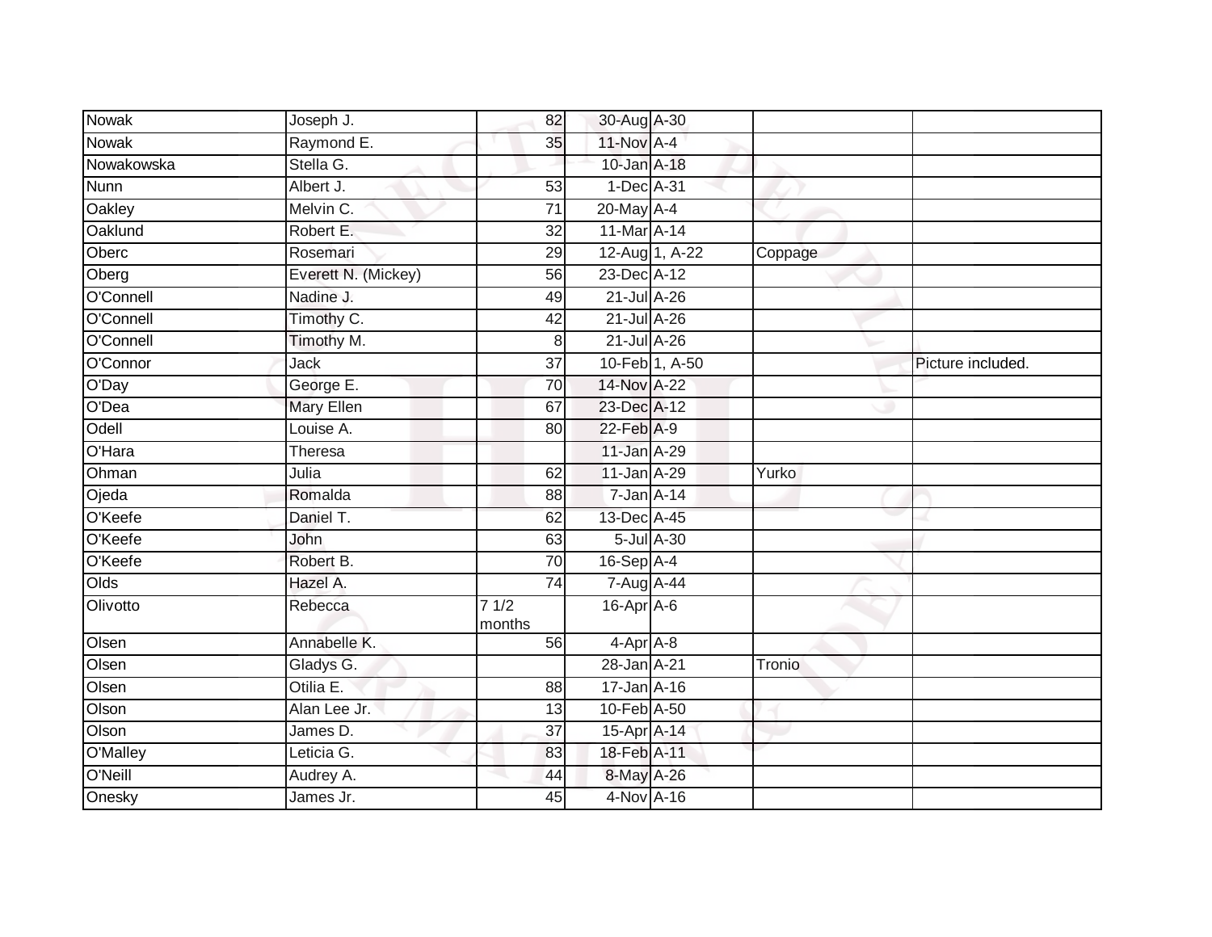| | | | | | | |
|---|---|---|---|---|---|---|
| Nowak | Joseph J. | 82 | 30-Aug | A-30 | | |
| Nowak | Raymond E. | 35 | 11-Nov | A-4 | | |
| Nowakowska | Stella G. | | 10-Jan | A-18 | | |
| Nunn | Albert J. | 53 | 1-Dec | A-31 | | |
| Oakley | Melvin C. | 71 | 20-May | A-4 | | |
| Oaklund | Robert E. | 32 | 11-Mar | A-14 | | |
| Oberc | Rosemari | 29 | 12-Aug | 1, A-22 | Coppage | |
| Oberg | Everett N. (Mickey) | 56 | 23-Dec | A-12 | | |
| O'Connell | Nadine J. | 49 | 21-Jul | A-26 | | |
| O'Connell | Timothy C. | 42 | 21-Jul | A-26 | | |
| O'Connell | Timothy M. | 8 | 21-Jul | A-26 | | |
| O'Connor | Jack | 37 | 10-Feb | 1, A-50 | | Picture included. |
| O'Day | George E. | 70 | 14-Nov | A-22 | | |
| O'Dea | Mary Ellen | 67 | 23-Dec | A-12 | | |
| Odell | Louise A. | 80 | 22-Feb | A-9 | | |
| O'Hara | Theresa | | 11-Jan | A-29 | | |
| Ohman | Julia | 62 | 11-Jan | A-29 | Yurko | |
| Ojeda | Romalda | 88 | 7-Jan | A-14 | | |
| O'Keefe | Daniel T. | 62 | 13-Dec | A-45 | | |
| O'Keefe | John | 63 | 5-Jul | A-30 | | |
| O'Keefe | Robert B. | 70 | 16-Sep | A-4 | | |
| Olds | Hazel A. | 74 | 7-Aug | A-44 | | |
| Olivotto | Rebecca | 7 1/2 months | 16-Apr | A-6 | | |
| Olsen | Annabelle K. | 56 | 4-Apr | A-8 | | |
| Olsen | Gladys G. | | 28-Jan | A-21 | Tronio | |
| Olsen | Otilia E. | 88 | 17-Jan | A-16 | | |
| Olson | Alan Lee Jr. | 13 | 10-Feb | A-50 | | |
| Olson | James D. | 37 | 15-Apr | A-14 | | |
| O'Malley | Leticia G. | 83 | 18-Feb | A-11 | | |
| O'Neill | Audrey A. | 44 | 8-May | A-26 | | |
| Onesky | James Jr. | 45 | 4-Nov | A-16 | | |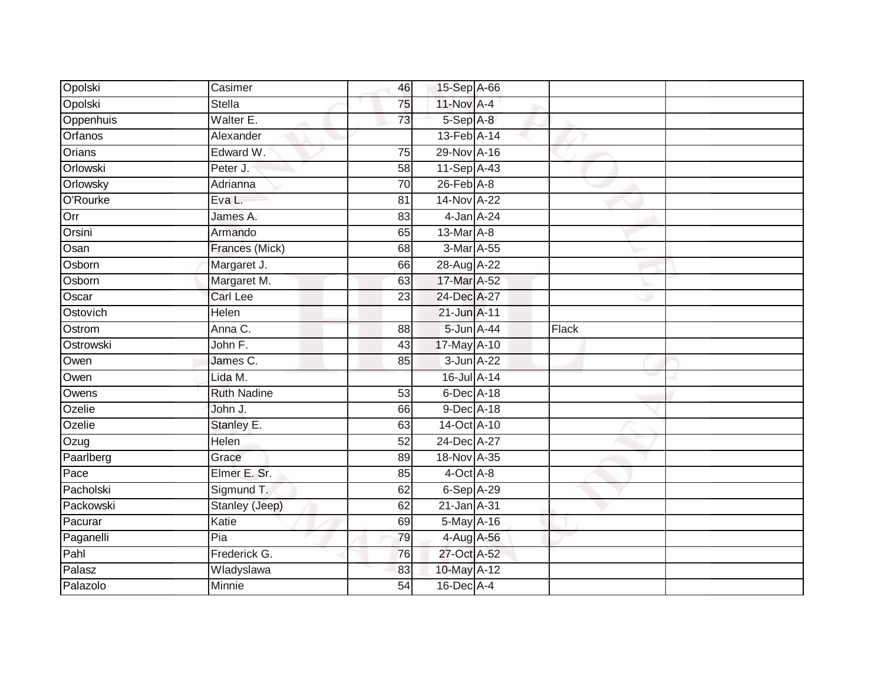| | | | | | | |
|---|---|---|---|---|---|---|
| Opolski | Casimer | 46 | 15-Sep | A-66 | | |
| Opolski | Stella | 75 | 11-Nov | A-4 | | |
| Oppenhuis | Walter E. | 73 | 5-Sep | A-8 | | |
| Orfanos | Alexander | | 13-Feb | A-14 | | |
| Orians | Edward W. | 75 | 29-Nov | A-16 | | |
| Orlowski | Peter J. | 58 | 11-Sep | A-43 | | |
| Orlowsky | Adrianna | 70 | 26-Feb | A-8 | | |
| O'Rourke | Eva L. | 81 | 14-Nov | A-22 | | |
| Orr | James A. | 83 | 4-Jan | A-24 | | |
| Orsini | Armando | 65 | 13-Mar | A-8 | | |
| Osan | Frances (Mick) | 68 | 3-Mar | A-55 | | |
| Osborn | Margaret J. | 66 | 28-Aug | A-22 | | |
| Osborn | Margaret M. | 63 | 17-Mar | A-52 | | |
| Oscar | Carl Lee | 23 | 24-Dec | A-27 | | |
| Ostovich | Helen | | 21-Jun | A-11 | | |
| Ostrom | Anna C. | 88 | 5-Jun | A-44 | Flack | |
| Ostrowski | John F. | 43 | 17-May | A-10 | | |
| Owen | James C. | 85 | 3-Jun | A-22 | | |
| Owen | Lida M. | | 16-Jul | A-14 | | |
| Owens | Ruth Nadine | 53 | 6-Dec | A-18 | | |
| Ozelie | John J. | 66 | 9-Dec | A-18 | | |
| Ozelie | Stanley E. | 63 | 14-Oct | A-10 | | |
| Ozug | Helen | 52 | 24-Dec | A-27 | | |
| Paarlberg | Grace | 89 | 18-Nov | A-35 | | |
| Pace | Elmer E. Sr. | 85 | 4-Oct | A-8 | | |
| Pacholski | Sigmund T. | 62 | 6-Sep | A-29 | | |
| Packowski | Stanley (Jeep) | 62 | 21-Jan | A-31 | | |
| Pacurar | Katie | 69 | 5-May | A-16 | | |
| Paganelli | Pia | 79 | 4-Aug | A-56 | | |
| Pahl | Frederick G. | 76 | 27-Oct | A-52 | | |
| Palasz | Wladyslawa | 83 | 10-May | A-12 | | |
| Palazolo | Minnie | 54 | 16-Dec | A-4 | | |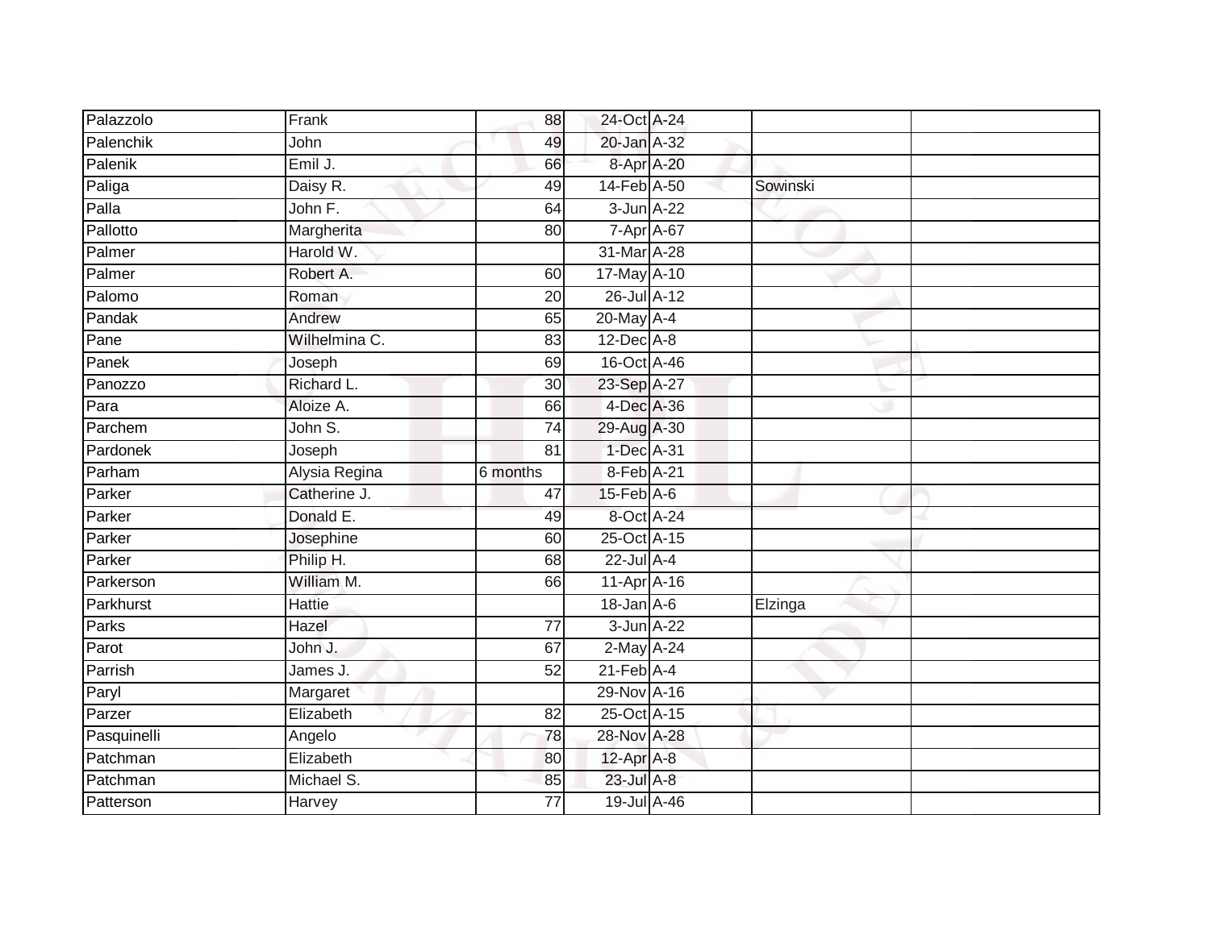| Palazzolo | Frank | 88 | 24-Oct | A-24 | | |
|---|---|---|---|---|---|---|
| Palenchik | John | 49 | 20-Jan | A-32 | | |
| Palenik | Emil J. | 66 | 8-Apr | A-20 | | |
| Paliga | Daisy R. | 49 | 14-Feb | A-50 | Sowinski | |
| Palla | John F. | 64 | 3-Jun | A-22 | | |
| Pallotto | Margherita | 80 | 7-Apr | A-67 | | |
| Palmer | Harold W. | | 31-Mar | A-28 | | |
| Palmer | Robert A. | 60 | 17-May | A-10 | | |
| Palomo | Roman | 20 | 26-Jul | A-12 | | |
| Pandak | Andrew | 65 | 20-May | A-4 | | |
| Pane | Wilhelmina C. | 83 | 12-Dec | A-8 | | |
| Panek | Joseph | 69 | 16-Oct | A-46 | | |
| Panozzo | Richard L. | 30 | 23-Sep | A-27 | | |
| Para | Aloize A. | 66 | 4-Dec | A-36 | | |
| Parchem | John S. | 74 | 29-Aug | A-30 | | |
| Pardonek | Joseph | 81 | 1-Dec | A-31 | | |
| Parham | Alysia Regina | 6 months | 8-Feb | A-21 | | |
| Parker | Catherine J. | 47 | 15-Feb | A-6 | | |
| Parker | Donald E. | 49 | 8-Oct | A-24 | | |
| Parker | Josephine | 60 | 25-Oct | A-15 | | |
| Parker | Philip H. | 68 | 22-Jul | A-4 | | |
| Parkerson | William M. | 66 | 11-Apr | A-16 | | |
| Parkhurst | Hattie | | 18-Jan | A-6 | Elzinga | |
| Parks | Hazel | 77 | 3-Jun | A-22 | | |
| Parot | John J. | 67 | 2-May | A-24 | | |
| Parrish | James J. | 52 | 21-Feb | A-4 | | |
| Paryl | Margaret | | 29-Nov | A-16 | | |
| Parzer | Elizabeth | 82 | 25-Oct | A-15 | | |
| Pasquinelli | Angelo | 78 | 28-Nov | A-28 | | |
| Patchman | Elizabeth | 80 | 12-Apr | A-8 | | |
| Patchman | Michael S. | 85 | 23-Jul | A-8 | | |
| Patterson | Harvey | 77 | 19-Jul | A-46 | | |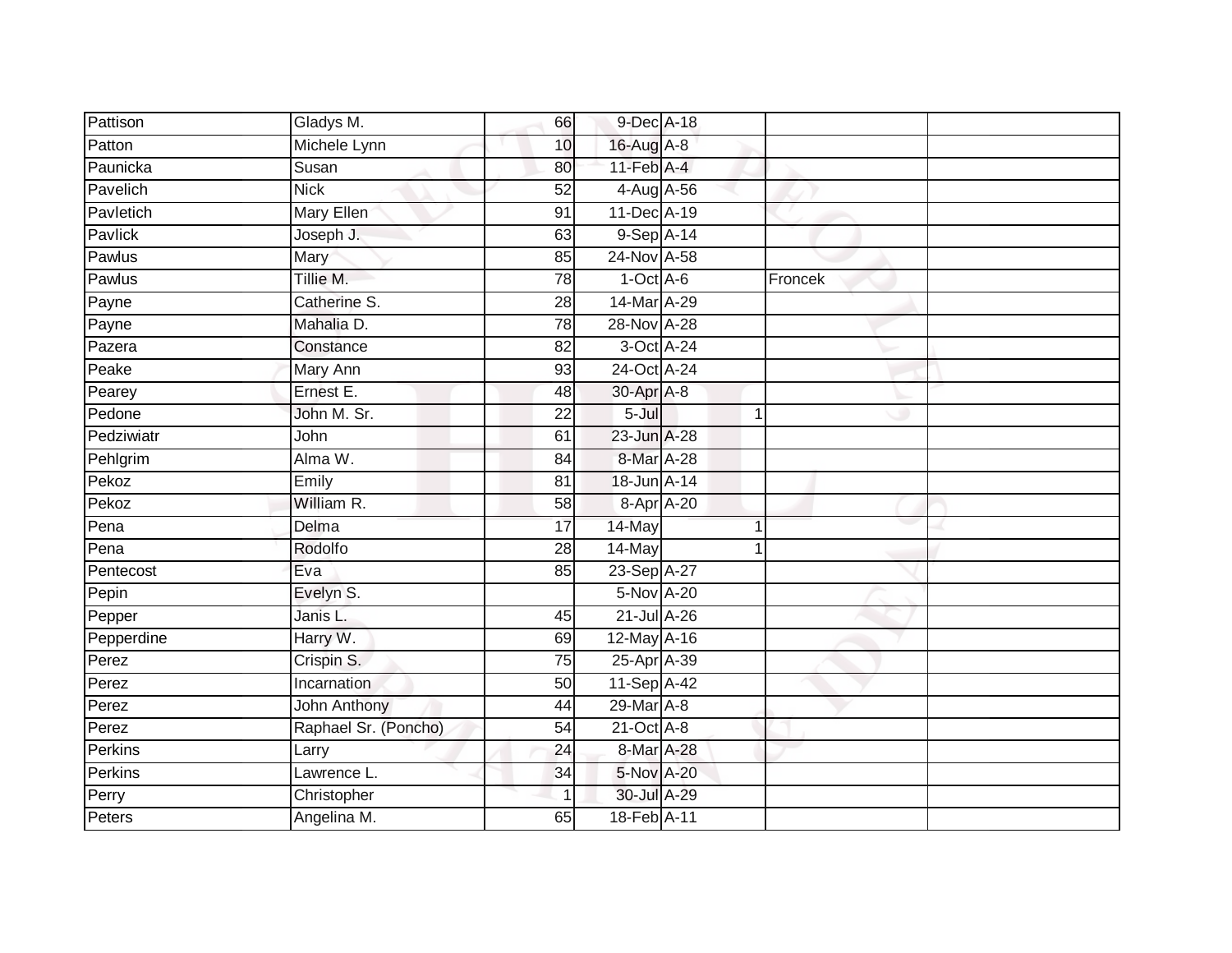| | | | | | | | |
|---|---|---|---|---|---|---|---|
| Pattison | Gladys M. | 66 | 9-Dec | A-18 | | | |
| Patton | Michele Lynn | 10 | 16-Aug | A-8 | | | |
| Paunicka | Susan | 80 | 11-Feb | A-4 | | | |
| Pavelich | Nick | 52 | 4-Aug | A-56 | | | |
| Pavletich | Mary Ellen | 91 | 11-Dec | A-19 | | | |
| Pavlick | Joseph J. | 63 | 9-Sep | A-14 | | | |
| Pawlus | Mary | 85 | 24-Nov | A-58 | | | |
| Pawlus | Tillie M. | 78 | 1-Oct | A-6 | | Froncek | |
| Payne | Catherine S. | 28 | 14-Mar | A-29 | | | |
| Payne | Mahalia D. | 78 | 28-Nov | A-28 | | | |
| Pazera | Constance | 82 | 3-Oct | A-24 | | | |
| Peake | Mary Ann | 93 | 24-Oct | A-24 | | | |
| Pearey | Ernest E. | 48 | 30-Apr | A-8 | | | |
| Pedone | John M. Sr. | 22 | 5-Jul | | 1 | | |
| Pedziwiatr | John | 61 | 23-Jun | A-28 | | | |
| Pehlgrim | Alma W. | 84 | 8-Mar | A-28 | | | |
| Pekoz | Emily | 81 | 18-Jun | A-14 | | | |
| Pekoz | William R. | 58 | 8-Apr | A-20 | | | |
| Pena | Delma | 17 | 14-May | | 1 | | |
| Pena | Rodolfo | 28 | 14-May | | 1 | | |
| Pentecost | Eva | 85 | 23-Sep | A-27 | | | |
| Pepin | Evelyn S. | | 5-Nov | A-20 | | | |
| Pepper | Janis L. | 45 | 21-Jul | A-26 | | | |
| Pepperdine | Harry W. | 69 | 12-May | A-16 | | | |
| Perez | Crispin S. | 75 | 25-Apr | A-39 | | | |
| Perez | Incarnation | 50 | 11-Sep | A-42 | | | |
| Perez | John Anthony | 44 | 29-Mar | A-8 | | | |
| Perez | Raphael Sr. (Poncho) | 54 | 21-Oct | A-8 | | | |
| Perkins | Larry | 24 | 8-Mar | A-28 | | | |
| Perkins | Lawrence L. | 34 | 5-Nov | A-20 | | | |
| Perry | Christopher | 1 | 30-Jul | A-29 | | | |
| Peters | Angelina M. | 65 | 18-Feb | A-11 | | | |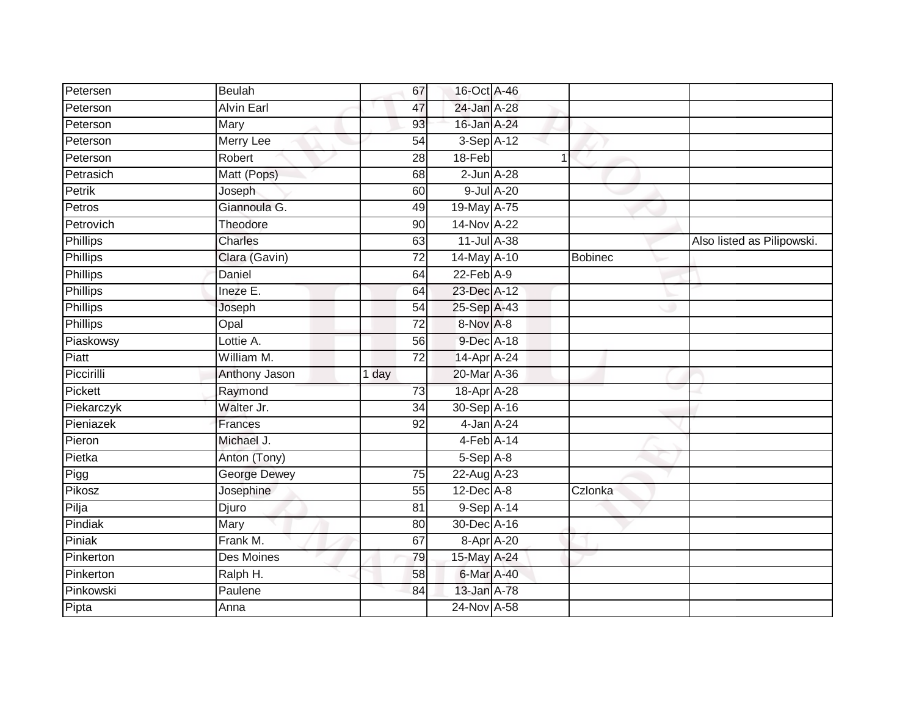| | | | | | | |
|---|---|---|---|---|---|---|
| Petersen | Beulah | 67 | 16-Oct | A-46 | | |
| Peterson | Alvin Earl | 47 | 24-Jan | A-28 | | |
| Peterson | Mary | 93 | 16-Jan | A-24 | | |
| Peterson | Merry Lee | 54 | 3-Sep | A-12 | | |
| Peterson | Robert | 28 | 18-Feb | 1 | | |
| Petrasich | Matt (Pops) | 68 | 2-Jun | A-28 | | |
| Petrik | Joseph | 60 | 9-Jul | A-20 | | |
| Petros | Giannoula G. | 49 | 19-May | A-75 | | |
| Petrovich | Theodore | 90 | 14-Nov | A-22 | | |
| Phillips | Charles | 63 | 11-Jul | A-38 | | Also listed as Pilipowski. |
| Phillips | Clara (Gavin) | 72 | 14-May | A-10 | Bobinec | |
| Phillips | Daniel | 64 | 22-Feb | A-9 | | |
| Phillips | Ineze E. | 64 | 23-Dec | A-12 | | |
| Phillips | Joseph | 54 | 25-Sep | A-43 | | |
| Phillips | Opal | 72 | 8-Nov | A-8 | | |
| Piaskowsy | Lottie A. | 56 | 9-Dec | A-18 | | |
| Piatt | William M. | 72 | 14-Apr | A-24 | | |
| Piccirilli | Anthony Jason | 1 day | 20-Mar | A-36 | | |
| Pickett | Raymond | 73 | 18-Apr | A-28 | | |
| Piekarczyk | Walter Jr. | 34 | 30-Sep | A-16 | | |
| Pieniazek | Frances | 92 | 4-Jan | A-24 | | |
| Pieron | Michael J. | | 4-Feb | A-14 | | |
| Pietka | Anton (Tony) | | 5-Sep | A-8 | | |
| Pigg | George Dewey | 75 | 22-Aug | A-23 | | |
| Pikosz | Josephine | 55 | 12-Dec | A-8 | Czlonka | |
| Pilja | Djuro | 81 | 9-Sep | A-14 | | |
| Pindiak | Mary | 80 | 30-Dec | A-16 | | |
| Piniak | Frank M. | 67 | 8-Apr | A-20 | | |
| Pinkerton | Des Moines | 79 | 15-May | A-24 | | |
| Pinkerton | Ralph H. | 58 | 6-Mar | A-40 | | |
| Pinkowski | Paulene | 84 | 13-Jan | A-78 | | |
| Pipta | Anna | | 24-Nov | A-58 | | |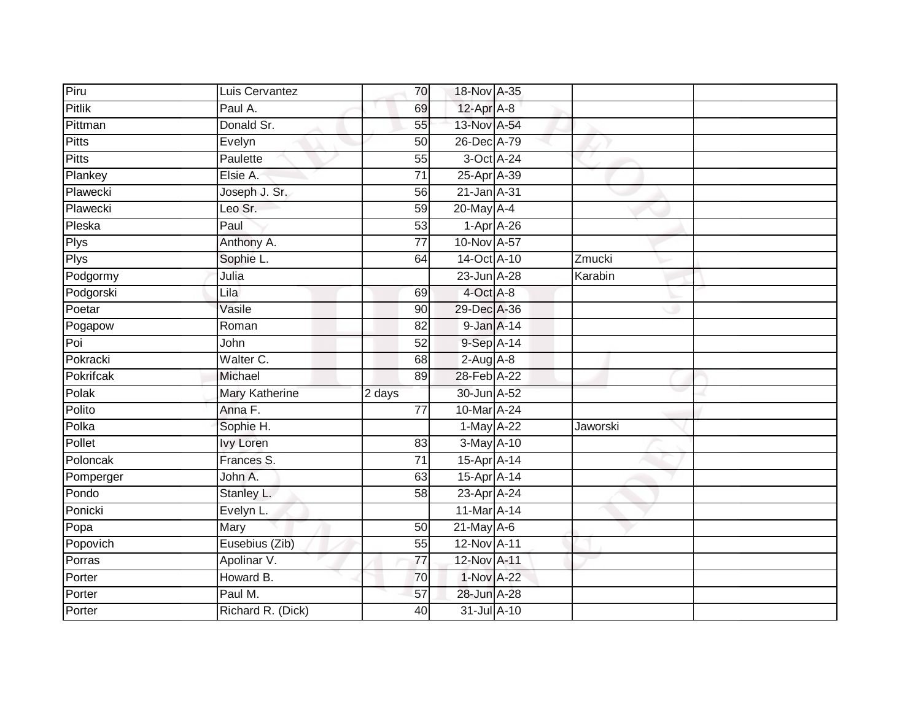| | | | | | | |
|---|---|---|---|---|---|---|
| Piru | Luis Cervantez | 70 | 18-Nov | A-35 | | |
| Pitlik | Paul A. | 69 | 12-Apr | A-8 | | |
| Pittman | Donald Sr. | 55 | 13-Nov | A-54 | | |
| Pitts | Evelyn | 50 | 26-Dec | A-79 | | |
| Pitts | Paulette | 55 | 3-Oct | A-24 | | |
| Plankey | Elsie A. | 71 | 25-Apr | A-39 | | |
| Plawecki | Joseph J. Sr. | 56 | 21-Jan | A-31 | | |
| Plawecki | Leo Sr. | 59 | 20-May | A-4 | | |
| Pleska | Paul | 53 | 1-Apr | A-26 | | |
| Plys | Anthony A. | 77 | 10-Nov | A-57 | | |
| Plys | Sophie L. | 64 | 14-Oct | A-10 | Zmucki | |
| Podgormy | Julia | | 23-Jun | A-28 | Karabin | |
| Podgorski | Lila | 69 | 4-Oct | A-8 | | |
| Poetar | Vasile | 90 | 29-Dec | A-36 | | |
| Pogapow | Roman | 82 | 9-Jan | A-14 | | |
| Poi | John | 52 | 9-Sep | A-14 | | |
| Pokracki | Walter C. | 68 | 2-Aug | A-8 | | |
| Pokrifcak | Michael | 89 | 28-Feb | A-22 | | |
| Polak | Mary Katherine | 2 days | 30-Jun | A-52 | | |
| Polito | Anna F. | 77 | 10-Mar | A-24 | | |
| Polka | Sophie H. | | 1-May | A-22 | Jaworski | |
| Pollet | Ivy Loren | 83 | 3-May | A-10 | | |
| Poloncak | Frances S. | 71 | 15-Apr | A-14 | | |
| Pomperger | John A. | 63 | 15-Apr | A-14 | | |
| Pondo | Stanley L. | 58 | 23-Apr | A-24 | | |
| Ponicki | Evelyn L. | | 11-Mar | A-14 | | |
| Popa | Mary | 50 | 21-May | A-6 | | |
| Popovich | Eusebius (Zib) | 55 | 12-Nov | A-11 | | |
| Porras | Apolinar V. | 77 | 12-Nov | A-11 | | |
| Porter | Howard B. | 70 | 1-Nov | A-22 | | |
| Porter | Paul M. | 57 | 28-Jun | A-28 | | |
| Porter | Richard R. (Dick) | 40 | 31-Jul | A-10 | | |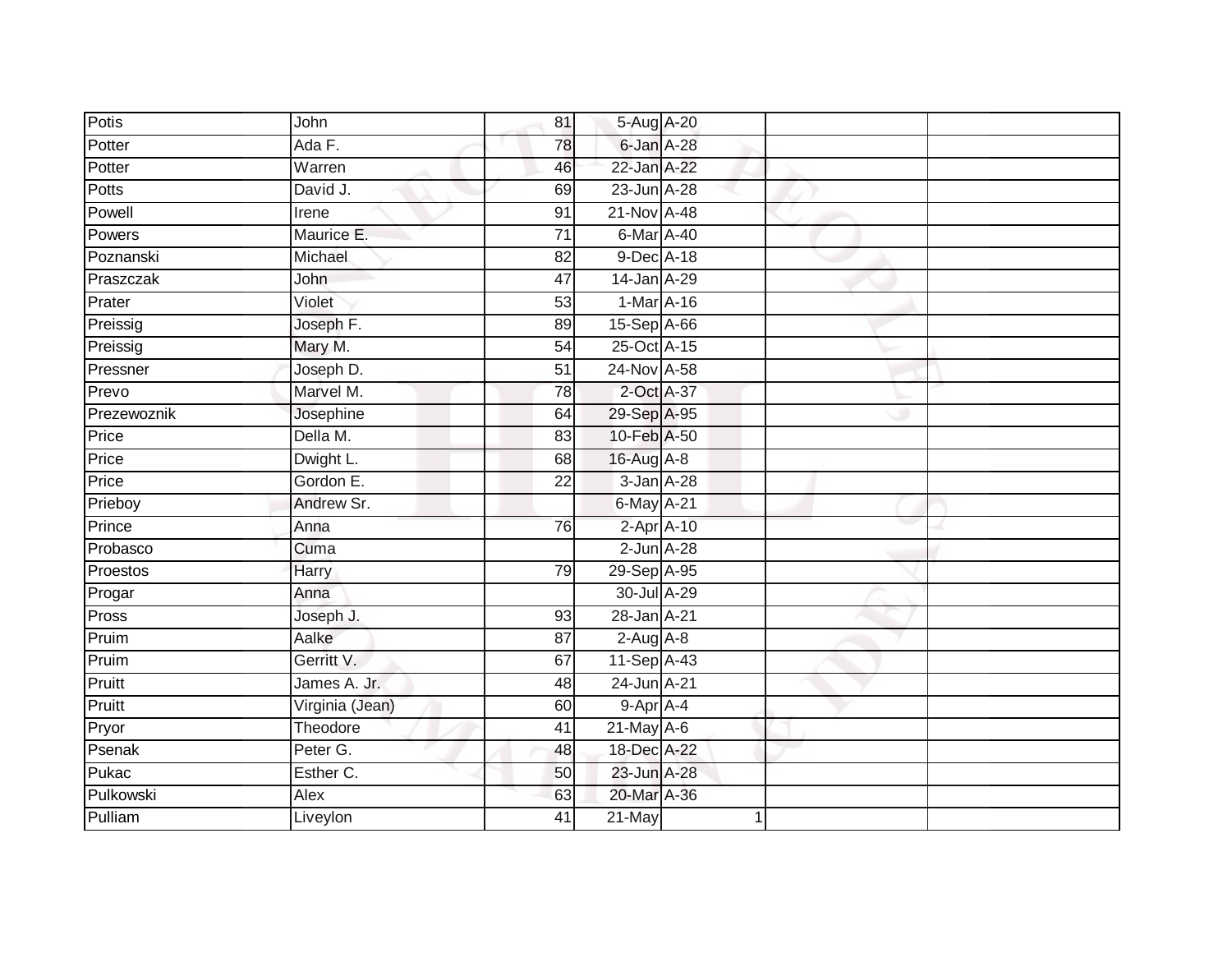| | | | | | | |
|---|---|---|---|---|---|---|
| Potis | John | 81 | 5-Aug | A-20 | | |
| Potter | Ada F. | 78 | 6-Jan | A-28 | | |
| Potter | Warren | 46 | 22-Jan | A-22 | | |
| Potts | David J. | 69 | 23-Jun | A-28 | | |
| Powell | Irene | 91 | 21-Nov | A-48 | | |
| Powers | Maurice E. | 71 | 6-Mar | A-40 | | |
| Poznanski | Michael | 82 | 9-Dec | A-18 | | |
| Praszczak | John | 47 | 14-Jan | A-29 | | |
| Prater | Violet | 53 | 1-Mar | A-16 | | |
| Preissig | Joseph F. | 89 | 15-Sep | A-66 | | |
| Preissig | Mary M. | 54 | 25-Oct | A-15 | | |
| Pressner | Joseph D. | 51 | 24-Nov | A-58 | | |
| Prevo | Marvel M. | 78 | 2-Oct | A-37 | | |
| Prezewoznik | Josephine | 64 | 29-Sep | A-95 | | |
| Price | Della M. | 83 | 10-Feb | A-50 | | |
| Price | Dwight L. | 68 | 16-Aug | A-8 | | |
| Price | Gordon E. | 22 | 3-Jan | A-28 | | |
| Prieboy | Andrew Sr. | | 6-May | A-21 | | |
| Prince | Anna | 76 | 2-Apr | A-10 | | |
| Probasco | Cuma | | 2-Jun | A-28 | | |
| Proestos | Harry | 79 | 29-Sep | A-95 | | |
| Progar | Anna | | 30-Jul | A-29 | | |
| Pross | Joseph J. | 93 | 28-Jan | A-21 | | |
| Pruim | Aalke | 87 | 2-Aug | A-8 | | |
| Pruim | Gerritt V. | 67 | 11-Sep | A-43 | | |
| Pruitt | James A. Jr. | 48 | 24-Jun | A-21 | | |
| Pruitt | Virginia (Jean) | 60 | 9-Apr | A-4 | | |
| Pryor | Theodore | 41 | 21-May | A-6 | | |
| Psenak | Peter G. | 48 | 18-Dec | A-22 | | |
| Pukac | Esther C. | 50 | 23-Jun | A-28 | | |
| Pulkowski | Alex | 63 | 20-Mar | A-36 | | |
| Pulliam | Liveylon | 41 | 21-May | 1 | | |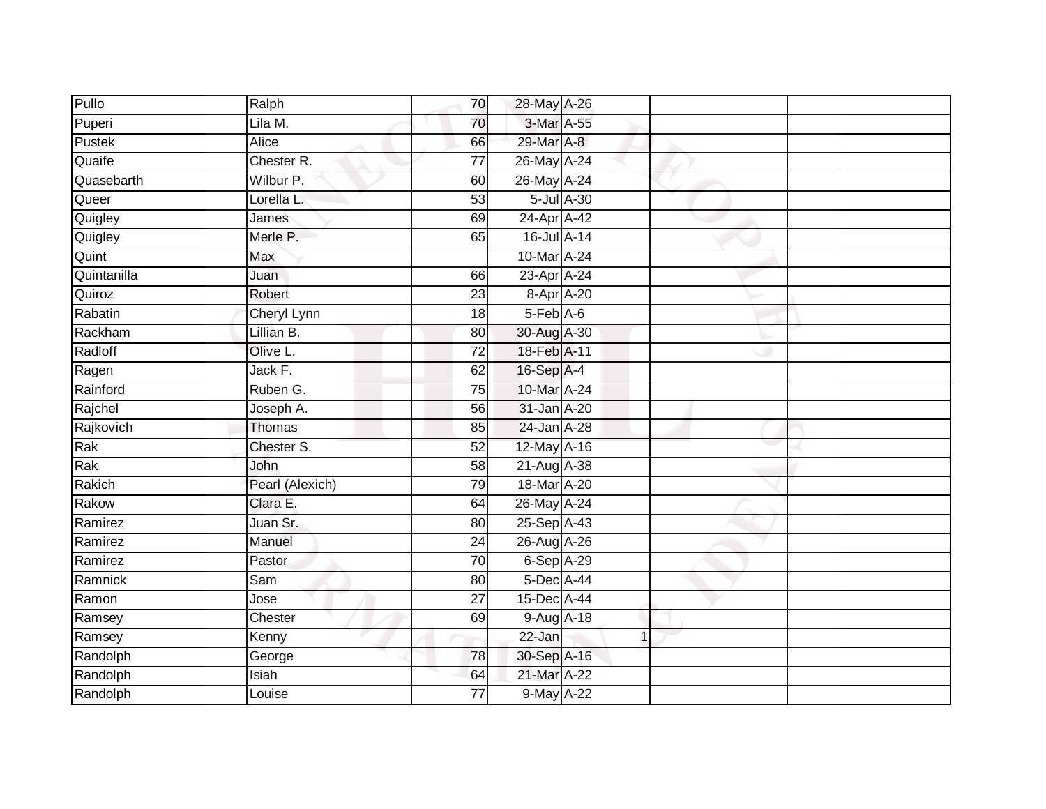| | | | | | | | |
|---|---|---|---|---|---|---|---|
| Pullo | Ralph | 70 | 28-May | A-26 | | | |
| Puperi | Lila M. | 70 | 3-Mar | A-55 | | | |
| Pustek | Alice | 66 | 29-Mar | A-8 | | | |
| Quaife | Chester R. | 77 | 26-May | A-24 | | | |
| Quasebarth | Wilbur P. | 60 | 26-May | A-24 | | | |
| Queer | Lorella L. | 53 | 5-Jul | A-30 | | | |
| Quigley | James | 69 | 24-Apr | A-42 | | | |
| Quigley | Merle P. | 65 | 16-Jul | A-14 | | | |
| Quint | Max | | 10-Mar | A-24 | | | |
| Quintanilla | Juan | 66 | 23-Apr | A-24 | | | |
| Quiroz | Robert | 23 | 8-Apr | A-20 | | | |
| Rabatin | Cheryl Lynn | 18 | 5-Feb | A-6 | | | |
| Rackham | Lillian B. | 80 | 30-Aug | A-30 | | | |
| Radloff | Olive L. | 72 | 18-Feb | A-11 | | | |
| Ragen | Jack F. | 62 | 16-Sep | A-4 | | | |
| Rainford | Ruben G. | 75 | 10-Mar | A-24 | | | |
| Rajchel | Joseph A. | 56 | 31-Jan | A-20 | | | |
| Rajkovich | Thomas | 85 | 24-Jan | A-28 | | | |
| Rak | Chester S. | 52 | 12-May | A-16 | | | |
| Rak | John | 58 | 21-Aug | A-38 | | | |
| Rakich | Pearl (Alexich) | 79 | 18-Mar | A-20 | | | |
| Rakow | Clara E. | 64 | 26-May | A-24 | | | |
| Ramirez | Juan Sr. | 80 | 25-Sep | A-43 | | | |
| Ramirez | Manuel | 24 | 26-Aug | A-26 | | | |
| Ramirez | Pastor | 70 | 6-Sep | A-29 | | | |
| Ramnick | Sam | 80 | 5-Dec | A-44 | | | |
| Ramon | Jose | 27 | 15-Dec | A-44 | | | |
| Ramsey | Chester | 69 | 9-Aug | A-18 | | | |
| Ramsey | Kenny | | 22-Jan | | 1 | | |
| Randolph | George | 78 | 30-Sep | A-16 | | | |
| Randolph | Isiah | 64 | 21-Mar | A-22 | | | |
| Randolph | Louise | 77 | 9-May | A-22 | | | |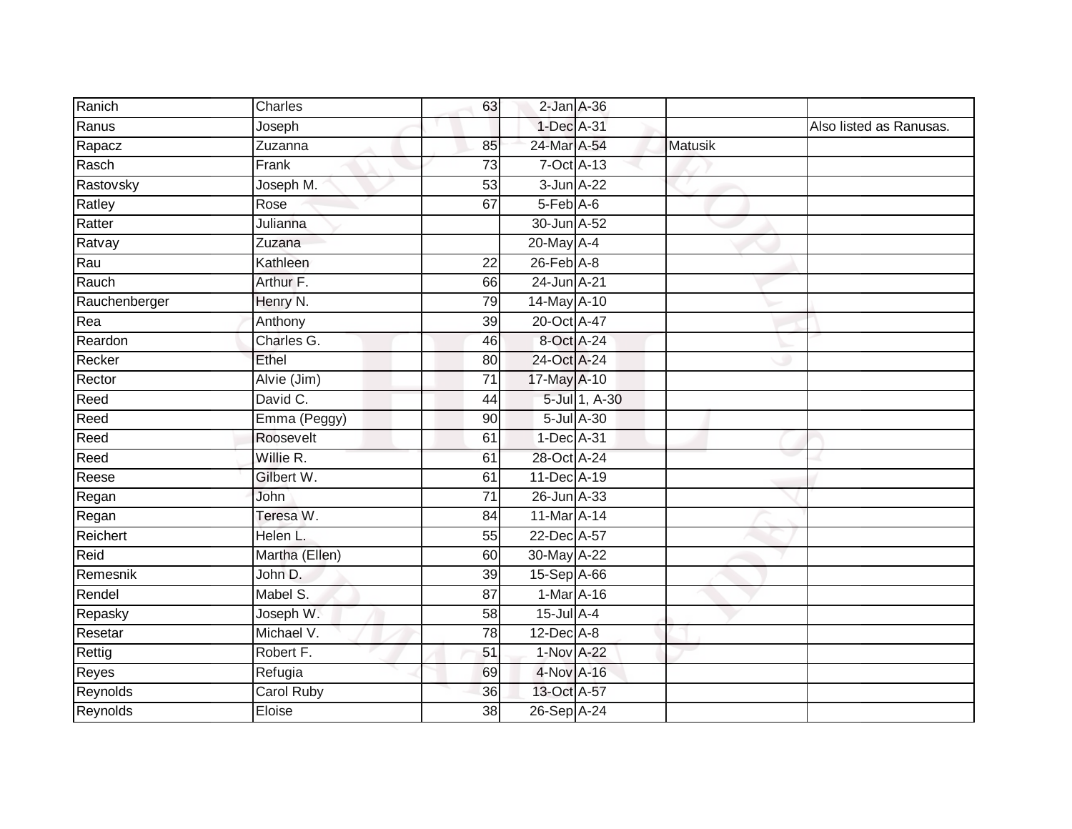| | | | | | | |
|---|---|---|---|---|---|---|
| Ranich | Charles | 63 | 2-Jan | A-36 | | |
| Ranus | Joseph | | 1-Dec | A-31 | | Also listed as Ranusas. |
| Rapacz | Zuzanna | 85 | 24-Mar | A-54 | Matusik | |
| Rasch | Frank | 73 | 7-Oct | A-13 | | |
| Rastovsky | Joseph M. | 53 | 3-Jun | A-22 | | |
| Ratley | Rose | 67 | 5-Feb | A-6 | | |
| Ratter | Julianna | | 30-Jun | A-52 | | |
| Ratvay | Zuzana | | 20-May | A-4 | | |
| Rau | Kathleen | 22 | 26-Feb | A-8 | | |
| Rauch | Arthur F. | 66 | 24-Jun | A-21 | | |
| Rauchenberger | Henry N. | 79 | 14-May | A-10 | | |
| Rea | Anthony | 39 | 20-Oct | A-47 | | |
| Reardon | Charles G. | 46 | 8-Oct | A-24 | | |
| Recker | Ethel | 80 | 24-Oct | A-24 | | |
| Rector | Alvie (Jim) | 71 | 17-May | A-10 | | |
| Reed | David C. | 44 | 5-Jul | 1, A-30 | | |
| Reed | Emma (Peggy) | 90 | 5-Jul | A-30 | | |
| Reed | Roosevelt | 61 | 1-Dec | A-31 | | |
| Reed | Willie R. | 61 | 28-Oct | A-24 | | |
| Reese | Gilbert W. | 61 | 11-Dec | A-19 | | |
| Regan | John | 71 | 26-Jun | A-33 | | |
| Regan | Teresa W. | 84 | 11-Mar | A-14 | | |
| Reichert | Helen L. | 55 | 22-Dec | A-57 | | |
| Reid | Martha (Ellen) | 60 | 30-May | A-22 | | |
| Remesnik | John D. | 39 | 15-Sep | A-66 | | |
| Rendel | Mabel S. | 87 | 1-Mar | A-16 | | |
| Repasky | Joseph W. | 58 | 15-Jul | A-4 | | |
| Resetar | Michael V. | 78 | 12-Dec | A-8 | | |
| Rettig | Robert F. | 51 | 1-Nov | A-22 | | |
| Reyes | Refugia | 69 | 4-Nov | A-16 | | |
| Reynolds | Carol Ruby | 36 | 13-Oct | A-57 | | |
| Reynolds | Eloise | 38 | 26-Sep | A-24 | | |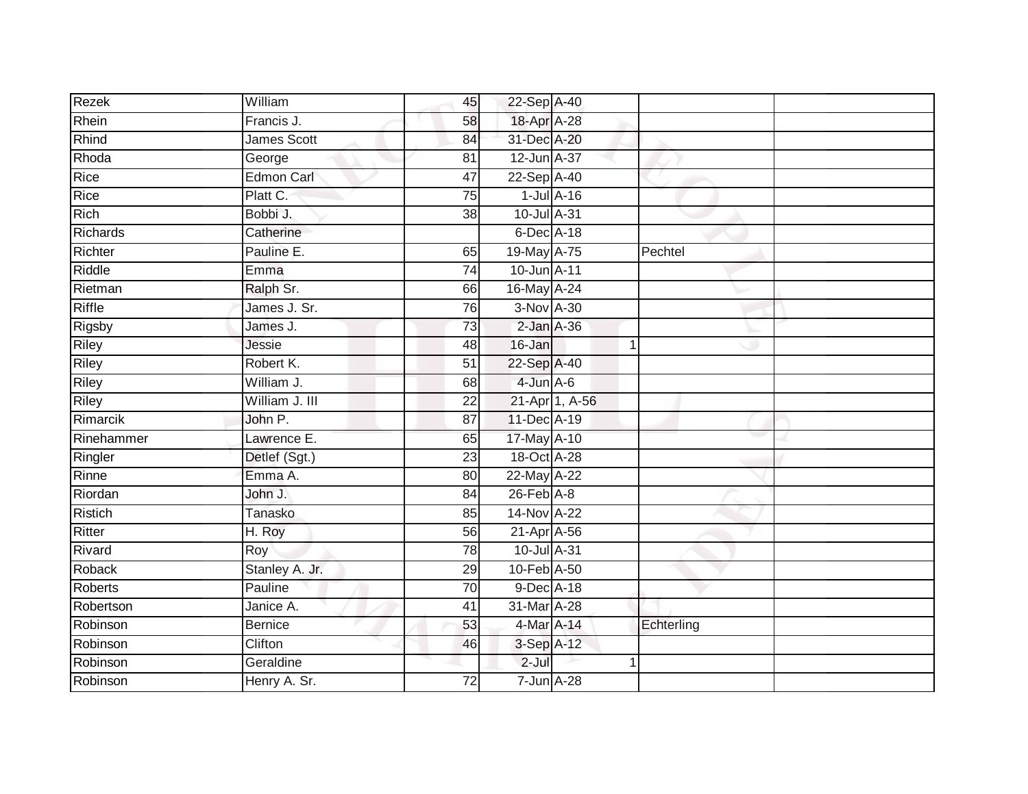| | | | | | | |
|---|---|---|---|---|---|---|
| Rezek | William | 45 | 22-Sep | A-40 | | |
| Rhein | Francis J. | 58 | 18-Apr | A-28 | | |
| Rhind | James Scott | 84 | 31-Dec | A-20 | | |
| Rhoda | George | 81 | 12-Jun | A-37 | | |
| Rice | Edmon Carl | 47 | 22-Sep | A-40 | | |
| Rice | Platt C. | 75 | 1-Jul | A-16 | | |
| Rich | Bobbi J. | 38 | 10-Jul | A-31 | | |
| Richards | Catherine | | 6-Dec | A-18 | | |
| Richter | Pauline E. | 65 | 19-May | A-75 | Pechtel | |
| Riddle | Emma | 74 | 10-Jun | A-11 | | |
| Rietman | Ralph Sr. | 66 | 16-May | A-24 | | |
| Riffle | James J. Sr. | 76 | 3-Nov | A-30 | | |
| Rigsby | James J. | 73 | 2-Jan | A-36 | | |
| Riley | Jessie | 48 | 16-Jan | 1 | | |
| Riley | Robert K. | 51 | 22-Sep | A-40 | | |
| Riley | William J. | 68 | 4-Jun | A-6 | | |
| Riley | William J. III | 22 | 21-Apr | 1, A-56 | | |
| Rimarcik | John P. | 87 | 11-Dec | A-19 | | |
| Rinehammer | Lawrence E. | 65 | 17-May | A-10 | | |
| Ringler | Detlef (Sgt.) | 23 | 18-Oct | A-28 | | |
| Rinne | Emma A. | 80 | 22-May | A-22 | | |
| Riordan | John J. | 84 | 26-Feb | A-8 | | |
| Ristich | Tanasko | 85 | 14-Nov | A-22 | | |
| Ritter | H. Roy | 56 | 21-Apr | A-56 | | |
| Rivard | Roy | 78 | 10-Jul | A-31 | | |
| Roback | Stanley A. Jr. | 29 | 10-Feb | A-50 | | |
| Roberts | Pauline | 70 | 9-Dec | A-18 | | |
| Robertson | Janice A. | 41 | 31-Mar | A-28 | | |
| Robinson | Bernice | 53 | 4-Mar | A-14 | Echterling | |
| Robinson | Clifton | 46 | 3-Sep | A-12 | | |
| Robinson | Geraldine | | 2-Jul | 1 | | |
| Robinson | Henry A. Sr. | 72 | 7-Jun | A-28 | | |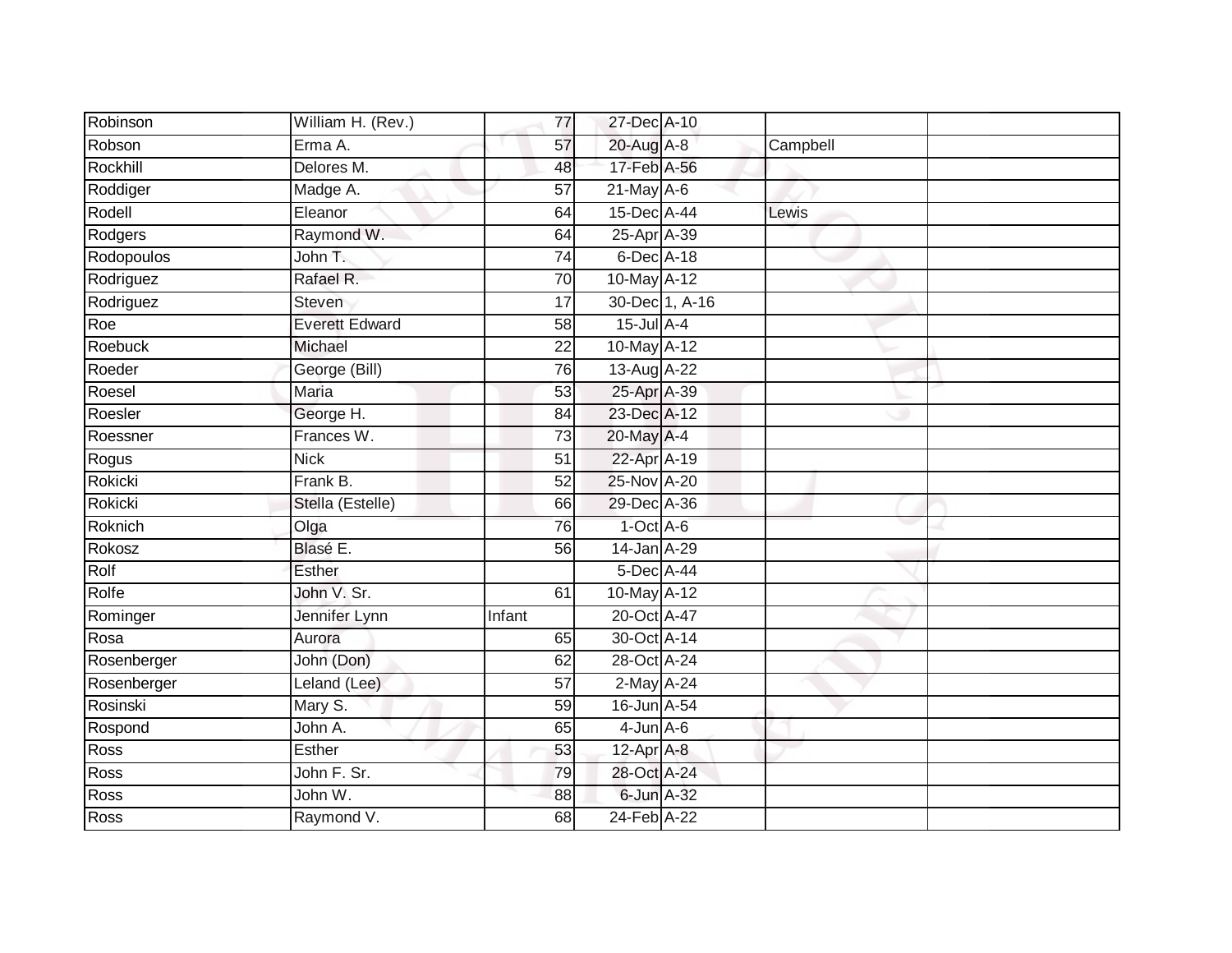| | | | | | | |
|---|---|---|---|---|---|---|
| Robinson | William H. (Rev.) | 77 | 27-Dec | A-10 | | |
| Robson | Erma A. | 57 | 20-Aug | A-8 | Campbell | |
| Rockhill | Delores M. | 48 | 17-Feb | A-56 | | |
| Roddiger | Madge A. | 57 | 21-May | A-6 | | |
| Rodell | Eleanor | 64 | 15-Dec | A-44 | Lewis | |
| Rodgers | Raymond W. | 64 | 25-Apr | A-39 | | |
| Rodopoulos | John T. | 74 | 6-Dec | A-18 | | |
| Rodriguez | Rafael R. | 70 | 10-May | A-12 | | |
| Rodriguez | Steven | 17 | 30-Dec | 1, A-16 | | |
| Roe | Everett Edward | 58 | 15-Jul | A-4 | | |
| Roebuck | Michael | 22 | 10-May | A-12 | | |
| Roeder | George (Bill) | 76 | 13-Aug | A-22 | | |
| Roesel | Maria | 53 | 25-Apr | A-39 | | |
| Roesler | George H. | 84 | 23-Dec | A-12 | | |
| Roessner | Frances W. | 73 | 20-May | A-4 | | |
| Rogus | Nick | 51 | 22-Apr | A-19 | | |
| Rokicki | Frank B. | 52 | 25-Nov | A-20 | | |
| Rokicki | Stella (Estelle) | 66 | 29-Dec | A-36 | | |
| Roknich | Olga | 76 | 1-Oct | A-6 | | |
| Rokosz | Blasé E. | 56 | 14-Jan | A-29 | | |
| Rolf | Esther | | 5-Dec | A-44 | | |
| Rolfe | John V. Sr. | 61 | 10-May | A-12 | | |
| Rominger | Jennifer Lynn | Infant | 20-Oct | A-47 | | |
| Rosa | Aurora | 65 | 30-Oct | A-14 | | |
| Rosenberger | John (Don) | 62 | 28-Oct | A-24 | | |
| Rosenberger | Leland (Lee) | 57 | 2-May | A-24 | | |
| Rosinski | Mary S. | 59 | 16-Jun | A-54 | | |
| Rospond | John A. | 65 | 4-Jun | A-6 | | |
| Ross | Esther | 53 | 12-Apr | A-8 | | |
| Ross | John F. Sr. | 79 | 28-Oct | A-24 | | |
| Ross | John W. | 88 | 6-Jun | A-32 | | |
| Ross | Raymond V. | 68 | 24-Feb | A-22 | | |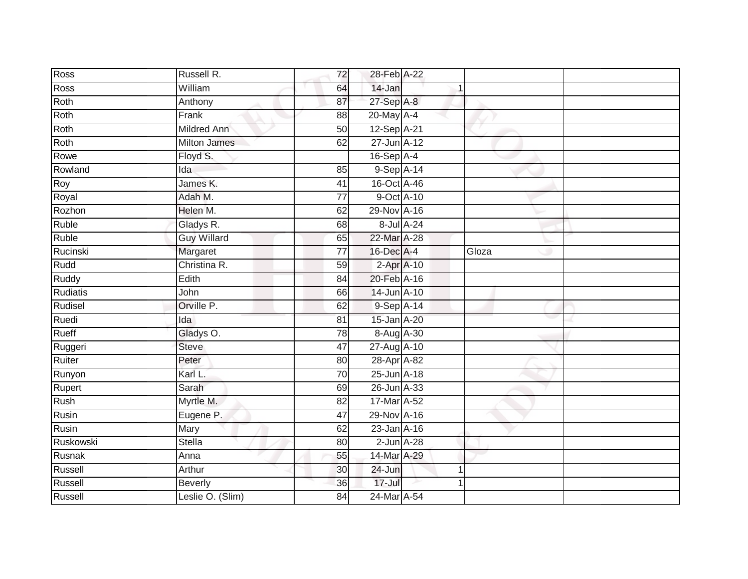| | | | | | | |
|---|---|---|---|---|---|---|
| Ross | Russell R. | 72 | 28-Feb | A-22 | | |
| Ross | William | 64 | 14-Jan | 1 | | |
| Roth | Anthony | 87 | 27-Sep | A-8 | | |
| Roth | Frank | 88 | 20-May | A-4 | | |
| Roth | Mildred Ann | 50 | 12-Sep | A-21 | | |
| Roth | Milton James | 62 | 27-Jun | A-12 | | |
| Rowe | Floyd S. | | 16-Sep | A-4 | | |
| Rowland | Ida | 85 | 9-Sep | A-14 | | |
| Roy | James K. | 41 | 16-Oct | A-46 | | |
| Royal | Adah M. | 77 | 9-Oct | A-10 | | |
| Rozhon | Helen M. | 62 | 29-Nov | A-16 | | |
| Ruble | Gladys R. | 68 | 8-Jul | A-24 | | |
| Ruble | Guy Willard | 65 | 22-Mar | A-28 | | |
| Rucinski | Margaret | 77 | 16-Dec | A-4 | Gloza | |
| Rudd | Christina R. | 59 | 2-Apr | A-10 | | |
| Ruddy | Edith | 84 | 20-Feb | A-16 | | |
| Rudiatis | John | 66 | 14-Jun | A-10 | | |
| Rudisel | Orville P. | 62 | 9-Sep | A-14 | | |
| Ruedi | Ida | 81 | 15-Jan | A-20 | | |
| Rueff | Gladys O. | 78 | 8-Aug | A-30 | | |
| Ruggeri | Steve | 47 | 27-Aug | A-10 | | |
| Ruiter | Peter | 80 | 28-Apr | A-82 | | |
| Runyon | Karl L. | 70 | 25-Jun | A-18 | | |
| Rupert | Sarah | 69 | 26-Jun | A-33 | | |
| Rush | Myrtle M. | 82 | 17-Mar | A-52 | | |
| Rusin | Eugene P. | 47 | 29-Nov | A-16 | | |
| Rusin | Mary | 62 | 23-Jan | A-16 | | |
| Ruskowski | Stella | 80 | 2-Jun | A-28 | | |
| Rusnak | Anna | 55 | 14-Mar | A-29 | | |
| Russell | Arthur | 30 | 24-Jun | 1 | | |
| Russell | Beverly | 36 | 17-Jul | 1 | | |
| Russell | Leslie O. (Slim) | 84 | 24-Mar | A-54 | | |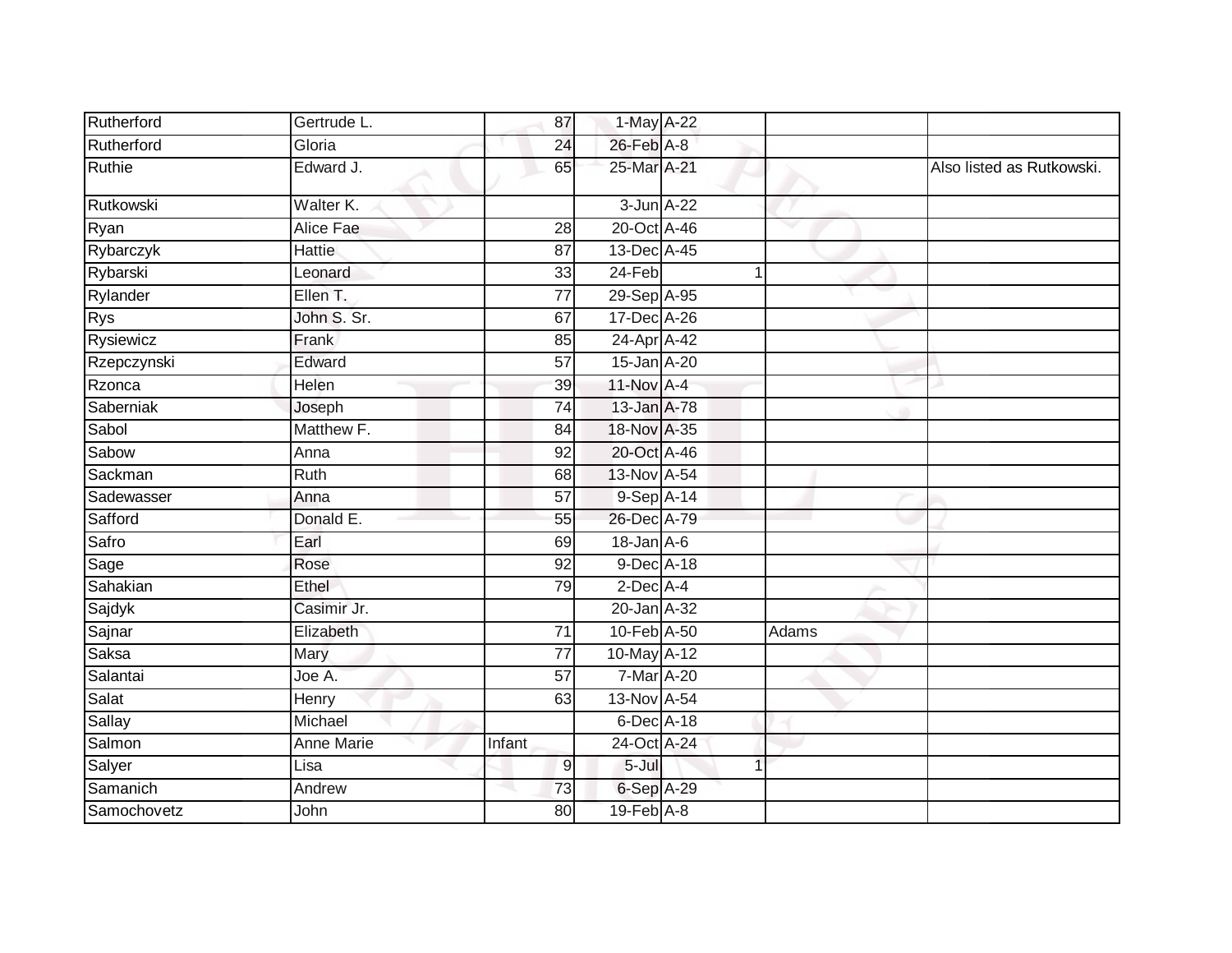| | | | | | | | |
|---|---|---|---|---|---|---|---|
| Rutherford | Gertrude L. | 87 | 1-May | A-22 | | | |
| Rutherford | Gloria | 24 | 26-Feb | A-8 | | | |
| Ruthie | Edward J. | 65 | 25-Mar | A-21 | | | Also listed as Rutkowski. |
| Rutkowski | Walter K. | | 3-Jun | A-22 | | | |
| Ryan | Alice Fae | 28 | 20-Oct | A-46 | | | |
| Rybarczyk | Hattie | 87 | 13-Dec | A-45 | | | |
| Rybarski | Leonard | 33 | 24-Feb | | 1 | | |
| Rylander | Ellen T. | 77 | 29-Sep | A-95 | | | |
| Rys | John S. Sr. | 67 | 17-Dec | A-26 | | | |
| Rysiewicz | Frank | 85 | 24-Apr | A-42 | | | |
| Rzepczynski | Edward | 57 | 15-Jan | A-20 | | | |
| Rzonca | Helen | 39 | 11-Nov | A-4 | | | |
| Saberniak | Joseph | 74 | 13-Jan | A-78 | | | |
| Sabol | Matthew F. | 84 | 18-Nov | A-35 | | | |
| Sabow | Anna | 92 | 20-Oct | A-46 | | | |
| Sackman | Ruth | 68 | 13-Nov | A-54 | | | |
| Sadewasser | Anna | 57 | 9-Sep | A-14 | | | |
| Safford | Donald E. | 55 | 26-Dec | A-79 | | | |
| Safro | Earl | 69 | 18-Jan | A-6 | | | |
| Sage | Rose | 92 | 9-Dec | A-18 | | | |
| Sahakian | Ethel | 79 | 2-Dec | A-4 | | | |
| Sajdyk | Casimir Jr. | | 20-Jan | A-32 | | | |
| Sajnar | Elizabeth | 71 | 10-Feb | A-50 | | Adams | |
| Saksa | Mary | 77 | 10-May | A-12 | | | |
| Salantai | Joe A. | 57 | 7-Mar | A-20 | | | |
| Salat | Henry | 63 | 13-Nov | A-54 | | | |
| Sallay | Michael | | 6-Dec | A-18 | | | |
| Salmon | Anne Marie | Infant | 24-Oct | A-24 | | | |
| Salyer | Lisa | 9 | 5-Jul | | 1 | | |
| Samanich | Andrew | 73 | 6-Sep | A-29 | | | |
| Samochovetz | John | 80 | 19-Feb | A-8 | | | |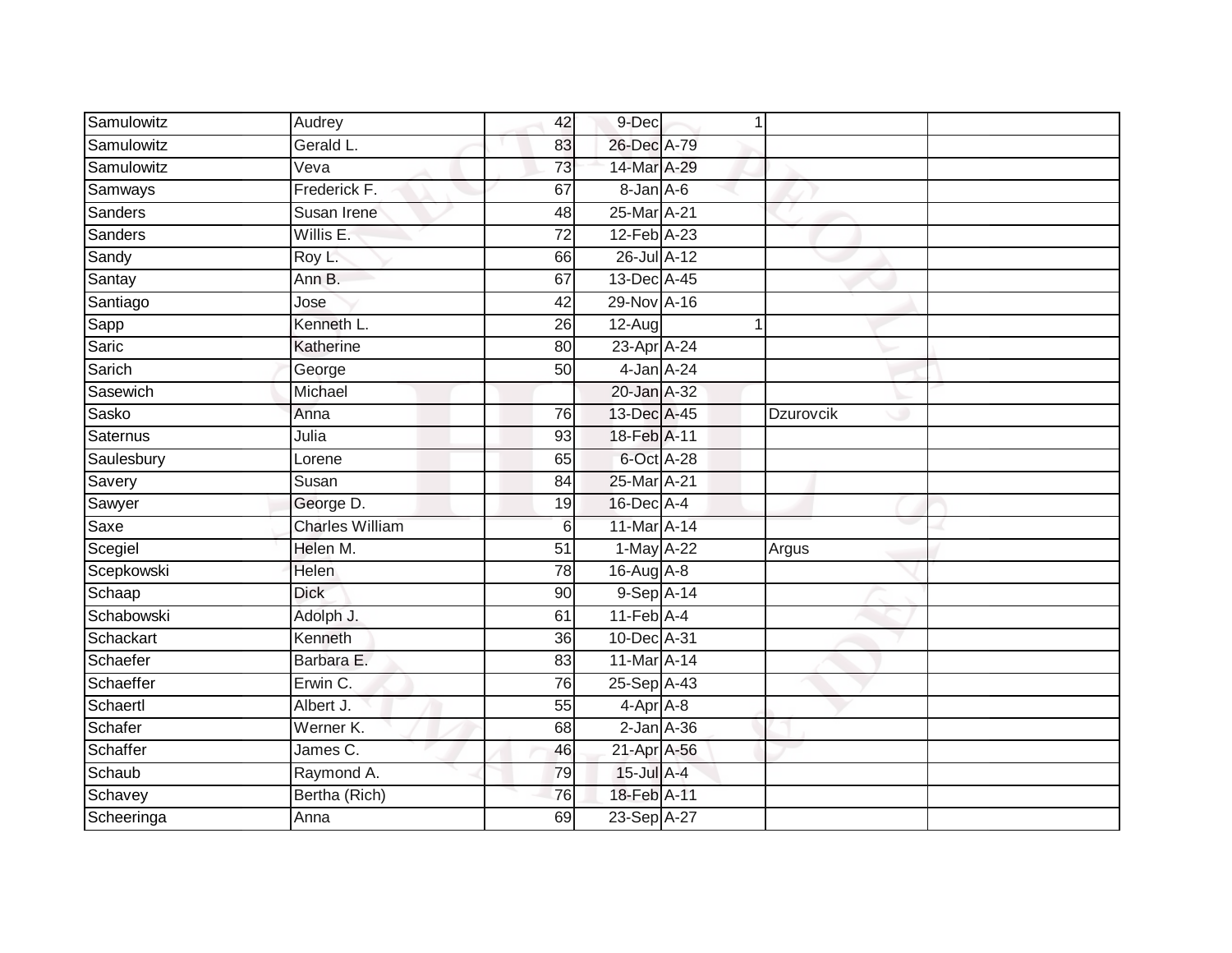| | | | | | | | |
|---|---|---|---|---|---|---|---|
| Samulowitz | Audrey | 42 | 9-Dec | 1 | | | |
| Samulowitz | Gerald L. | 83 | 26-Dec | A-79 | | | |
| Samulowitz | Veva | 73 | 14-Mar | A-29 | | | |
| Samways | Frederick F. | 67 | 8-Jan | A-6 | | | |
| Sanders | Susan Irene | 48 | 25-Mar | A-21 | | | |
| Sanders | Willis E. | 72 | 12-Feb | A-23 | | | |
| Sandy | Roy L. | 66 | 26-Jul | A-12 | | | |
| Santay | Ann B. | 67 | 13-Dec | A-45 | | | |
| Santiago | Jose | 42 | 29-Nov | A-16 | | | |
| Sapp | Kenneth L. | 26 | 12-Aug | 1 | | | |
| Saric | Katherine | 80 | 23-Apr | A-24 | | | |
| Sarich | George | 50 | 4-Jan | A-24 | | | |
| Sasewich | Michael | | 20-Jan | A-32 | | | |
| Sasko | Anna | 76 | 13-Dec | A-45 | | Dzurovcik | |
| Saternus | Julia | 93 | 18-Feb | A-11 | | | |
| Saulesbury | Lorene | 65 | 6-Oct | A-28 | | | |
| Savery | Susan | 84 | 25-Mar | A-21 | | | |
| Sawyer | George D. | 19 | 16-Dec | A-4 | | | |
| Saxe | Charles William | 6 | 11-Mar | A-14 | | | |
| Scegiel | Helen M. | 51 | 1-May | A-22 | | Argus | |
| Scepkowski | Helen | 78 | 16-Aug | A-8 | | | |
| Schaap | Dick | 90 | 9-Sep | A-14 | | | |
| Schabowski | Adolph J. | 61 | 11-Feb | A-4 | | | |
| Schackart | Kenneth | 36 | 10-Dec | A-31 | | | |
| Schaefer | Barbara E. | 83 | 11-Mar | A-14 | | | |
| Schaeffer | Erwin C. | 76 | 25-Sep | A-43 | | | |
| Schaertl | Albert J. | 55 | 4-Apr | A-8 | | | |
| Schafer | Werner K. | 68 | 2-Jan | A-36 | | | |
| Schaffer | James C. | 46 | 21-Apr | A-56 | | | |
| Schaub | Raymond A. | 79 | 15-Jul | A-4 | | | |
| Schavey | Bertha (Rich) | 76 | 18-Feb | A-11 | | | |
| Scheeringa | Anna | 69 | 23-Sep | A-27 | | | |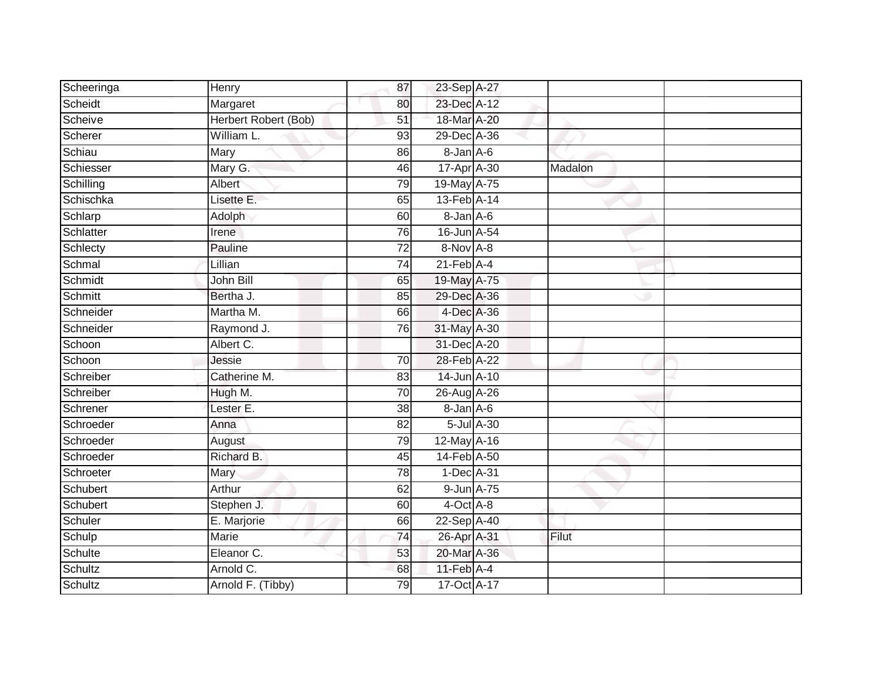| | | | | | | |
|---|---|---|---|---|---|---|
| Scheeringa | Henry | 87 | 23-Sep | A-27 | | |
| Scheidt | Margaret | 80 | 23-Dec | A-12 | | |
| Scheive | Herbert Robert (Bob) | 51 | 18-Mar | A-20 | | |
| Scherer | William L. | 93 | 29-Dec | A-36 | | |
| Schiau | Mary | 86 | 8-Jan | A-6 | | |
| Schiesser | Mary G. | 46 | 17-Apr | A-30 | Madalon | |
| Schilling | Albert | 79 | 19-May | A-75 | | |
| Schischka | Lisette E. | 65 | 13-Feb | A-14 | | |
| Schlarp | Adolph | 60 | 8-Jan | A-6 | | |
| Schlatter | Irene | 76 | 16-Jun | A-54 | | |
| Schlecty | Pauline | 72 | 8-Nov | A-8 | | |
| Schmal | Lillian | 74 | 21-Feb | A-4 | | |
| Schmidt | John Bill | 65 | 19-May | A-75 | | |
| Schmitt | Bertha J. | 85 | 29-Dec | A-36 | | |
| Schneider | Martha M. | 66 | 4-Dec | A-36 | | |
| Schneider | Raymond J. | 76 | 31-May | A-30 | | |
| Schoon | Albert C. | | 31-Dec | A-20 | | |
| Schoon | Jessie | 70 | 28-Feb | A-22 | | |
| Schreiber | Catherine M. | 83 | 14-Jun | A-10 | | |
| Schreiber | Hugh M. | 70 | 26-Aug | A-26 | | |
| Schrener | Lester E. | 38 | 8-Jan | A-6 | | |
| Schroeder | Anna | 82 | 5-Jul | A-30 | | |
| Schroeder | August | 79 | 12-May | A-16 | | |
| Schroeder | Richard B. | 45 | 14-Feb | A-50 | | |
| Schroeter | Mary | 78 | 1-Dec | A-31 | | |
| Schubert | Arthur | 62 | 9-Jun | A-75 | | |
| Schubert | Stephen J. | 60 | 4-Oct | A-8 | | |
| Schuler | E. Marjorie | 66 | 22-Sep | A-40 | | |
| Schulp | Marie | 74 | 26-Apr | A-31 | Filut | |
| Schulte | Eleanor C. | 53 | 20-Mar | A-36 | | |
| Schultz | Arnold C. | 68 | 11-Feb | A-4 | | |
| Schultz | Arnold F. (Tibby) | 79 | 17-Oct | A-17 | | |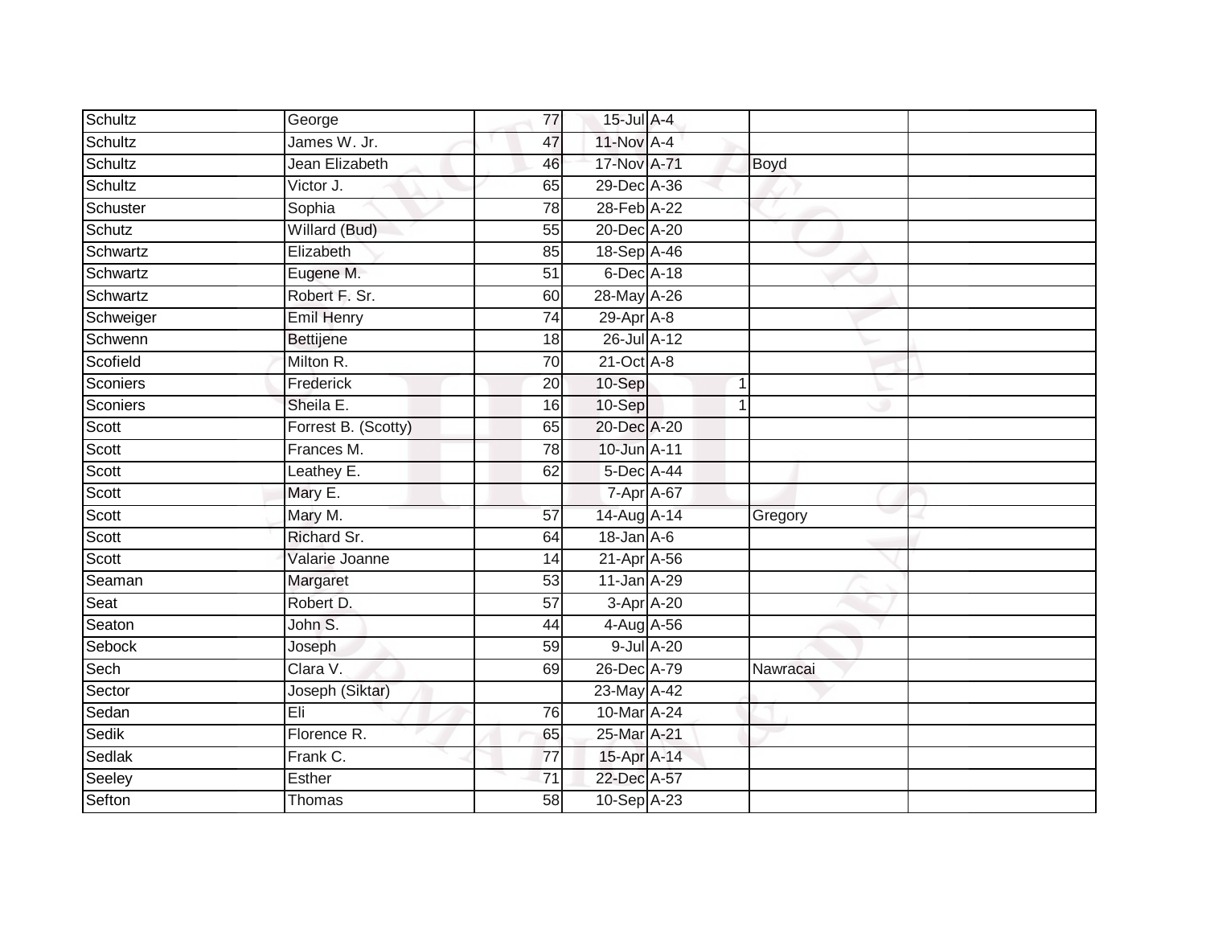| | | | | | | |
|---|---|---|---|---|---|---|
| Schultz | George | 77 | 15-Jul | A-4 | | |
| Schultz | James W. Jr. | 47 | 11-Nov | A-4 | | |
| Schultz | Jean Elizabeth | 46 | 17-Nov | A-71 | Boyd | |
| Schultz | Victor J. | 65 | 29-Dec | A-36 | | |
| Schuster | Sophia | 78 | 28-Feb | A-22 | | |
| Schutz | Willard (Bud) | 55 | 20-Dec | A-20 | | |
| Schwartz | Elizabeth | 85 | 18-Sep | A-46 | | |
| Schwartz | Eugene M. | 51 | 6-Dec | A-18 | | |
| Schwartz | Robert F. Sr. | 60 | 28-May | A-26 | | |
| Schweiger | Emil Henry | 74 | 29-Apr | A-8 | | |
| Schwenn | Bettijene | 18 | 26-Jul | A-12 | | |
| Scofield | Milton R. | 70 | 21-Oct | A-8 | | |
| Sconiers | Frederick | 20 | 10-Sep | 1 | | |
| Sconiers | Sheila E. | 16 | 10-Sep | 1 | | |
| Scott | Forrest B. (Scotty) | 65 | 20-Dec | A-20 | | |
| Scott | Frances M. | 78 | 10-Jun | A-11 | | |
| Scott | Leathey E. | 62 | 5-Dec | A-44 | | |
| Scott | Mary E. | | 7-Apr | A-67 | | |
| Scott | Mary M. | 57 | 14-Aug | A-14 | Gregory | |
| Scott | Richard Sr. | 64 | 18-Jan | A-6 | | |
| Scott | Valarie Joanne | 14 | 21-Apr | A-56 | | |
| Seaman | Margaret | 53 | 11-Jan | A-29 | | |
| Seat | Robert D. | 57 | 3-Apr | A-20 | | |
| Seaton | John S. | 44 | 4-Aug | A-56 | | |
| Sebock | Joseph | 59 | 9-Jul | A-20 | | |
| Sech | Clara V. | 69 | 26-Dec | A-79 | Nawracai | |
| Sector | Joseph (Siktar) | | 23-May | A-42 | | |
| Sedan | Eli | 76 | 10-Mar | A-24 | | |
| Sedik | Florence R. | 65 | 25-Mar | A-21 | | |
| Sedlak | Frank C. | 77 | 15-Apr | A-14 | | |
| Seeley | Esther | 71 | 22-Dec | A-57 | | |
| Sefton | Thomas | 58 | 10-Sep | A-23 | | |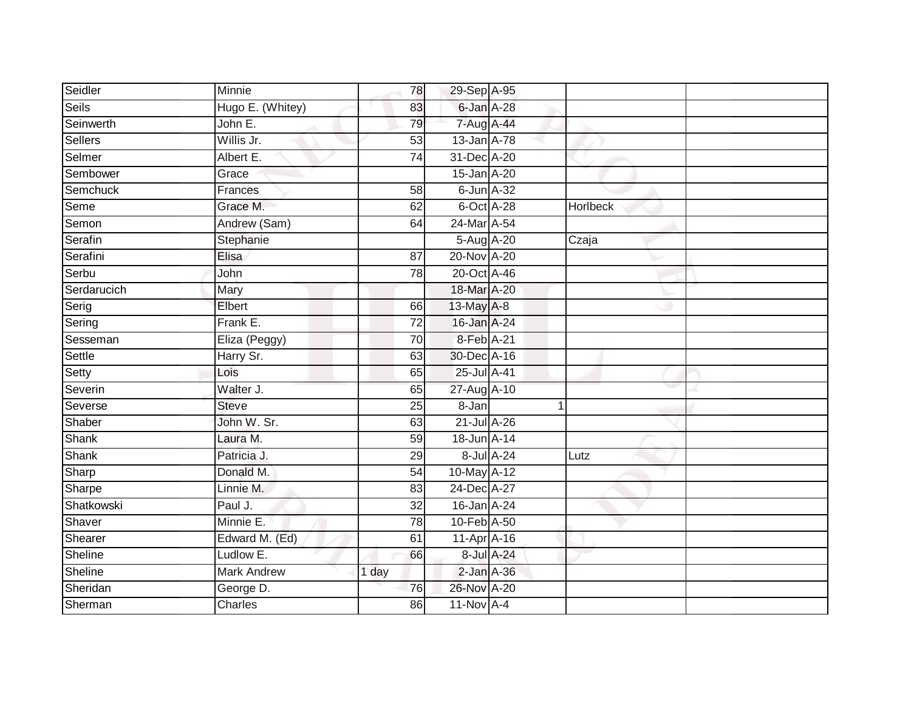| | | | | | | |
|---|---|---|---|---|---|---|
| Seidler | Minnie | 78 | 29-Sep | A-95 | | |
| Seils | Hugo E. (Whitey) | 83 | 6-Jan | A-28 | | |
| Seinwerth | John E. | 79 | 7-Aug | A-44 | | |
| Sellers | Willis Jr. | 53 | 13-Jan | A-78 | | |
| Selmer | Albert E. | 74 | 31-Dec | A-20 | | |
| Sembower | Grace | | 15-Jan | A-20 | | |
| Semchuck | Frances | 58 | 6-Jun | A-32 | | |
| Seme | Grace M. | 62 | 6-Oct | A-28 | Horlbeck | |
| Semon | Andrew (Sam) | 64 | 24-Mar | A-54 | | |
| Serafin | Stephanie | | 5-Aug | A-20 | Czaja | |
| Serafini | Elisa | 87 | 20-Nov | A-20 | | |
| Serbu | John | 78 | 20-Oct | A-46 | | |
| Serdarucich | Mary | | 18-Mar | A-20 | | |
| Serig | Elbert | 66 | 13-May | A-8 | | |
| Sering | Frank E. | 72 | 16-Jan | A-24 | | |
| Sesseman | Eliza (Peggy) | 70 | 8-Feb | A-21 | | |
| Settle | Harry Sr. | 63 | 30-Dec | A-16 | | |
| Setty | Lois | 65 | 25-Jul | A-41 | | |
| Severin | Walter J. | 65 | 27-Aug | A-10 | | |
| Severse | Steve | 25 | 8-Jan | 1 | | |
| Shaber | John W. Sr. | 63 | 21-Jul | A-26 | | |
| Shank | Laura M. | 59 | 18-Jun | A-14 | | |
| Shank | Patricia J. | 29 | 8-Jul | A-24 | Lutz | |
| Sharp | Donald M. | 54 | 10-May | A-12 | | |
| Sharpe | Linnie M. | 83 | 24-Dec | A-27 | | |
| Shatkowski | Paul J. | 32 | 16-Jan | A-24 | | |
| Shaver | Minnie E. | 78 | 10-Feb | A-50 | | |
| Shearer | Edward M. (Ed) | 61 | 11-Apr | A-16 | | |
| Sheline | Ludlow E. | 66 | 8-Jul | A-24 | | |
| Sheline | Mark Andrew | 1 day | 2-Jan | A-36 | | |
| Sheridan | George D. | 76 | 26-Nov | A-20 | | |
| Sherman | Charles | 86 | 11-Nov | A-4 | | |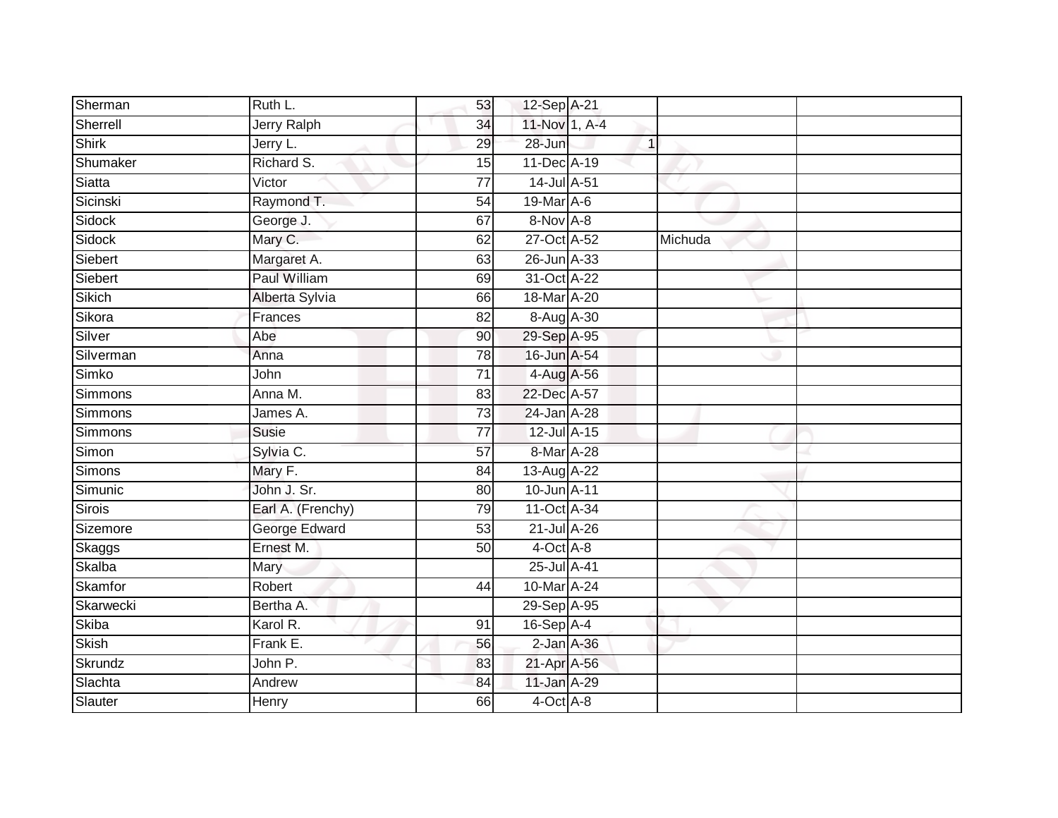| | | | | | | |
|---|---|---|---|---|---|---|
| Sherman | Ruth L. | 53 | 12-Sep | A-21 | | |
| Sherrell | Jerry Ralph | 34 | 11-Nov | 1, A-4 | | |
| Shirk | Jerry L. | 29 | 28-Jun | 1 | | |
| Shumaker | Richard S. | 15 | 11-Dec | A-19 | | |
| Siatta | Victor | 77 | 14-Jul | A-51 | | |
| Sicinski | Raymond T. | 54 | 19-Mar | A-6 | | |
| Sidock | George J. | 67 | 8-Nov | A-8 | | |
| Sidock | Mary C. | 62 | 27-Oct | A-52 | Michuda | |
| Siebert | Margaret A. | 63 | 26-Jun | A-33 | | |
| Siebert | Paul William | 69 | 31-Oct | A-22 | | |
| Sikich | Alberta Sylvia | 66 | 18-Mar | A-20 | | |
| Sikora | Frances | 82 | 8-Aug | A-30 | | |
| Silver | Abe | 90 | 29-Sep | A-95 | | |
| Silverman | Anna | 78 | 16-Jun | A-54 | | |
| Simko | John | 71 | 4-Aug | A-56 | | |
| Simmons | Anna M. | 83 | 22-Dec | A-57 | | |
| Simmons | James A. | 73 | 24-Jan | A-28 | | |
| Simmons | Susie | 77 | 12-Jul | A-15 | | |
| Simon | Sylvia C. | 57 | 8-Mar | A-28 | | |
| Simons | Mary F. | 84 | 13-Aug | A-22 | | |
| Simunic | John J. Sr. | 80 | 10-Jun | A-11 | | |
| Sirois | Earl A. (Frenchy) | 79 | 11-Oct | A-34 | | |
| Sizemore | George Edward | 53 | 21-Jul | A-26 | | |
| Skaggs | Ernest M. | 50 | 4-Oct | A-8 | | |
| Skalba | Mary | | 25-Jul | A-41 | | |
| Skamfor | Robert | 44 | 10-Mar | A-24 | | |
| Skarwecki | Bertha A. | | 29-Sep | A-95 | | |
| Skiba | Karol R. | 91 | 16-Sep | A-4 | | |
| Skish | Frank E. | 56 | 2-Jan | A-36 | | |
| Skrundz | John P. | 83 | 21-Apr | A-56 | | |
| Slachta | Andrew | 84 | 11-Jan | A-29 | | |
| Slauter | Henry | 66 | 4-Oct | A-8 | | |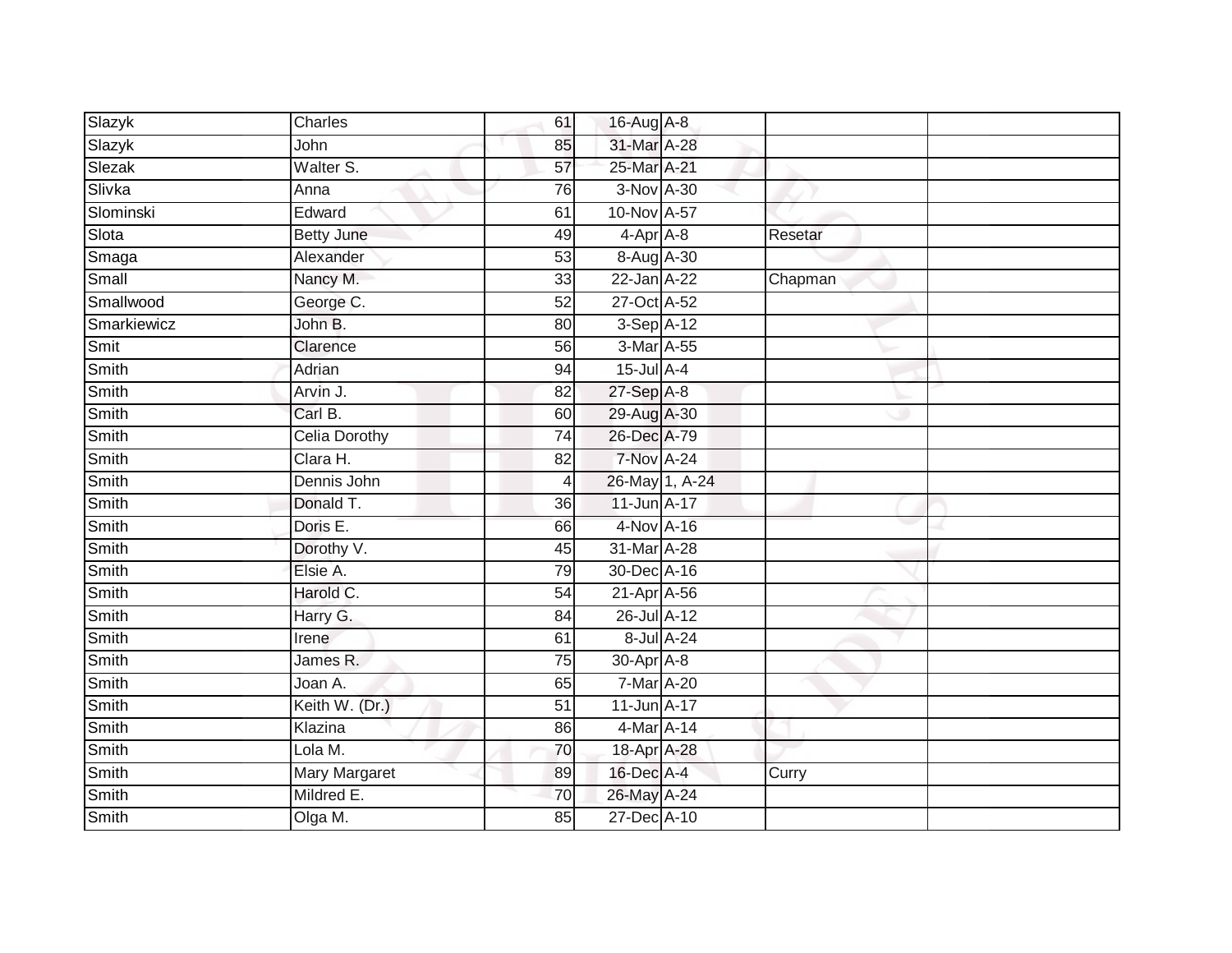| | | | | | | |
|---|---|---|---|---|---|---|
| Slazyk | Charles | 61 | 16-Aug | A-8 | | |
| Slazyk | John | 85 | 31-Mar | A-28 | | |
| Slezak | Walter S. | 57 | 25-Mar | A-21 | | |
| Slivka | Anna | 76 | 3-Nov | A-30 | | |
| Slominski | Edward | 61 | 10-Nov | A-57 | | |
| Slota | Betty June | 49 | 4-Apr | A-8 | Resetar | |
| Smaga | Alexander | 53 | 8-Aug | A-30 | | |
| Small | Nancy M. | 33 | 22-Jan | A-22 | Chapman | |
| Smallwood | George C. | 52 | 27-Oct | A-52 | | |
| Smarkiewicz | John B. | 80 | 3-Sep | A-12 | | |
| Smit | Clarence | 56 | 3-Mar | A-55 | | |
| Smith | Adrian | 94 | 15-Jul | A-4 | | |
| Smith | Arvin J. | 82 | 27-Sep | A-8 | | |
| Smith | Carl B. | 60 | 29-Aug | A-30 | | |
| Smith | Celia Dorothy | 74 | 26-Dec | A-79 | | |
| Smith | Clara H. | 82 | 7-Nov | A-24 | | |
| Smith | Dennis John | 4 | 26-May | 1, A-24 | | |
| Smith | Donald T. | 36 | 11-Jun | A-17 | | |
| Smith | Doris E. | 66 | 4-Nov | A-16 | | |
| Smith | Dorothy V. | 45 | 31-Mar | A-28 | | |
| Smith | Elsie A. | 79 | 30-Dec | A-16 | | |
| Smith | Harold C. | 54 | 21-Apr | A-56 | | |
| Smith | Harry G. | 84 | 26-Jul | A-12 | | |
| Smith | Irene | 61 | 8-Jul | A-24 | | |
| Smith | James R. | 75 | 30-Apr | A-8 | | |
| Smith | Joan A. | 65 | 7-Mar | A-20 | | |
| Smith | Keith W. (Dr.) | 51 | 11-Jun | A-17 | | |
| Smith | Klazina | 86 | 4-Mar | A-14 | | |
| Smith | Lola M. | 70 | 18-Apr | A-28 | | |
| Smith | Mary Margaret | 89 | 16-Dec | A-4 | Curry | |
| Smith | Mildred E. | 70 | 26-May | A-24 | | |
| Smith | Olga M. | 85 | 27-Dec | A-10 | | |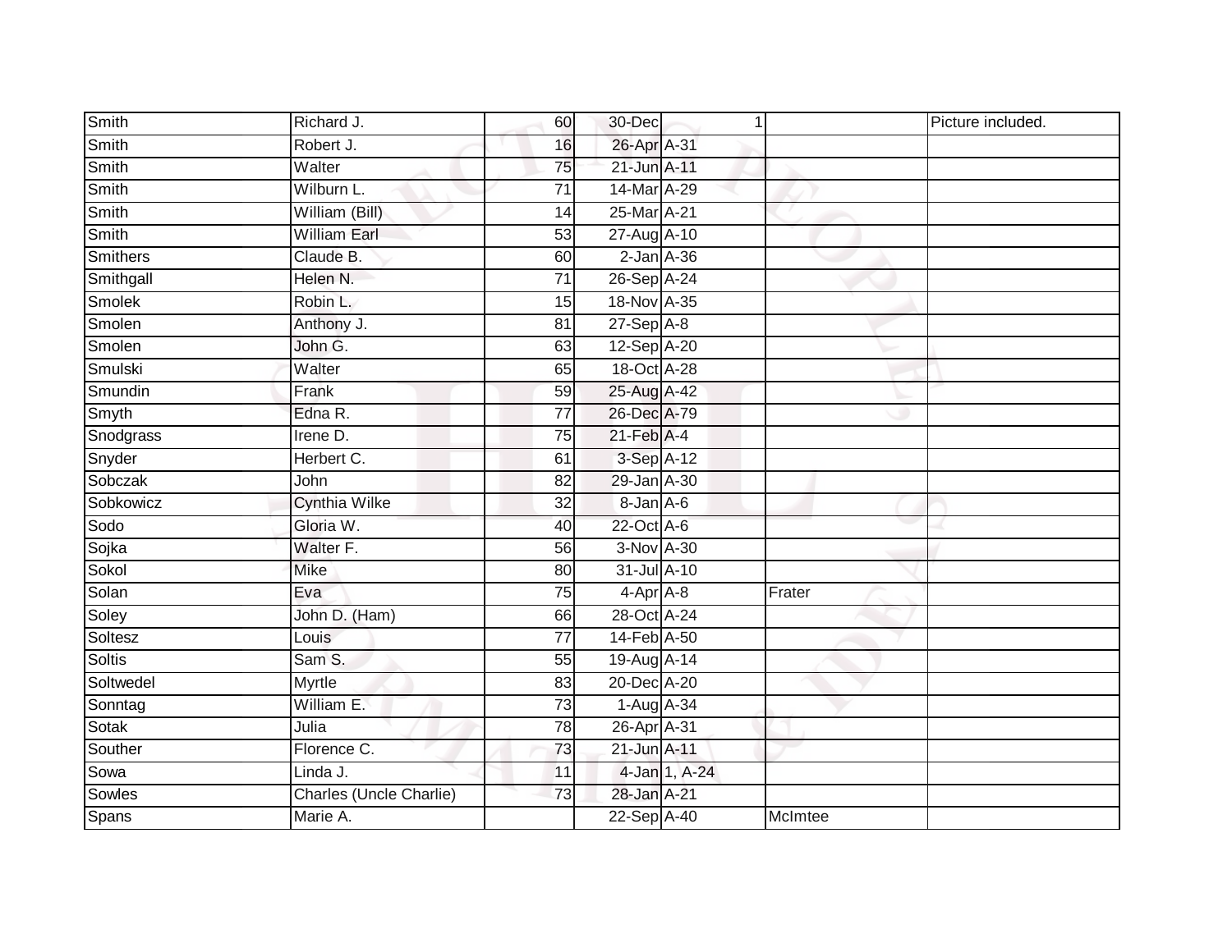| | | | | | | |
|---|---|---|---|---|---|---|
| Smith | Richard J. | 60 | 30-Dec | 1 | | Picture included. |
| Smith | Robert J. | 16 | 26-Apr | A-31 | | |
| Smith | Walter | 75 | 21-Jun | A-11 | | |
| Smith | Wilburn L. | 71 | 14-Mar | A-29 | | |
| Smith | William (Bill) | 14 | 25-Mar | A-21 | | |
| Smith | William Earl | 53 | 27-Aug | A-10 | | |
| Smithers | Claude B. | 60 | 2-Jan | A-36 | | |
| Smithgall | Helen N. | 71 | 26-Sep | A-24 | | |
| Smolek | Robin L. | 15 | 18-Nov | A-35 | | |
| Smolen | Anthony J. | 81 | 27-Sep | A-8 | | |
| Smolen | John G. | 63 | 12-Sep | A-20 | | |
| Smulski | Walter | 65 | 18-Oct | A-28 | | |
| Smundin | Frank | 59 | 25-Aug | A-42 | | |
| Smyth | Edna R. | 77 | 26-Dec | A-79 | | |
| Snodgrass | Irene D. | 75 | 21-Feb | A-4 | | |
| Snyder | Herbert C. | 61 | 3-Sep | A-12 | | |
| Sobczak | John | 82 | 29-Jan | A-30 | | |
| Sobkowicz | Cynthia Wilke | 32 | 8-Jan | A-6 | | |
| Sodo | Gloria W. | 40 | 22-Oct | A-6 | | |
| Sojka | Walter F. | 56 | 3-Nov | A-30 | | |
| Sokol | Mike | 80 | 31-Jul | A-10 | | |
| Solan | Eva | 75 | 4-Apr | A-8 | Frater | |
| Soley | John D. (Ham) | 66 | 28-Oct | A-24 | | |
| Soltesz | Louis | 77 | 14-Feb | A-50 | | |
| Soltis | Sam S. | 55 | 19-Aug | A-14 | | |
| Soltwedel | Myrtle | 83 | 20-Dec | A-20 | | |
| Sonntag | William E. | 73 | 1-Aug | A-34 | | |
| Sotak | Julia | 78 | 26-Apr | A-31 | | |
| Souther | Florence C. | 73 | 21-Jun | A-11 | | |
| Sowa | Linda J. | 11 | 4-Jan | 1, A-24 | | |
| Sowles | Charles (Uncle Charlie) | 73 | 28-Jan | A-21 | | |
| Spans | Marie A. | | 22-Sep | A-40 | McImtee | |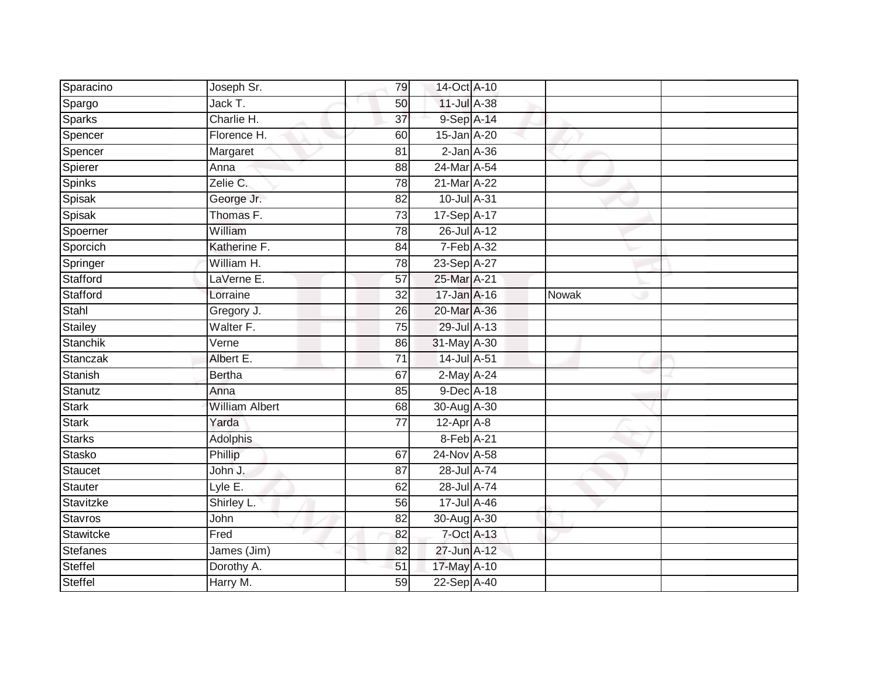| | | | | | | |
|---|---|---|---|---|---|---|
| Sparacino | Joseph Sr. | 79 | 14-Oct | A-10 | | |
| Spargo | Jack T. | 50 | 11-Jul | A-38 | | |
| Sparks | Charlie H. | 37 | 9-Sep | A-14 | | |
| Spencer | Florence H. | 60 | 15-Jan | A-20 | | |
| Spencer | Margaret | 81 | 2-Jan | A-36 | | |
| Spierer | Anna | 88 | 24-Mar | A-54 | | |
| Spinks | Zelie C. | 78 | 21-Mar | A-22 | | |
| Spisak | George Jr. | 82 | 10-Jul | A-31 | | |
| Spisak | Thomas F. | 73 | 17-Sep | A-17 | | |
| Spoerner | William | 78 | 26-Jul | A-12 | | |
| Sporcich | Katherine F. | 84 | 7-Feb | A-32 | | |
| Springer | William H. | 78 | 23-Sep | A-27 | | |
| Stafford | LaVerne E. | 57 | 25-Mar | A-21 | | |
| Stafford | Lorraine | 32 | 17-Jan | A-16 | Nowak | |
| Stahl | Gregory J. | 26 | 20-Mar | A-36 | | |
| Stailey | Walter F. | 75 | 29-Jul | A-13 | | |
| Stanchik | Verne | 86 | 31-May | A-30 | | |
| Stanczak | Albert E. | 71 | 14-Jul | A-51 | | |
| Stanish | Bertha | 67 | 2-May | A-24 | | |
| Stanutz | Anna | 85 | 9-Dec | A-18 | | |
| Stark | William Albert | 68 | 30-Aug | A-30 | | |
| Stark | Yarda | 77 | 12-Apr | A-8 | | |
| Starks | Adolphis | | 8-Feb | A-21 | | |
| Stasko | Phillip | 67 | 24-Nov | A-58 | | |
| Staucet | John J. | 87 | 28-Jul | A-74 | | |
| Stauter | Lyle E. | 62 | 28-Jul | A-74 | | |
| Stavitzke | Shirley L. | 56 | 17-Jul | A-46 | | |
| Stavros | John | 82 | 30-Aug | A-30 | | |
| Stawitcke | Fred | 82 | 7-Oct | A-13 | | |
| Stefanes | James (Jim) | 82 | 27-Jun | A-12 | | |
| Steffel | Dorothy A. | 51 | 17-May | A-10 | | |
| Steffel | Harry M. | 59 | 22-Sep | A-40 | | |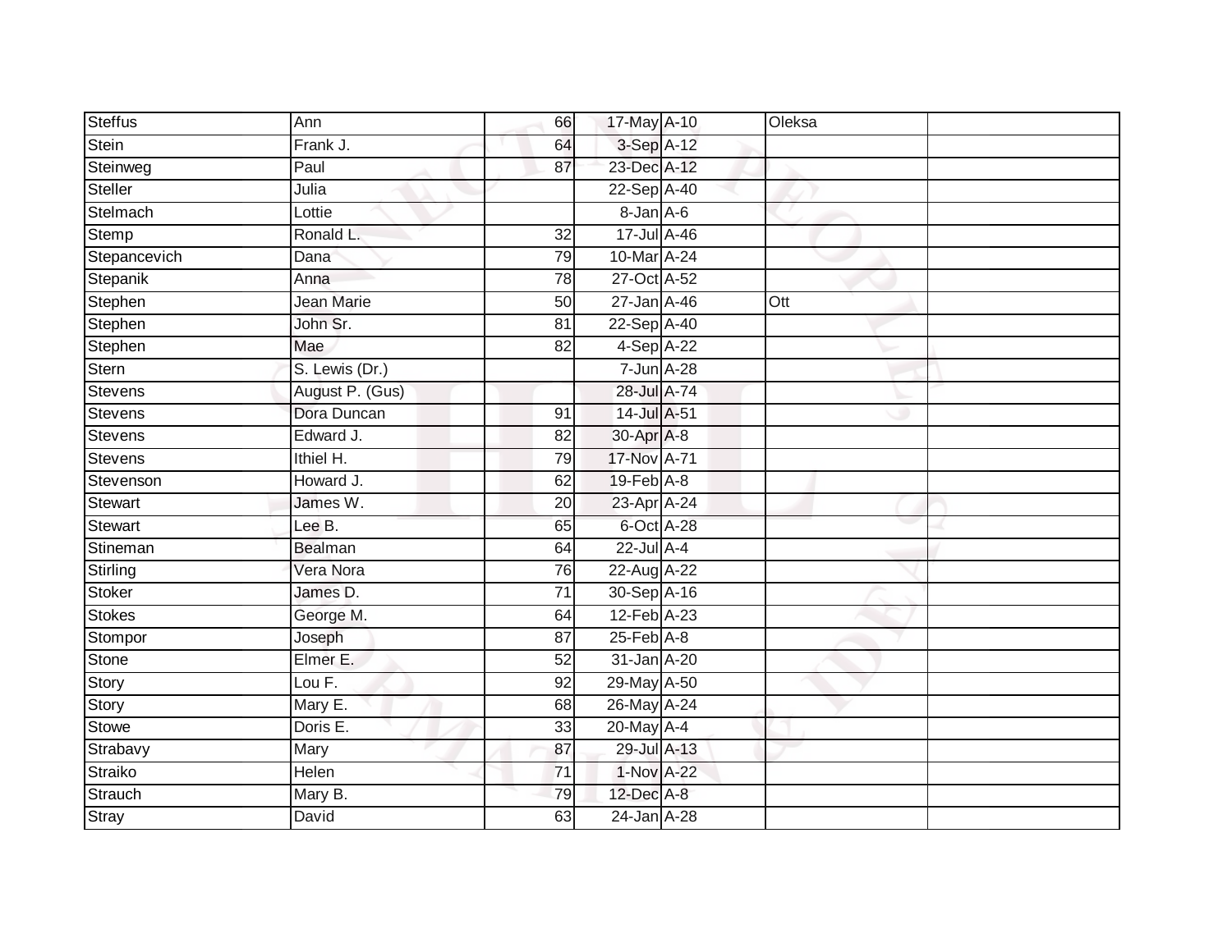| | | | | | | |
|---|---|---|---|---|---|---|
| Steffus | Ann | 66 | 17-May | A-10 | Oleksa | |
| Stein | Frank J. | 64 | 3-Sep | A-12 | | |
| Steinweg | Paul | 87 | 23-Dec | A-12 | | |
| Steller | Julia | | 22-Sep | A-40 | | |
| Stelmach | Lottie | | 8-Jan | A-6 | | |
| Stemp | Ronald L. | 32 | 17-Jul | A-46 | | |
| Stepancevich | Dana | 79 | 10-Mar | A-24 | | |
| Stepanik | Anna | 78 | 27-Oct | A-52 | | |
| Stephen | Jean Marie | 50 | 27-Jan | A-46 | Ott | |
| Stephen | John Sr. | 81 | 22-Sep | A-40 | | |
| Stephen | Mae | 82 | 4-Sep | A-22 | | |
| Stern | S. Lewis (Dr.) | | 7-Jun | A-28 | | |
| Stevens | August P. (Gus) | | 28-Jul | A-74 | | |
| Stevens | Dora Duncan | 91 | 14-Jul | A-51 | | |
| Stevens | Edward J. | 82 | 30-Apr | A-8 | | |
| Stevens | Ithiel H. | 79 | 17-Nov | A-71 | | |
| Stevenson | Howard J. | 62 | 19-Feb | A-8 | | |
| Stewart | James W. | 20 | 23-Apr | A-24 | | |
| Stewart | Lee B. | 65 | 6-Oct | A-28 | | |
| Stineman | Bealman | 64 | 22-Jul | A-4 | | |
| Stirling | Vera Nora | 76 | 22-Aug | A-22 | | |
| Stoker | James D. | 71 | 30-Sep | A-16 | | |
| Stokes | George M. | 64 | 12-Feb | A-23 | | |
| Stompor | Joseph | 87 | 25-Feb | A-8 | | |
| Stone | Elmer E. | 52 | 31-Jan | A-20 | | |
| Story | Lou F. | 92 | 29-May | A-50 | | |
| Story | Mary E. | 68 | 26-May | A-24 | | |
| Stowe | Doris E. | 33 | 20-May | A-4 | | |
| Strabavy | Mary | 87 | 29-Jul | A-13 | | |
| Straiko | Helen | 71 | 1-Nov | A-22 | | |
| Strauch | Mary B. | 79 | 12-Dec | A-8 | | |
| Stray | David | 63 | 24-Jan | A-28 | | |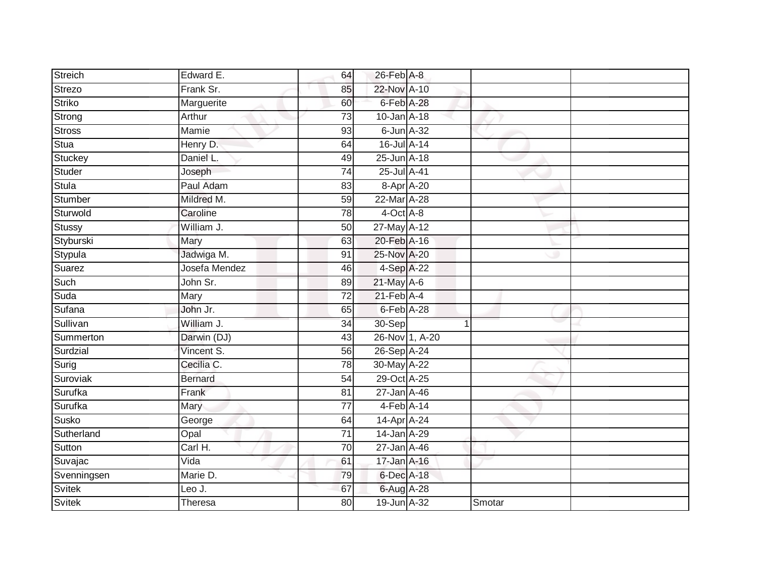| | | | | | | |
|---|---|---|---|---|---|---|
| Streich | Edward E. | 64 | 26-Feb | A-8 | | |
| Strezo | Frank Sr. | 85 | 22-Nov | A-10 | | |
| Striko | Marguerite | 60 | 6-Feb | A-28 | | |
| Strong | Arthur | 73 | 10-Jan | A-18 | | |
| Stross | Mamie | 93 | 6-Jun | A-32 | | |
| Stua | Henry D. | 64 | 16-Jul | A-14 | | |
| Stuckey | Daniel L. | 49 | 25-Jun | A-18 | | |
| Studer | Joseph | 74 | 25-Jul | A-41 | | |
| Stula | Paul Adam | 83 | 8-Apr | A-20 | | |
| Stumber | Mildred M. | 59 | 22-Mar | A-28 | | |
| Sturwold | Caroline | 78 | 4-Oct | A-8 | | |
| Stussy | William J. | 50 | 27-May | A-12 | | |
| Styburski | Mary | 63 | 20-Feb | A-16 | | |
| Stypula | Jadwiga M. | 91 | 25-Nov | A-20 | | |
| Suarez | Josefa Mendez | 46 | 4-Sep | A-22 | | |
| Such | John Sr. | 89 | 21-May | A-6 | | |
| Suda | Mary | 72 | 21-Feb | A-4 | | |
| Sufana | John Jr. | 65 | 6-Feb | A-28 | | |
| Sullivan | William J. | 34 | 30-Sep | 1 | | |
| Summerton | Darwin (DJ) | 43 | 26-Nov | 1, A-20 | | |
| Surdzial | Vincent S. | 56 | 26-Sep | A-24 | | |
| Surig | Cecilia C. | 78 | 30-May | A-22 | | |
| Suroviak | Bernard | 54 | 29-Oct | A-25 | | |
| Surufka | Frank | 81 | 27-Jan | A-46 | | |
| Surufka | Mary | 77 | 4-Feb | A-14 | | |
| Susko | George | 64 | 14-Apr | A-24 | | |
| Sutherland | Opal | 71 | 14-Jan | A-29 | | |
| Sutton | Carl H. | 70 | 27-Jan | A-46 | | |
| Suvajac | Vida | 61 | 17-Jan | A-16 | | |
| Svenningsen | Marie D. | 79 | 6-Dec | A-18 | | |
| Svitek | Leo J. | 67 | 6-Aug | A-28 | | |
| Svitek | Theresa | 80 | 19-Jun | A-32 | Smotar | |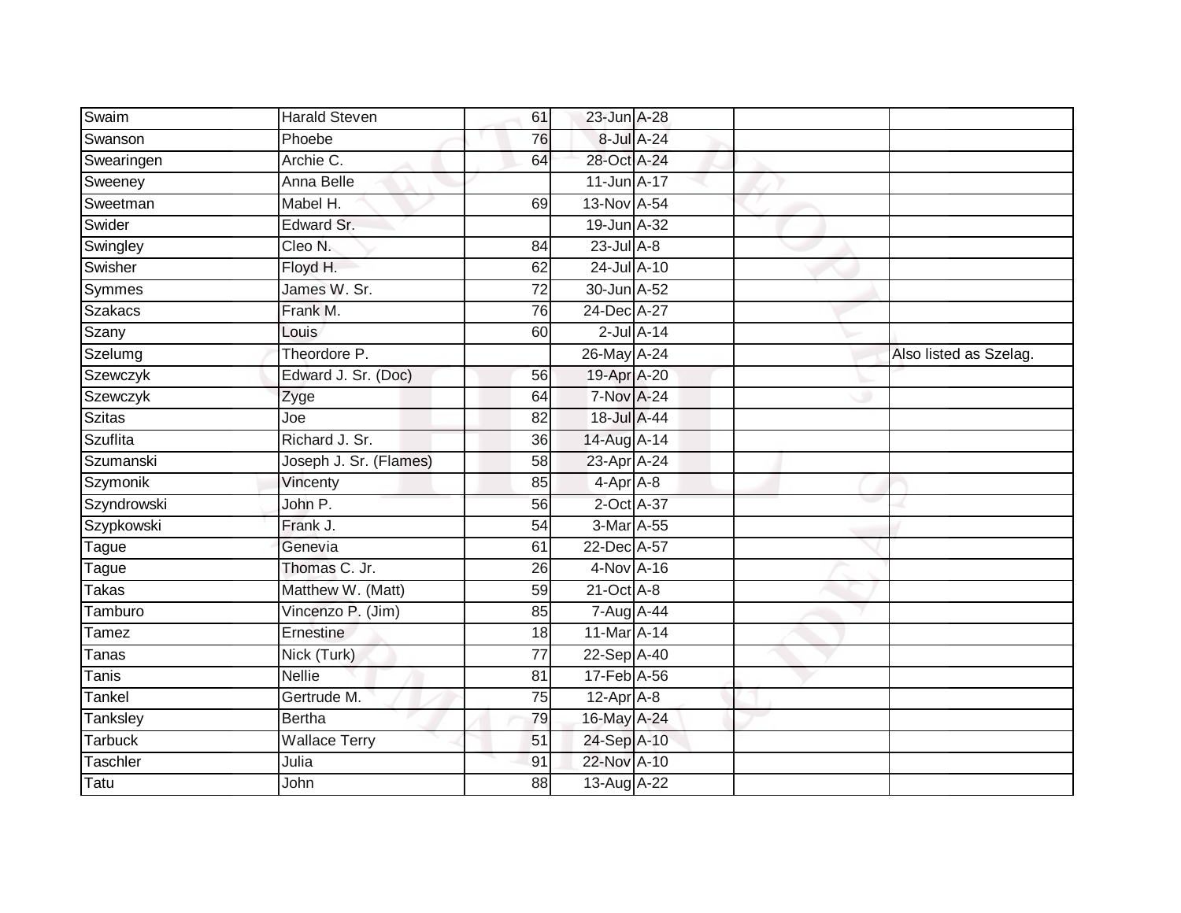| | | | | | | |
|---|---|---|---|---|---|---|
| Swaim | Harald Steven | 61 | 23-Jun | A-28 | | |
| Swanson | Phoebe | 76 | 8-Jul | A-24 | | |
| Swearingen | Archie C. | 64 | 28-Oct | A-24 | | |
| Sweeney | Anna Belle | | 11-Jun | A-17 | | |
| Sweetman | Mabel H. | 69 | 13-Nov | A-54 | | |
| Swider | Edward Sr. | | 19-Jun | A-32 | | |
| Swingley | Cleo N. | 84 | 23-Jul | A-8 | | |
| Swisher | Floyd H. | 62 | 24-Jul | A-10 | | |
| Symmes | James W. Sr. | 72 | 30-Jun | A-52 | | |
| Szakacs | Frank M. | 76 | 24-Dec | A-27 | | |
| Szany | Louis | 60 | 2-Jul | A-14 | | |
| Szelumg | Theordore P. | | 26-May | A-24 | | Also listed as Szelag. |
| Szewczyk | Edward J. Sr. (Doc) | 56 | 19-Apr | A-20 | | |
| Szewczyk | Zyge | 64 | 7-Nov | A-24 | | |
| Szitas | Joe | 82 | 18-Jul | A-44 | | |
| Szuflita | Richard J. Sr. | 36 | 14-Aug | A-14 | | |
| Szumanski | Joseph J. Sr. (Flames) | 58 | 23-Apr | A-24 | | |
| Szymonik | Vincenty | 85 | 4-Apr | A-8 | | |
| Szyndrowski | John P. | 56 | 2-Oct | A-37 | | |
| Szypkowski | Frank J. | 54 | 3-Mar | A-55 | | |
| Tague | Genevia | 61 | 22-Dec | A-57 | | |
| Tague | Thomas C. Jr. | 26 | 4-Nov | A-16 | | |
| Takas | Matthew W. (Matt) | 59 | 21-Oct | A-8 | | |
| Tamburo | Vincenzo P. (Jim) | 85 | 7-Aug | A-44 | | |
| Tamez | Ernestine | 18 | 11-Mar | A-14 | | |
| Tanas | Nick (Turk) | 77 | 22-Sep | A-40 | | |
| Tanis | Nellie | 81 | 17-Feb | A-56 | | |
| Tankel | Gertrude M. | 75 | 12-Apr | A-8 | | |
| Tanksley | Bertha | 79 | 16-May | A-24 | | |
| Tarbuck | Wallace Terry | 51 | 24-Sep | A-10 | | |
| Taschler | Julia | 91 | 22-Nov | A-10 | | |
| Tatu | John | 88 | 13-Aug | A-22 | | |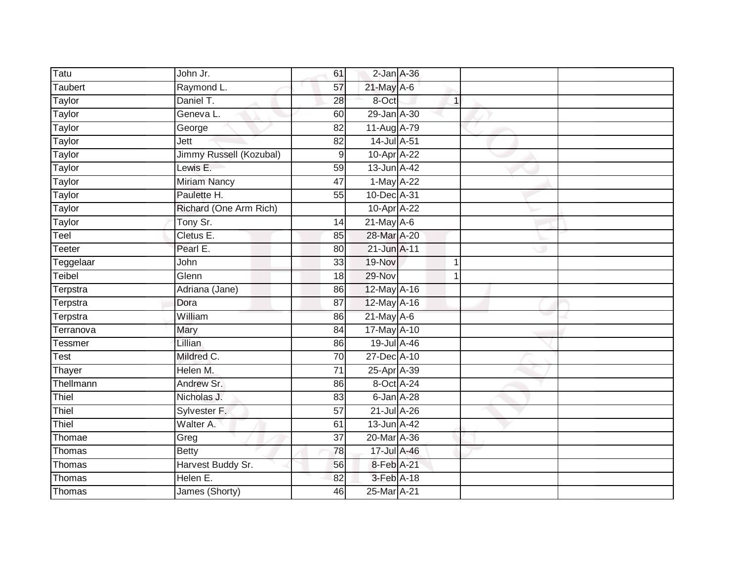| Tatu | John Jr. | 61 | 2-Jan | A-36 | | | |
|---|---|---|---|---|---|---|---|
| Taubert | Raymond L. | 57 | 21-May | A-6 | | | |
| Taylor | Daniel T. | 28 | 8-Oct | | 1 | | |
| Taylor | Geneva L. | 60 | 29-Jan | A-30 | | | |
| Taylor | George | 82 | 11-Aug | A-79 | | | |
| Taylor | Jett | 82 | 14-Jul | A-51 | | | |
| Taylor | Jimmy Russell (Kozubal) | 9 | 10-Apr | A-22 | | | |
| Taylor | Lewis E. | 59 | 13-Jun | A-42 | | | |
| Taylor | Miriam Nancy | 47 | 1-May | A-22 | | | |
| Taylor | Paulette H. | 55 | 10-Dec | A-31 | | | |
| Taylor | Richard (One Arm Rich) | | 10-Apr | A-22 | | | |
| Taylor | Tony Sr. | 14 | 21-May | A-6 | | | |
| Teel | Cletus E. | 85 | 28-Mar | A-20 | | | |
| Teeter | Pearl E. | 80 | 21-Jun | A-11 | | | |
| Teggelaar | John | 33 | 19-Nov | | 1 | | |
| Teibel | Glenn | 18 | 29-Nov | | 1 | | |
| Terpstra | Adriana (Jane) | 86 | 12-May | A-16 | | | |
| Terpstra | Dora | 87 | 12-May | A-16 | | | |
| Terpstra | William | 86 | 21-May | A-6 | | | |
| Terranova | Mary | 84 | 17-May | A-10 | | | |
| Tessmer | Lillian | 86 | 19-Jul | A-46 | | | |
| Test | Mildred C. | 70 | 27-Dec | A-10 | | | |
| Thayer | Helen M. | 71 | 25-Apr | A-39 | | | |
| Thellmann | Andrew Sr. | 86 | 8-Oct | A-24 | | | |
| Thiel | Nicholas J. | 83 | 6-Jan | A-28 | | | |
| Thiel | Sylvester F. | 57 | 21-Jul | A-26 | | | |
| Thiel | Walter A. | 61 | 13-Jun | A-42 | | | |
| Thomae | Greg | 37 | 20-Mar | A-36 | | | |
| Thomas | Betty | 78 | 17-Jul | A-46 | | | |
| Thomas | Harvest Buddy Sr. | 56 | 8-Feb | A-21 | | | |
| Thomas | Helen E. | 82 | 3-Feb | A-18 | | | |
| Thomas | James (Shorty) | 46 | 25-Mar | A-21 | | | |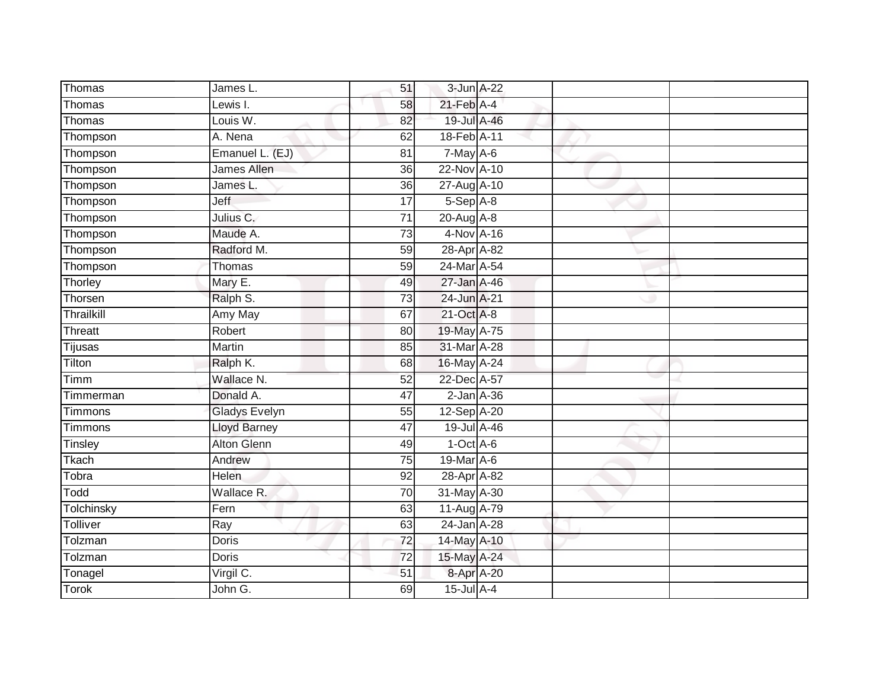| | | | | | | |
|---|---|---|---|---|---|---|
| Thomas | James L. | 51 | 3-Jun | A-22 | | |
| Thomas | Lewis I. | 58 | 21-Feb | A-4 | | |
| Thomas | Louis W. | 82 | 19-Jul | A-46 | | |
| Thompson | A. Nena | 62 | 18-Feb | A-11 | | |
| Thompson | Emanuel L. (EJ) | 81 | 7-May | A-6 | | |
| Thompson | James Allen | 36 | 22-Nov | A-10 | | |
| Thompson | James L. | 36 | 27-Aug | A-10 | | |
| Thompson | Jeff | 17 | 5-Sep | A-8 | | |
| Thompson | Julius C. | 71 | 20-Aug | A-8 | | |
| Thompson | Maude A. | 73 | 4-Nov | A-16 | | |
| Thompson | Radford M. | 59 | 28-Apr | A-82 | | |
| Thompson | Thomas | 59 | 24-Mar | A-54 | | |
| Thorley | Mary E. | 49 | 27-Jan | A-46 | | |
| Thorsen | Ralph S. | 73 | 24-Jun | A-21 | | |
| Thrailkill | Amy May | 67 | 21-Oct | A-8 | | |
| Threatt | Robert | 80 | 19-May | A-75 | | |
| Tijusas | Martin | 85 | 31-Mar | A-28 | | |
| Tilton | Ralph K. | 68 | 16-May | A-24 | | |
| Timm | Wallace N. | 52 | 22-Dec | A-57 | | |
| Timmerman | Donald A. | 47 | 2-Jan | A-36 | | |
| Timmons | Gladys Evelyn | 55 | 12-Sep | A-20 | | |
| Timmons | Lloyd Barney | 47 | 19-Jul | A-46 | | |
| Tinsley | Alton Glenn | 49 | 1-Oct | A-6 | | |
| Tkach | Andrew | 75 | 19-Mar | A-6 | | |
| Tobra | Helen | 92 | 28-Apr | A-82 | | |
| Todd | Wallace R. | 70 | 31-May | A-30 | | |
| Tolchinsky | Fern | 63 | 11-Aug | A-79 | | |
| Tolliver | Ray | 63 | 24-Jan | A-28 | | |
| Tolzman | Doris | 72 | 14-May | A-10 | | |
| Tolzman | Doris | 72 | 15-May | A-24 | | |
| Tonagel | Virgil C. | 51 | 8-Apr | A-20 | | |
| Torok | John G. | 69 | 15-Jul | A-4 | | |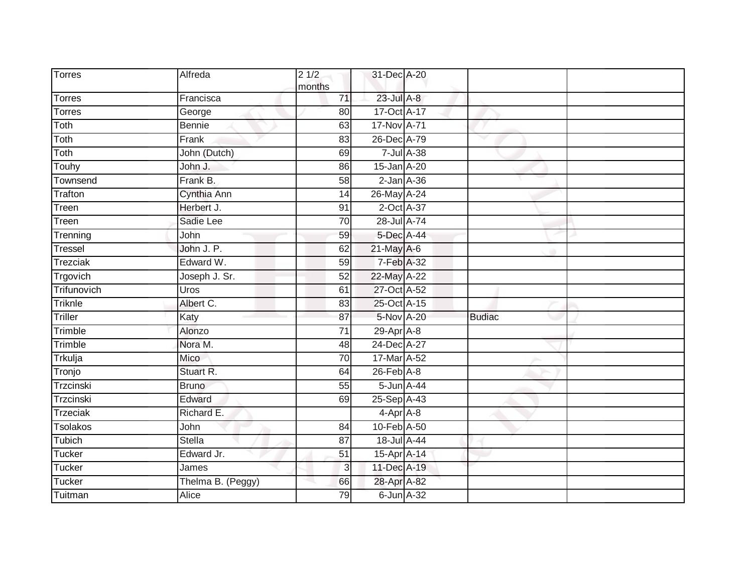| Torres | Alfreda | 2 1/2 months | 31-Dec | A-20 | | |
|---|---|---|---|---|---|---|
| Torres | Francisca | 71 | 23-Jul | A-8 | | |
| Torres | George | 80 | 17-Oct | A-17 | | |
| Toth | Bennie | 63 | 17-Nov | A-71 | | |
| Toth | Frank | 83 | 26-Dec | A-79 | | |
| Toth | John (Dutch) | 69 | 7-Jul | A-38 | | |
| Touhy | John J. | 86 | 15-Jan | A-20 | | |
| Townsend | Frank B. | 58 | 2-Jan | A-36 | | |
| Trafton | Cynthia Ann | 14 | 26-May | A-24 | | |
| Treen | Herbert J. | 91 | 2-Oct | A-37 | | |
| Treen | Sadie Lee | 70 | 28-Jul | A-74 | | |
| Trenning | John | 59 | 5-Dec | A-44 | | |
| Tressel | John J. P. | 62 | 21-May | A-6 | | |
| Trezciak | Edward W. | 59 | 7-Feb | A-32 | | |
| Trgovich | Joseph J. Sr. | 52 | 22-May | A-22 | | |
| Trifunovich | Uros | 61 | 27-Oct | A-52 | | |
| Triknle | Albert C. | 83 | 25-Oct | A-15 | | |
| Triller | Katy | 87 | 5-Nov | A-20 | Budiac | |
| Trimble | Alonzo | 71 | 29-Apr | A-8 | | |
| Trimble | Nora M. | 48 | 24-Dec | A-27 | | |
| Trkulja | Mico | 70 | 17-Mar | A-52 | | |
| Tronjo | Stuart R. | 64 | 26-Feb | A-8 | | |
| Trzcinski | Bruno | 55 | 5-Jun | A-44 | | |
| Trzcinski | Edward | 69 | 25-Sep | A-43 | | |
| Trzeciak | Richard E. | | 4-Apr | A-8 | | |
| Tsolakos | John | 84 | 10-Feb | A-50 | | |
| Tubich | Stella | 87 | 18-Jul | A-44 | | |
| Tucker | Edward Jr. | 51 | 15-Apr | A-14 | | |
| Tucker | James | 3 | 11-Dec | A-19 | | |
| Tucker | Thelma B. (Peggy) | 66 | 28-Apr | A-82 | | |
| Tuitman | Alice | 79 | 6-Jun | A-32 | | |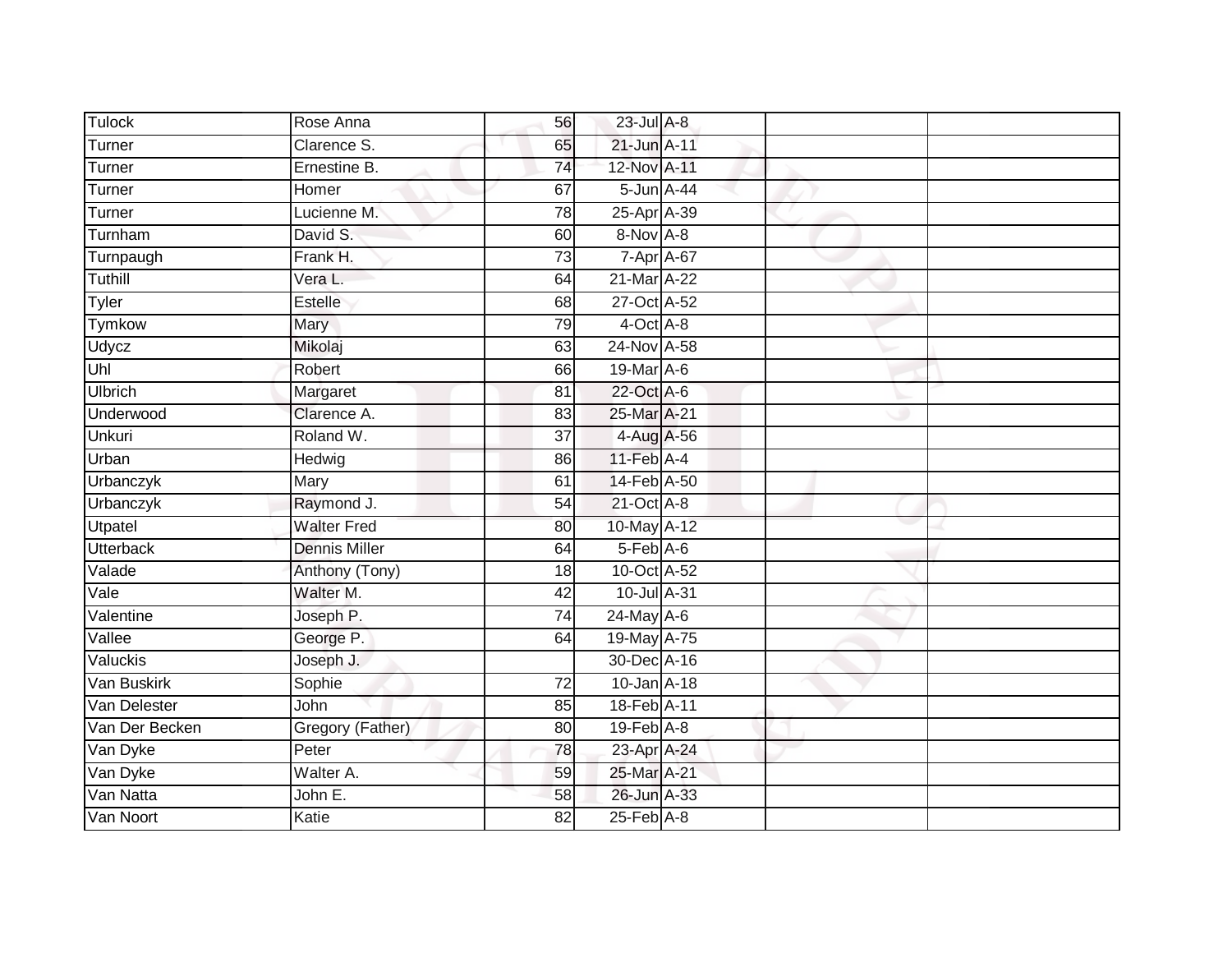| | | | | | | |
|---|---|---|---|---|---|---|
| Tulock | Rose Anna | 56 | 23-Jul | A-8 | | |
| Turner | Clarence S. | 65 | 21-Jun | A-11 | | |
| Turner | Ernestine B. | 74 | 12-Nov | A-11 | | |
| Turner | Homer | 67 | 5-Jun | A-44 | | |
| Turner | Lucienne M. | 78 | 25-Apr | A-39 | | |
| Turnham | David S. | 60 | 8-Nov | A-8 | | |
| Turnpaugh | Frank H. | 73 | 7-Apr | A-67 | | |
| Tuthill | Vera L. | 64 | 21-Mar | A-22 | | |
| Tyler | Estelle | 68 | 27-Oct | A-52 | | |
| Tymkow | Mary | 79 | 4-Oct | A-8 | | |
| Udycz | Mikolaj | 63 | 24-Nov | A-58 | | |
| Uhl | Robert | 66 | 19-Mar | A-6 | | |
| Ulbrich | Margaret | 81 | 22-Oct | A-6 | | |
| Underwood | Clarence A. | 83 | 25-Mar | A-21 | | |
| Unkuri | Roland W. | 37 | 4-Aug | A-56 | | |
| Urban | Hedwig | 86 | 11-Feb | A-4 | | |
| Urbanczyk | Mary | 61 | 14-Feb | A-50 | | |
| Urbanczyk | Raymond J. | 54 | 21-Oct | A-8 | | |
| Utpatel | Walter Fred | 80 | 10-May | A-12 | | |
| Utterback | Dennis Miller | 64 | 5-Feb | A-6 | | |
| Valade | Anthony (Tony) | 18 | 10-Oct | A-52 | | |
| Vale | Walter M. | 42 | 10-Jul | A-31 | | |
| Valentine | Joseph P. | 74 | 24-May | A-6 | | |
| Vallee | George P. | 64 | 19-May | A-75 | | |
| Valuckis | Joseph J. | | 30-Dec | A-16 | | |
| Van Buskirk | Sophie | 72 | 10-Jan | A-18 | | |
| Van Delester | John | 85 | 18-Feb | A-11 | | |
| Van Der Becken | Gregory (Father) | 80 | 19-Feb | A-8 | | |
| Van Dyke | Peter | 78 | 23-Apr | A-24 | | |
| Van Dyke | Walter A. | 59 | 25-Mar | A-21 | | |
| Van Natta | John E. | 58 | 26-Jun | A-33 | | |
| Van Noort | Katie | 82 | 25-Feb | A-8 | | |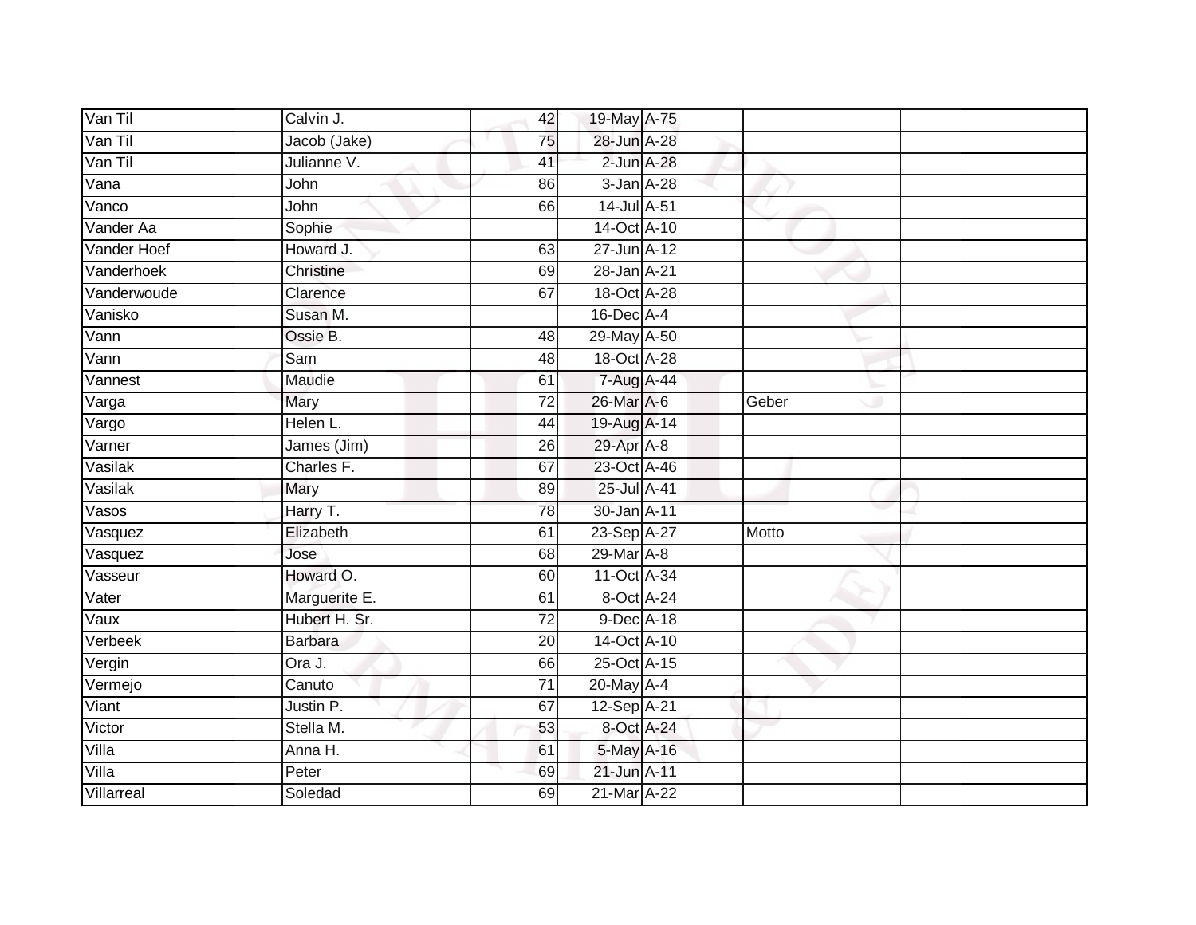| | | | | | | |
|---|---|---|---|---|---|---|
| Van Til | Calvin J. | 42 | 19-May | A-75 | | |
| Van Til | Jacob (Jake) | 75 | 28-Jun | A-28 | | |
| Van Til | Julianne V. | 41 | 2-Jun | A-28 | | |
| Vana | John | 86 | 3-Jan | A-28 | | |
| Vanco | John | 66 | 14-Jul | A-51 | | |
| Vander Aa | Sophie | | 14-Oct | A-10 | | |
| Vander Hoef | Howard J. | 63 | 27-Jun | A-12 | | |
| Vanderhoek | Christine | 69 | 28-Jan | A-21 | | |
| Vanderwoude | Clarence | 67 | 18-Oct | A-28 | | |
| Vanisko | Susan M. | | 16-Dec | A-4 | | |
| Vann | Ossie B. | 48 | 29-May | A-50 | | |
| Vann | Sam | 48 | 18-Oct | A-28 | | |
| Vannest | Maudie | 61 | 7-Aug | A-44 | | |
| Varga | Mary | 72 | 26-Mar | A-6 | Geber | |
| Vargo | Helen L. | 44 | 19-Aug | A-14 | | |
| Varner | James (Jim) | 26 | 29-Apr | A-8 | | |
| Vasilak | Charles F. | 67 | 23-Oct | A-46 | | |
| Vasilak | Mary | 89 | 25-Jul | A-41 | | |
| Vasos | Harry T. | 78 | 30-Jan | A-11 | | |
| Vasquez | Elizabeth | 61 | 23-Sep | A-27 | Motto | |
| Vasquez | Jose | 68 | 29-Mar | A-8 | | |
| Vasseur | Howard O. | 60 | 11-Oct | A-34 | | |
| Vater | Marguerite E. | 61 | 8-Oct | A-24 | | |
| Vaux | Hubert H. Sr. | 72 | 9-Dec | A-18 | | |
| Verbeek | Barbara | 20 | 14-Oct | A-10 | | |
| Vergin | Ora J. | 66 | 25-Oct | A-15 | | |
| Vermejo | Canuto | 71 | 20-May | A-4 | | |
| Viant | Justin P. | 67 | 12-Sep | A-21 | | |
| Victor | Stella M. | 53 | 8-Oct | A-24 | | |
| Villa | Anna H. | 61 | 5-May | A-16 | | |
| Villa | Peter | 69 | 21-Jun | A-11 | | |
| Villarreal | Soledad | 69 | 21-Mar | A-22 | | |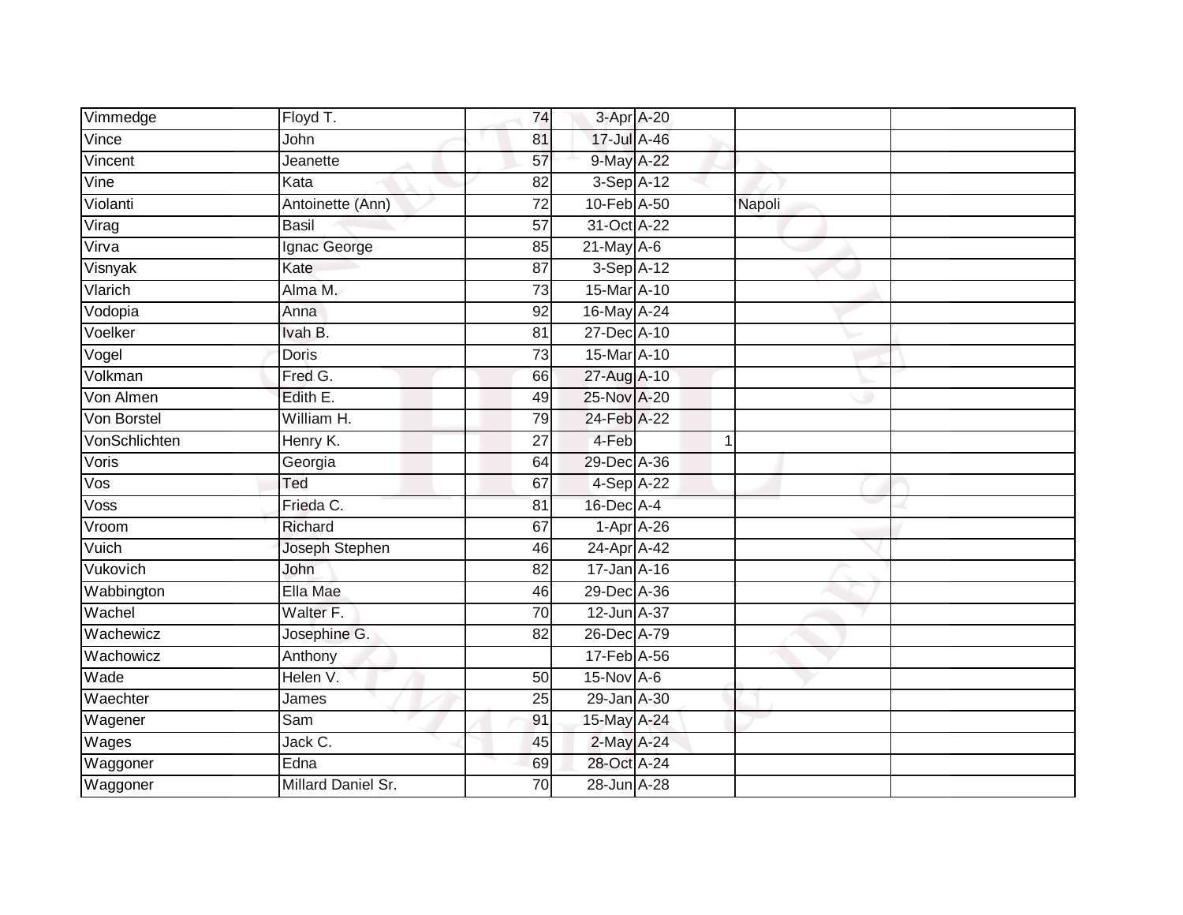| Vimmedge | Floyd T. | 74 | 3-Apr | A-20 | | | |
|---|---|---|---|---|---|---|---|
| Vince | John | 81 | 17-Jul | A-46 | | | |
| Vincent | Jeanette | 57 | 9-May | A-22 | | | |
| Vine | Kata | 82 | 3-Sep | A-12 | | | |
| Violanti | Antoinette (Ann) | 72 | 10-Feb | A-50 | | Napoli | |
| Virag | Basil | 57 | 31-Oct | A-22 | | | |
| Virva | Ignac George | 85 | 21-May | A-6 | | | |
| Visnyak | Kate | 87 | 3-Sep | A-12 | | | |
| Vlarich | Alma M. | 73 | 15-Mar | A-10 | | | |
| Vodopia | Anna | 92 | 16-May | A-24 | | | |
| Voelker | Ivah B. | 81 | 27-Dec | A-10 | | | |
| Vogel | Doris | 73 | 15-Mar | A-10 | | | |
| Volkman | Fred G. | 66 | 27-Aug | A-10 | | | |
| Von Almen | Edith E. | 49 | 25-Nov | A-20 | | | |
| Von Borstel | William H. | 79 | 24-Feb | A-22 | | | |
| VonSchlichten | Henry K. | 27 | 4-Feb | | 1 | | |
| Voris | Georgia | 64 | 29-Dec | A-36 | | | |
| Vos | Ted | 67 | 4-Sep | A-22 | | | |
| Voss | Frieda C. | 81 | 16-Dec | A-4 | | | |
| Vroom | Richard | 67 | 1-Apr | A-26 | | | |
| Vuich | Joseph Stephen | 46 | 24-Apr | A-42 | | | |
| Vukovich | John | 82 | 17-Jan | A-16 | | | |
| Wabbington | Ella Mae | 46 | 29-Dec | A-36 | | | |
| Wachel | Walter F. | 70 | 12-Jun | A-37 | | | |
| Wachewicz | Josephine G. | 82 | 26-Dec | A-79 | | | |
| Wachowicz | Anthony | | 17-Feb | A-56 | | | |
| Wade | Helen V. | 50 | 15-Nov | A-6 | | | |
| Waechter | James | 25 | 29-Jan | A-30 | | | |
| Wagener | Sam | 91 | 15-May | A-24 | | | |
| Wages | Jack C. | 45 | 2-May | A-24 | | | |
| Waggoner | Edna | 69 | 28-Oct | A-24 | | | |
| Waggoner | Millard Daniel Sr. | 70 | 28-Jun | A-28 | | | |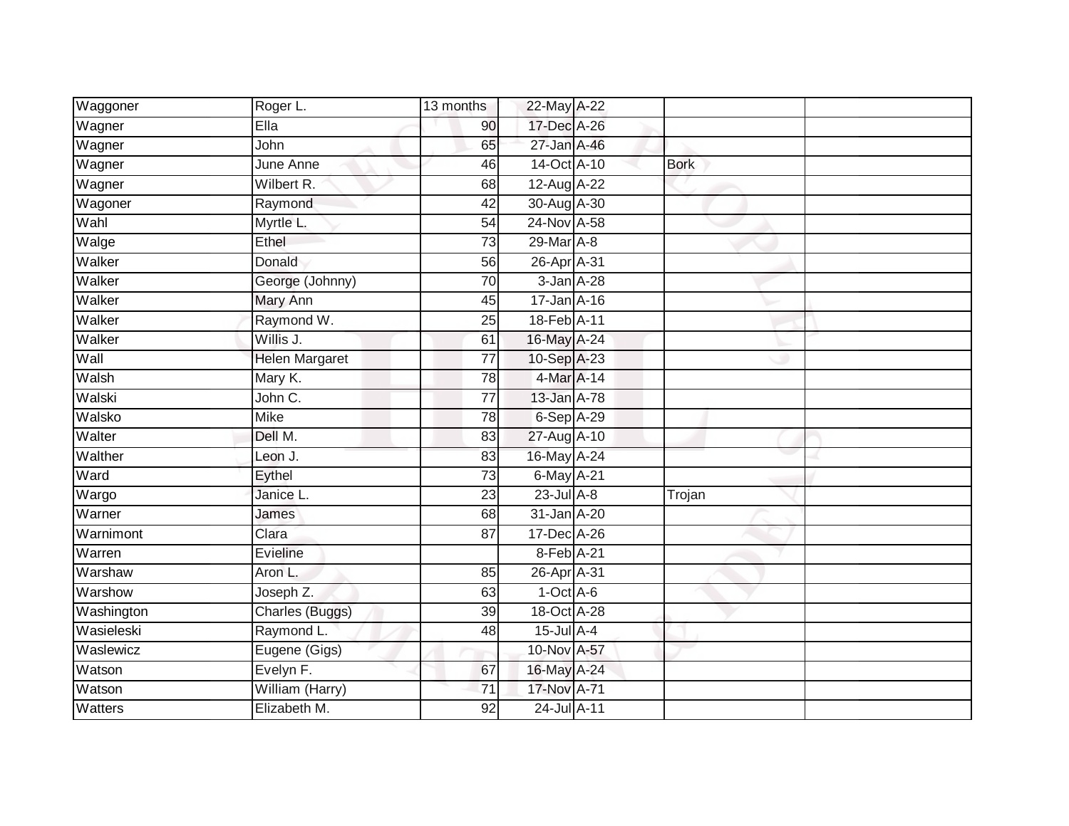| Waggoner | Roger L. | 13 months | 22-May | A-22 | | |
|---|---|---|---|---|---|---|
| Wagner | Ella | 90 | 17-Dec | A-26 | | |
| Wagner | John | 65 | 27-Jan | A-46 | | |
| Wagner | June Anne | 46 | 14-Oct | A-10 | Bork | |
| Wagner | Wilbert R. | 68 | 12-Aug | A-22 | | |
| Wagoner | Raymond | 42 | 30-Aug | A-30 | | |
| Wahl | Myrtle L. | 54 | 24-Nov | A-58 | | |
| Walge | Ethel | 73 | 29-Mar | A-8 | | |
| Walker | Donald | 56 | 26-Apr | A-31 | | |
| Walker | George (Johnny) | 70 | 3-Jan | A-28 | | |
| Walker | Mary Ann | 45 | 17-Jan | A-16 | | |
| Walker | Raymond W. | 25 | 18-Feb | A-11 | | |
| Walker | Willis J. | 61 | 16-May | A-24 | | |
| Wall | Helen Margaret | 77 | 10-Sep | A-23 | | |
| Walsh | Mary K. | 78 | 4-Mar | A-14 | | |
| Walski | John C. | 77 | 13-Jan | A-78 | | |
| Walsko | Mike | 78 | 6-Sep | A-29 | | |
| Walter | Dell M. | 83 | 27-Aug | A-10 | | |
| Walther | Leon J. | 83 | 16-May | A-24 | | |
| Ward | Eythel | 73 | 6-May | A-21 | | |
| Wargo | Janice L. | 23 | 23-Jul | A-8 | Trojan | |
| Warner | James | 68 | 31-Jan | A-20 | | |
| Warnimont | Clara | 87 | 17-Dec | A-26 | | |
| Warren | Evieline | | 8-Feb | A-21 | | |
| Warshaw | Aron L. | 85 | 26-Apr | A-31 | | |
| Warshow | Joseph Z. | 63 | 1-Oct | A-6 | | |
| Washington | Charles (Buggs) | 39 | 18-Oct | A-28 | | |
| Wasieleski | Raymond L. | 48 | 15-Jul | A-4 | | |
| Waslewicz | Eugene (Gigs) | | 10-Nov | A-57 | | |
| Watson | Evelyn F. | 67 | 16-May | A-24 | | |
| Watson | William (Harry) | 71 | 17-Nov | A-71 | | |
| Watters | Elizabeth M. | 92 | 24-Jul | A-11 | | |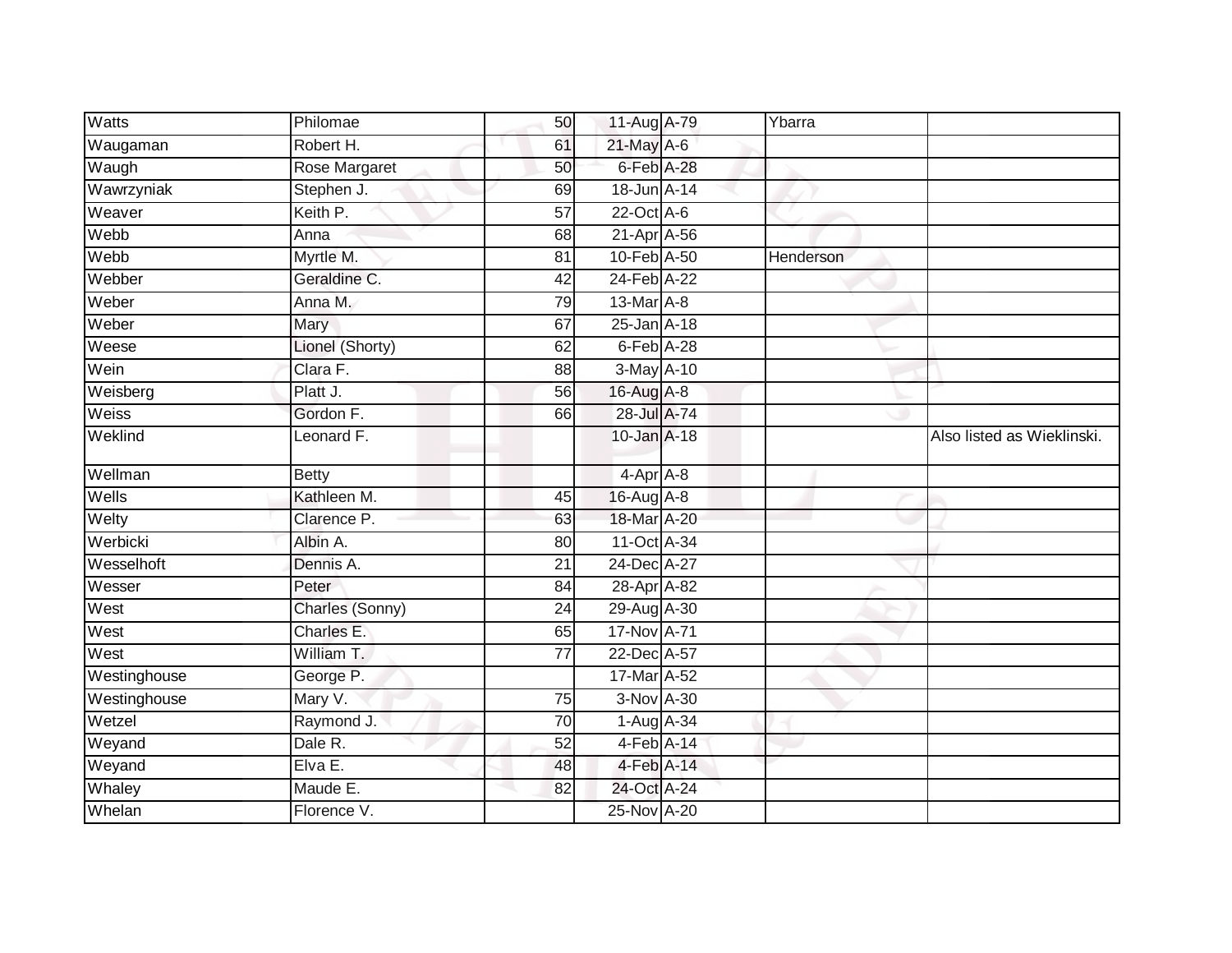| Watts | Philomae | 50 | 11-Aug | A-79 | Ybarra | |
|---|---|---|---|---|---|---|
| Waugaman | Robert H. | 61 | 21-May | A-6 | | |
| Waugh | Rose Margaret | 50 | 6-Feb | A-28 | | |
| Wawrzyniak | Stephen J. | 69 | 18-Jun | A-14 | | |
| Weaver | Keith P. | 57 | 22-Oct | A-6 | | |
| Webb | Anna | 68 | 21-Apr | A-56 | | |
| Webb | Myrtle M. | 81 | 10-Feb | A-50 | Henderson | |
| Webber | Geraldine C. | 42 | 24-Feb | A-22 | | |
| Weber | Anna M. | 79 | 13-Mar | A-8 | | |
| Weber | Mary | 67 | 25-Jan | A-18 | | |
| Weese | Lionel (Shorty) | 62 | 6-Feb | A-28 | | |
| Wein | Clara F. | 88 | 3-May | A-10 | | |
| Weisberg | Platt J. | 56 | 16-Aug | A-8 | | |
| Weiss | Gordon F. | 66 | 28-Jul | A-74 | | |
| Weklind | Leonard F. | | 10-Jan | A-18 | | Also listed as Wieklinski. |
| Wellman | Betty | | 4-Apr | A-8 | | |
| Wells | Kathleen M. | 45 | 16-Aug | A-8 | | |
| Welty | Clarence P. | 63 | 18-Mar | A-20 | | |
| Werbicki | Albin A. | 80 | 11-Oct | A-34 | | |
| Wesselhoft | Dennis A. | 21 | 24-Dec | A-27 | | |
| Wesser | Peter | 84 | 28-Apr | A-82 | | |
| West | Charles (Sonny) | 24 | 29-Aug | A-30 | | |
| West | Charles E. | 65 | 17-Nov | A-71 | | |
| West | William T. | 77 | 22-Dec | A-57 | | |
| Westinghouse | George P. | | 17-Mar | A-52 | | |
| Westinghouse | Mary V. | 75 | 3-Nov | A-30 | | |
| Wetzel | Raymond J. | 70 | 1-Aug | A-34 | | |
| Weyand | Dale R. | 52 | 4-Feb | A-14 | | |
| Weyand | Elva E. | 48 | 4-Feb | A-14 | | |
| Whaley | Maude E. | 82 | 24-Oct | A-24 | | |
| Whelan | Florence V. | | 25-Nov | A-20 | | |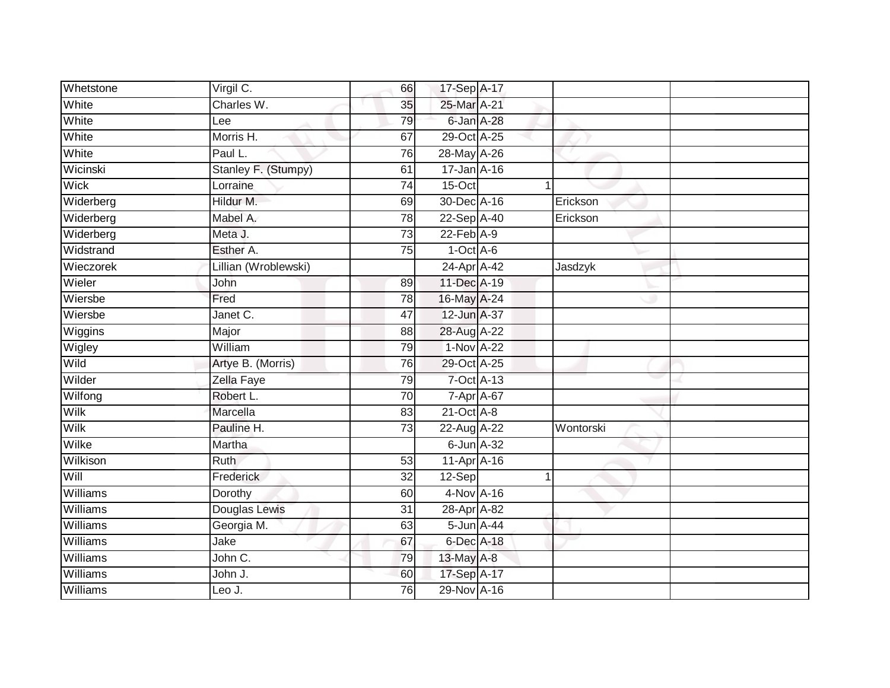| Whetstone | Virgil C. | 66 | 17-Sep | A-17 | | | |
|---|---|---|---|---|---|---|---|
| White | Charles W. | 35 | 25-Mar | A-21 | | | |
| White | Lee | 79 | 6-Jan | A-28 | | | |
| White | Morris H. | 67 | 29-Oct | A-25 | | | |
| White | Paul L. | 76 | 28-May | A-26 | | | |
| Wicinski | Stanley F. (Stumpy) | 61 | 17-Jan | A-16 | | | |
| Wick | Lorraine | 74 | 15-Oct | | 1 | | |
| Widerberg | Hildur M. | 69 | 30-Dec | A-16 | | Erickson | |
| Widerberg | Mabel A. | 78 | 22-Sep | A-40 | | Erickson | |
| Widerberg | Meta J. | 73 | 22-Feb | A-9 | | | |
| Widstrand | Esther A. | 75 | 1-Oct | A-6 | | | |
| Wieczorek | Lillian (Wroblewski) | | 24-Apr | A-42 | | Jasdzyk | |
| Wieler | John | 89 | 11-Dec | A-19 | | | |
| Wiersbe | Fred | 78 | 16-May | A-24 | | | |
| Wiersbe | Janet C. | 47 | 12-Jun | A-37 | | | |
| Wiggins | Major | 88 | 28-Aug | A-22 | | | |
| Wigley | William | 79 | 1-Nov | A-22 | | | |
| Wild | Artye B. (Morris) | 76 | 29-Oct | A-25 | | | |
| Wilder | Zella Faye | 79 | 7-Oct | A-13 | | | |
| Wilfong | Robert L. | 70 | 7-Apr | A-67 | | | |
| Wilk | Marcella | 83 | 21-Oct | A-8 | | | |
| Wilk | Pauline H. | 73 | 22-Aug | A-22 | | Wontorski | |
| Wilke | Martha | | 6-Jun | A-32 | | | |
| Wilkison | Ruth | 53 | 11-Apr | A-16 | | | |
| Will | Frederick | 32 | 12-Sep | | 1 | | |
| Williams | Dorothy | 60 | 4-Nov | A-16 | | | |
| Williams | Douglas Lewis | 31 | 28-Apr | A-82 | | | |
| Williams | Georgia M. | 63 | 5-Jun | A-44 | | | |
| Williams | Jake | 67 | 6-Dec | A-18 | | | |
| Williams | John C. | 79 | 13-May | A-8 | | | |
| Williams | John J. | 60 | 17-Sep | A-17 | | | |
| Williams | Leo J. | 76 | 29-Nov | A-16 | | | |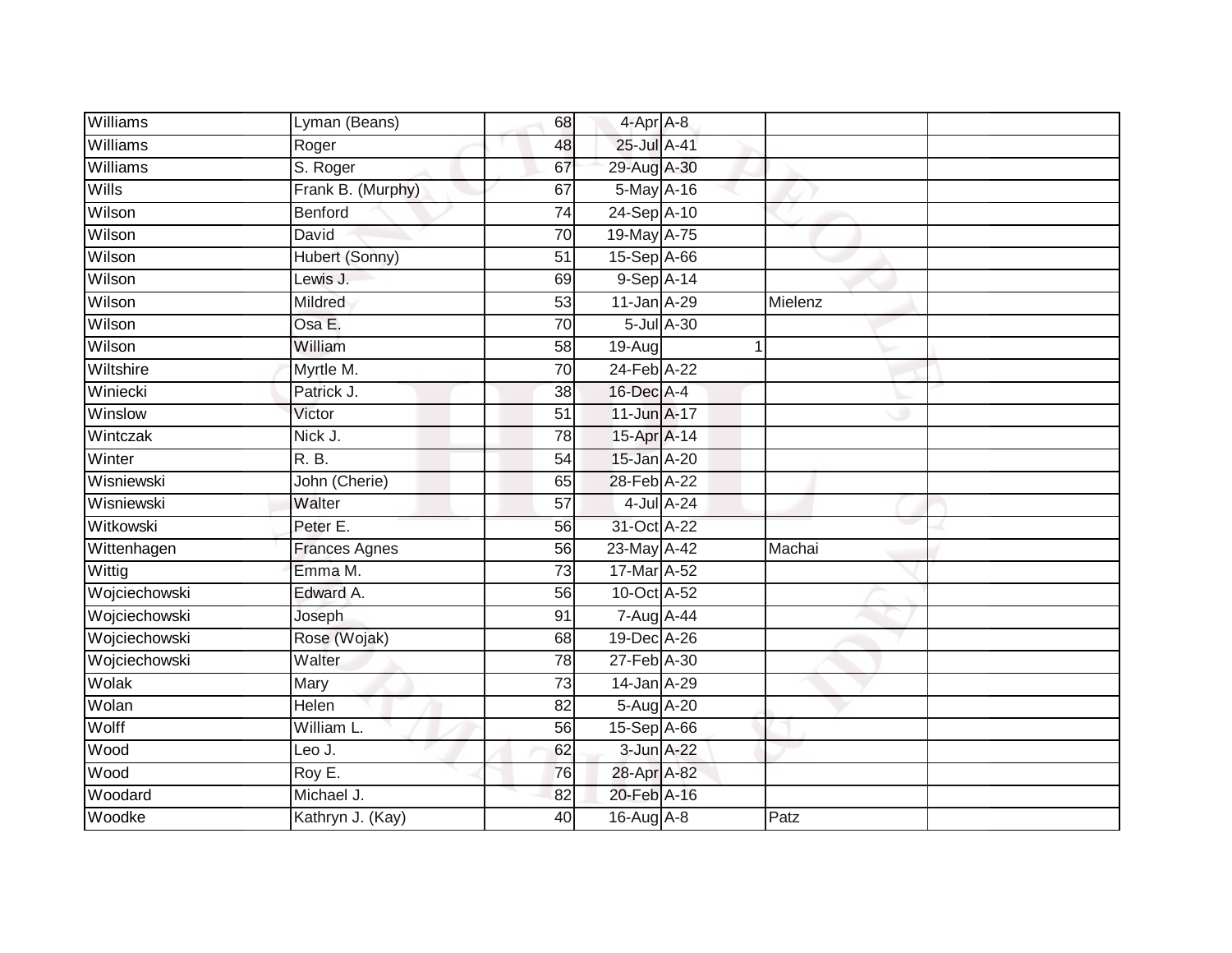| | | | | | | |
|---|---|---|---|---|---|---|
| Williams | Lyman (Beans) | 68 | 4-Apr | A-8 | | |
| Williams | Roger | 48 | 25-Jul | A-41 | | |
| Williams | S. Roger | 67 | 29-Aug | A-30 | | |
| Wills | Frank B. (Murphy) | 67 | 5-May | A-16 | | |
| Wilson | Benford | 74 | 24-Sep | A-10 | | |
| Wilson | David | 70 | 19-May | A-75 | | |
| Wilson | Hubert (Sonny) | 51 | 15-Sep | A-66 | | |
| Wilson | Lewis J. | 69 | 9-Sep | A-14 | | |
| Wilson | Mildred | 53 | 11-Jan | A-29 | Mielenz | |
| Wilson | Osa E. | 70 | 5-Jul | A-30 | | |
| Wilson | William | 58 | 19-Aug | 1 | | |
| Wiltshire | Myrtle M. | 70 | 24-Feb | A-22 | | |
| Winiecki | Patrick J. | 38 | 16-Dec | A-4 | | |
| Winslow | Victor | 51 | 11-Jun | A-17 | | |
| Wintczak | Nick J. | 78 | 15-Apr | A-14 | | |
| Winter | R. B. | 54 | 15-Jan | A-20 | | |
| Wisniewski | John (Cherie) | 65 | 28-Feb | A-22 | | |
| Wisniewski | Walter | 57 | 4-Jul | A-24 | | |
| Witkowski | Peter E. | 56 | 31-Oct | A-22 | | |
| Wittenhagen | Frances Agnes | 56 | 23-May | A-42 | Machai | |
| Wittig | Emma M. | 73 | 17-Mar | A-52 | | |
| Wojciechowski | Edward A. | 56 | 10-Oct | A-52 | | |
| Wojciechowski | Joseph | 91 | 7-Aug | A-44 | | |
| Wojciechowski | Rose (Wojak) | 68 | 19-Dec | A-26 | | |
| Wojciechowski | Walter | 78 | 27-Feb | A-30 | | |
| Wolak | Mary | 73 | 14-Jan | A-29 | | |
| Wolan | Helen | 82 | 5-Aug | A-20 | | |
| Wolff | William L. | 56 | 15-Sep | A-66 | | |
| Wood | Leo J. | 62 | 3-Jun | A-22 | | |
| Wood | Roy E. | 76 | 28-Apr | A-82 | | |
| Woodard | Michael J. | 82 | 20-Feb | A-16 | | |
| Woodke | Kathryn J. (Kay) | 40 | 16-Aug | A-8 | Patz | |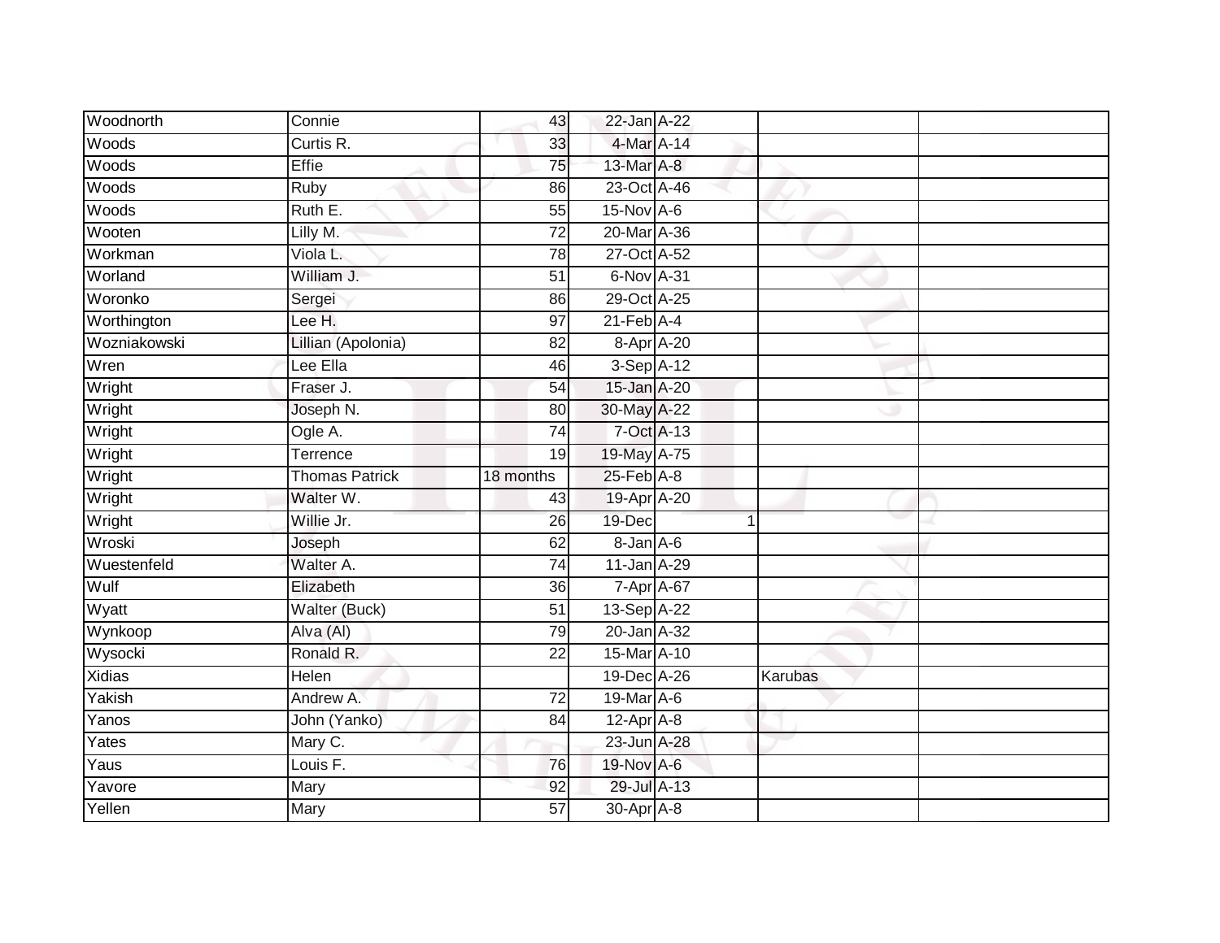| Woodnorth | Connie | 43 | 22-Jan | A-22 | | |
|---|---|---|---|---|---|---|
| Woods | Curtis R. | 33 | 4-Mar | A-14 | | |
| Woods | Effie | 75 | 13-Mar | A-8 | | |
| Woods | Ruby | 86 | 23-Oct | A-46 | | |
| Woods | Ruth E. | 55 | 15-Nov | A-6 | | |
| Wooten | Lilly M. | 72 | 20-Mar | A-36 | | |
| Workman | Viola L. | 78 | 27-Oct | A-52 | | |
| Worland | William J. | 51 | 6-Nov | A-31 | | |
| Woronko | Sergei | 86 | 29-Oct | A-25 | | |
| Worthington | Lee H. | 97 | 21-Feb | A-4 | | |
| Wozniakowski | Lillian (Apolonia) | 82 | 8-Apr | A-20 | | |
| Wren | Lee Ella | 46 | 3-Sep | A-12 | | |
| Wright | Fraser J. | 54 | 15-Jan | A-20 | | |
| Wright | Joseph N. | 80 | 30-May | A-22 | | |
| Wright | Ogle A. | 74 | 7-Oct | A-13 | | |
| Wright | Terrence | 19 | 19-May | A-75 | | |
| Wright | Thomas Patrick | 18 months | 25-Feb | A-8 | | |
| Wright | Walter W. | 43 | 19-Apr | A-20 | | |
| Wright | Willie Jr. | 26 | 19-Dec | 1 | | |
| Wroski | Joseph | 62 | 8-Jan | A-6 | | |
| Wuestenfeld | Walter A. | 74 | 11-Jan | A-29 | | |
| Wulf | Elizabeth | 36 | 7-Apr | A-67 | | |
| Wyatt | Walter (Buck) | 51 | 13-Sep | A-22 | | |
| Wynkoop | Alva (Al) | 79 | 20-Jan | A-32 | | |
| Wysocki | Ronald R. | 22 | 15-Mar | A-10 | | |
| Xidias | Helen | | 19-Dec | A-26 | Karubas | |
| Yakish | Andrew A. | 72 | 19-Mar | A-6 | | |
| Yanos | John (Yanko) | 84 | 12-Apr | A-8 | | |
| Yates | Mary C. | | 23-Jun | A-28 | | |
| Yaus | Louis F. | 76 | 19-Nov | A-6 | | |
| Yavore | Mary | 92 | 29-Jul | A-13 | | |
| Yellen | Mary | 57 | 30-Apr | A-8 | | |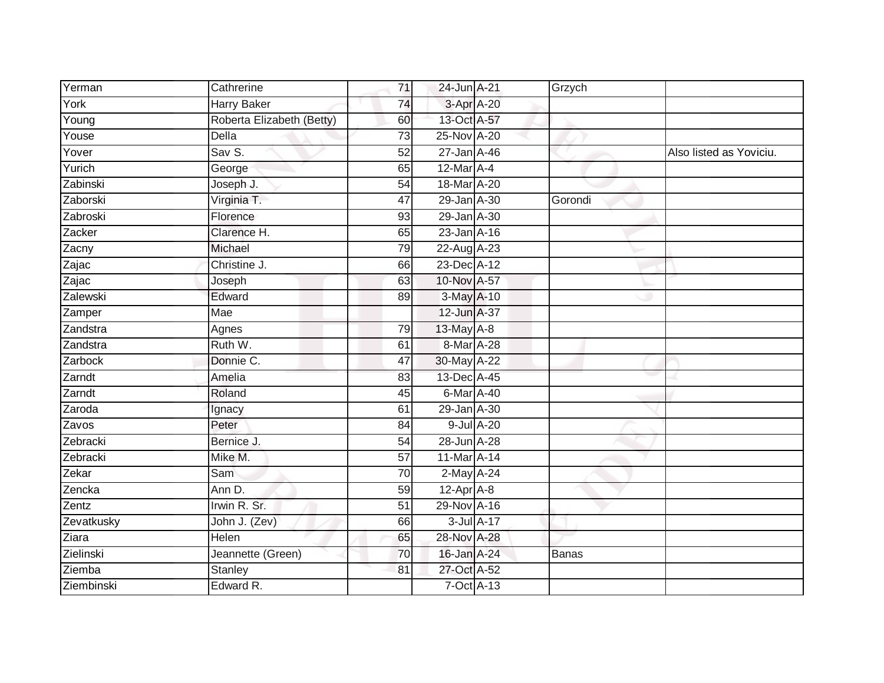| | | | | | | |
|---|---|---|---|---|---|---|
| Yerman | Cathrerine | 71 | 24-Jun | A-21 | Grzych | |
| York | Harry Baker | 74 | 3-Apr | A-20 | | |
| Young | Roberta Elizabeth (Betty) | 60 | 13-Oct | A-57 | | |
| Youse | Della | 73 | 25-Nov | A-20 | | |
| Yover | Sav S. | 52 | 27-Jan | A-46 | | Also listed as Yoviciu. |
| Yurich | George | 65 | 12-Mar | A-4 | | |
| Zabinski | Joseph J. | 54 | 18-Mar | A-20 | | |
| Zaborski | Virginia T. | 47 | 29-Jan | A-30 | Gorondi | |
| Zabroski | Florence | 93 | 29-Jan | A-30 | | |
| Zacker | Clarence H. | 65 | 23-Jan | A-16 | | |
| Zacny | Michael | 79 | 22-Aug | A-23 | | |
| Zajac | Christine J. | 66 | 23-Dec | A-12 | | |
| Zajac | Joseph | 63 | 10-Nov | A-57 | | |
| Zalewski | Edward | 89 | 3-May | A-10 | | |
| Zamper | Mae | | 12-Jun | A-37 | | |
| Zandstra | Agnes | 79 | 13-May | A-8 | | |
| Zandstra | Ruth W. | 61 | 8-Mar | A-28 | | |
| Zarbock | Donnie C. | 47 | 30-May | A-22 | | |
| Zarndt | Amelia | 83 | 13-Dec | A-45 | | |
| Zarndt | Roland | 45 | 6-Mar | A-40 | | |
| Zaroda | Ignacy | 61 | 29-Jan | A-30 | | |
| Zavos | Peter | 84 | 9-Jul | A-20 | | |
| Zebracki | Bernice J. | 54 | 28-Jun | A-28 | | |
| Zebracki | Mike M. | 57 | 11-Mar | A-14 | | |
| Zekar | Sam | 70 | 2-May | A-24 | | |
| Zencka | Ann D. | 59 | 12-Apr | A-8 | | |
| Zentz | Irwin R. Sr. | 51 | 29-Nov | A-16 | | |
| Zevatkusky | John J. (Zev) | 66 | 3-Jul | A-17 | | |
| Ziara | Helen | 65 | 28-Nov | A-28 | | |
| Zielinski | Jeannette (Green) | 70 | 16-Jan | A-24 | Banas | |
| Ziemba | Stanley | 81 | 27-Oct | A-52 | | |
| Ziembinski | Edward R. | | 7-Oct | A-13 | | |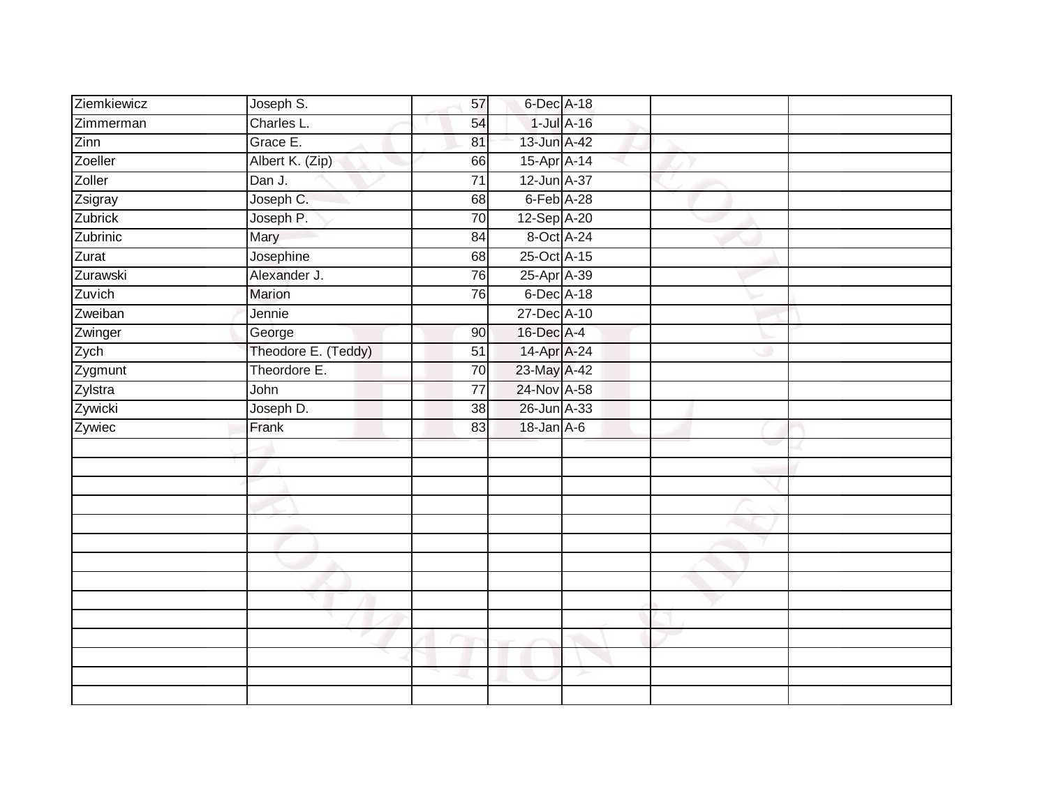| | | | | | | |
|---|---|---|---|---|---|---|
| Ziemkiewicz | Joseph S. | 57 | 6-Dec | A-18 | | |
| Zimmerman | Charles L. | 54 | 1-Jul | A-16 | | |
| Zinn | Grace E. | 81 | 13-Jun | A-42 | | |
| Zoeller | Albert K. (Zip) | 66 | 15-Apr | A-14 | | |
| Zoller | Dan J. | 71 | 12-Jun | A-37 | | |
| Zsigray | Joseph C. | 68 | 6-Feb | A-28 | | |
| Zubrick | Joseph P. | 70 | 12-Sep | A-20 | | |
| Zubrinic | Mary | 84 | 8-Oct | A-24 | | |
| Zurat | Josephine | 68 | 25-Oct | A-15 | | |
| Zurawski | Alexander J. | 76 | 25-Apr | A-39 | | |
| Zuvich | Marion | 76 | 6-Dec | A-18 | | |
| Zweiban | Jennie | | 27-Dec | A-10 | | |
| Zwinger | George | 90 | 16-Dec | A-4 | | |
| Zych | Theodore E. (Teddy) | 51 | 14-Apr | A-24 | | |
| Zygmunt | Theordore E. | 70 | 23-May | A-42 | | |
| Zylstra | John | 77 | 24-Nov | A-58 | | |
| Zywicki | Joseph D. | 38 | 26-Jun | A-33 | | |
| Zywiec | Frank | 83 | 18-Jan | A-6 | | |
| | | | | | | |
| | | | | | | |
| | | | | | | |
| | | | | | | |
| | | | | | | |
| | | | | | | |
| | | | | | | |
| | | | | | | |
| | | | | | | |
| | | | | | | |
| | | | | | | |
| | | | | | | |
| | | | | | | |
| | | | | | | |